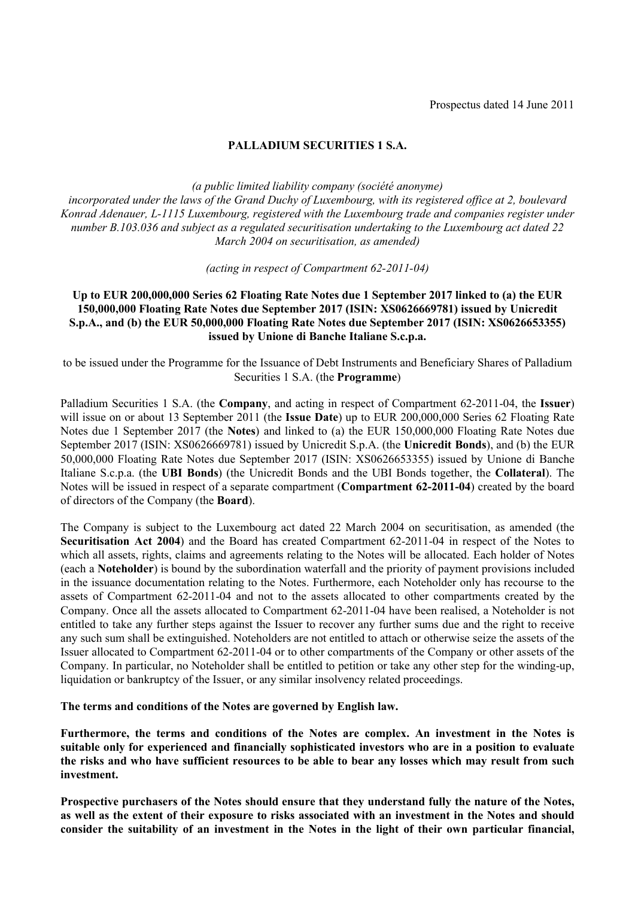Prospectus dated 14 June 2011

# PALLADIUM SECURITIES 1 S.A.

*(a public limited liability company (société anonyme) incorporated under the laws of the Grand Duchy of Luxembourg, with its registered office at 2, boulevard Konrad Adenauer, L-1115 Luxembourg, registered with the Luxembourg trade and companies register under number B.103.036 and subject as a regulated securitisation undertaking to the Luxembourg act dated 22 March 2004 on securitisation, as amended)*

*(acting in respect of Compartment 62-2011-04)*

**Up to EUR 200,000,000 Series 62 Floating Rate Notes due 1 September 2017 linked to (a) the EUR 150,000,000 Floating Rate Notes due September 2017 (ISIN: XS0626669781) issued by Unicredit S.p.A., and (b) the EUR 50,000,000 Floating Rate Notes due September 2017 (ISIN: XS0626653355) issued by Unione di Banche Italiane S.c.p.a.**

to be issued under the Programme for the Issuance of Debt Instruments and Beneficiary Shares of Palladium Securities 1 S.A. (the **Programme**)

Palladium Securities 1 S.A. (the **Company**, and acting in respect of Compartment 62-2011-04, the **Issuer**) will issue on or about 13 September 2011 (the **Issue Date**) up to EUR 200,000,000 Series 62 Floating Rate Notes due 1 September 2017 (the **Notes**) and linked to (a) the EUR 150,000,000 Floating Rate Notes due September 2017 (ISIN: XS0626669781) issued by Unicredit S.p.A. (the **Unicredit Bonds**), and (b) the EUR 50,000,000 Floating Rate Notes due September 2017 (ISIN: XS0626653355) issued by Unione di Banche Italiane S.c.p.a. (the **UBI Bonds**) (the Unicredit Bonds and the UBI Bonds together, the **Collateral**). The Notes will be issued in respect of a separate compartment (**Compartment 62-2011-04**) created by the board of directors of the Company (the **Board**).

The Company is subject to the Luxembourg act dated 22 March 2004 on securitisation, as amended (the **Securitisation Act 2004**) and the Board has created Compartment 62-2011-04 in respect of the Notes to which all assets, rights, claims and agreements relating to the Notes will be allocated. Each holder of Notes (each a **Noteholder**) is bound by the subordination waterfall and the priority of payment provisions included in the issuance documentation relating to the Notes. Furthermore, each Noteholder only has recourse to the assets of Compartment 62-2011-04 and not to the assets allocated to other compartments created by the Company. Once all the assets allocated to Compartment 62-2011-04 have been realised, a Noteholder is not entitled to take any further steps against the Issuer to recover any further sums due and the right to receive any such sum shall be extinguished. Noteholders are not entitled to attach or otherwise seize the assets of the Issuer allocated to Compartment 62-2011-04 or to other compartments of the Company or other assets of the Company. In particular, no Noteholder shall be entitled to petition or take any other step for the winding-up, liquidation or bankruptcy of the Issuer, or any similar insolvency related proceedings.

**The terms and conditions of the Notes are governed by English law.**

**Furthermore, the terms and conditions of the Notes are complex. An investment in the Notes is suitable only for experienced and financially sophisticated investors who are in a position to evaluate the risks and who have sufficient resources to be able to bear any losses which may result from such investment.**

**Prospective purchasers of the Notes should ensure that they understand fully the nature of the Notes, as well as the extent of their exposure to risks associated with an investment in the Notes and should consider the suitability of an investment in the Notes in the light of their own particular financial,**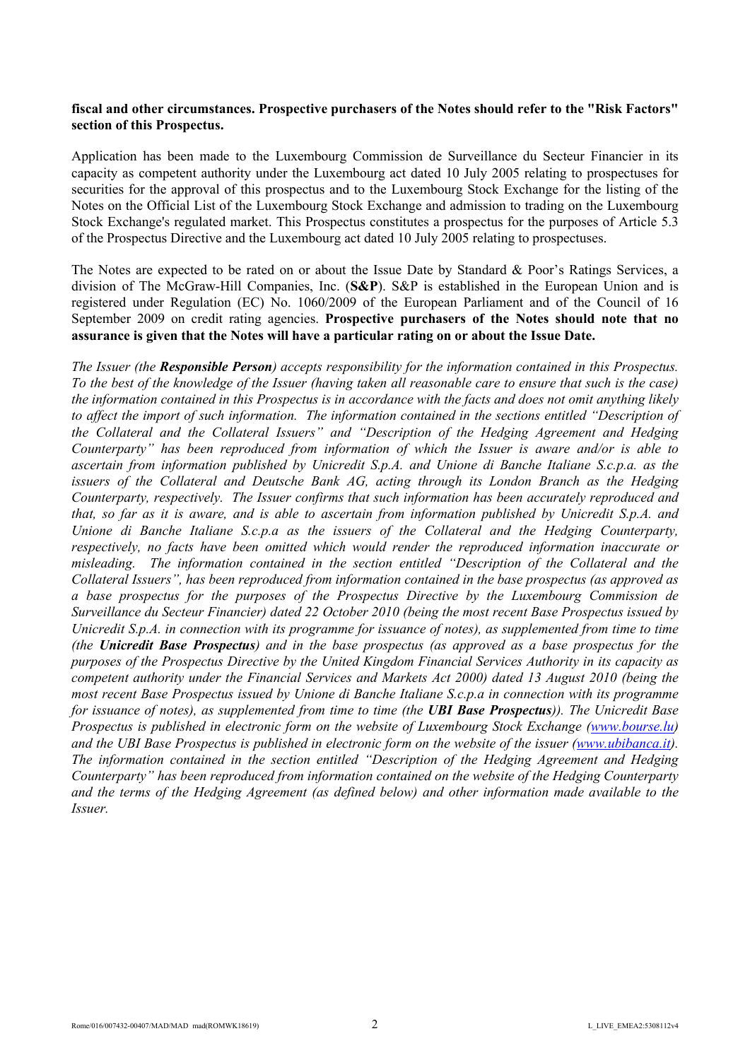**fiscal and other circumstances. Prospective purchasers of the Notes should refer to the "Risk Factors" section of this Prospectus.**

Application has been made to the Luxembourg Commission de Surveillance du Secteur Financier in its capacity as competent authority under the Luxembourg act dated 10 July 2005 relating to prospectuses for securities for the approval of this prospectus and to the Luxembourg Stock Exchange for the listing of the Notes on the Official List of the Luxembourg Stock Exchange and admission to trading on the Luxembourg Stock Exchange's regulated market. This Prospectus constitutes a prospectus for the purposes of Article 5.3 of the Prospectus Directive and the Luxembourg act dated 10 July 2005 relating to prospectuses.

The Notes are expected to be rated on or about the Issue Date by Standard & Poor's Ratings Services, a division of The McGraw-Hill Companies, Inc. (**S&P**). S&P is established in the European Union and is registered under Regulation (EC) No. 1060/2009 of the European Parliament and of the Council of 16 September 2009 on credit rating agencies. **Prospective purchasers of the Notes should note that no assurance is given that the Notes will have a particular rating on or about the Issue Date.**

*The Issuer (the* ***Responsible Person****) accepts responsibility for the information contained in this Prospectus. To the best of the knowledge of the Issuer (having taken all reasonable care to ensure that such is the case) the information contained in this Prospectus is in accordance with the facts and does not omit anything likely to affect the import of such information. The information contained in the sections entitled "Description of the Collateral and the Collateral Issuers" and "Description of the Hedging Agreement and Hedging Counterparty" has been reproduced from information of which the Issuer is aware and/or is able to ascertain from information published by Unicredit S.p.A. and Unione di Banche Italiane S.c.p.a. as the issuers of the Collateral and Deutsche Bank AG, acting through its London Branch as the Hedging Counterparty, respectively. The Issuer confirms that such information has been accurately reproduced and that, so far as it is aware, and is able to ascertain from information published by Unicredit S.p.A. and Unione di Banche Italiane S.c.p.a as the issuers of the Collateral and the Hedging Counterparty, respectively, no facts have been omitted which would render the reproduced information inaccurate or misleading. The information contained in the section entitled "Description of the Collateral and the Collateral Issuers", has been reproduced from information contained in the base prospectus (as approved as a base prospectus for the purposes of the Prospectus Directive by the Luxembourg Commission de Surveillance du Secteur Financier) dated 22 October 2010 (being the most recent Base Prospectus issued by Unicredit S.p.A. in connection with its programme for issuance of notes), as supplemented from time to time (the* ***Unicredit Base Prospectus****) and in the base prospectus (as approved as a base prospectus for the purposes of the Prospectus Directive by the United Kingdom Financial Services Authority in its capacity as competent authority under the Financial Services and Markets Act 2000) dated 13 August 2010 (being the most recent Base Prospectus issued by Unione di Banche Italiane S.c.p.a in connection with its programme for issuance of notes), as supplemented from time to time (the* ***UBI Base Prospectus****)). The Unicredit Base Prospectus is published in electronic form on the website of Luxembourg Stock Exchange (www.bourse.lu) and the UBI Base Prospectus is published in electronic form on the website of the issuer (www.ubibanca.it). The information contained in the section entitled "Description of the Hedging Agreement and Hedging Counterparty" has been reproduced from information contained on the website of the Hedging Counterparty and the terms of the Hedging Agreement (as defined below) and other information made available to the Issuer.*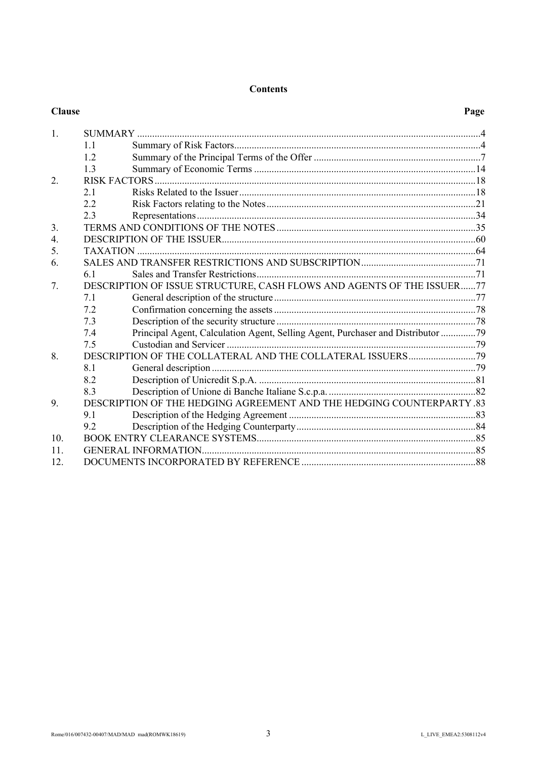**Contents**

| Clause | | | Page |
|---|---|---|---|
| 1. | SUMMARY | | 4 |
| | 1.1 | Summary of Risk Factors | 4 |
| | 1.2 | Summary of the Principal Terms of the Offer | 7 |
| | 1.3 | Summary of Economic Terms | 14 |
| 2. | RISK FACTORS | | 18 |
| | 2.1 | Risks Related to the Issuer | 18 |
| | 2.2 | Risk Factors relating to the Notes | 21 |
| | 2.3 | Representations | 34 |
| 3. | TERMS AND CONDITIONS OF THE NOTES | | 35 |
| 4. | DESCRIPTION OF THE ISSUER | | 60 |
| 5. | TAXATION | | 64 |
| 6. | SALES AND TRANSFER RESTRICTIONS AND SUBSCRIPTION | | 71 |
| | 6.1 | Sales and Transfer Restrictions | 71 |
| 7. | DESCRIPTION OF ISSUE STRUCTURE, CASH FLOWS AND AGENTS OF THE ISSUER | | 77 |
| | 7.1 | General description of the structure | 77 |
| | 7.2 | Confirmation concerning the assets | 78 |
| | 7.3 | Description of the security structure | 78 |
| | 7.4 | Principal Agent, Calculation Agent, Selling Agent, Purchaser and Distributor | 79 |
| | 7.5 | Custodian and Servicer | 79 |
| 8. | DESCRIPTION OF THE COLLATERAL AND THE COLLATERAL ISSUERS | | 79 |
| | 8.1 | General description | 79 |
| | 8.2 | Description of Unicredit S.p.A. | 81 |
| | 8.3 | Description of Unione di Banche Italiane S.c.p.a. | 82 |
| 9. | DESCRIPTION OF THE HEDGING AGREEMENT AND THE HEDGING COUNTERPARTY | | 83 |
| | 9.1 | Description of the Hedging Agreement | 83 |
| | 9.2 | Description of the Hedging Counterparty | 84 |
| 10. | BOOK ENTRY CLEARANCE SYSTEMS | | 85 |
| 11. | GENERAL INFORMATION | | 85 |
| 12. | DOCUMENTS INCORPORATED BY REFERENCE | | 88 |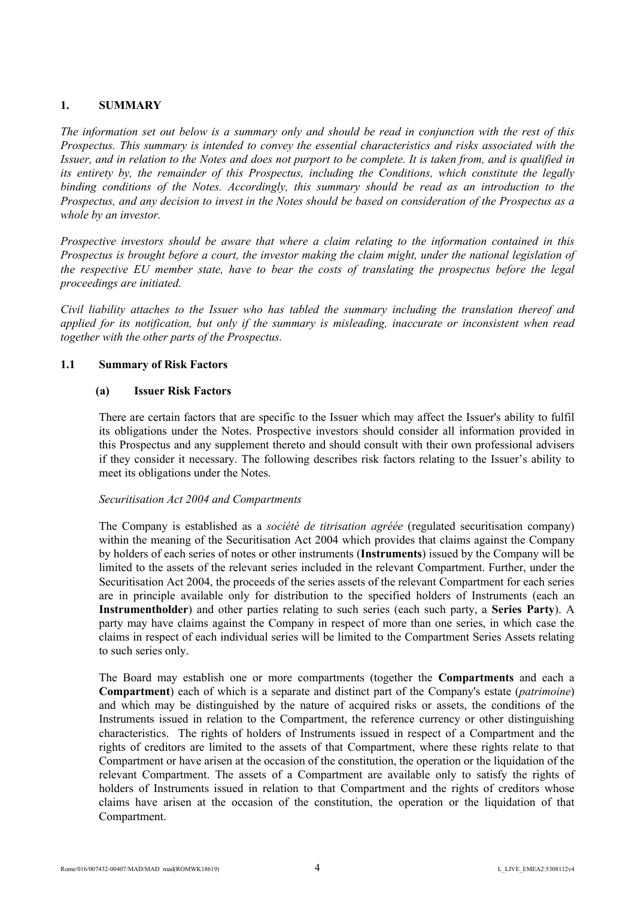## 1. SUMMARY

*The information set out below is a summary only and should be read in conjunction with the rest of this Prospectus. This summary is intended to convey the essential characteristics and risks associated with the Issuer, and in relation to the Notes and does not purport to be complete. It is taken from, and is qualified in its entirety by, the remainder of this Prospectus, including the Conditions, which constitute the legally binding conditions of the Notes. Accordingly, this summary should be read as an introduction to the Prospectus, and any decision to invest in the Notes should be based on consideration of the Prospectus as a whole by an investor.*

*Prospective investors should be aware that where a claim relating to the information contained in this Prospectus is brought before a court, the investor making the claim might, under the national legislation of the respective EU member state, have to bear the costs of translating the prospectus before the legal proceedings are initiated.*

*Civil liability attaches to the Issuer who has tabled the summary including the translation thereof and applied for its notification, but only if the summary is misleading, inaccurate or inconsistent when read together with the other parts of the Prospectus.*

### 1.1 Summary of Risk Factors

#### (a) Issuer Risk Factors

There are certain factors that are specific to the Issuer which may affect the Issuer's ability to fulfil its obligations under the Notes. Prospective investors should consider all information provided in this Prospectus and any supplement thereto and should consult with their own professional advisers if they consider it necessary. The following describes risk factors relating to the Issuer's ability to meet its obligations under the Notes.

*Securitisation Act 2004 and Compartments*

The Company is established as a *société de titrisation agréée* (regulated securitisation company) within the meaning of the Securitisation Act 2004 which provides that claims against the Company by holders of each series of notes or other instruments (**Instruments**) issued by the Company will be limited to the assets of the relevant series included in the relevant Compartment. Further, under the Securitisation Act 2004, the proceeds of the series assets of the relevant Compartment for each series are in principle available only for distribution to the specified holders of Instruments (each an **Instrumentholder**) and other parties relating to such series (each such party, a **Series Party**). A party may have claims against the Company in respect of more than one series, in which case the claims in respect of each individual series will be limited to the Compartment Series Assets relating to such series only.

The Board may establish one or more compartments (together the **Compartments** and each a **Compartment**) each of which is a separate and distinct part of the Company's estate (*patrimoine*) and which may be distinguished by the nature of acquired risks or assets, the conditions of the Instruments issued in relation to the Compartment, the reference currency or other distinguishing characteristics. The rights of holders of Instruments issued in respect of a Compartment and the rights of creditors are limited to the assets of that Compartment, where these rights relate to that Compartment or have arisen at the occasion of the constitution, the operation or the liquidation of the relevant Compartment. The assets of a Compartment are available only to satisfy the rights of holders of Instruments issued in relation to that Compartment and the rights of creditors whose claims have arisen at the occasion of the constitution, the operation or the liquidation of that Compartment.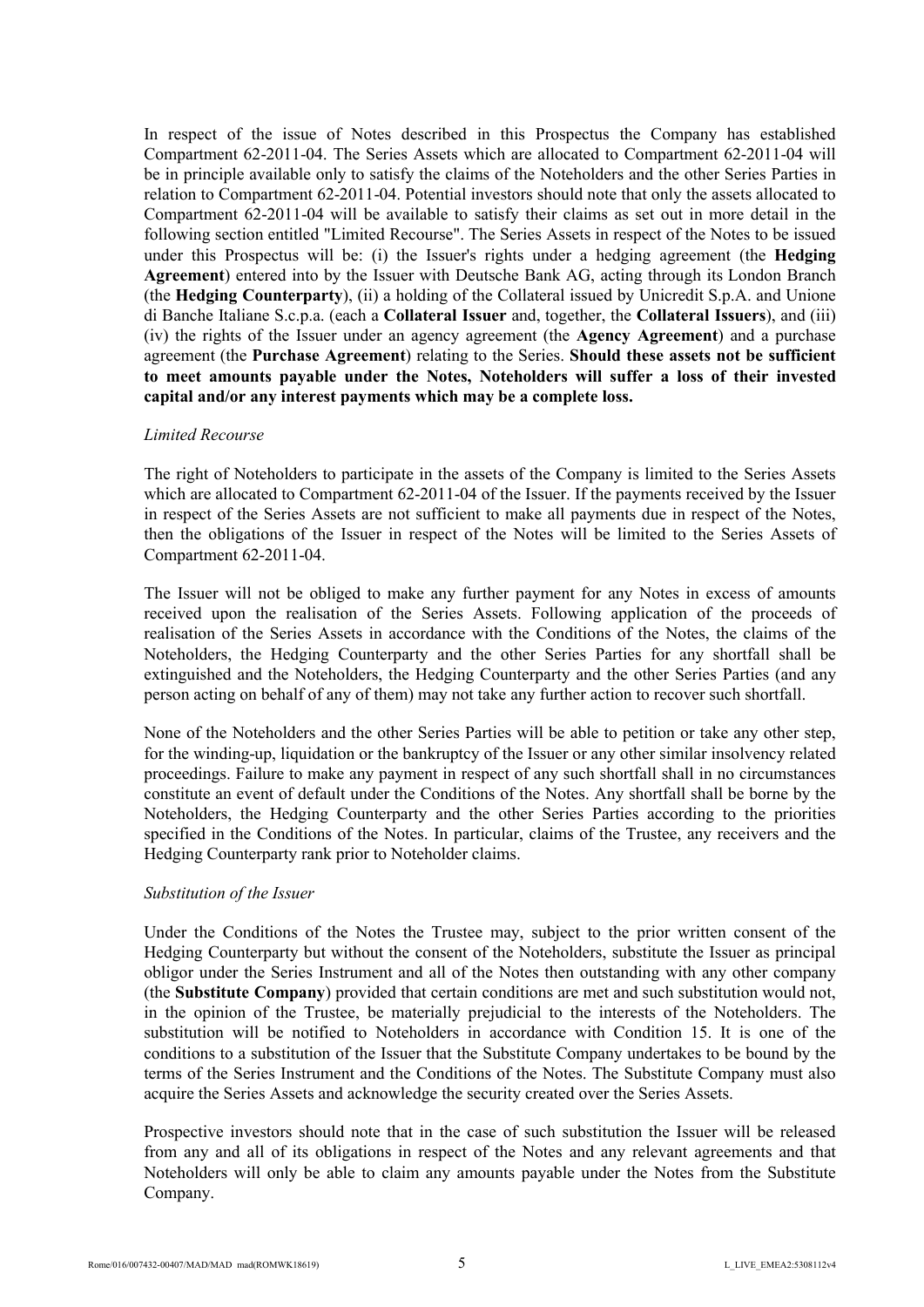In respect of the issue of Notes described in this Prospectus the Company has established Compartment 62-2011-04. The Series Assets which are allocated to Compartment 62-2011-04 will be in principle available only to satisfy the claims of the Noteholders and the other Series Parties in relation to Compartment 62-2011-04. Potential investors should note that only the assets allocated to Compartment 62-2011-04 will be available to satisfy their claims as set out in more detail in the following section entitled "Limited Recourse". The Series Assets in respect of the Notes to be issued under this Prospectus will be: (i) the Issuer's rights under a hedging agreement (the **Hedging Agreement**) entered into by the Issuer with Deutsche Bank AG, acting through its London Branch (the **Hedging Counterparty**), (ii) a holding of the Collateral issued by Unicredit S.p.A. and Unione di Banche Italiane S.c.p.a. (each a **Collateral Issuer** and, together, the **Collateral Issuers**), and (iii) (iv) the rights of the Issuer under an agency agreement (the **Agency Agreement**) and a purchase agreement (the **Purchase Agreement**) relating to the Series. **Should these assets not be sufficient to meet amounts payable under the Notes, Noteholders will suffer a loss of their invested capital and/or any interest payments which may be a complete loss.**

*Limited Recourse*

The right of Noteholders to participate in the assets of the Company is limited to the Series Assets which are allocated to Compartment 62-2011-04 of the Issuer. If the payments received by the Issuer in respect of the Series Assets are not sufficient to make all payments due in respect of the Notes, then the obligations of the Issuer in respect of the Notes will be limited to the Series Assets of Compartment 62-2011-04.

The Issuer will not be obliged to make any further payment for any Notes in excess of amounts received upon the realisation of the Series Assets. Following application of the proceeds of realisation of the Series Assets in accordance with the Conditions of the Notes, the claims of the Noteholders, the Hedging Counterparty and the other Series Parties for any shortfall shall be extinguished and the Noteholders, the Hedging Counterparty and the other Series Parties (and any person acting on behalf of any of them) may not take any further action to recover such shortfall.

None of the Noteholders and the other Series Parties will be able to petition or take any other step, for the winding-up, liquidation or the bankruptcy of the Issuer or any other similar insolvency related proceedings. Failure to make any payment in respect of any such shortfall shall in no circumstances constitute an event of default under the Conditions of the Notes. Any shortfall shall be borne by the Noteholders, the Hedging Counterparty and the other Series Parties according to the priorities specified in the Conditions of the Notes. In particular, claims of the Trustee, any receivers and the Hedging Counterparty rank prior to Noteholder claims.

*Substitution of the Issuer*

Under the Conditions of the Notes the Trustee may, subject to the prior written consent of the Hedging Counterparty but without the consent of the Noteholders, substitute the Issuer as principal obligor under the Series Instrument and all of the Notes then outstanding with any other company (the **Substitute Company**) provided that certain conditions are met and such substitution would not, in the opinion of the Trustee, be materially prejudicial to the interests of the Noteholders. The substitution will be notified to Noteholders in accordance with Condition 15. It is one of the conditions to a substitution of the Issuer that the Substitute Company undertakes to be bound by the terms of the Series Instrument and the Conditions of the Notes. The Substitute Company must also acquire the Series Assets and acknowledge the security created over the Series Assets.

Prospective investors should note that in the case of such substitution the Issuer will be released from any and all of its obligations in respect of the Notes and any relevant agreements and that Noteholders will only be able to claim any amounts payable under the Notes from the Substitute Company.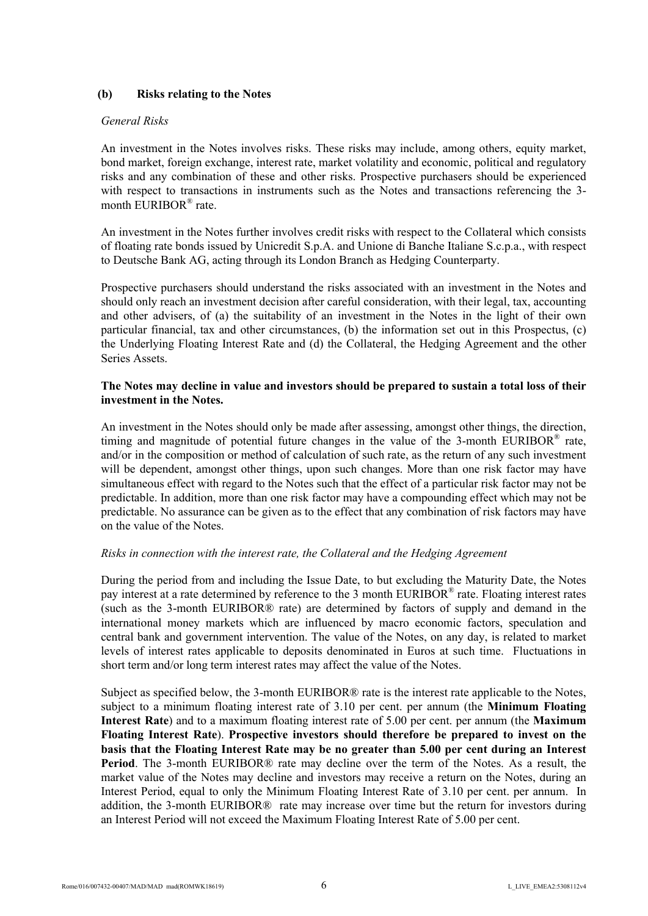## (b) Risks relating to the Notes

*General Risks*

An investment in the Notes involves risks. These risks may include, among others, equity market, bond market, foreign exchange, interest rate, market volatility and economic, political and regulatory risks and any combination of these and other risks. Prospective purchasers should be experienced with respect to transactions in instruments such as the Notes and transactions referencing the 3-month EURIBOR® rate.

An investment in the Notes further involves credit risks with respect to the Collateral which consists of floating rate bonds issued by Unicredit S.p.A. and Unione di Banche Italiane S.c.p.a., with respect to Deutsche Bank AG, acting through its London Branch as Hedging Counterparty.

Prospective purchasers should understand the risks associated with an investment in the Notes and should only reach an investment decision after careful consideration, with their legal, tax, accounting and other advisers, of (a) the suitability of an investment in the Notes in the light of their own particular financial, tax and other circumstances, (b) the information set out in this Prospectus, (c) the Underlying Floating Interest Rate and (d) the Collateral, the Hedging Agreement and the other Series Assets.

**The Notes may decline in value and investors should be prepared to sustain a total loss of their investment in the Notes.**

An investment in the Notes should only be made after assessing, amongst other things, the direction, timing and magnitude of potential future changes in the value of the 3-month EURIBOR® rate, and/or in the composition or method of calculation of such rate, as the return of any such investment will be dependent, amongst other things, upon such changes. More than one risk factor may have simultaneous effect with regard to the Notes such that the effect of a particular risk factor may not be predictable. In addition, more than one risk factor may have a compounding effect which may not be predictable. No assurance can be given as to the effect that any combination of risk factors may have on the value of the Notes.

*Risks in connection with the interest rate, the Collateral and the Hedging Agreement*

During the period from and including the Issue Date, to but excluding the Maturity Date, the Notes pay interest at a rate determined by reference to the 3 month EURIBOR® rate. Floating interest rates (such as the 3-month EURIBOR® rate) are determined by factors of supply and demand in the international money markets which are influenced by macro economic factors, speculation and central bank and government intervention. The value of the Notes, on any day, is related to market levels of interest rates applicable to deposits denominated in Euros at such time. Fluctuations in short term and/or long term interest rates may affect the value of the Notes.

Subject as specified below, the 3-month EURIBOR® rate is the interest rate applicable to the Notes, subject to a minimum floating interest rate of 3.10 per cent. per annum (the **Minimum Floating Interest Rate**) and to a maximum floating interest rate of 5.00 per cent. per annum (the **Maximum Floating Interest Rate**). **Prospective investors should therefore be prepared to invest on the basis that the Floating Interest Rate may be no greater than 5.00 per cent during an Interest Period**. The 3-month EURIBOR® rate may decline over the term of the Notes. As a result, the market value of the Notes may decline and investors may receive a return on the Notes, during an Interest Period, equal to only the Minimum Floating Interest Rate of 3.10 per cent. per annum. In addition, the 3-month EURIBOR® rate may increase over time but the return for investors during an Interest Period will not exceed the Maximum Floating Interest Rate of 5.00 per cent.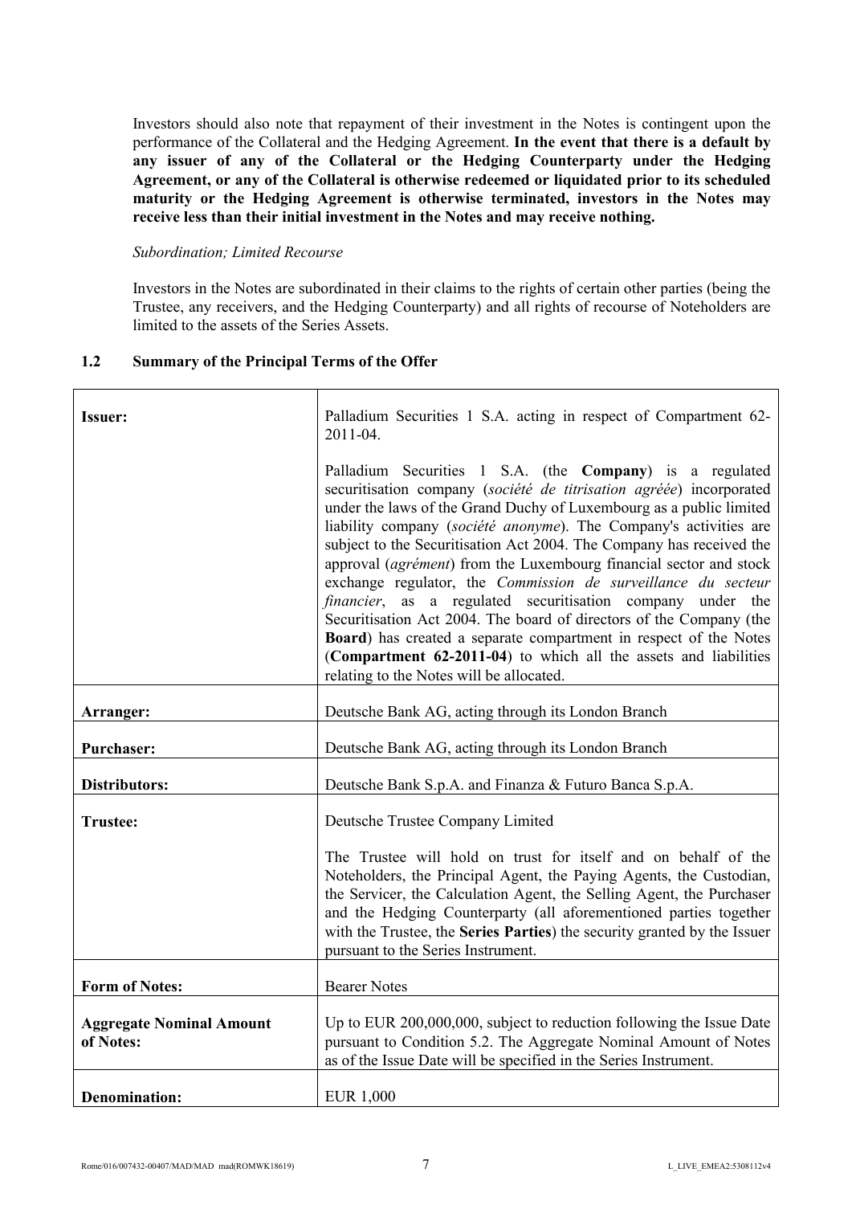Investors should also note that repayment of their investment in the Notes is contingent upon the performance of the Collateral and the Hedging Agreement. **In the event that there is a default by any issuer of any of the Collateral or the Hedging Counterparty under the Hedging Agreement, or any of the Collateral is otherwise redeemed or liquidated prior to its scheduled maturity or the Hedging Agreement is otherwise terminated, investors in the Notes may receive less than their initial investment in the Notes and may receive nothing.**

*Subordination; Limited Recourse*

Investors in the Notes are subordinated in their claims to the rights of certain other parties (being the Trustee, any receivers, and the Hedging Counterparty) and all rights of recourse of Noteholders are limited to the assets of the Series Assets.

## 1.2 Summary of the Principal Terms of the Offer

| | |
|---|---|
| **Issuer:** | Palladium Securities 1 S.A. acting in respect of Compartment 62-2011-04.<br><br>Palladium Securities 1 S.A. (the **Company**) is a regulated securitisation company (*société de titrisation agréée*) incorporated under the laws of the Grand Duchy of Luxembourg as a public limited liability company (*société anonyme*). The Company's activities are subject to the Securitisation Act 2004. The Company has received the approval (*agrément*) from the Luxembourg financial sector and stock exchange regulator, the *Commission de surveillance du secteur financier*, as a regulated securitisation company under the Securitisation Act 2004. The board of directors of the Company (the **Board**) has created a separate compartment in respect of the Notes (**Compartment 62-2011-04**) to which all the assets and liabilities relating to the Notes will be allocated. |
| **Arranger:** | Deutsche Bank AG, acting through its London Branch |
| **Purchaser:** | Deutsche Bank AG, acting through its London Branch |
| **Distributors:** | Deutsche Bank S.p.A. and Finanza & Futuro Banca S.p.A. |
| **Trustee:** | Deutsche Trustee Company Limited<br><br>The Trustee will hold on trust for itself and on behalf of the Noteholders, the Principal Agent, the Paying Agents, the Custodian, the Servicer, the Calculation Agent, the Selling Agent, the Purchaser and the Hedging Counterparty (all aforementioned parties together with the Trustee, the **Series Parties**) the security granted by the Issuer pursuant to the Series Instrument. |
| **Form of Notes:** | Bearer Notes |
| **Aggregate Nominal Amount of Notes:** | Up to EUR 200,000,000, subject to reduction following the Issue Date pursuant to Condition 5.2. The Aggregate Nominal Amount of Notes as of the Issue Date will be specified in the Series Instrument. |
| **Denomination:** | EUR 1,000 |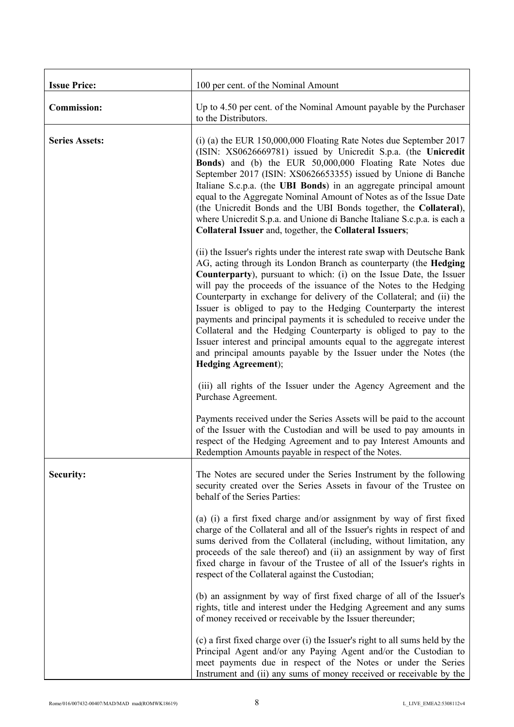| | |
|---|---|
| **Issue Price:** | 100 per cent. of the Nominal Amount |
| **Commission:** | Up to 4.50 per cent. of the Nominal Amount payable by the Purchaser to the Distributors. |
| **Series Assets:** | (i) (a) the EUR 150,000,000 Floating Rate Notes due September 2017 (ISIN: XS0626669781) issued by Unicredit S.p.a. (the **Unicredit Bonds**) and (b) the EUR 50,000,000 Floating Rate Notes due September 2017 (ISIN: XS0626653355) issued by Unione di Banche Italiane S.c.p.a. (the **UBI Bonds**) in an aggregate principal amount equal to the Aggregate Nominal Amount of Notes as of the Issue Date (the Unicredit Bonds and the UBI Bonds together, the **Collateral**), where Unicredit S.p.a. and Unione di Banche Italiane S.c.p.a. is each a **Collateral Issuer** and, together, the **Collateral Issuers**;<br><br>(ii) the Issuer's rights under the interest rate swap with Deutsche Bank AG, acting through its London Branch as counterparty (the **Hedging Counterparty**), pursuant to which: (i) on the Issue Date, the Issuer will pay the proceeds of the issuance of the Notes to the Hedging Counterparty in exchange for delivery of the Collateral; and (ii) the Issuer is obliged to pay to the Hedging Counterparty the interest payments and principal payments it is scheduled to receive under the Collateral and the Hedging Counterparty is obliged to pay to the Issuer interest and principal amounts equal to the aggregate interest and principal amounts payable by the Issuer under the Notes (the **Hedging Agreement**);<br><br>(iii) all rights of the Issuer under the Agency Agreement and the Purchase Agreement.<br><br>Payments received under the Series Assets will be paid to the account of the Issuer with the Custodian and will be used to pay amounts in respect of the Hedging Agreement and to pay Interest Amounts and Redemption Amounts payable in respect of the Notes. |
| **Security:** | The Notes are secured under the Series Instrument by the following security created over the Series Assets in favour of the Trustee on behalf of the Series Parties:<br><br>(a) (i) a first fixed charge and/or assignment by way of first fixed charge of the Collateral and all of the Issuer's rights in respect of and sums derived from the Collateral (including, without limitation, any proceeds of the sale thereof) and (ii) an assignment by way of first fixed charge in favour of the Trustee of all of the Issuer's rights in respect of the Collateral against the Custodian;<br><br>(b) an assignment by way of first fixed charge of all of the Issuer's rights, title and interest under the Hedging Agreement and any sums of money received or receivable by the Issuer thereunder;<br><br>(c) a first fixed charge over (i) the Issuer's right to all sums held by the Principal Agent and/or any Paying Agent and/or the Custodian to meet payments due in respect of the Notes or under the Series Instrument and (ii) any sums of money received or receivable by the |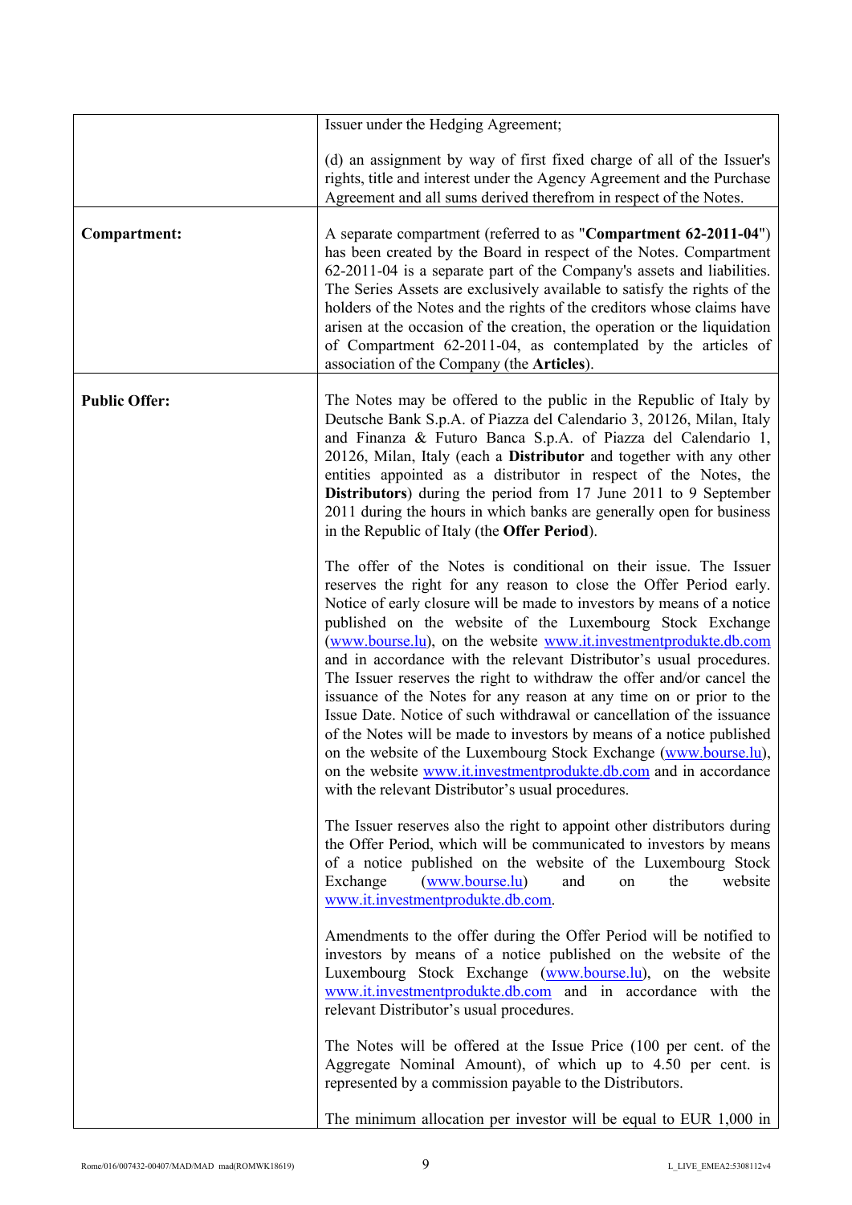| | |
|---|---|
| | Issuer under the Hedging Agreement;<br><br>(d) an assignment by way of first fixed charge of all of the Issuer's rights, title and interest under the Agency Agreement and the Purchase Agreement and all sums derived therefrom in respect of the Notes. |
| **Compartment:** | A separate compartment (referred to as "**Compartment 62-2011-04**") has been created by the Board in respect of the Notes. Compartment 62-2011-04 is a separate part of the Company's assets and liabilities. The Series Assets are exclusively available to satisfy the rights of the holders of the Notes and the rights of the creditors whose claims have arisen at the occasion of the creation, the operation or the liquidation of Compartment 62-2011-04, as contemplated by the articles of association of the Company (the **Articles**). |
| **Public Offer:** | The Notes may be offered to the public in the Republic of Italy by Deutsche Bank S.p.A. of Piazza del Calendario 3, 20126, Milan, Italy and Finanza & Futuro Banca S.p.A. of Piazza del Calendario 1, 20126, Milan, Italy (each a **Distributor** and together with any other entities appointed as a distributor in respect of the Notes, the **Distributors**) during the period from 17 June 2011 to 9 September 2011 during the hours in which banks are generally open for business in the Republic of Italy (the **Offer Period**).<br><br>The offer of the Notes is conditional on their issue. The Issuer reserves the right for any reason to close the Offer Period early. Notice of early closure will be made to investors by means of a notice published on the website of the Luxembourg Stock Exchange (www.bourse.lu), on the website www.it.investmentprodukte.db.com and in accordance with the relevant Distributor's usual procedures. The Issuer reserves the right to withdraw the offer and/or cancel the issuance of the Notes for any reason at any time on or prior to the Issue Date. Notice of such withdrawal or cancellation of the issuance of the Notes will be made to investors by means of a notice published on the website of the Luxembourg Stock Exchange (www.bourse.lu), on the website www.it.investmentprodukte.db.com and in accordance with the relevant Distributor's usual procedures.<br><br>The Issuer reserves also the right to appoint other distributors during the Offer Period, which will be communicated to investors by means of a notice published on the website of the Luxembourg Stock Exchange (www.bourse.lu) and on the website www.it.investmentprodukte.db.com.<br><br>Amendments to the offer during the Offer Period will be notified to investors by means of a notice published on the website of the Luxembourg Stock Exchange (www.bourse.lu), on the website www.it.investmentprodukte.db.com and in accordance with the relevant Distributor's usual procedures.<br><br>The Notes will be offered at the Issue Price (100 per cent. of the Aggregate Nominal Amount), of which up to 4.50 per cent. is represented by a commission payable to the Distributors.<br><br>The minimum allocation per investor will be equal to EUR 1,000 in |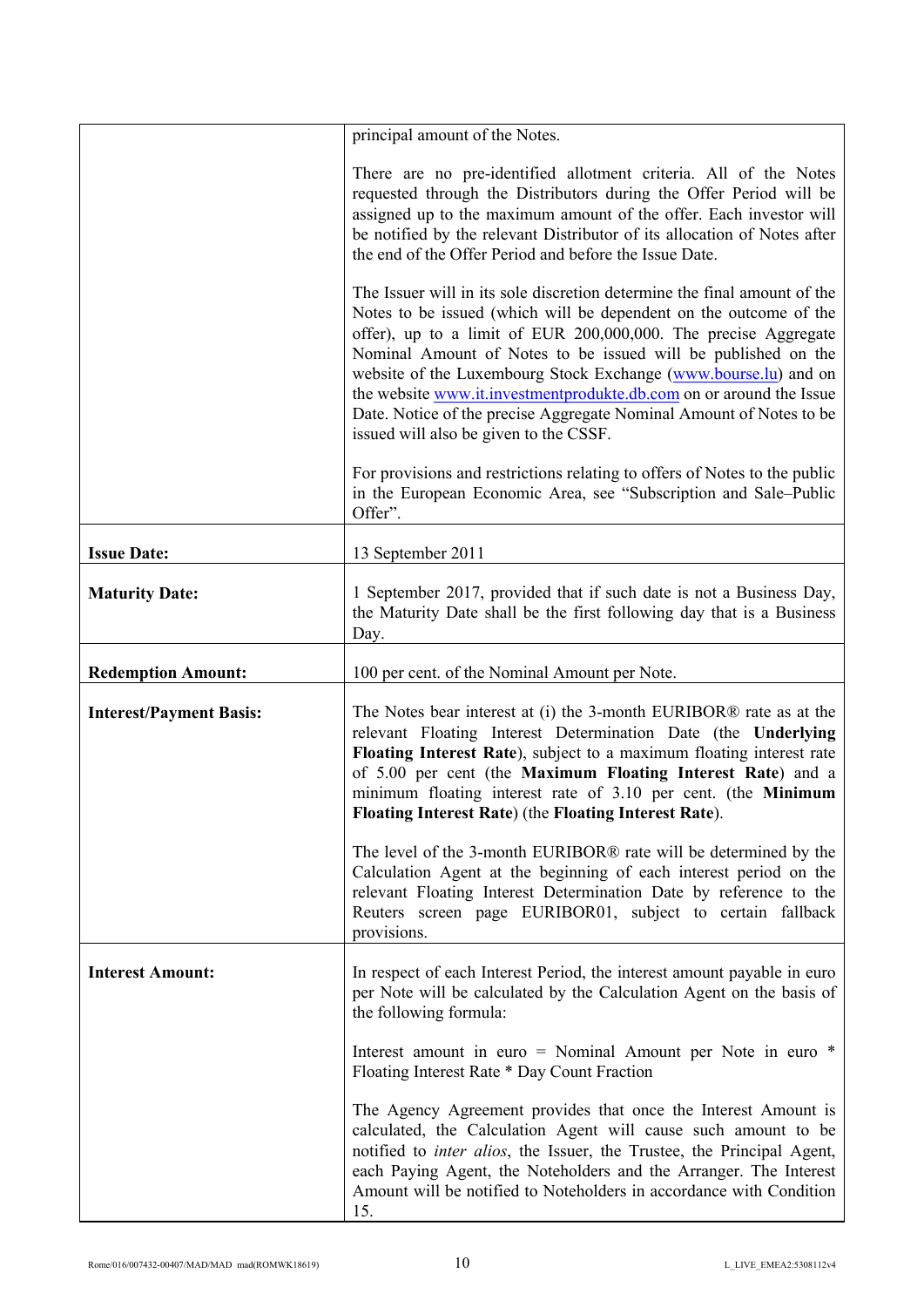| | |
|---|---|
| | principal amount of the Notes.<br><br>There are no pre-identified allotment criteria. All of the Notes requested through the Distributors during the Offer Period will be assigned up to the maximum amount of the offer. Each investor will be notified by the relevant Distributor of its allocation of Notes after the end of the Offer Period and before the Issue Date.<br><br>The Issuer will in its sole discretion determine the final amount of the Notes to be issued (which will be dependent on the outcome of the offer), up to a limit of EUR 200,000,000. The precise Aggregate Nominal Amount of Notes to be issued will be published on the website of the Luxembourg Stock Exchange (www.bourse.lu) and on the website www.it.investmentprodukte.db.com on or around the Issue Date. Notice of the precise Aggregate Nominal Amount of Notes to be issued will also be given to the CSSF.<br><br>For provisions and restrictions relating to offers of Notes to the public in the European Economic Area, see "Subscription and Sale–Public Offer". |
| **Issue Date:** | 13 September 2011 |
| **Maturity Date:** | 1 September 2017, provided that if such date is not a Business Day, the Maturity Date shall be the first following day that is a Business Day. |
| **Redemption Amount:** | 100 per cent. of the Nominal Amount per Note. |
| **Interest/Payment Basis:** | The Notes bear interest at (i) the 3-month EURIBOR® rate as at the relevant Floating Interest Determination Date (the **Underlying Floating Interest Rate**), subject to a maximum floating interest rate of 5.00 per cent (the **Maximum Floating Interest Rate**) and a minimum floating interest rate of 3.10 per cent. (the **Minimum Floating Interest Rate**) (the **Floating Interest Rate**).<br><br>The level of the 3-month EURIBOR® rate will be determined by the Calculation Agent at the beginning of each interest period on the relevant Floating Interest Determination Date by reference to the Reuters screen page EURIBOR01, subject to certain fallback provisions. |
| **Interest Amount:** | In respect of each Interest Period, the interest amount payable in euro per Note will be calculated by the Calculation Agent on the basis of the following formula:<br><br>Interest amount in euro = Nominal Amount per Note in euro * Floating Interest Rate * Day Count Fraction<br><br>The Agency Agreement provides that once the Interest Amount is calculated, the Calculation Agent will cause such amount to be notified to *inter alios*, the Issuer, the Trustee, the Principal Agent, each Paying Agent, the Noteholders and the Arranger. The Interest Amount will be notified to Noteholders in accordance with Condition 15. |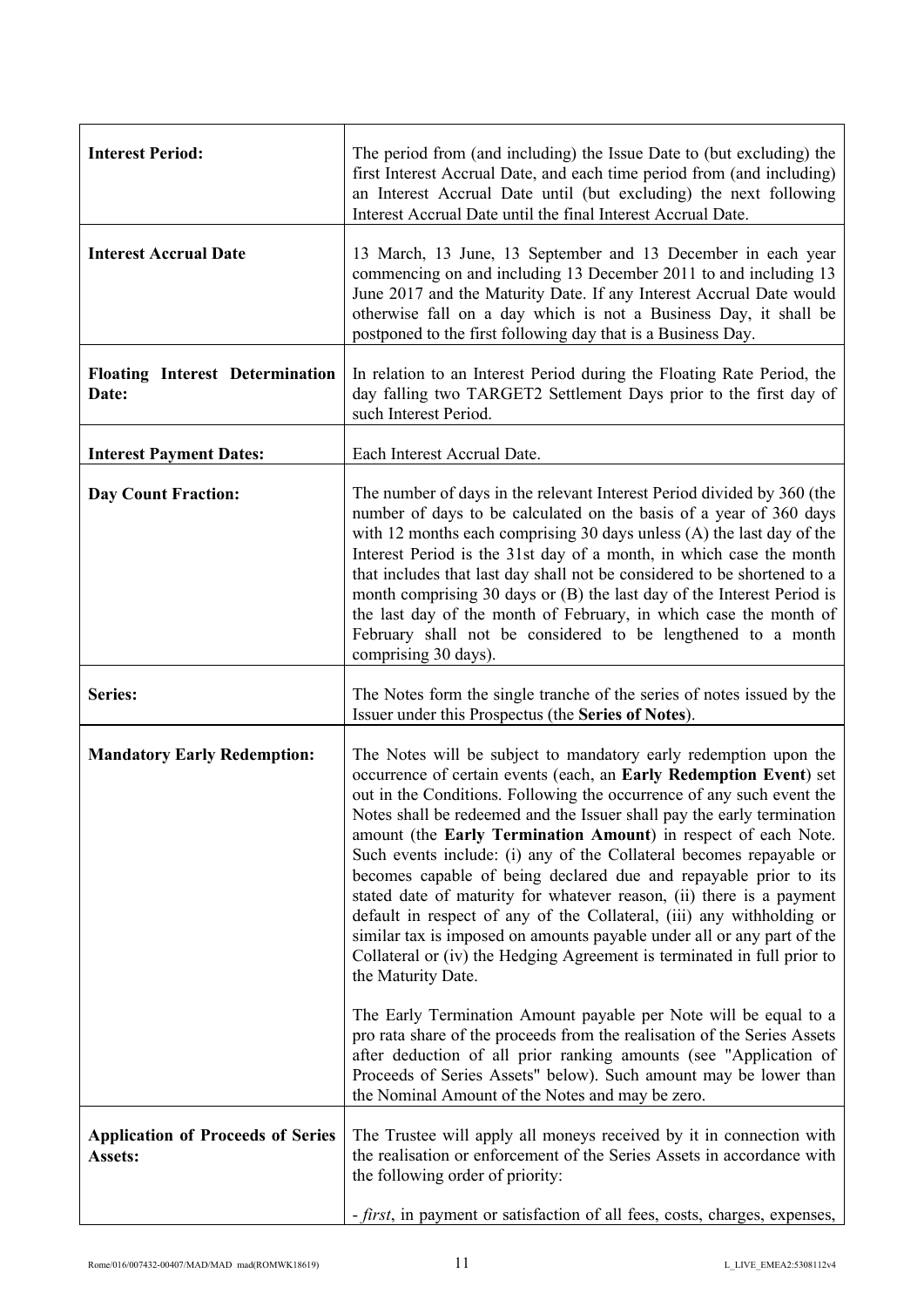| | |
|---|---|
| **Interest Period:** | The period from (and including) the Issue Date to (but excluding) the first Interest Accrual Date, and each time period from (and including) an Interest Accrual Date until (but excluding) the next following Interest Accrual Date until the final Interest Accrual Date. |
| **Interest Accrual Date** | 13 March, 13 June, 13 September and 13 December in each year commencing on and including 13 December 2011 to and including 13 June 2017 and the Maturity Date. If any Interest Accrual Date would otherwise fall on a day which is not a Business Day, it shall be postponed to the first following day that is a Business Day. |
| **Floating Interest Determination Date:** | In relation to an Interest Period during the Floating Rate Period, the day falling two TARGET2 Settlement Days prior to the first day of such Interest Period. |
| **Interest Payment Dates:** | Each Interest Accrual Date. |
| **Day Count Fraction:** | The number of days in the relevant Interest Period divided by 360 (the number of days to be calculated on the basis of a year of 360 days with 12 months each comprising 30 days unless (A) the last day of the Interest Period is the 31st day of a month, in which case the month that includes that last day shall not be considered to be shortened to a month comprising 30 days or (B) the last day of the Interest Period is the last day of the month of February, in which case the month of February shall not be considered to be lengthened to a month comprising 30 days). |
| **Series:** | The Notes form the single tranche of the series of notes issued by the Issuer under this Prospectus (the **Series of Notes**). |
| **Mandatory Early Redemption:** | The Notes will be subject to mandatory early redemption upon the occurrence of certain events (each, an **Early Redemption Event**) set out in the Conditions. Following the occurrence of any such event the Notes shall be redeemed and the Issuer shall pay the early termination amount (the **Early Termination Amount**) in respect of each Note. Such events include: (i) any of the Collateral becomes repayable or becomes capable of being declared due and repayable prior to its stated date of maturity for whatever reason, (ii) there is a payment default in respect of any of the Collateral, (iii) any withholding or similar tax is imposed on amounts payable under all or any part of the Collateral or (iv) the Hedging Agreement is terminated in full prior to the Maturity Date.<br><br>The Early Termination Amount payable per Note will be equal to a pro rata share of the proceeds from the realisation of the Series Assets after deduction of all prior ranking amounts (see "Application of Proceeds of Series Assets" below). Such amount may be lower than the Nominal Amount of the Notes and may be zero. |
| **Application of Proceeds of Series Assets:** | The Trustee will apply all moneys received by it in connection with the realisation or enforcement of the Series Assets in accordance with the following order of priority:<br><br>- *first*, in payment or satisfaction of all fees, costs, charges, expenses, |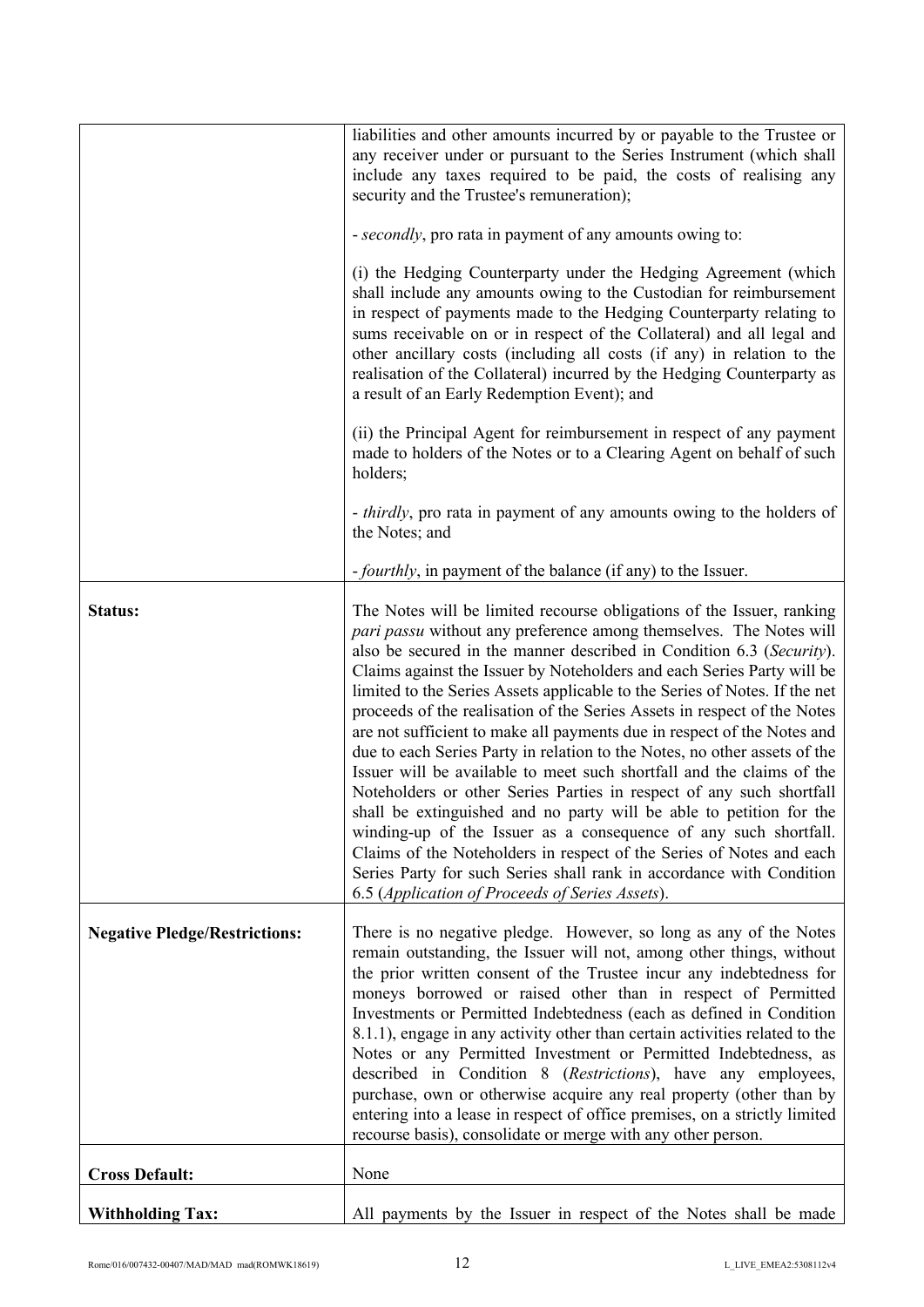| | |
|---|---|
| | liabilities and other amounts incurred by or payable to the Trustee or any receiver under or pursuant to the Series Instrument (which shall include any taxes required to be paid, the costs of realising any security and the Trustee's remuneration);<br><br>- *secondly*, pro rata in payment of any amounts owing to:<br><br>(i) the Hedging Counterparty under the Hedging Agreement (which shall include any amounts owing to the Custodian for reimbursement in respect of payments made to the Hedging Counterparty relating to sums receivable on or in respect of the Collateral) and all legal and other ancillary costs (including all costs (if any) in relation to the realisation of the Collateral) incurred by the Hedging Counterparty as a result of an Early Redemption Event); and<br><br>(ii) the Principal Agent for reimbursement in respect of any payment made to holders of the Notes or to a Clearing Agent on behalf of such holders;<br><br>- *thirdly*, pro rata in payment of any amounts owing to the holders of the Notes; and<br><br>- *fourthly*, in payment of the balance (if any) to the Issuer. |
| **Status:** | The Notes will be limited recourse obligations of the Issuer, ranking *pari passu* without any preference among themselves. The Notes will also be secured in the manner described in Condition 6.3 (*Security*). Claims against the Issuer by Noteholders and each Series Party will be limited to the Series Assets applicable to the Series of Notes. If the net proceeds of the realisation of the Series Assets in respect of the Notes are not sufficient to make all payments due in respect of the Notes and due to each Series Party in relation to the Notes, no other assets of the Issuer will be available to meet such shortfall and the claims of the Noteholders or other Series Parties in respect of any such shortfall shall be extinguished and no party will be able to petition for the winding-up of the Issuer as a consequence of any such shortfall. Claims of the Noteholders in respect of the Series of Notes and each Series Party for such Series shall rank in accordance with Condition 6.5 (*Application of Proceeds of Series Assets*). |
| **Negative Pledge/Restrictions:** | There is no negative pledge. However, so long as any of the Notes remain outstanding, the Issuer will not, among other things, without the prior written consent of the Trustee incur any indebtedness for moneys borrowed or raised other than in respect of Permitted Investments or Permitted Indebtedness (each as defined in Condition 8.1.1), engage in any activity other than certain activities related to the Notes or any Permitted Investment or Permitted Indebtedness, as described in Condition 8 (*Restrictions*), have any employees, purchase, own or otherwise acquire any real property (other than by entering into a lease in respect of office premises, on a strictly limited recourse basis), consolidate or merge with any other person. |
| **Cross Default:** | None |
| **Withholding Tax:** | All payments by the Issuer in respect of the Notes shall be made |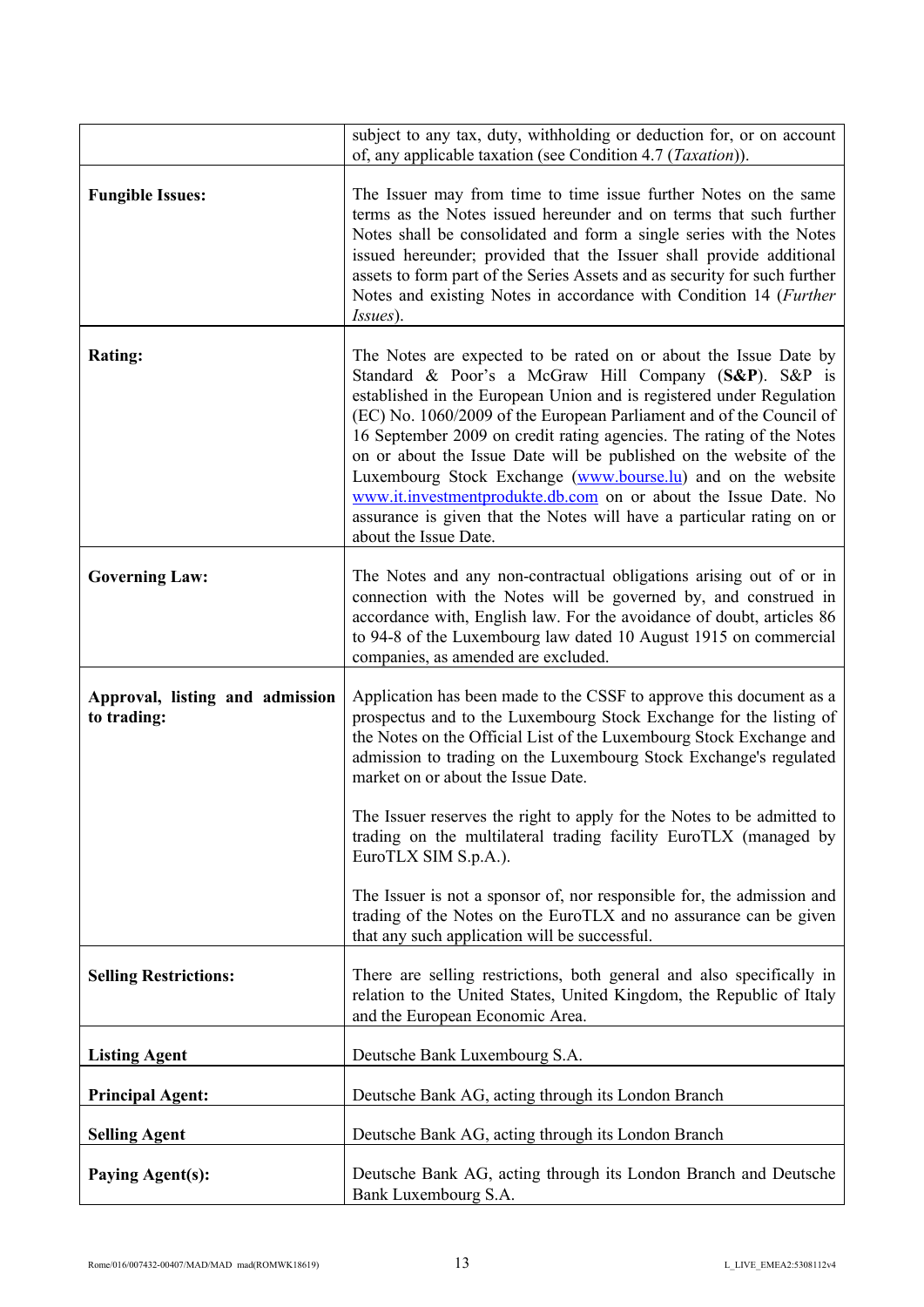| | |
|---|---|
| | subject to any tax, duty, withholding or deduction for, or on account of, any applicable taxation (see Condition 4.7 (*Taxation*)). |
| **Fungible Issues:** | The Issuer may from time to time issue further Notes on the same terms as the Notes issued hereunder and on terms that such further Notes shall be consolidated and form a single series with the Notes issued hereunder; provided that the Issuer shall provide additional assets to form part of the Series Assets and as security for such further Notes and existing Notes in accordance with Condition 14 (*Further Issues*). |
| **Rating:** | The Notes are expected to be rated on or about the Issue Date by Standard & Poor's a McGraw Hill Company (**S&P**). S&P is established in the European Union and is registered under Regulation (EC) No. 1060/2009 of the European Parliament and of the Council of 16 September 2009 on credit rating agencies. The rating of the Notes on or about the Issue Date will be published on the website of the Luxembourg Stock Exchange (www.bourse.lu) and on the website www.it.investmentprodukte.db.com on or about the Issue Date. No assurance is given that the Notes will have a particular rating on or about the Issue Date. |
| **Governing Law:** | The Notes and any non-contractual obligations arising out of or in connection with the Notes will be governed by, and construed in accordance with, English law. For the avoidance of doubt, articles 86 to 94-8 of the Luxembourg law dated 10 August 1915 on commercial companies, as amended are excluded. |
| **Approval, listing and admission to trading:** | Application has been made to the CSSF to approve this document as a prospectus and to the Luxembourg Stock Exchange for the listing of the Notes on the Official List of the Luxembourg Stock Exchange and admission to trading on the Luxembourg Stock Exchange's regulated market on or about the Issue Date.<br><br>The Issuer reserves the right to apply for the Notes to be admitted to trading on the multilateral trading facility EuroTLX (managed by EuroTLX SIM S.p.A.).<br><br>The Issuer is not a sponsor of, nor responsible for, the admission and trading of the Notes on the EuroTLX and no assurance can be given that any such application will be successful. |
| **Selling Restrictions:** | There are selling restrictions, both general and also specifically in relation to the United States, United Kingdom, the Republic of Italy and the European Economic Area. |
| **Listing Agent** | Deutsche Bank Luxembourg S.A. |
| **Principal Agent:** | Deutsche Bank AG, acting through its London Branch |
| **Selling Agent** | Deutsche Bank AG, acting through its London Branch |
| **Paying Agent(s):** | Deutsche Bank AG, acting through its London Branch and Deutsche Bank Luxembourg S.A. |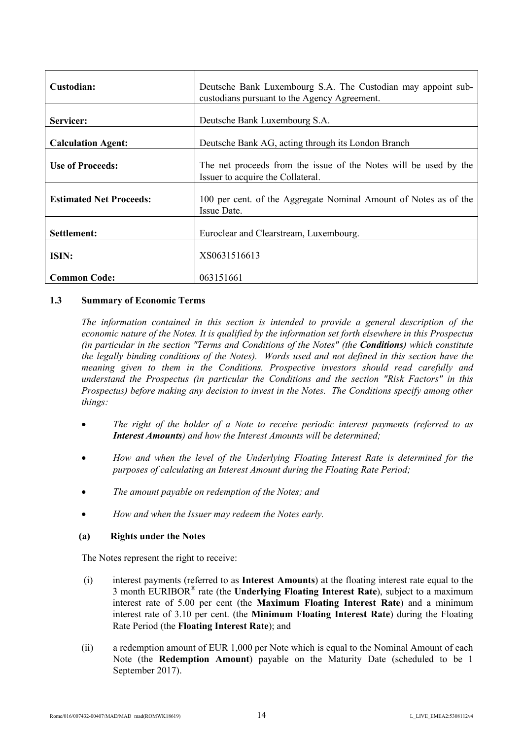| | |
|---|---|
| **Custodian:** | Deutsche Bank Luxembourg S.A. The Custodian may appoint sub-custodians pursuant to the Agency Agreement. |
| **Servicer:** | Deutsche Bank Luxembourg S.A. |
| **Calculation Agent:** | Deutsche Bank AG, acting through its London Branch |
| **Use of Proceeds:** | The net proceeds from the issue of the Notes will be used by the Issuer to acquire the Collateral. |
| **Estimated Net Proceeds:** | 100 per cent. of the Aggregate Nominal Amount of Notes as of the Issue Date. |
| **Settlement:** | Euroclear and Clearstream, Luxembourg. |
| **ISIN:** | XS0631516613 |
| **Common Code:** | 063151661 |

### 1.3 Summary of Economic Terms

*The information contained in this section is intended to provide a general description of the economic nature of the Notes. It is qualified by the information set forth elsewhere in this Prospectus (in particular in the section "Terms and Conditions of the Notes" (the **Conditions**) which constitute the legally binding conditions of the Notes). Words used and not defined in this section have the meaning given to them in the Conditions. Prospective investors should read carefully and understand the Prospectus (in particular the Conditions and the section "Risk Factors" in this Prospectus) before making any decision to invest in the Notes. The Conditions specify among other things:*

- *The right of the holder of a Note to receive periodic interest payments (referred to as **Interest Amounts**) and how the Interest Amounts will be determined;*
- *How and when the level of the Underlying Floating Interest Rate is determined for the purposes of calculating an Interest Amount during the Floating Rate Period;*
- *The amount payable on redemption of the Notes; and*
- *How and when the Issuer may redeem the Notes early.*

#### (a) Rights under the Notes

The Notes represent the right to receive:

(i) interest payments (referred to as **Interest Amounts**) at the floating interest rate equal to the 3 month EURIBOR® rate (the **Underlying Floating Interest Rate**), subject to a maximum interest rate of 5.00 per cent (the **Maximum Floating Interest Rate**) and a minimum interest rate of 3.10 per cent. (the **Minimum Floating Interest Rate**) during the Floating Rate Period (the **Floating Interest Rate**); and

(ii) a redemption amount of EUR 1,000 per Note which is equal to the Nominal Amount of each Note (the **Redemption Amount**) payable on the Maturity Date (scheduled to be 1 September 2017).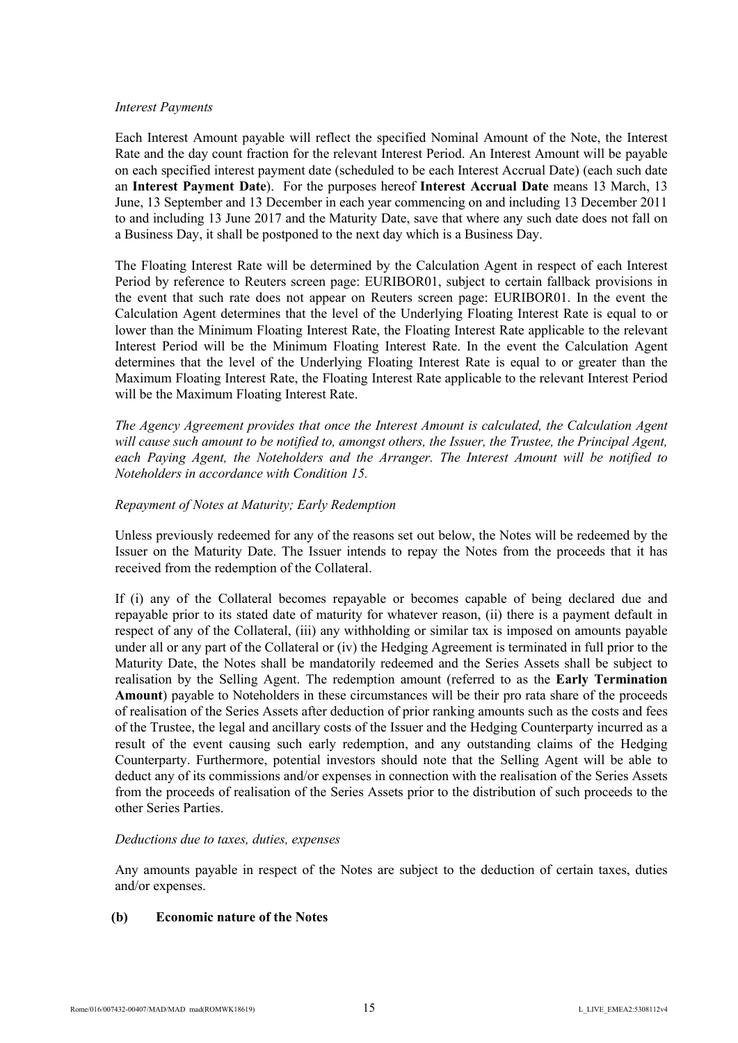*Interest Payments*

Each Interest Amount payable will reflect the specified Nominal Amount of the Note, the Interest Rate and the day count fraction for the relevant Interest Period. An Interest Amount will be payable on each specified interest payment date (scheduled to be each Interest Accrual Date) (each such date an **Interest Payment Date**). For the purposes hereof **Interest Accrual Date** means 13 March, 13 June, 13 September and 13 December in each year commencing on and including 13 December 2011 to and including 13 June 2017 and the Maturity Date, save that where any such date does not fall on a Business Day, it shall be postponed to the next day which is a Business Day.

The Floating Interest Rate will be determined by the Calculation Agent in respect of each Interest Period by reference to Reuters screen page: EURIBOR01, subject to certain fallback provisions in the event that such rate does not appear on Reuters screen page: EURIBOR01. In the event the Calculation Agent determines that the level of the Underlying Floating Interest Rate is equal to or lower than the Minimum Floating Interest Rate, the Floating Interest Rate applicable to the relevant Interest Period will be the Minimum Floating Interest Rate. In the event the Calculation Agent determines that the level of the Underlying Floating Interest Rate is equal to or greater than the Maximum Floating Interest Rate, the Floating Interest Rate applicable to the relevant Interest Period will be the Maximum Floating Interest Rate.

*The Agency Agreement provides that once the Interest Amount is calculated, the Calculation Agent will cause such amount to be notified to, amongst others, the Issuer, the Trustee, the Principal Agent, each Paying Agent, the Noteholders and the Arranger. The Interest Amount will be notified to Noteholders in accordance with Condition 15.*

*Repayment of Notes at Maturity; Early Redemption*

Unless previously redeemed for any of the reasons set out below, the Notes will be redeemed by the Issuer on the Maturity Date. The Issuer intends to repay the Notes from the proceeds that it has received from the redemption of the Collateral.

If (i) any of the Collateral becomes repayable or becomes capable of being declared due and repayable prior to its stated date of maturity for whatever reason, (ii) there is a payment default in respect of any of the Collateral, (iii) any withholding or similar tax is imposed on amounts payable under all or any part of the Collateral or (iv) the Hedging Agreement is terminated in full prior to the Maturity Date, the Notes shall be mandatorily redeemed and the Series Assets shall be subject to realisation by the Selling Agent. The redemption amount (referred to as the **Early Termination Amount**) payable to Noteholders in these circumstances will be their pro rata share of the proceeds of realisation of the Series Assets after deduction of prior ranking amounts such as the costs and fees of the Trustee, the legal and ancillary costs of the Issuer and the Hedging Counterparty incurred as a result of the event causing such early redemption, and any outstanding claims of the Hedging Counterparty. Furthermore, potential investors should note that the Selling Agent will be able to deduct any of its commissions and/or expenses in connection with the realisation of the Series Assets from the proceeds of realisation of the Series Assets prior to the distribution of such proceeds to the other Series Parties.

*Deductions due to taxes, duties, expenses*

Any amounts payable in respect of the Notes are subject to the deduction of certain taxes, duties and/or expenses.

**(b) Economic nature of the Notes**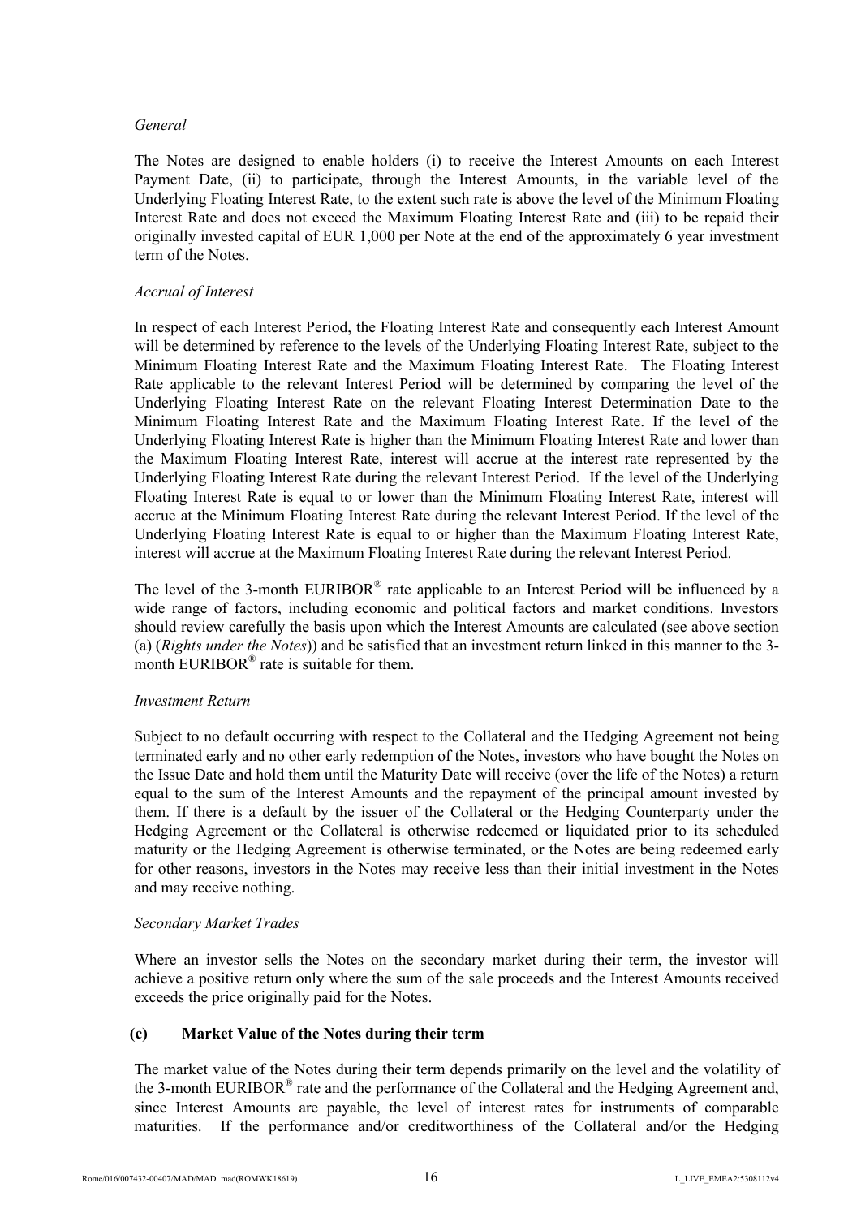*General*

The Notes are designed to enable holders (i) to receive the Interest Amounts on each Interest Payment Date, (ii) to participate, through the Interest Amounts, in the variable level of the Underlying Floating Interest Rate, to the extent such rate is above the level of the Minimum Floating Interest Rate and does not exceed the Maximum Floating Interest Rate and (iii) to be repaid their originally invested capital of EUR 1,000 per Note at the end of the approximately 6 year investment term of the Notes.

*Accrual of Interest*

In respect of each Interest Period, the Floating Interest Rate and consequently each Interest Amount will be determined by reference to the levels of the Underlying Floating Interest Rate, subject to the Minimum Floating Interest Rate and the Maximum Floating Interest Rate. The Floating Interest Rate applicable to the relevant Interest Period will be determined by comparing the level of the Underlying Floating Interest Rate on the relevant Floating Interest Determination Date to the Minimum Floating Interest Rate and the Maximum Floating Interest Rate. If the level of the Underlying Floating Interest Rate is higher than the Minimum Floating Interest Rate and lower than the Maximum Floating Interest Rate, interest will accrue at the interest rate represented by the Underlying Floating Interest Rate during the relevant Interest Period. If the level of the Underlying Floating Interest Rate is equal to or lower than the Minimum Floating Interest Rate, interest will accrue at the Minimum Floating Interest Rate during the relevant Interest Period. If the level of the Underlying Floating Interest Rate is equal to or higher than the Maximum Floating Interest Rate, interest will accrue at the Maximum Floating Interest Rate during the relevant Interest Period.

The level of the 3-month EURIBOR® rate applicable to an Interest Period will be influenced by a wide range of factors, including economic and political factors and market conditions. Investors should review carefully the basis upon which the Interest Amounts are calculated (see above section (a) (*Rights under the Notes*)) and be satisfied that an investment return linked in this manner to the 3-month EURIBOR® rate is suitable for them.

*Investment Return*

Subject to no default occurring with respect to the Collateral and the Hedging Agreement not being terminated early and no other early redemption of the Notes, investors who have bought the Notes on the Issue Date and hold them until the Maturity Date will receive (over the life of the Notes) a return equal to the sum of the Interest Amounts and the repayment of the principal amount invested by them. If there is a default by the issuer of the Collateral or the Hedging Counterparty under the Hedging Agreement or the Collateral is otherwise redeemed or liquidated prior to its scheduled maturity or the Hedging Agreement is otherwise terminated, or the Notes are being redeemed early for other reasons, investors in the Notes may receive less than their initial investment in the Notes and may receive nothing.

*Secondary Market Trades*

Where an investor sells the Notes on the secondary market during their term, the investor will achieve a positive return only where the sum of the sale proceeds and the Interest Amounts received exceeds the price originally paid for the Notes.

**(c) Market Value of the Notes during their term**

The market value of the Notes during their term depends primarily on the level and the volatility of the 3-month EURIBOR® rate and the performance of the Collateral and the Hedging Agreement and, since Interest Amounts are payable, the level of interest rates for instruments of comparable maturities. If the performance and/or creditworthiness of the Collateral and/or the Hedging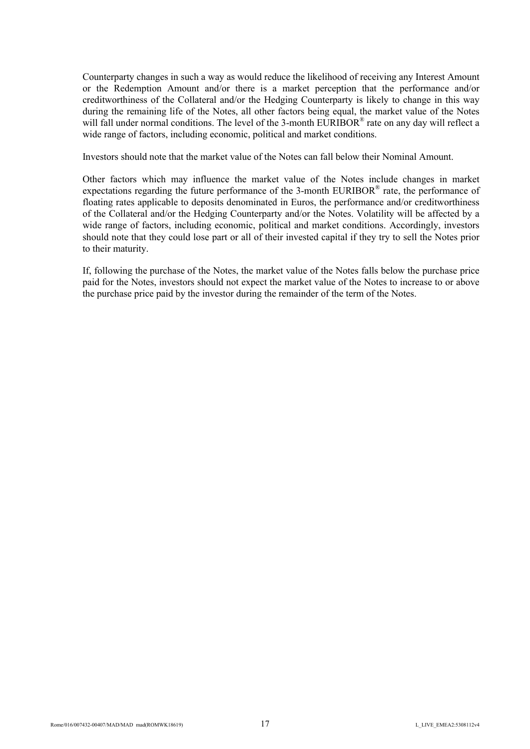Counterparty changes in such a way as would reduce the likelihood of receiving any Interest Amount or the Redemption Amount and/or there is a market perception that the performance and/or creditworthiness of the Collateral and/or the Hedging Counterparty is likely to change in this way during the remaining life of the Notes, all other factors being equal, the market value of the Notes will fall under normal conditions. The level of the 3-month EURIBOR® rate on any day will reflect a wide range of factors, including economic, political and market conditions.

Investors should note that the market value of the Notes can fall below their Nominal Amount.

Other factors which may influence the market value of the Notes include changes in market expectations regarding the future performance of the 3-month EURIBOR® rate, the performance of floating rates applicable to deposits denominated in Euros, the performance and/or creditworthiness of the Collateral and/or the Hedging Counterparty and/or the Notes. Volatility will be affected by a wide range of factors, including economic, political and market conditions. Accordingly, investors should note that they could lose part or all of their invested capital if they try to sell the Notes prior to their maturity.

If, following the purchase of the Notes, the market value of the Notes falls below the purchase price paid for the Notes, investors should not expect the market value of the Notes to increase to or above the purchase price paid by the investor during the remainder of the term of the Notes.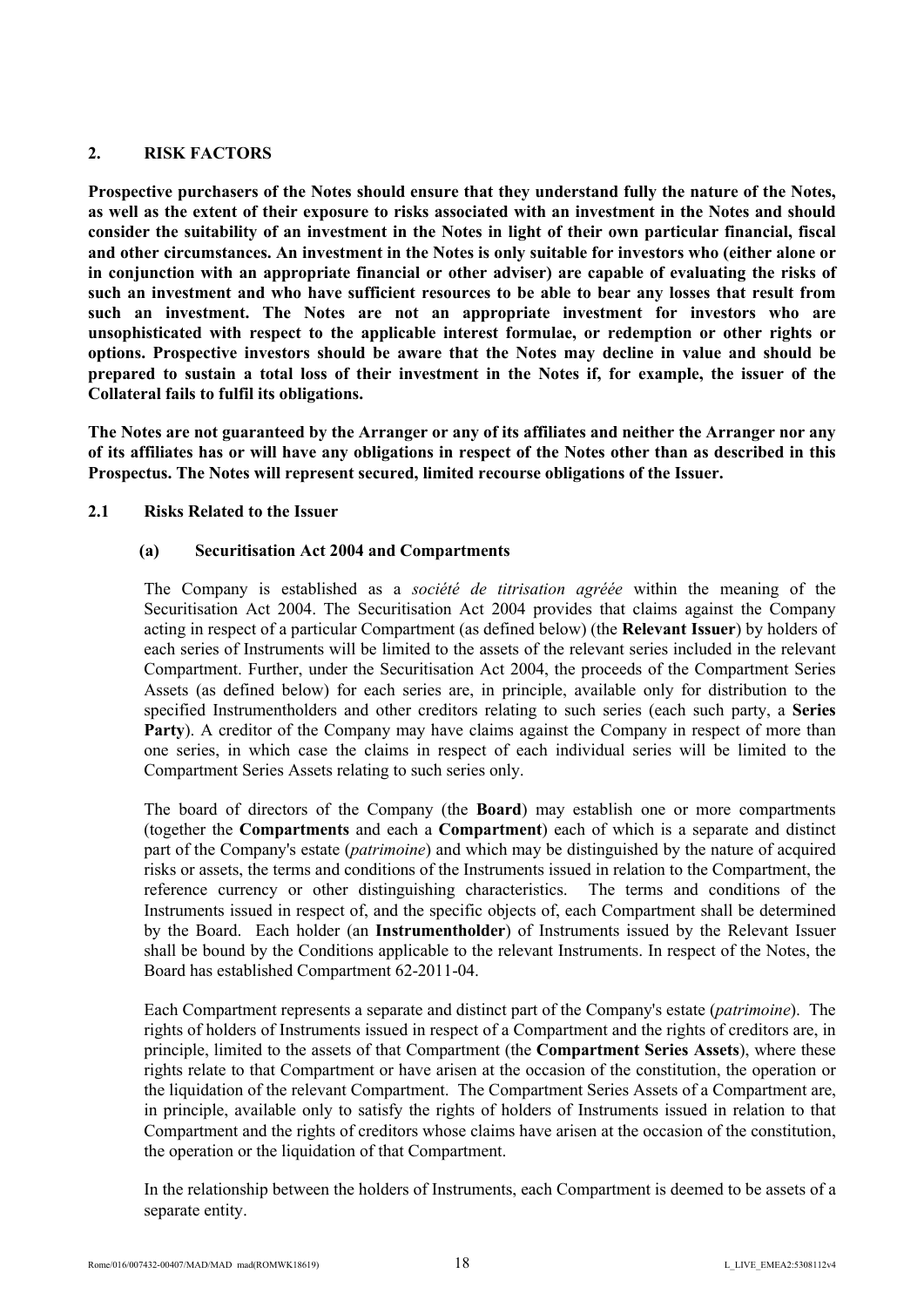## 2. RISK FACTORS

**Prospective purchasers of the Notes should ensure that they understand fully the nature of the Notes, as well as the extent of their exposure to risks associated with an investment in the Notes and should consider the suitability of an investment in the Notes in light of their own particular financial, fiscal and other circumstances. An investment in the Notes is only suitable for investors who (either alone or in conjunction with an appropriate financial or other adviser) are capable of evaluating the risks of such an investment and who have sufficient resources to be able to bear any losses that result from such an investment. The Notes are not an appropriate investment for investors who are unsophisticated with respect to the applicable interest formulae, or redemption or other rights or options. Prospective investors should be aware that the Notes may decline in value and should be prepared to sustain a total loss of their investment in the Notes if, for example, the issuer of the Collateral fails to fulfil its obligations.**

**The Notes are not guaranteed by the Arranger or any of its affiliates and neither the Arranger nor any of its affiliates has or will have any obligations in respect of the Notes other than as described in this Prospectus. The Notes will represent secured, limited recourse obligations of the Issuer.**

### 2.1 Risks Related to the Issuer

#### (a) Securitisation Act 2004 and Compartments

The Company is established as a *société de titrisation agréée* within the meaning of the Securitisation Act 2004. The Securitisation Act 2004 provides that claims against the Company acting in respect of a particular Compartment (as defined below) (the **Relevant Issuer**) by holders of each series of Instruments will be limited to the assets of the relevant series included in the relevant Compartment. Further, under the Securitisation Act 2004, the proceeds of the Compartment Series Assets (as defined below) for each series are, in principle, available only for distribution to the specified Instrumentholders and other creditors relating to such series (each such party, a **Series Party**). A creditor of the Company may have claims against the Company in respect of more than one series, in which case the claims in respect of each individual series will be limited to the Compartment Series Assets relating to such series only.

The board of directors of the Company (the **Board**) may establish one or more compartments (together the **Compartments** and each a **Compartment**) each of which is a separate and distinct part of the Company's estate (*patrimoine*) and which may be distinguished by the nature of acquired risks or assets, the terms and conditions of the Instruments issued in relation to the Compartment, the reference currency or other distinguishing characteristics. The terms and conditions of the Instruments issued in respect of, and the specific objects of, each Compartment shall be determined by the Board. Each holder (an **Instrumentholder**) of Instruments issued by the Relevant Issuer shall be bound by the Conditions applicable to the relevant Instruments. In respect of the Notes, the Board has established Compartment 62-2011-04.

Each Compartment represents a separate and distinct part of the Company's estate (*patrimoine*). The rights of holders of Instruments issued in respect of a Compartment and the rights of creditors are, in principle, limited to the assets of that Compartment (the **Compartment Series Assets**), where these rights relate to that Compartment or have arisen at the occasion of the constitution, the operation or the liquidation of the relevant Compartment. The Compartment Series Assets of a Compartment are, in principle, available only to satisfy the rights of holders of Instruments issued in relation to that Compartment and the rights of creditors whose claims have arisen at the occasion of the constitution, the operation or the liquidation of that Compartment.

In the relationship between the holders of Instruments, each Compartment is deemed to be assets of a separate entity.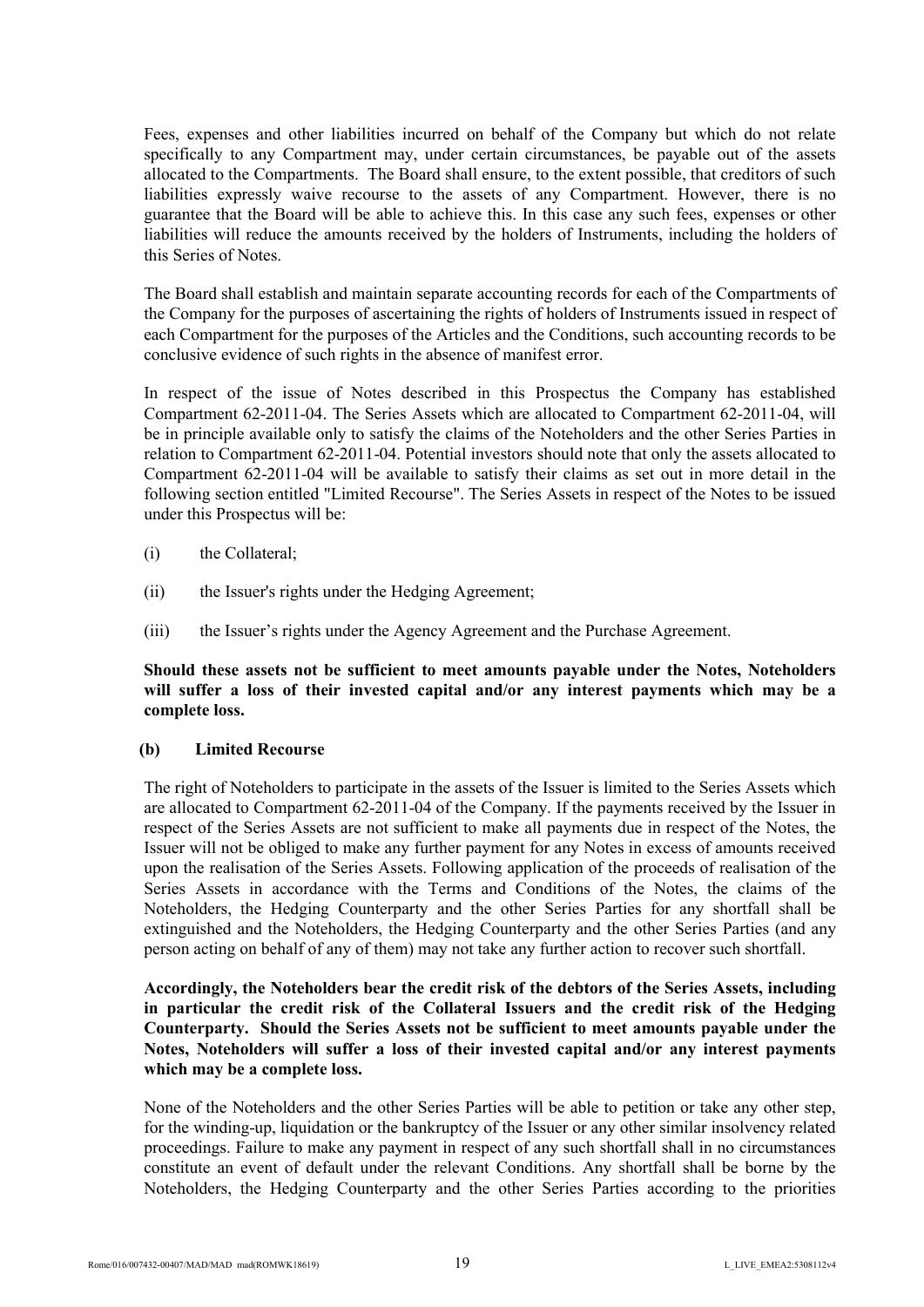Fees, expenses and other liabilities incurred on behalf of the Company but which do not relate specifically to any Compartment may, under certain circumstances, be payable out of the assets allocated to the Compartments. The Board shall ensure, to the extent possible, that creditors of such liabilities expressly waive recourse to the assets of any Compartment. However, there is no guarantee that the Board will be able to achieve this. In this case any such fees, expenses or other liabilities will reduce the amounts received by the holders of Instruments, including the holders of this Series of Notes.

The Board shall establish and maintain separate accounting records for each of the Compartments of the Company for the purposes of ascertaining the rights of holders of Instruments issued in respect of each Compartment for the purposes of the Articles and the Conditions, such accounting records to be conclusive evidence of such rights in the absence of manifest error.

In respect of the issue of Notes described in this Prospectus the Company has established Compartment 62-2011-04. The Series Assets which are allocated to Compartment 62-2011-04, will be in principle available only to satisfy the claims of the Noteholders and the other Series Parties in relation to Compartment 62-2011-04. Potential investors should note that only the assets allocated to Compartment 62-2011-04 will be available to satisfy their claims as set out in more detail in the following section entitled "Limited Recourse". The Series Assets in respect of the Notes to be issued under this Prospectus will be:

(i) the Collateral;

(ii) the Issuer's rights under the Hedging Agreement;

(iii) the Issuer's rights under the Agency Agreement and the Purchase Agreement.

**Should these assets not be sufficient to meet amounts payable under the Notes, Noteholders will suffer a loss of their invested capital and/or any interest payments which may be a complete loss.**

**(b) Limited Recourse**

The right of Noteholders to participate in the assets of the Issuer is limited to the Series Assets which are allocated to Compartment 62-2011-04 of the Company. If the payments received by the Issuer in respect of the Series Assets are not sufficient to make all payments due in respect of the Notes, the Issuer will not be obliged to make any further payment for any Notes in excess of amounts received upon the realisation of the Series Assets. Following application of the proceeds of realisation of the Series Assets in accordance with the Terms and Conditions of the Notes, the claims of the Noteholders, the Hedging Counterparty and the other Series Parties for any shortfall shall be extinguished and the Noteholders, the Hedging Counterparty and the other Series Parties (and any person acting on behalf of any of them) may not take any further action to recover such shortfall.

**Accordingly, the Noteholders bear the credit risk of the debtors of the Series Assets, including in particular the credit risk of the Collateral Issuers and the credit risk of the Hedging Counterparty. Should the Series Assets not be sufficient to meet amounts payable under the Notes, Noteholders will suffer a loss of their invested capital and/or any interest payments which may be a complete loss.**

None of the Noteholders and the other Series Parties will be able to petition or take any other step, for the winding-up, liquidation or the bankruptcy of the Issuer or any other similar insolvency related proceedings. Failure to make any payment in respect of any such shortfall shall in no circumstances constitute an event of default under the relevant Conditions. Any shortfall shall be borne by the Noteholders, the Hedging Counterparty and the other Series Parties according to the priorities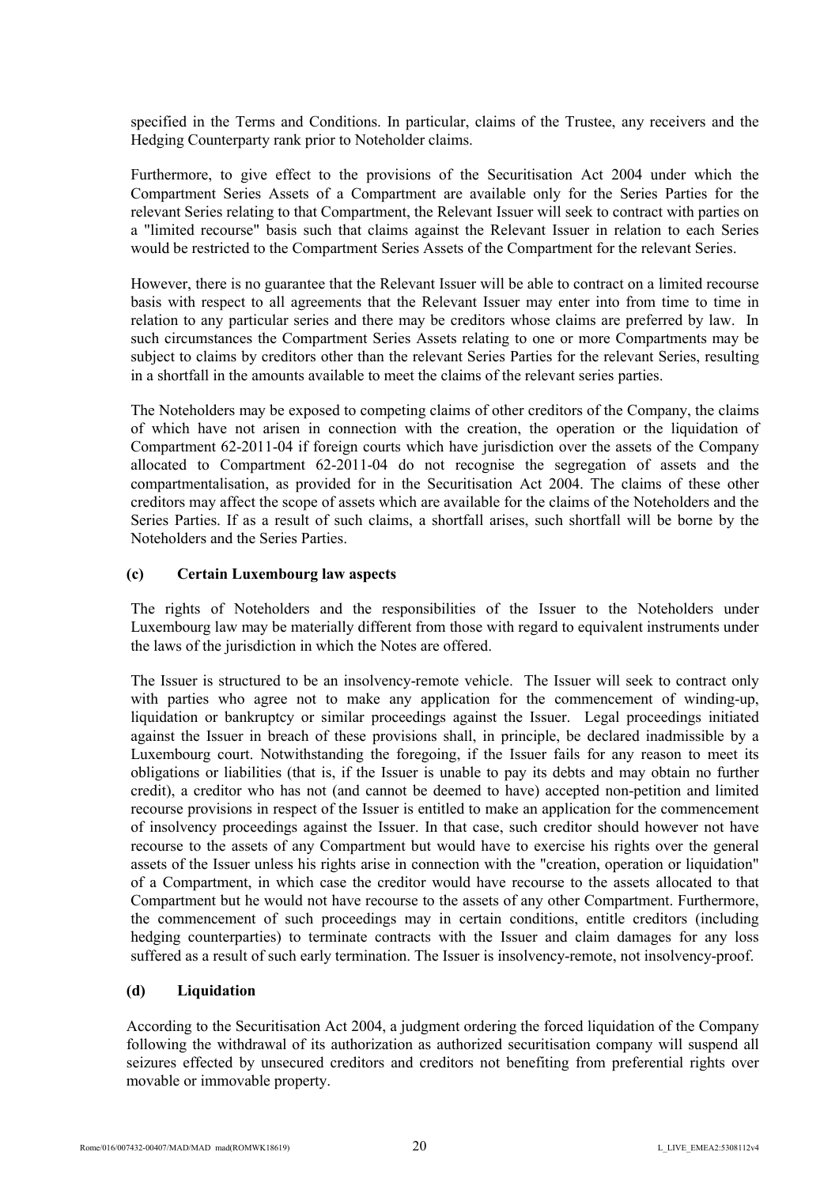specified in the Terms and Conditions. In particular, claims of the Trustee, any receivers and the Hedging Counterparty rank prior to Noteholder claims.

Furthermore, to give effect to the provisions of the Securitisation Act 2004 under which the Compartment Series Assets of a Compartment are available only for the Series Parties for the relevant Series relating to that Compartment, the Relevant Issuer will seek to contract with parties on a "limited recourse" basis such that claims against the Relevant Issuer in relation to each Series would be restricted to the Compartment Series Assets of the Compartment for the relevant Series.

However, there is no guarantee that the Relevant Issuer will be able to contract on a limited recourse basis with respect to all agreements that the Relevant Issuer may enter into from time to time in relation to any particular series and there may be creditors whose claims are preferred by law. In such circumstances the Compartment Series Assets relating to one or more Compartments may be subject to claims by creditors other than the relevant Series Parties for the relevant Series, resulting in a shortfall in the amounts available to meet the claims of the relevant series parties.

The Noteholders may be exposed to competing claims of other creditors of the Company, the claims of which have not arisen in connection with the creation, the operation or the liquidation of Compartment 62-2011-04 if foreign courts which have jurisdiction over the assets of the Company allocated to Compartment 62-2011-04 do not recognise the segregation of assets and the compartmentalisation, as provided for in the Securitisation Act 2004. The claims of these other creditors may affect the scope of assets which are available for the claims of the Noteholders and the Series Parties. If as a result of such claims, a shortfall arises, such shortfall will be borne by the Noteholders and the Series Parties.

**(c) Certain Luxembourg law aspects**

The rights of Noteholders and the responsibilities of the Issuer to the Noteholders under Luxembourg law may be materially different from those with regard to equivalent instruments under the laws of the jurisdiction in which the Notes are offered.

The Issuer is structured to be an insolvency-remote vehicle. The Issuer will seek to contract only with parties who agree not to make any application for the commencement of winding-up, liquidation or bankruptcy or similar proceedings against the Issuer. Legal proceedings initiated against the Issuer in breach of these provisions shall, in principle, be declared inadmissible by a Luxembourg court. Notwithstanding the foregoing, if the Issuer fails for any reason to meet its obligations or liabilities (that is, if the Issuer is unable to pay its debts and may obtain no further credit), a creditor who has not (and cannot be deemed to have) accepted non-petition and limited recourse provisions in respect of the Issuer is entitled to make an application for the commencement of insolvency proceedings against the Issuer. In that case, such creditor should however not have recourse to the assets of any Compartment but would have to exercise his rights over the general assets of the Issuer unless his rights arise in connection with the "creation, operation or liquidation" of a Compartment, in which case the creditor would have recourse to the assets allocated to that Compartment but he would not have recourse to the assets of any other Compartment. Furthermore, the commencement of such proceedings may in certain conditions, entitle creditors (including hedging counterparties) to terminate contracts with the Issuer and claim damages for any loss suffered as a result of such early termination. The Issuer is insolvency-remote, not insolvency-proof.

**(d) Liquidation**

According to the Securitisation Act 2004, a judgment ordering the forced liquidation of the Company following the withdrawal of its authorization as authorized securitisation company will suspend all seizures effected by unsecured creditors and creditors not benefiting from preferential rights over movable or immovable property.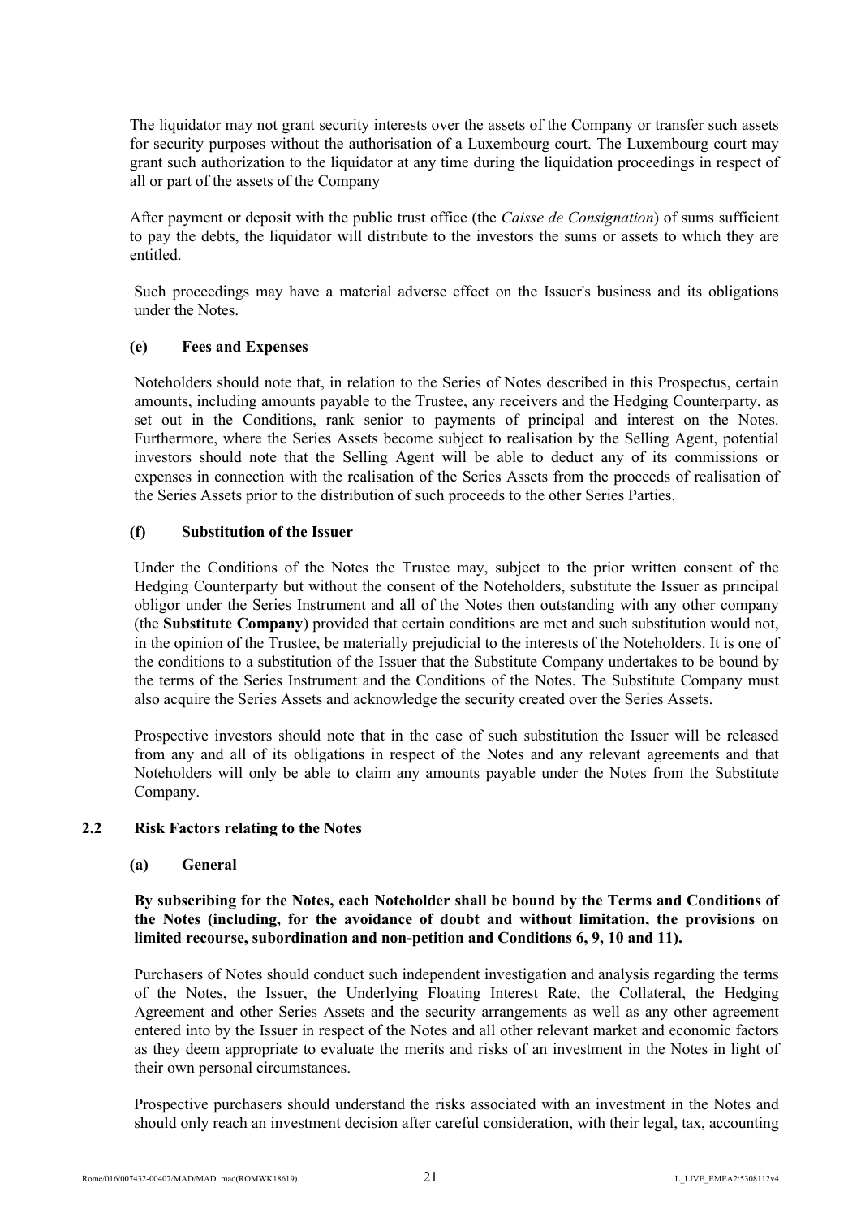The liquidator may not grant security interests over the assets of the Company or transfer such assets for security purposes without the authorisation of a Luxembourg court. The Luxembourg court may grant such authorization to the liquidator at any time during the liquidation proceedings in respect of all or part of the assets of the Company

After payment or deposit with the public trust office (the *Caisse de Consignation*) of sums sufficient to pay the debts, the liquidator will distribute to the investors the sums or assets to which they are entitled.

Such proceedings may have a material adverse effect on the Issuer's business and its obligations under the Notes.

#### (e) Fees and Expenses

Noteholders should note that, in relation to the Series of Notes described in this Prospectus, certain amounts, including amounts payable to the Trustee, any receivers and the Hedging Counterparty, as set out in the Conditions, rank senior to payments of principal and interest on the Notes. Furthermore, where the Series Assets become subject to realisation by the Selling Agent, potential investors should note that the Selling Agent will be able to deduct any of its commissions or expenses in connection with the realisation of the Series Assets from the proceeds of realisation of the Series Assets prior to the distribution of such proceeds to the other Series Parties.

#### (f) Substitution of the Issuer

Under the Conditions of the Notes the Trustee may, subject to the prior written consent of the Hedging Counterparty but without the consent of the Noteholders, substitute the Issuer as principal obligor under the Series Instrument and all of the Notes then outstanding with any other company (the **Substitute Company**) provided that certain conditions are met and such substitution would not, in the opinion of the Trustee, be materially prejudicial to the interests of the Noteholders. It is one of the conditions to a substitution of the Issuer that the Substitute Company undertakes to be bound by the terms of the Series Instrument and the Conditions of the Notes. The Substitute Company must also acquire the Series Assets and acknowledge the security created over the Series Assets.

Prospective investors should note that in the case of such substitution the Issuer will be released from any and all of its obligations in respect of the Notes and any relevant agreements and that Noteholders will only be able to claim any amounts payable under the Notes from the Substitute Company.

### 2.2 Risk Factors relating to the Notes

#### (a) General

**By subscribing for the Notes, each Noteholder shall be bound by the Terms and Conditions of the Notes (including, for the avoidance of doubt and without limitation, the provisions on limited recourse, subordination and non-petition and Conditions 6, 9, 10 and 11).**

Purchasers of Notes should conduct such independent investigation and analysis regarding the terms of the Notes, the Issuer, the Underlying Floating Interest Rate, the Collateral, the Hedging Agreement and other Series Assets and the security arrangements as well as any other agreement entered into by the Issuer in respect of the Notes and all other relevant market and economic factors as they deem appropriate to evaluate the merits and risks of an investment in the Notes in light of their own personal circumstances.

Prospective purchasers should understand the risks associated with an investment in the Notes and should only reach an investment decision after careful consideration, with their legal, tax, accounting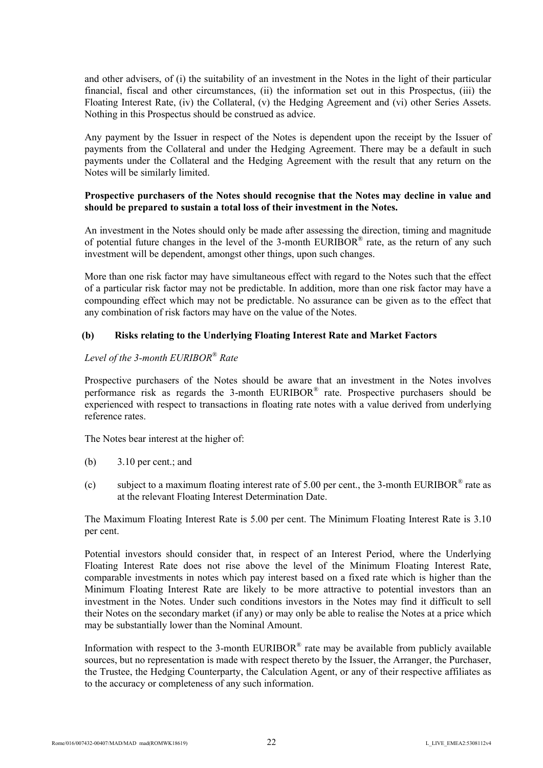and other advisers, of (i) the suitability of an investment in the Notes in the light of their particular financial, fiscal and other circumstances, (ii) the information set out in this Prospectus, (iii) the Floating Interest Rate, (iv) the Collateral, (v) the Hedging Agreement and (vi) other Series Assets. Nothing in this Prospectus should be construed as advice.

Any payment by the Issuer in respect of the Notes is dependent upon the receipt by the Issuer of payments from the Collateral and under the Hedging Agreement. There may be a default in such payments under the Collateral and the Hedging Agreement with the result that any return on the Notes will be similarly limited.

**Prospective purchasers of the Notes should recognise that the Notes may decline in value and should be prepared to sustain a total loss of their investment in the Notes.**

An investment in the Notes should only be made after assessing the direction, timing and magnitude of potential future changes in the level of the 3-month EURIBOR® rate, as the return of any such investment will be dependent, amongst other things, upon such changes.

More than one risk factor may have simultaneous effect with regard to the Notes such that the effect of a particular risk factor may not be predictable. In addition, more than one risk factor may have a compounding effect which may not be predictable. No assurance can be given as to the effect that any combination of risk factors may have on the value of the Notes.

**(b) Risks relating to the Underlying Floating Interest Rate and Market Factors**

*Level of the 3-month EURIBOR® Rate*

Prospective purchasers of the Notes should be aware that an investment in the Notes involves performance risk as regards the 3-month EURIBOR® rate. Prospective purchasers should be experienced with respect to transactions in floating rate notes with a value derived from underlying reference rates.

The Notes bear interest at the higher of:

(b) 3.10 per cent.; and

(c) subject to a maximum floating interest rate of 5.00 per cent., the 3-month EURIBOR® rate as at the relevant Floating Interest Determination Date.

The Maximum Floating Interest Rate is 5.00 per cent. The Minimum Floating Interest Rate is 3.10 per cent.

Potential investors should consider that, in respect of an Interest Period, where the Underlying Floating Interest Rate does not rise above the level of the Minimum Floating Interest Rate, comparable investments in notes which pay interest based on a fixed rate which is higher than the Minimum Floating Interest Rate are likely to be more attractive to potential investors than an investment in the Notes. Under such conditions investors in the Notes may find it difficult to sell their Notes on the secondary market (if any) or may only be able to realise the Notes at a price which may be substantially lower than the Nominal Amount.

Information with respect to the 3-month EURIBOR® rate may be available from publicly available sources, but no representation is made with respect thereto by the Issuer, the Arranger, the Purchaser, the Trustee, the Hedging Counterparty, the Calculation Agent, or any of their respective affiliates as to the accuracy or completeness of any such information.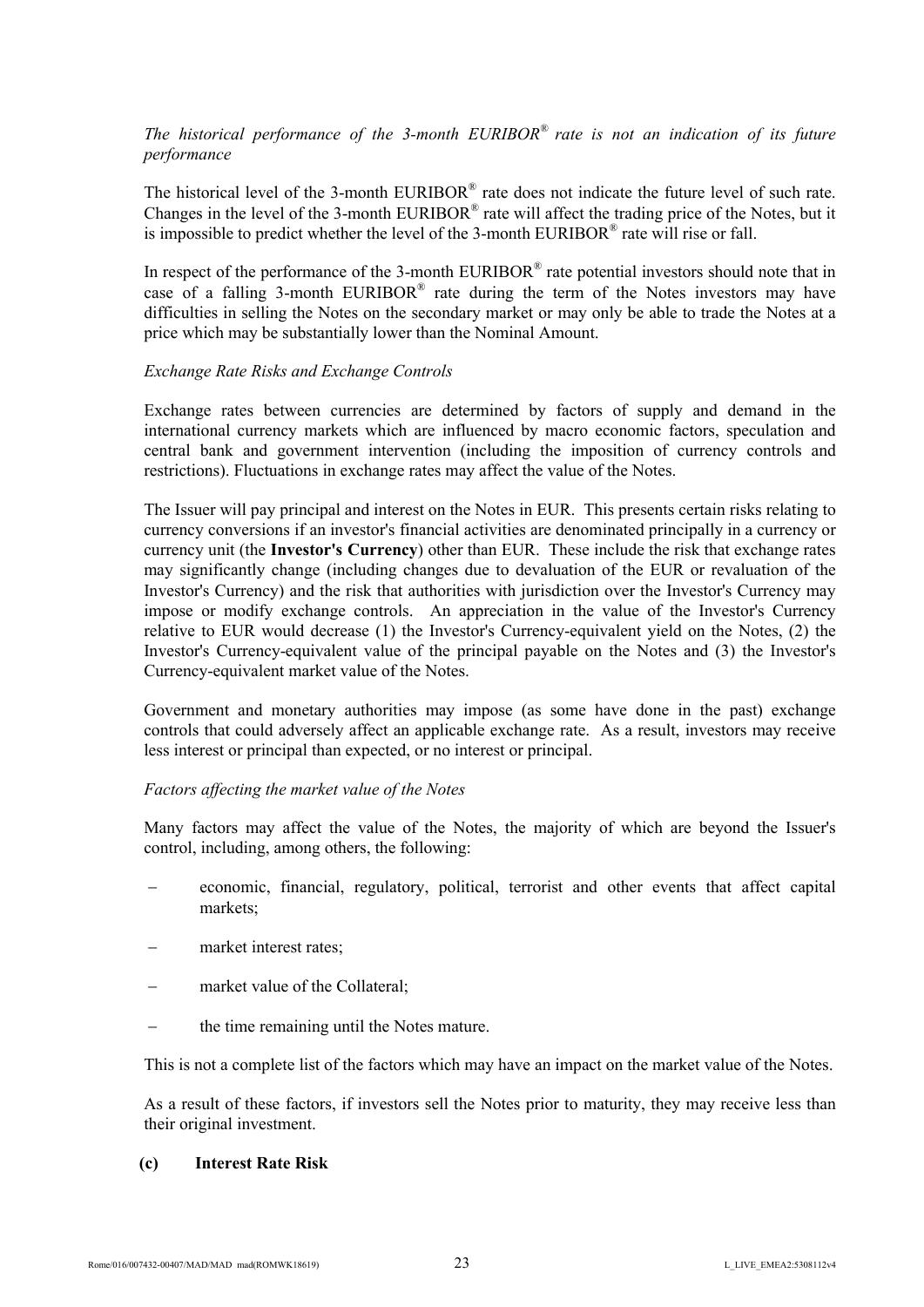*The historical performance of the 3-month EURIBOR® rate is not an indication of its future performance*

The historical level of the 3-month EURIBOR® rate does not indicate the future level of such rate. Changes in the level of the 3-month EURIBOR® rate will affect the trading price of the Notes, but it is impossible to predict whether the level of the 3-month EURIBOR® rate will rise or fall.

In respect of the performance of the 3-month EURIBOR® rate potential investors should note that in case of a falling 3-month EURIBOR® rate during the term of the Notes investors may have difficulties in selling the Notes on the secondary market or may only be able to trade the Notes at a price which may be substantially lower than the Nominal Amount.

*Exchange Rate Risks and Exchange Controls*

Exchange rates between currencies are determined by factors of supply and demand in the international currency markets which are influenced by macro economic factors, speculation and central bank and government intervention (including the imposition of currency controls and restrictions). Fluctuations in exchange rates may affect the value of the Notes.

The Issuer will pay principal and interest on the Notes in EUR. This presents certain risks relating to currency conversions if an investor's financial activities are denominated principally in a currency or currency unit (the **Investor's Currency**) other than EUR. These include the risk that exchange rates may significantly change (including changes due to devaluation of the EUR or revaluation of the Investor's Currency) and the risk that authorities with jurisdiction over the Investor's Currency may impose or modify exchange controls. An appreciation in the value of the Investor's Currency relative to EUR would decrease (1) the Investor's Currency-equivalent yield on the Notes, (2) the Investor's Currency-equivalent value of the principal payable on the Notes and (3) the Investor's Currency-equivalent market value of the Notes.

Government and monetary authorities may impose (as some have done in the past) exchange controls that could adversely affect an applicable exchange rate. As a result, investors may receive less interest or principal than expected, or no interest or principal.

*Factors affecting the market value of the Notes*

Many factors may affect the value of the Notes, the majority of which are beyond the Issuer's control, including, among others, the following:

- economic, financial, regulatory, political, terrorist and other events that affect capital markets;
- market interest rates;
- market value of the Collateral;
- the time remaining until the Notes mature.

This is not a complete list of the factors which may have an impact on the market value of the Notes.

As a result of these factors, if investors sell the Notes prior to maturity, they may receive less than their original investment.

**(c) Interest Rate Risk**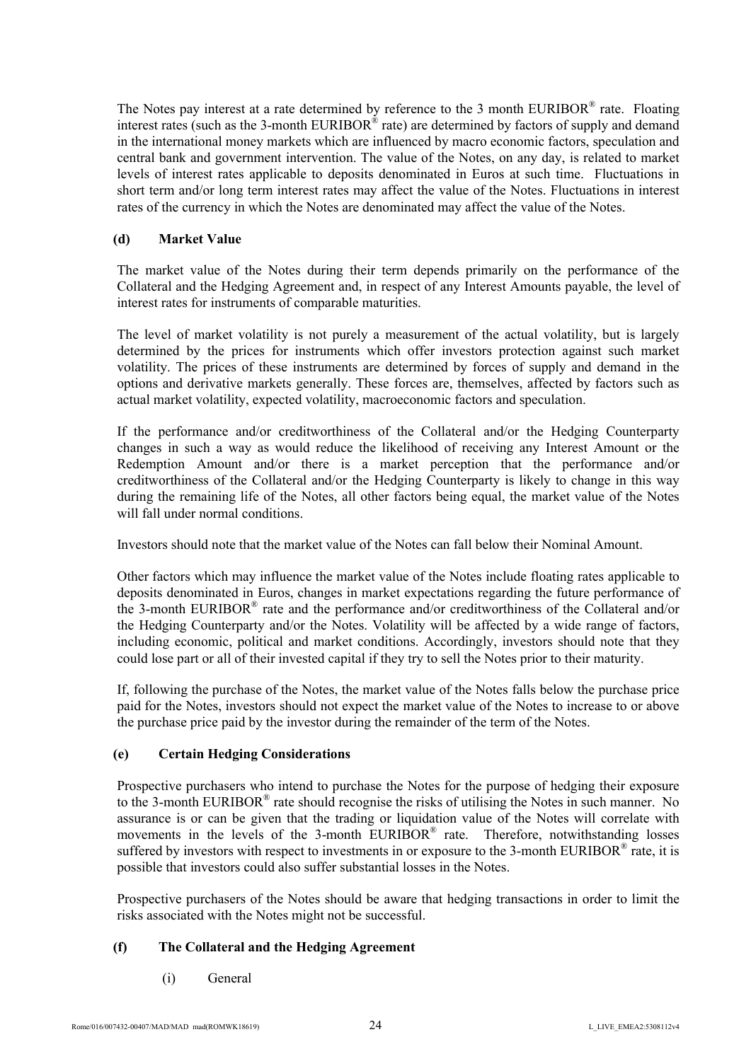The Notes pay interest at a rate determined by reference to the 3 month EURIBOR® rate. Floating interest rates (such as the 3-month EURIBOR® rate) are determined by factors of supply and demand in the international money markets which are influenced by macro economic factors, speculation and central bank and government intervention. The value of the Notes, on any day, is related to market levels of interest rates applicable to deposits denominated in Euros at such time. Fluctuations in short term and/or long term interest rates may affect the value of the Notes. Fluctuations in interest rates of the currency in which the Notes are denominated may affect the value of the Notes.

**(d) Market Value**

The market value of the Notes during their term depends primarily on the performance of the Collateral and the Hedging Agreement and, in respect of any Interest Amounts payable, the level of interest rates for instruments of comparable maturities.

The level of market volatility is not purely a measurement of the actual volatility, but is largely determined by the prices for instruments which offer investors protection against such market volatility. The prices of these instruments are determined by forces of supply and demand in the options and derivative markets generally. These forces are, themselves, affected by factors such as actual market volatility, expected volatility, macroeconomic factors and speculation.

If the performance and/or creditworthiness of the Collateral and/or the Hedging Counterparty changes in such a way as would reduce the likelihood of receiving any Interest Amount or the Redemption Amount and/or there is a market perception that the performance and/or creditworthiness of the Collateral and/or the Hedging Counterparty is likely to change in this way during the remaining life of the Notes, all other factors being equal, the market value of the Notes will fall under normal conditions.

Investors should note that the market value of the Notes can fall below their Nominal Amount.

Other factors which may influence the market value of the Notes include floating rates applicable to deposits denominated in Euros, changes in market expectations regarding the future performance of the 3-month EURIBOR® rate and the performance and/or creditworthiness of the Collateral and/or the Hedging Counterparty and/or the Notes. Volatility will be affected by a wide range of factors, including economic, political and market conditions. Accordingly, investors should note that they could lose part or all of their invested capital if they try to sell the Notes prior to their maturity.

If, following the purchase of the Notes, the market value of the Notes falls below the purchase price paid for the Notes, investors should not expect the market value of the Notes to increase to or above the purchase price paid by the investor during the remainder of the term of the Notes.

**(e) Certain Hedging Considerations**

Prospective purchasers who intend to purchase the Notes for the purpose of hedging their exposure to the 3-month EURIBOR® rate should recognise the risks of utilising the Notes in such manner. No assurance is or can be given that the trading or liquidation value of the Notes will correlate with movements in the levels of the 3-month EURIBOR® rate. Therefore, notwithstanding losses suffered by investors with respect to investments in or exposure to the 3-month EURIBOR® rate, it is possible that investors could also suffer substantial losses in the Notes.

Prospective purchasers of the Notes should be aware that hedging transactions in order to limit the risks associated with the Notes might not be successful.

**(f) The Collateral and the Hedging Agreement**

(i) General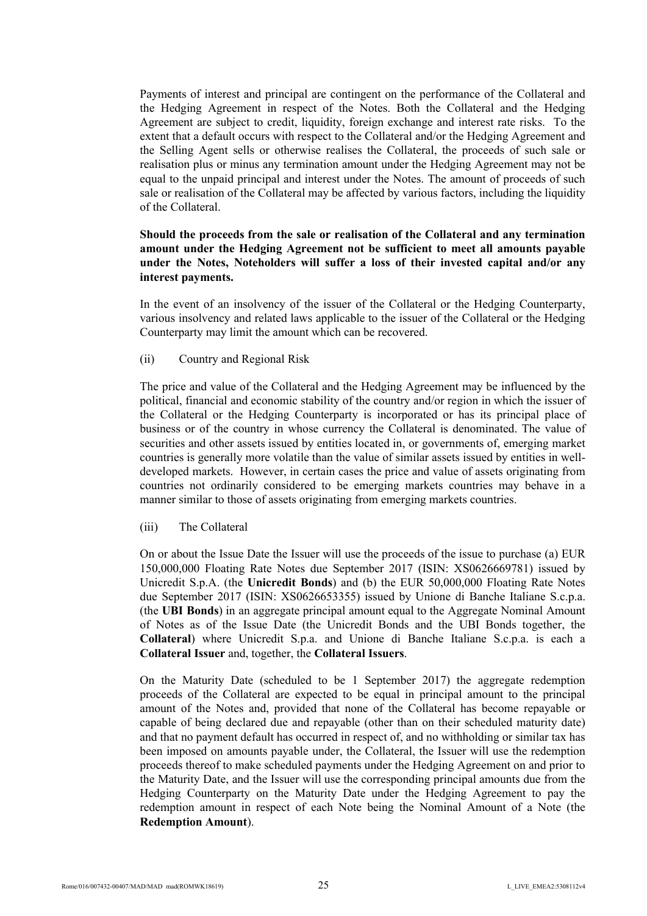Payments of interest and principal are contingent on the performance of the Collateral and the Hedging Agreement in respect of the Notes. Both the Collateral and the Hedging Agreement are subject to credit, liquidity, foreign exchange and interest rate risks. To the extent that a default occurs with respect to the Collateral and/or the Hedging Agreement and the Selling Agent sells or otherwise realises the Collateral, the proceeds of such sale or realisation plus or minus any termination amount under the Hedging Agreement may not be equal to the unpaid principal and interest under the Notes. The amount of proceeds of such sale or realisation of the Collateral may be affected by various factors, including the liquidity of the Collateral.

**Should the proceeds from the sale or realisation of the Collateral and any termination amount under the Hedging Agreement not be sufficient to meet all amounts payable under the Notes, Noteholders will suffer a loss of their invested capital and/or any interest payments.**

In the event of an insolvency of the issuer of the Collateral or the Hedging Counterparty, various insolvency and related laws applicable to the issuer of the Collateral or the Hedging Counterparty may limit the amount which can be recovered.

(ii) Country and Regional Risk

The price and value of the Collateral and the Hedging Agreement may be influenced by the political, financial and economic stability of the country and/or region in which the issuer of the Collateral or the Hedging Counterparty is incorporated or has its principal place of business or of the country in whose currency the Collateral is denominated. The value of securities and other assets issued by entities located in, or governments of, emerging market countries is generally more volatile than the value of similar assets issued by entities in well-developed markets. However, in certain cases the price and value of assets originating from countries not ordinarily considered to be emerging markets countries may behave in a manner similar to those of assets originating from emerging markets countries.

(iii) The Collateral

On or about the Issue Date the Issuer will use the proceeds of the issue to purchase (a) EUR 150,000,000 Floating Rate Notes due September 2017 (ISIN: XS0626669781) issued by Unicredit S.p.A. (the **Unicredit Bonds**) and (b) the EUR 50,000,000 Floating Rate Notes due September 2017 (ISIN: XS0626653355) issued by Unione di Banche Italiane S.c.p.a. (the **UBI Bonds**) in an aggregate principal amount equal to the Aggregate Nominal Amount of Notes as of the Issue Date (the Unicredit Bonds and the UBI Bonds together, the **Collateral**) where Unicredit S.p.a. and Unione di Banche Italiane S.c.p.a. is each a **Collateral Issuer** and, together, the **Collateral Issuers**.

On the Maturity Date (scheduled to be 1 September 2017) the aggregate redemption proceeds of the Collateral are expected to be equal in principal amount to the principal amount of the Notes and, provided that none of the Collateral has become repayable or capable of being declared due and repayable (other than on their scheduled maturity date) and that no payment default has occurred in respect of, and no withholding or similar tax has been imposed on amounts payable under, the Collateral, the Issuer will use the redemption proceeds thereof to make scheduled payments under the Hedging Agreement on and prior to the Maturity Date, and the Issuer will use the corresponding principal amounts due from the Hedging Counterparty on the Maturity Date under the Hedging Agreement to pay the redemption amount in respect of each Note being the Nominal Amount of a Note (the **Redemption Amount**).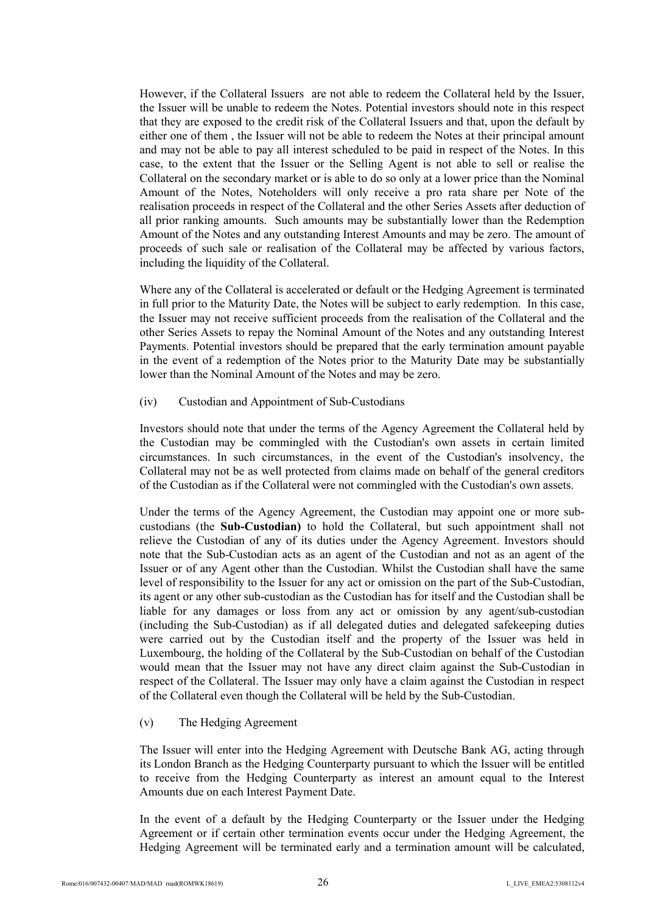However, if the Collateral Issuers are not able to redeem the Collateral held by the Issuer, the Issuer will be unable to redeem the Notes. Potential investors should note in this respect that they are exposed to the credit risk of the Collateral Issuers and that, upon the default by either one of them , the Issuer will not be able to redeem the Notes at their principal amount and may not be able to pay all interest scheduled to be paid in respect of the Notes. In this case, to the extent that the Issuer or the Selling Agent is not able to sell or realise the Collateral on the secondary market or is able to do so only at a lower price than the Nominal Amount of the Notes, Noteholders will only receive a pro rata share per Note of the realisation proceeds in respect of the Collateral and the other Series Assets after deduction of all prior ranking amounts. Such amounts may be substantially lower than the Redemption Amount of the Notes and any outstanding Interest Amounts and may be zero. The amount of proceeds of such sale or realisation of the Collateral may be affected by various factors, including the liquidity of the Collateral.

Where any of the Collateral is accelerated or default or the Hedging Agreement is terminated in full prior to the Maturity Date, the Notes will be subject to early redemption. In this case, the Issuer may not receive sufficient proceeds from the realisation of the Collateral and the other Series Assets to repay the Nominal Amount of the Notes and any outstanding Interest Payments. Potential investors should be prepared that the early termination amount payable in the event of a redemption of the Notes prior to the Maturity Date may be substantially lower than the Nominal Amount of the Notes and may be zero.

(iv) Custodian and Appointment of Sub-Custodians

Investors should note that under the terms of the Agency Agreement the Collateral held by the Custodian may be commingled with the Custodian's own assets in certain limited circumstances. In such circumstances, in the event of the Custodian's insolvency, the Collateral may not be as well protected from claims made on behalf of the general creditors of the Custodian as if the Collateral were not commingled with the Custodian's own assets.

Under the terms of the Agency Agreement, the Custodian may appoint one or more sub-custodians (the **Sub-Custodian)** to hold the Collateral, but such appointment shall not relieve the Custodian of any of its duties under the Agency Agreement. Investors should note that the Sub-Custodian acts as an agent of the Custodian and not as an agent of the Issuer or of any Agent other than the Custodian. Whilst the Custodian shall have the same level of responsibility to the Issuer for any act or omission on the part of the Sub-Custodian, its agent or any other sub-custodian as the Custodian has for itself and the Custodian shall be liable for any damages or loss from any act or omission by any agent/sub-custodian (including the Sub-Custodian) as if all delegated duties and delegated safekeeping duties were carried out by the Custodian itself and the property of the Issuer was held in Luxembourg, the holding of the Collateral by the Sub-Custodian on behalf of the Custodian would mean that the Issuer may not have any direct claim against the Sub-Custodian in respect of the Collateral. The Issuer may only have a claim against the Custodian in respect of the Collateral even though the Collateral will be held by the Sub-Custodian.

(v) The Hedging Agreement

The Issuer will enter into the Hedging Agreement with Deutsche Bank AG, acting through its London Branch as the Hedging Counterparty pursuant to which the Issuer will be entitled to receive from the Hedging Counterparty as interest an amount equal to the Interest Amounts due on each Interest Payment Date.

In the event of a default by the Hedging Counterparty or the Issuer under the Hedging Agreement or if certain other termination events occur under the Hedging Agreement, the Hedging Agreement will be terminated early and a termination amount will be calculated,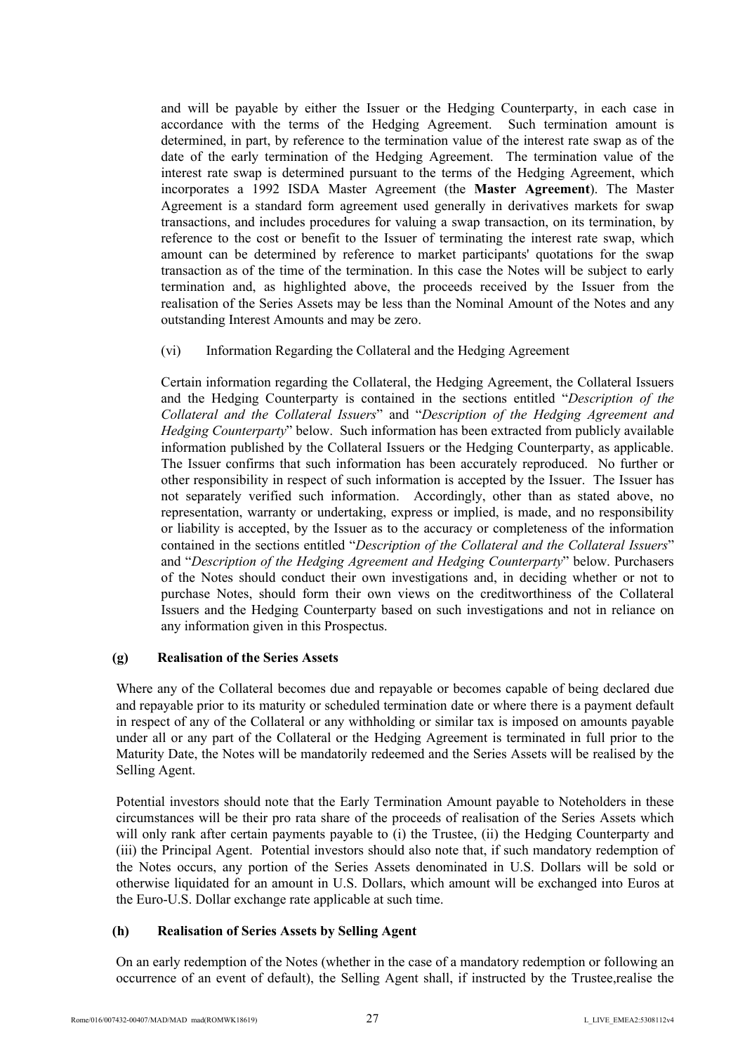and will be payable by either the Issuer or the Hedging Counterparty, in each case in accordance with the terms of the Hedging Agreement. Such termination amount is determined, in part, by reference to the termination value of the interest rate swap as of the date of the early termination of the Hedging Agreement. The termination value of the interest rate swap is determined pursuant to the terms of the Hedging Agreement, which incorporates a 1992 ISDA Master Agreement (the **Master Agreement**). The Master Agreement is a standard form agreement used generally in derivatives markets for swap transactions, and includes procedures for valuing a swap transaction, on its termination, by reference to the cost or benefit to the Issuer of terminating the interest rate swap, which amount can be determined by reference to market participants' quotations for the swap transaction as of the time of the termination. In this case the Notes will be subject to early termination and, as highlighted above, the proceeds received by the Issuer from the realisation of the Series Assets may be less than the Nominal Amount of the Notes and any outstanding Interest Amounts and may be zero.

(vi) Information Regarding the Collateral and the Hedging Agreement

Certain information regarding the Collateral, the Hedging Agreement, the Collateral Issuers and the Hedging Counterparty is contained in the sections entitled "*Description of the Collateral and the Collateral Issuers*" and "*Description of the Hedging Agreement and Hedging Counterparty*" below. Such information has been extracted from publicly available information published by the Collateral Issuers or the Hedging Counterparty, as applicable. The Issuer confirms that such information has been accurately reproduced. No further or other responsibility in respect of such information is accepted by the Issuer. The Issuer has not separately verified such information. Accordingly, other than as stated above, no representation, warranty or undertaking, express or implied, is made, and no responsibility or liability is accepted, by the Issuer as to the accuracy or completeness of the information contained in the sections entitled "*Description of the Collateral and the Collateral Issuers*" and "*Description of the Hedging Agreement and Hedging Counterparty*" below. Purchasers of the Notes should conduct their own investigations and, in deciding whether or not to purchase Notes, should form their own views on the creditworthiness of the Collateral Issuers and the Hedging Counterparty based on such investigations and not in reliance on any information given in this Prospectus.

**(g) Realisation of the Series Assets**

Where any of the Collateral becomes due and repayable or becomes capable of being declared due and repayable prior to its maturity or scheduled termination date or where there is a payment default in respect of any of the Collateral or any withholding or similar tax is imposed on amounts payable under all or any part of the Collateral or the Hedging Agreement is terminated in full prior to the Maturity Date, the Notes will be mandatorily redeemed and the Series Assets will be realised by the Selling Agent.

Potential investors should note that the Early Termination Amount payable to Noteholders in these circumstances will be their pro rata share of the proceeds of realisation of the Series Assets which will only rank after certain payments payable to (i) the Trustee, (ii) the Hedging Counterparty and (iii) the Principal Agent. Potential investors should also note that, if such mandatory redemption of the Notes occurs, any portion of the Series Assets denominated in U.S. Dollars will be sold or otherwise liquidated for an amount in U.S. Dollars, which amount will be exchanged into Euros at the Euro-U.S. Dollar exchange rate applicable at such time.

**(h) Realisation of Series Assets by Selling Agent**

On an early redemption of the Notes (whether in the case of a mandatory redemption or following an occurrence of an event of default), the Selling Agent shall, if instructed by the Trustee,realise the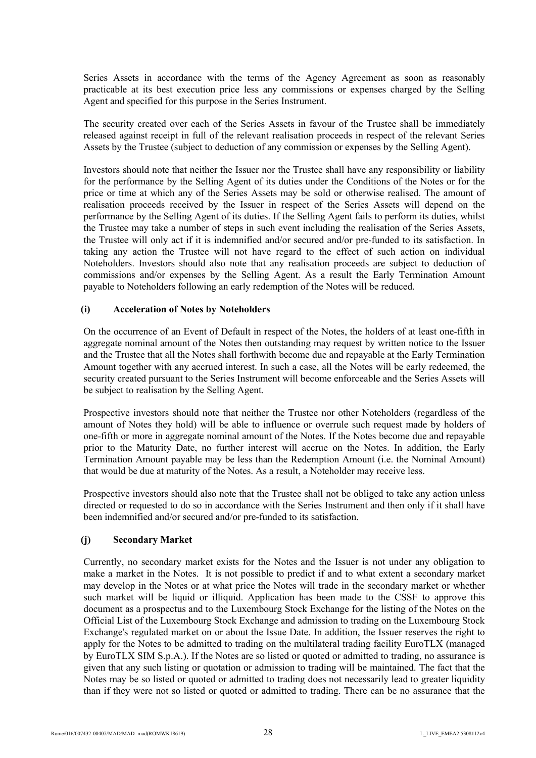Series Assets in accordance with the terms of the Agency Agreement as soon as reasonably practicable at its best execution price less any commissions or expenses charged by the Selling Agent and specified for this purpose in the Series Instrument.

The security created over each of the Series Assets in favour of the Trustee shall be immediately released against receipt in full of the relevant realisation proceeds in respect of the relevant Series Assets by the Trustee (subject to deduction of any commission or expenses by the Selling Agent).

Investors should note that neither the Issuer nor the Trustee shall have any responsibility or liability for the performance by the Selling Agent of its duties under the Conditions of the Notes or for the price or time at which any of the Series Assets may be sold or otherwise realised. The amount of realisation proceeds received by the Issuer in respect of the Series Assets will depend on the performance by the Selling Agent of its duties. If the Selling Agent fails to perform its duties, whilst the Trustee may take a number of steps in such event including the realisation of the Series Assets, the Trustee will only act if it is indemnified and/or secured and/or pre-funded to its satisfaction. In taking any action the Trustee will not have regard to the effect of such action on individual Noteholders. Investors should also note that any realisation proceeds are subject to deduction of commissions and/or expenses by the Selling Agent. As a result the Early Termination Amount payable to Noteholders following an early redemption of the Notes will be reduced.

**(i) Acceleration of Notes by Noteholders**

On the occurrence of an Event of Default in respect of the Notes, the holders of at least one-fifth in aggregate nominal amount of the Notes then outstanding may request by written notice to the Issuer and the Trustee that all the Notes shall forthwith become due and repayable at the Early Termination Amount together with any accrued interest. In such a case, all the Notes will be early redeemed, the security created pursuant to the Series Instrument will become enforceable and the Series Assets will be subject to realisation by the Selling Agent.

Prospective investors should note that neither the Trustee nor other Noteholders (regardless of the amount of Notes they hold) will be able to influence or overrule such request made by holders of one-fifth or more in aggregate nominal amount of the Notes. If the Notes become due and repayable prior to the Maturity Date, no further interest will accrue on the Notes. In addition, the Early Termination Amount payable may be less than the Redemption Amount (i.e. the Nominal Amount) that would be due at maturity of the Notes. As a result, a Noteholder may receive less.

Prospective investors should also note that the Trustee shall not be obliged to take any action unless directed or requested to do so in accordance with the Series Instrument and then only if it shall have been indemnified and/or secured and/or pre-funded to its satisfaction.

**(j) Secondary Market**

Currently, no secondary market exists for the Notes and the Issuer is not under any obligation to make a market in the Notes. It is not possible to predict if and to what extent a secondary market may develop in the Notes or at what price the Notes will trade in the secondary market or whether such market will be liquid or illiquid. Application has been made to the CSSF to approve this document as a prospectus and to the Luxembourg Stock Exchange for the listing of the Notes on the Official List of the Luxembourg Stock Exchange and admission to trading on the Luxembourg Stock Exchange's regulated market on or about the Issue Date. In addition, the Issuer reserves the right to apply for the Notes to be admitted to trading on the multilateral trading facility EuroTLX (managed by EuroTLX SIM S.p.A.). If the Notes are so listed or quoted or admitted to trading, no assurance is given that any such listing or quotation or admission to trading will be maintained. The fact that the Notes may be so listed or quoted or admitted to trading does not necessarily lead to greater liquidity than if they were not so listed or quoted or admitted to trading. There can be no assurance that the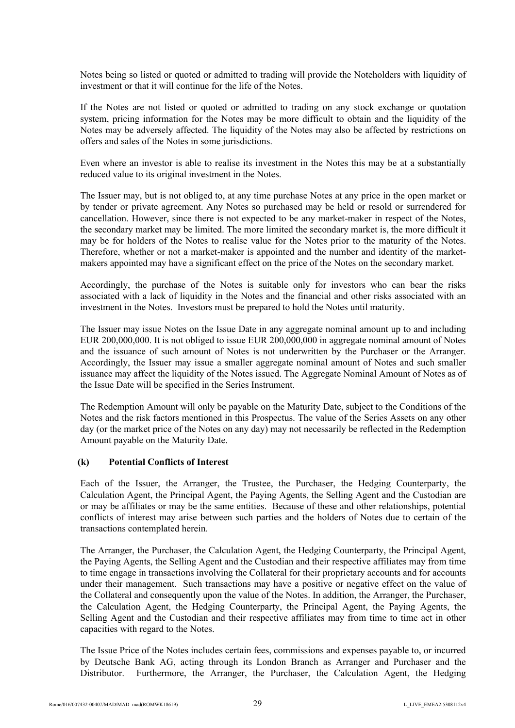Notes being so listed or quoted or admitted to trading will provide the Noteholders with liquidity of investment or that it will continue for the life of the Notes.

If the Notes are not listed or quoted or admitted to trading on any stock exchange or quotation system, pricing information for the Notes may be more difficult to obtain and the liquidity of the Notes may be adversely affected. The liquidity of the Notes may also be affected by restrictions on offers and sales of the Notes in some jurisdictions.

Even where an investor is able to realise its investment in the Notes this may be at a substantially reduced value to its original investment in the Notes.

The Issuer may, but is not obliged to, at any time purchase Notes at any price in the open market or by tender or private agreement. Any Notes so purchased may be held or resold or surrendered for cancellation. However, since there is not expected to be any market-maker in respect of the Notes, the secondary market may be limited. The more limited the secondary market is, the more difficult it may be for holders of the Notes to realise value for the Notes prior to the maturity of the Notes. Therefore, whether or not a market-maker is appointed and the number and identity of the market-makers appointed may have a significant effect on the price of the Notes on the secondary market.

Accordingly, the purchase of the Notes is suitable only for investors who can bear the risks associated with a lack of liquidity in the Notes and the financial and other risks associated with an investment in the Notes. Investors must be prepared to hold the Notes until maturity.

The Issuer may issue Notes on the Issue Date in any aggregate nominal amount up to and including EUR 200,000,000. It is not obliged to issue EUR 200,000,000 in aggregate nominal amount of Notes and the issuance of such amount of Notes is not underwritten by the Purchaser or the Arranger. Accordingly, the Issuer may issue a smaller aggregate nominal amount of Notes and such smaller issuance may affect the liquidity of the Notes issued. The Aggregate Nominal Amount of Notes as of the Issue Date will be specified in the Series Instrument.

The Redemption Amount will only be payable on the Maturity Date, subject to the Conditions of the Notes and the risk factors mentioned in this Prospectus. The value of the Series Assets on any other day (or the market price of the Notes on any day) may not necessarily be reflected in the Redemption Amount payable on the Maturity Date.

**(k) Potential Conflicts of Interest**

Each of the Issuer, the Arranger, the Trustee, the Purchaser, the Hedging Counterparty, the Calculation Agent, the Principal Agent, the Paying Agents, the Selling Agent and the Custodian are or may be affiliates or may be the same entities. Because of these and other relationships, potential conflicts of interest may arise between such parties and the holders of Notes due to certain of the transactions contemplated herein.

The Arranger, the Purchaser, the Calculation Agent, the Hedging Counterparty, the Principal Agent, the Paying Agents, the Selling Agent and the Custodian and their respective affiliates may from time to time engage in transactions involving the Collateral for their proprietary accounts and for accounts under their management. Such transactions may have a positive or negative effect on the value of the Collateral and consequently upon the value of the Notes. In addition, the Arranger, the Purchaser, the Calculation Agent, the Hedging Counterparty, the Principal Agent, the Paying Agents, the Selling Agent and the Custodian and their respective affiliates may from time to time act in other capacities with regard to the Notes.

The Issue Price of the Notes includes certain fees, commissions and expenses payable to, or incurred by Deutsche Bank AG, acting through its London Branch as Arranger and Purchaser and the Distributor. Furthermore, the Arranger, the Purchaser, the Calculation Agent, the Hedging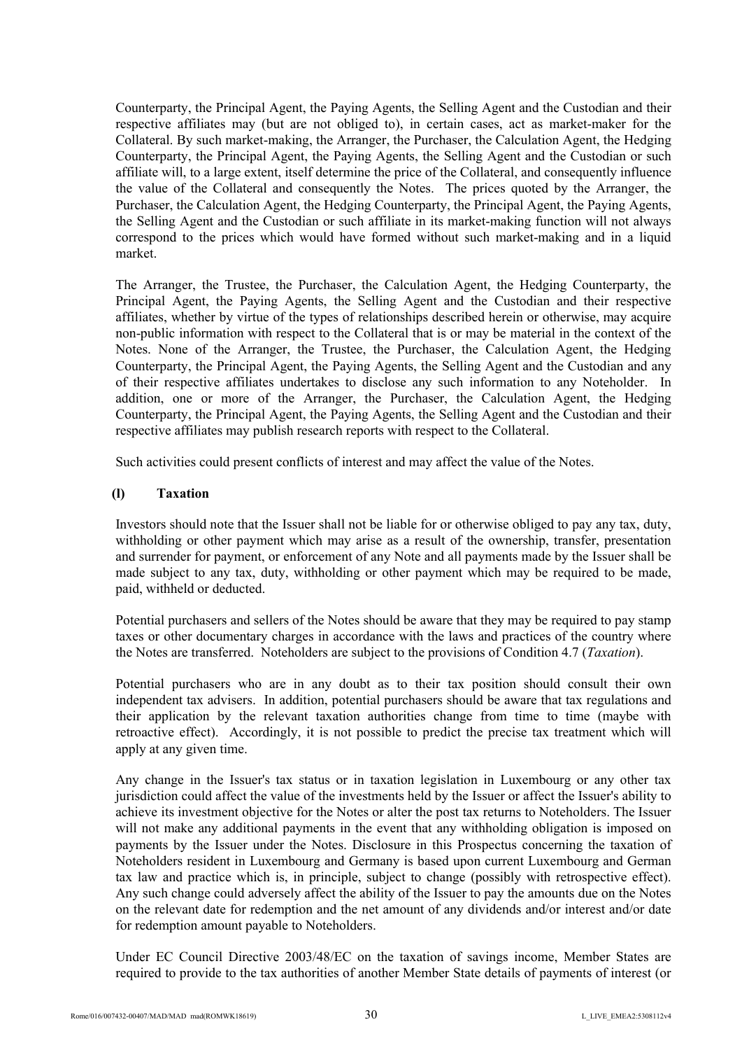Counterparty, the Principal Agent, the Paying Agents, the Selling Agent and the Custodian and their respective affiliates may (but are not obliged to), in certain cases, act as market-maker for the Collateral. By such market-making, the Arranger, the Purchaser, the Calculation Agent, the Hedging Counterparty, the Principal Agent, the Paying Agents, the Selling Agent and the Custodian or such affiliate will, to a large extent, itself determine the price of the Collateral, and consequently influence the value of the Collateral and consequently the Notes. The prices quoted by the Arranger, the Purchaser, the Calculation Agent, the Hedging Counterparty, the Principal Agent, the Paying Agents, the Selling Agent and the Custodian or such affiliate in its market-making function will not always correspond to the prices which would have formed without such market-making and in a liquid market.

The Arranger, the Trustee, the Purchaser, the Calculation Agent, the Hedging Counterparty, the Principal Agent, the Paying Agents, the Selling Agent and the Custodian and their respective affiliates, whether by virtue of the types of relationships described herein or otherwise, may acquire non-public information with respect to the Collateral that is or may be material in the context of the Notes. None of the Arranger, the Trustee, the Purchaser, the Calculation Agent, the Hedging Counterparty, the Principal Agent, the Paying Agents, the Selling Agent and the Custodian and any of their respective affiliates undertakes to disclose any such information to any Noteholder. In addition, one or more of the Arranger, the Purchaser, the Calculation Agent, the Hedging Counterparty, the Principal Agent, the Paying Agents, the Selling Agent and the Custodian and their respective affiliates may publish research reports with respect to the Collateral.

Such activities could present conflicts of interest and may affect the value of the Notes.

**(l) Taxation**

Investors should note that the Issuer shall not be liable for or otherwise obliged to pay any tax, duty, withholding or other payment which may arise as a result of the ownership, transfer, presentation and surrender for payment, or enforcement of any Note and all payments made by the Issuer shall be made subject to any tax, duty, withholding or other payment which may be required to be made, paid, withheld or deducted.

Potential purchasers and sellers of the Notes should be aware that they may be required to pay stamp taxes or other documentary charges in accordance with the laws and practices of the country where the Notes are transferred. Noteholders are subject to the provisions of Condition 4.7 (*Taxation*).

Potential purchasers who are in any doubt as to their tax position should consult their own independent tax advisers. In addition, potential purchasers should be aware that tax regulations and their application by the relevant taxation authorities change from time to time (maybe with retroactive effect). Accordingly, it is not possible to predict the precise tax treatment which will apply at any given time.

Any change in the Issuer's tax status or in taxation legislation in Luxembourg or any other tax jurisdiction could affect the value of the investments held by the Issuer or affect the Issuer's ability to achieve its investment objective for the Notes or alter the post tax returns to Noteholders. The Issuer will not make any additional payments in the event that any withholding obligation is imposed on payments by the Issuer under the Notes. Disclosure in this Prospectus concerning the taxation of Noteholders resident in Luxembourg and Germany is based upon current Luxembourg and German tax law and practice which is, in principle, subject to change (possibly with retrospective effect). Any such change could adversely affect the ability of the Issuer to pay the amounts due on the Notes on the relevant date for redemption and the net amount of any dividends and/or interest and/or date for redemption amount payable to Noteholders.

Under EC Council Directive 2003/48/EC on the taxation of savings income, Member States are required to provide to the tax authorities of another Member State details of payments of interest (or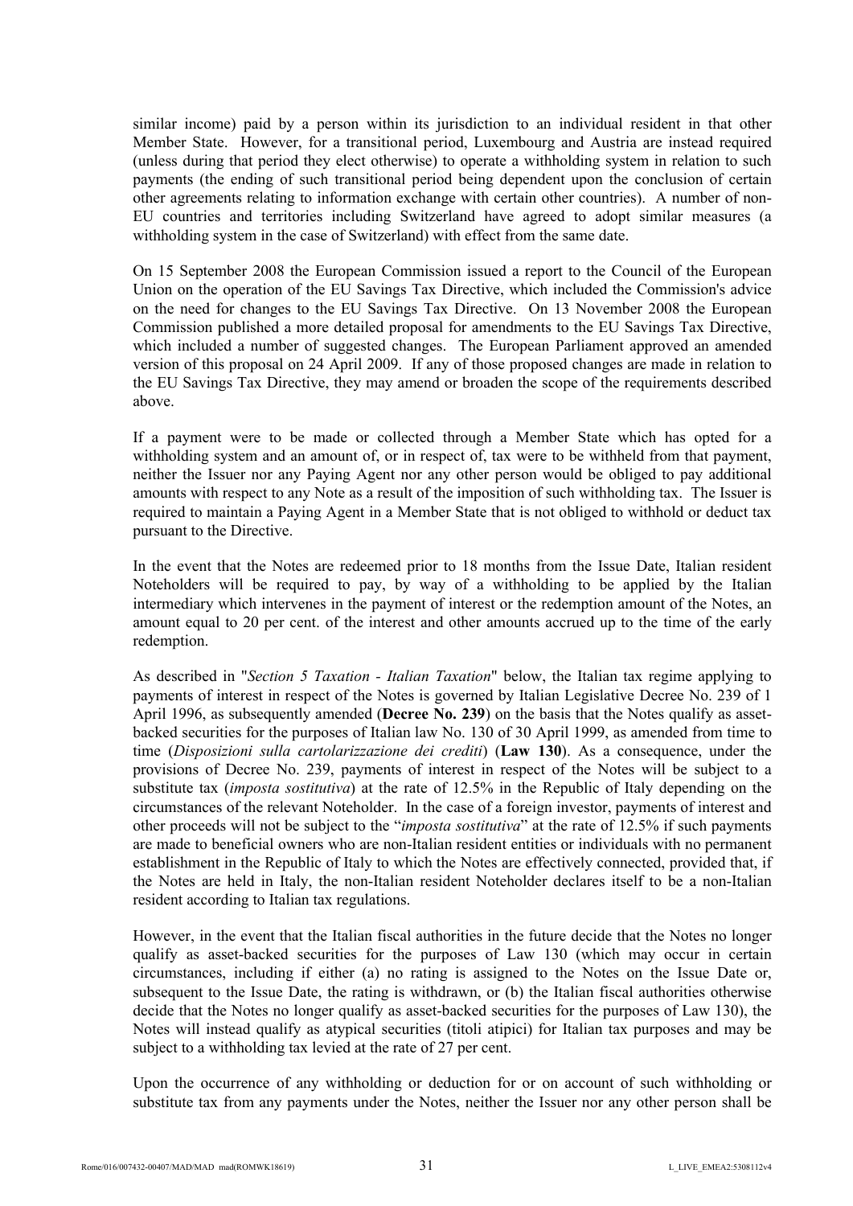similar income) paid by a person within its jurisdiction to an individual resident in that other Member State. However, for a transitional period, Luxembourg and Austria are instead required (unless during that period they elect otherwise) to operate a withholding system in relation to such payments (the ending of such transitional period being dependent upon the conclusion of certain other agreements relating to information exchange with certain other countries). A number of non-EU countries and territories including Switzerland have agreed to adopt similar measures (a withholding system in the case of Switzerland) with effect from the same date.

On 15 September 2008 the European Commission issued a report to the Council of the European Union on the operation of the EU Savings Tax Directive, which included the Commission's advice on the need for changes to the EU Savings Tax Directive. On 13 November 2008 the European Commission published a more detailed proposal for amendments to the EU Savings Tax Directive, which included a number of suggested changes. The European Parliament approved an amended version of this proposal on 24 April 2009. If any of those proposed changes are made in relation to the EU Savings Tax Directive, they may amend or broaden the scope of the requirements described above.

If a payment were to be made or collected through a Member State which has opted for a withholding system and an amount of, or in respect of, tax were to be withheld from that payment, neither the Issuer nor any Paying Agent nor any other person would be obliged to pay additional amounts with respect to any Note as a result of the imposition of such withholding tax. The Issuer is required to maintain a Paying Agent in a Member State that is not obliged to withhold or deduct tax pursuant to the Directive.

In the event that the Notes are redeemed prior to 18 months from the Issue Date, Italian resident Noteholders will be required to pay, by way of a withholding to be applied by the Italian intermediary which intervenes in the payment of interest or the redemption amount of the Notes, an amount equal to 20 per cent. of the interest and other amounts accrued up to the time of the early redemption.

As described in "*Section 5 Taxation - Italian Taxation*" below, the Italian tax regime applying to payments of interest in respect of the Notes is governed by Italian Legislative Decree No. 239 of 1 April 1996, as subsequently amended (**Decree No. 239**) on the basis that the Notes qualify as asset-backed securities for the purposes of Italian law No. 130 of 30 April 1999, as amended from time to time (*Disposizioni sulla cartolarizzazione dei crediti*) (**Law 130**). As a consequence, under the provisions of Decree No. 239, payments of interest in respect of the Notes will be subject to a substitute tax (*imposta sostitutiva*) at the rate of 12.5% in the Republic of Italy depending on the circumstances of the relevant Noteholder. In the case of a foreign investor, payments of interest and other proceeds will not be subject to the "*imposta sostitutiva*" at the rate of 12.5% if such payments are made to beneficial owners who are non-Italian resident entities or individuals with no permanent establishment in the Republic of Italy to which the Notes are effectively connected, provided that, if the Notes are held in Italy, the non-Italian resident Noteholder declares itself to be a non-Italian resident according to Italian tax regulations.

However, in the event that the Italian fiscal authorities in the future decide that the Notes no longer qualify as asset-backed securities for the purposes of Law 130 (which may occur in certain circumstances, including if either (a) no rating is assigned to the Notes on the Issue Date or, subsequent to the Issue Date, the rating is withdrawn, or (b) the Italian fiscal authorities otherwise decide that the Notes no longer qualify as asset-backed securities for the purposes of Law 130), the Notes will instead qualify as atypical securities (titoli atipici) for Italian tax purposes and may be subject to a withholding tax levied at the rate of 27 per cent.

Upon the occurrence of any withholding or deduction for or on account of such withholding or substitute tax from any payments under the Notes, neither the Issuer nor any other person shall be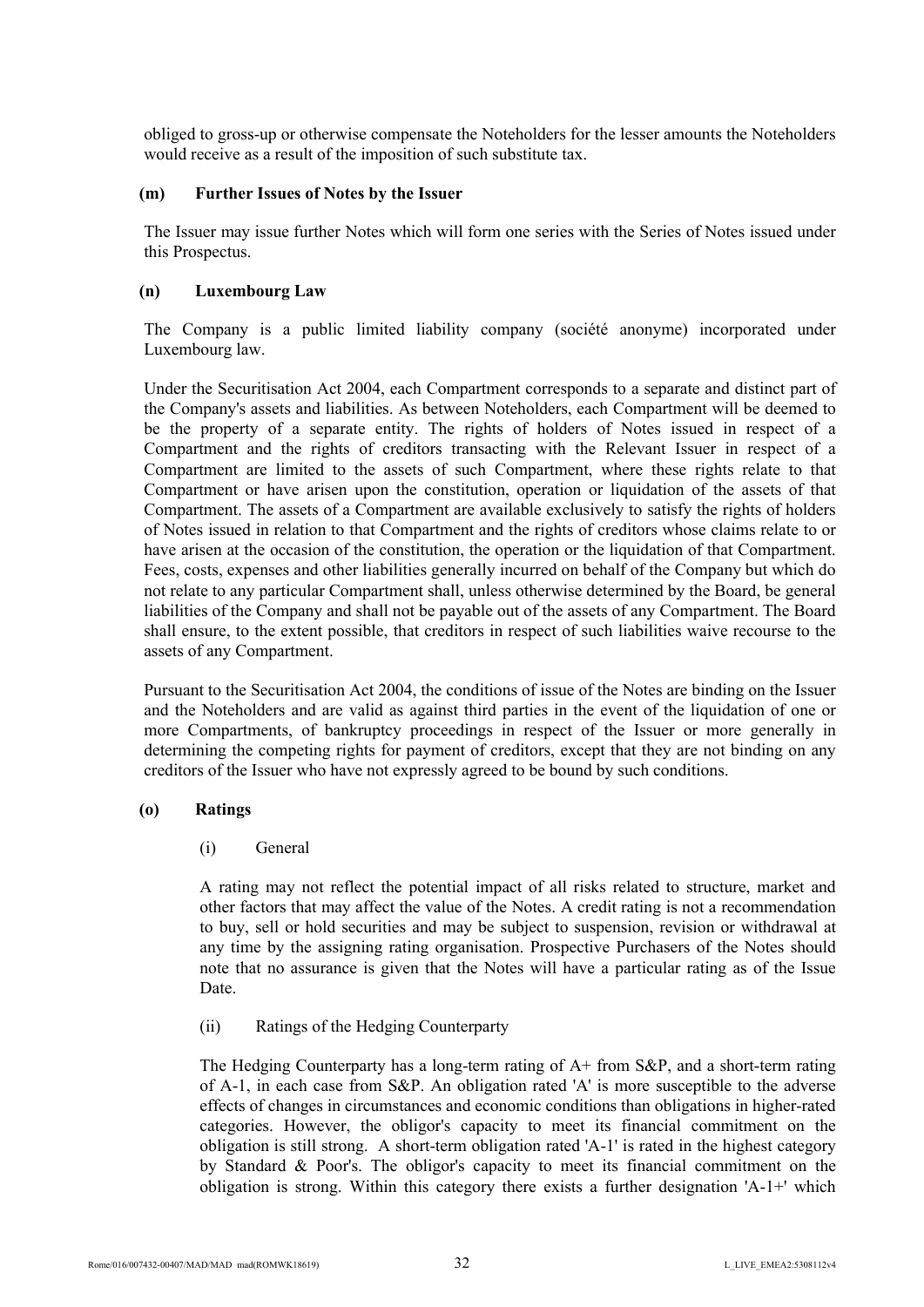obliged to gross-up or otherwise compensate the Noteholders for the lesser amounts the Noteholders would receive as a result of the imposition of such substitute tax.

**(m) Further Issues of Notes by the Issuer**

The Issuer may issue further Notes which will form one series with the Series of Notes issued under this Prospectus.

**(n) Luxembourg Law**

The Company is a public limited liability company (société anonyme) incorporated under Luxembourg law.

Under the Securitisation Act 2004, each Compartment corresponds to a separate and distinct part of the Company's assets and liabilities. As between Noteholders, each Compartment will be deemed to be the property of a separate entity. The rights of holders of Notes issued in respect of a Compartment and the rights of creditors transacting with the Relevant Issuer in respect of a Compartment are limited to the assets of such Compartment, where these rights relate to that Compartment or have arisen upon the constitution, operation or liquidation of the assets of that Compartment. The assets of a Compartment are available exclusively to satisfy the rights of holders of Notes issued in relation to that Compartment and the rights of creditors whose claims relate to or have arisen at the occasion of the constitution, the operation or the liquidation of that Compartment. Fees, costs, expenses and other liabilities generally incurred on behalf of the Company but which do not relate to any particular Compartment shall, unless otherwise determined by the Board, be general liabilities of the Company and shall not be payable out of the assets of any Compartment. The Board shall ensure, to the extent possible, that creditors in respect of such liabilities waive recourse to the assets of any Compartment.

Pursuant to the Securitisation Act 2004, the conditions of issue of the Notes are binding on the Issuer and the Noteholders and are valid as against third parties in the event of the liquidation of one or more Compartments, of bankruptcy proceedings in respect of the Issuer or more generally in determining the competing rights for payment of creditors, except that they are not binding on any creditors of the Issuer who have not expressly agreed to be bound by such conditions.

**(o) Ratings**

(i) General

A rating may not reflect the potential impact of all risks related to structure, market and other factors that may affect the value of the Notes. A credit rating is not a recommendation to buy, sell or hold securities and may be subject to suspension, revision or withdrawal at any time by the assigning rating organisation. Prospective Purchasers of the Notes should note that no assurance is given that the Notes will have a particular rating as of the Issue Date.

(ii) Ratings of the Hedging Counterparty

The Hedging Counterparty has a long-term rating of A+ from S&P, and a short-term rating of A-1, in each case from S&P. An obligation rated 'A' is more susceptible to the adverse effects of changes in circumstances and economic conditions than obligations in higher-rated categories. However, the obligor's capacity to meet its financial commitment on the obligation is still strong. A short-term obligation rated 'A-1' is rated in the highest category by Standard & Poor's. The obligor's capacity to meet its financial commitment on the obligation is strong. Within this category there exists a further designation 'A-1+' which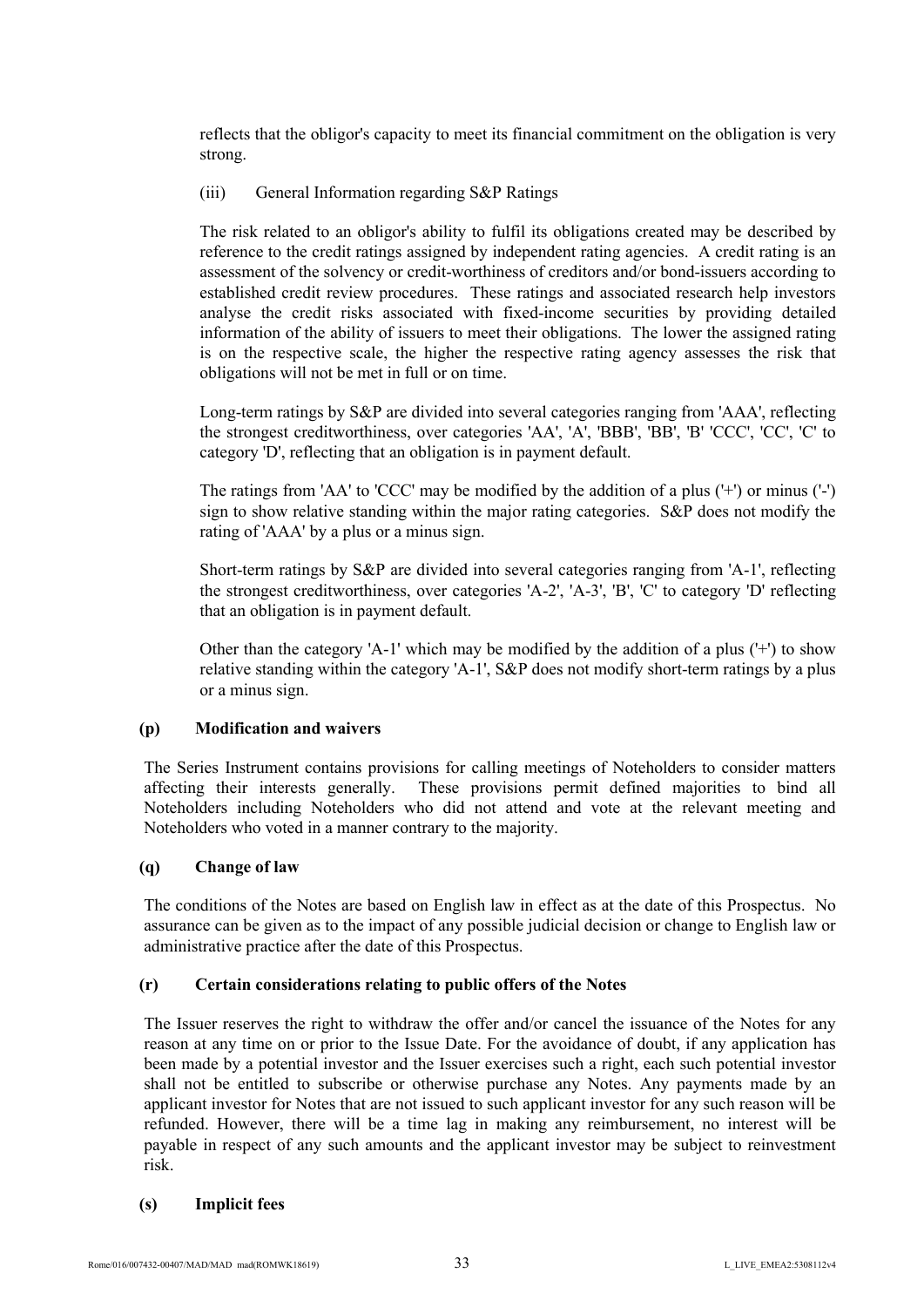reflects that the obligor's capacity to meet its financial commitment on the obligation is very strong.

(iii) General Information regarding S&P Ratings

The risk related to an obligor's ability to fulfil its obligations created may be described by reference to the credit ratings assigned by independent rating agencies. A credit rating is an assessment of the solvency or credit-worthiness of creditors and/or bond-issuers according to established credit review procedures. These ratings and associated research help investors analyse the credit risks associated with fixed-income securities by providing detailed information of the ability of issuers to meet their obligations. The lower the assigned rating is on the respective scale, the higher the respective rating agency assesses the risk that obligations will not be met in full or on time.

Long-term ratings by S&P are divided into several categories ranging from 'AAA', reflecting the strongest creditworthiness, over categories 'AA', 'A', 'BBB', 'BB', 'B' 'CCC', 'CC', 'C' to category 'D', reflecting that an obligation is in payment default.

The ratings from 'AA' to 'CCC' may be modified by the addition of a plus ('+') or minus ('-') sign to show relative standing within the major rating categories. S&P does not modify the rating of 'AAA' by a plus or a minus sign.

Short-term ratings by S&P are divided into several categories ranging from 'A-1', reflecting the strongest creditworthiness, over categories 'A-2', 'A-3', 'B', 'C' to category 'D' reflecting that an obligation is in payment default.

Other than the category 'A-1' which may be modified by the addition of a plus ('+') to show relative standing within the category 'A-1', S&P does not modify short-term ratings by a plus or a minus sign.

**(p) Modification and waivers**

The Series Instrument contains provisions for calling meetings of Noteholders to consider matters affecting their interests generally. These provisions permit defined majorities to bind all Noteholders including Noteholders who did not attend and vote at the relevant meeting and Noteholders who voted in a manner contrary to the majority.

**(q) Change of law**

The conditions of the Notes are based on English law in effect as at the date of this Prospectus. No assurance can be given as to the impact of any possible judicial decision or change to English law or administrative practice after the date of this Prospectus.

**(r) Certain considerations relating to public offers of the Notes**

The Issuer reserves the right to withdraw the offer and/or cancel the issuance of the Notes for any reason at any time on or prior to the Issue Date. For the avoidance of doubt, if any application has been made by a potential investor and the Issuer exercises such a right, each such potential investor shall not be entitled to subscribe or otherwise purchase any Notes. Any payments made by an applicant investor for Notes that are not issued to such applicant investor for any such reason will be refunded. However, there will be a time lag in making any reimbursement, no interest will be payable in respect of any such amounts and the applicant investor may be subject to reinvestment risk.

**(s) Implicit fees**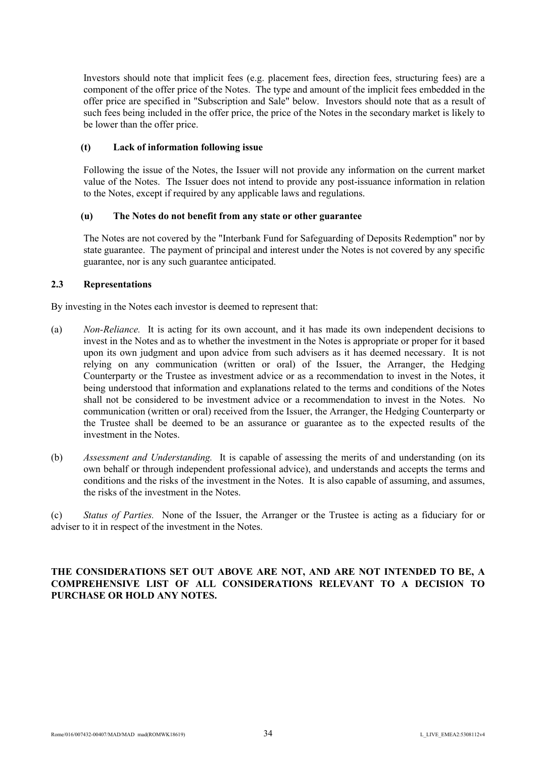Investors should note that implicit fees (e.g. placement fees, direction fees, structuring fees) are a component of the offer price of the Notes. The type and amount of the implicit fees embedded in the offer price are specified in "Subscription and Sale" below. Investors should note that as a result of such fees being included in the offer price, the price of the Notes in the secondary market is likely to be lower than the offer price.

**(t) Lack of information following issue**

Following the issue of the Notes, the Issuer will not provide any information on the current market value of the Notes. The Issuer does not intend to provide any post-issuance information in relation to the Notes, except if required by any applicable laws and regulations.

**(u) The Notes do not benefit from any state or other guarantee**

The Notes are not covered by the "Interbank Fund for Safeguarding of Deposits Redemption" nor by state guarantee. The payment of principal and interest under the Notes is not covered by any specific guarantee, nor is any such guarantee anticipated.

## 2.3 Representations

By investing in the Notes each investor is deemed to represent that:

(a) *Non-Reliance.* It is acting for its own account, and it has made its own independent decisions to invest in the Notes and as to whether the investment in the Notes is appropriate or proper for it based upon its own judgment and upon advice from such advisers as it has deemed necessary. It is not relying on any communication (written or oral) of the Issuer, the Arranger, the Hedging Counterparty or the Trustee as investment advice or as a recommendation to invest in the Notes, it being understood that information and explanations related to the terms and conditions of the Notes shall not be considered to be investment advice or a recommendation to invest in the Notes. No communication (written or oral) received from the Issuer, the Arranger, the Hedging Counterparty or the Trustee shall be deemed to be an assurance or guarantee as to the expected results of the investment in the Notes.

(b) *Assessment and Understanding.* It is capable of assessing the merits of and understanding (on its own behalf or through independent professional advice), and understands and accepts the terms and conditions and the risks of the investment in the Notes. It is also capable of assuming, and assumes, the risks of the investment in the Notes.

(c) *Status of Parties.* None of the Issuer, the Arranger or the Trustee is acting as a fiduciary for or adviser to it in respect of the investment in the Notes.

**THE CONSIDERATIONS SET OUT ABOVE ARE NOT, AND ARE NOT INTENDED TO BE, A COMPREHENSIVE LIST OF ALL CONSIDERATIONS RELEVANT TO A DECISION TO PURCHASE OR HOLD ANY NOTES.**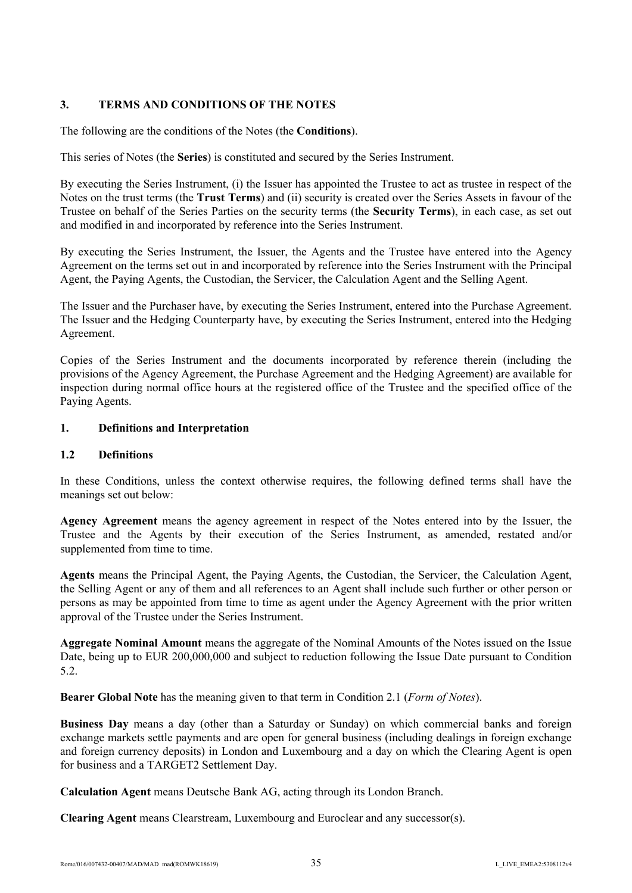## 3. TERMS AND CONDITIONS OF THE NOTES

The following are the conditions of the Notes (the **Conditions**).

This series of Notes (the **Series**) is constituted and secured by the Series Instrument.

By executing the Series Instrument, (i) the Issuer has appointed the Trustee to act as trustee in respect of the Notes on the trust terms (the **Trust Terms**) and (ii) security is created over the Series Assets in favour of the Trustee on behalf of the Series Parties on the security terms (the **Security Terms**), in each case, as set out and modified in and incorporated by reference into the Series Instrument.

By executing the Series Instrument, the Issuer, the Agents and the Trustee have entered into the Agency Agreement on the terms set out in and incorporated by reference into the Series Instrument with the Principal Agent, the Paying Agents, the Custodian, the Servicer, the Calculation Agent and the Selling Agent.

The Issuer and the Purchaser have, by executing the Series Instrument, entered into the Purchase Agreement. The Issuer and the Hedging Counterparty have, by executing the Series Instrument, entered into the Hedging Agreement.

Copies of the Series Instrument and the documents incorporated by reference therein (including the provisions of the Agency Agreement, the Purchase Agreement and the Hedging Agreement) are available for inspection during normal office hours at the registered office of the Trustee and the specified office of the Paying Agents.

### 1. Definitions and Interpretation

### 1.2 Definitions

In these Conditions, unless the context otherwise requires, the following defined terms shall have the meanings set out below:

**Agency Agreement** means the agency agreement in respect of the Notes entered into by the Issuer, the Trustee and the Agents by their execution of the Series Instrument, as amended, restated and/or supplemented from time to time.

**Agents** means the Principal Agent, the Paying Agents, the Custodian, the Servicer, the Calculation Agent, the Selling Agent or any of them and all references to an Agent shall include such further or other person or persons as may be appointed from time to time as agent under the Agency Agreement with the prior written approval of the Trustee under the Series Instrument.

**Aggregate Nominal Amount** means the aggregate of the Nominal Amounts of the Notes issued on the Issue Date, being up to EUR 200,000,000 and subject to reduction following the Issue Date pursuant to Condition 5.2.

**Bearer Global Note** has the meaning given to that term in Condition 2.1 (*Form of Notes*).

**Business Day** means a day (other than a Saturday or Sunday) on which commercial banks and foreign exchange markets settle payments and are open for general business (including dealings in foreign exchange and foreign currency deposits) in London and Luxembourg and a day on which the Clearing Agent is open for business and a TARGET2 Settlement Day.

**Calculation Agent** means Deutsche Bank AG, acting through its London Branch.

**Clearing Agent** means Clearstream, Luxembourg and Euroclear and any successor(s).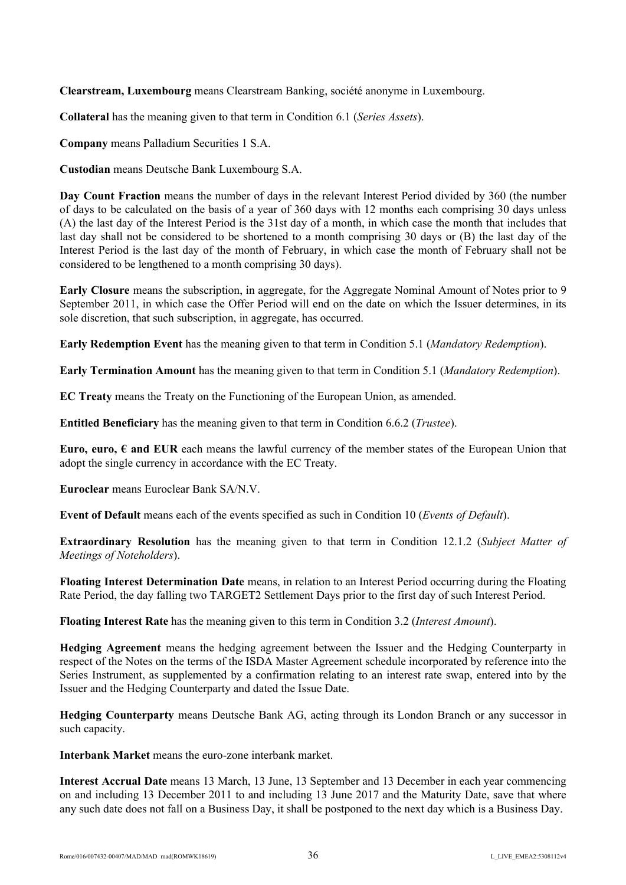**Clearstream, Luxembourg** means Clearstream Banking, société anonyme in Luxembourg.

**Collateral** has the meaning given to that term in Condition 6.1 (*Series Assets*).

**Company** means Palladium Securities 1 S.A.

**Custodian** means Deutsche Bank Luxembourg S.A.

**Day Count Fraction** means the number of days in the relevant Interest Period divided by 360 (the number of days to be calculated on the basis of a year of 360 days with 12 months each comprising 30 days unless (A) the last day of the Interest Period is the 31st day of a month, in which case the month that includes that last day shall not be considered to be shortened to a month comprising 30 days or (B) the last day of the Interest Period is the last day of the month of February, in which case the month of February shall not be considered to be lengthened to a month comprising 30 days).

**Early Closure** means the subscription, in aggregate, for the Aggregate Nominal Amount of Notes prior to 9 September 2011, in which case the Offer Period will end on the date on which the Issuer determines, in its sole discretion, that such subscription, in aggregate, has occurred.

**Early Redemption Event** has the meaning given to that term in Condition 5.1 (*Mandatory Redemption*).

**Early Termination Amount** has the meaning given to that term in Condition 5.1 (*Mandatory Redemption*).

**EC Treaty** means the Treaty on the Functioning of the European Union, as amended.

**Entitled Beneficiary** has the meaning given to that term in Condition 6.6.2 (*Trustee*).

**Euro, euro, € and EUR** each means the lawful currency of the member states of the European Union that adopt the single currency in accordance with the EC Treaty.

**Euroclear** means Euroclear Bank SA/N.V.

**Event of Default** means each of the events specified as such in Condition 10 (*Events of Default*).

**Extraordinary Resolution** has the meaning given to that term in Condition 12.1.2 (*Subject Matter of Meetings of Noteholders*).

**Floating Interest Determination Date** means, in relation to an Interest Period occurring during the Floating Rate Period, the day falling two TARGET2 Settlement Days prior to the first day of such Interest Period.

**Floating Interest Rate** has the meaning given to this term in Condition 3.2 (*Interest Amount*).

**Hedging Agreement** means the hedging agreement between the Issuer and the Hedging Counterparty in respect of the Notes on the terms of the ISDA Master Agreement schedule incorporated by reference into the Series Instrument, as supplemented by a confirmation relating to an interest rate swap, entered into by the Issuer and the Hedging Counterparty and dated the Issue Date.

**Hedging Counterparty** means Deutsche Bank AG, acting through its London Branch or any successor in such capacity.

**Interbank Market** means the euro-zone interbank market.

**Interest Accrual Date** means 13 March, 13 June, 13 September and 13 December in each year commencing on and including 13 December 2011 to and including 13 June 2017 and the Maturity Date, save that where any such date does not fall on a Business Day, it shall be postponed to the next day which is a Business Day.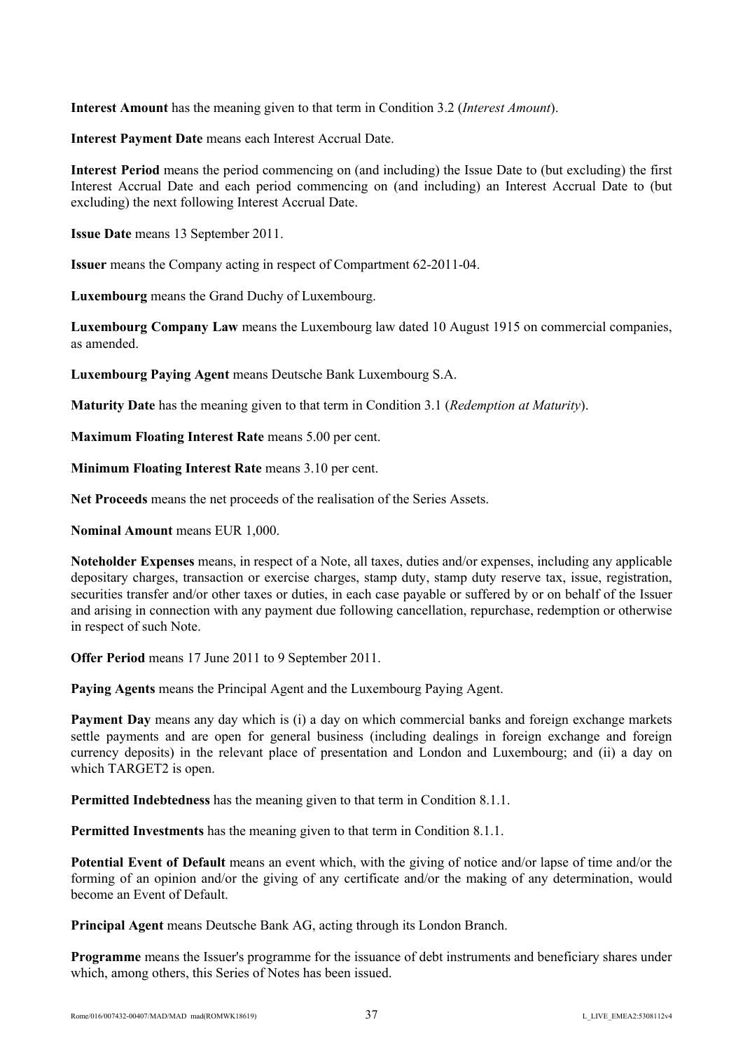**Interest Amount** has the meaning given to that term in Condition 3.2 (*Interest Amount*).

**Interest Payment Date** means each Interest Accrual Date.

**Interest Period** means the period commencing on (and including) the Issue Date to (but excluding) the first Interest Accrual Date and each period commencing on (and including) an Interest Accrual Date to (but excluding) the next following Interest Accrual Date.

**Issue Date** means 13 September 2011.

**Issuer** means the Company acting in respect of Compartment 62-2011-04.

**Luxembourg** means the Grand Duchy of Luxembourg.

**Luxembourg Company Law** means the Luxembourg law dated 10 August 1915 on commercial companies, as amended.

**Luxembourg Paying Agent** means Deutsche Bank Luxembourg S.A.

**Maturity Date** has the meaning given to that term in Condition 3.1 (*Redemption at Maturity*).

**Maximum Floating Interest Rate** means 5.00 per cent.

**Minimum Floating Interest Rate** means 3.10 per cent.

**Net Proceeds** means the net proceeds of the realisation of the Series Assets.

**Nominal Amount** means EUR 1,000.

**Noteholder Expenses** means, in respect of a Note, all taxes, duties and/or expenses, including any applicable depositary charges, transaction or exercise charges, stamp duty, stamp duty reserve tax, issue, registration, securities transfer and/or other taxes or duties, in each case payable or suffered by or on behalf of the Issuer and arising in connection with any payment due following cancellation, repurchase, redemption or otherwise in respect of such Note.

**Offer Period** means 17 June 2011 to 9 September 2011.

**Paying Agents** means the Principal Agent and the Luxembourg Paying Agent.

**Payment Day** means any day which is (i) a day on which commercial banks and foreign exchange markets settle payments and are open for general business (including dealings in foreign exchange and foreign currency deposits) in the relevant place of presentation and London and Luxembourg; and (ii) a day on which TARGET2 is open.

**Permitted Indebtedness** has the meaning given to that term in Condition 8.1.1.

**Permitted Investments** has the meaning given to that term in Condition 8.1.1.

**Potential Event of Default** means an event which, with the giving of notice and/or lapse of time and/or the forming of an opinion and/or the giving of any certificate and/or the making of any determination, would become an Event of Default.

**Principal Agent** means Deutsche Bank AG, acting through its London Branch.

**Programme** means the Issuer's programme for the issuance of debt instruments and beneficiary shares under which, among others, this Series of Notes has been issued.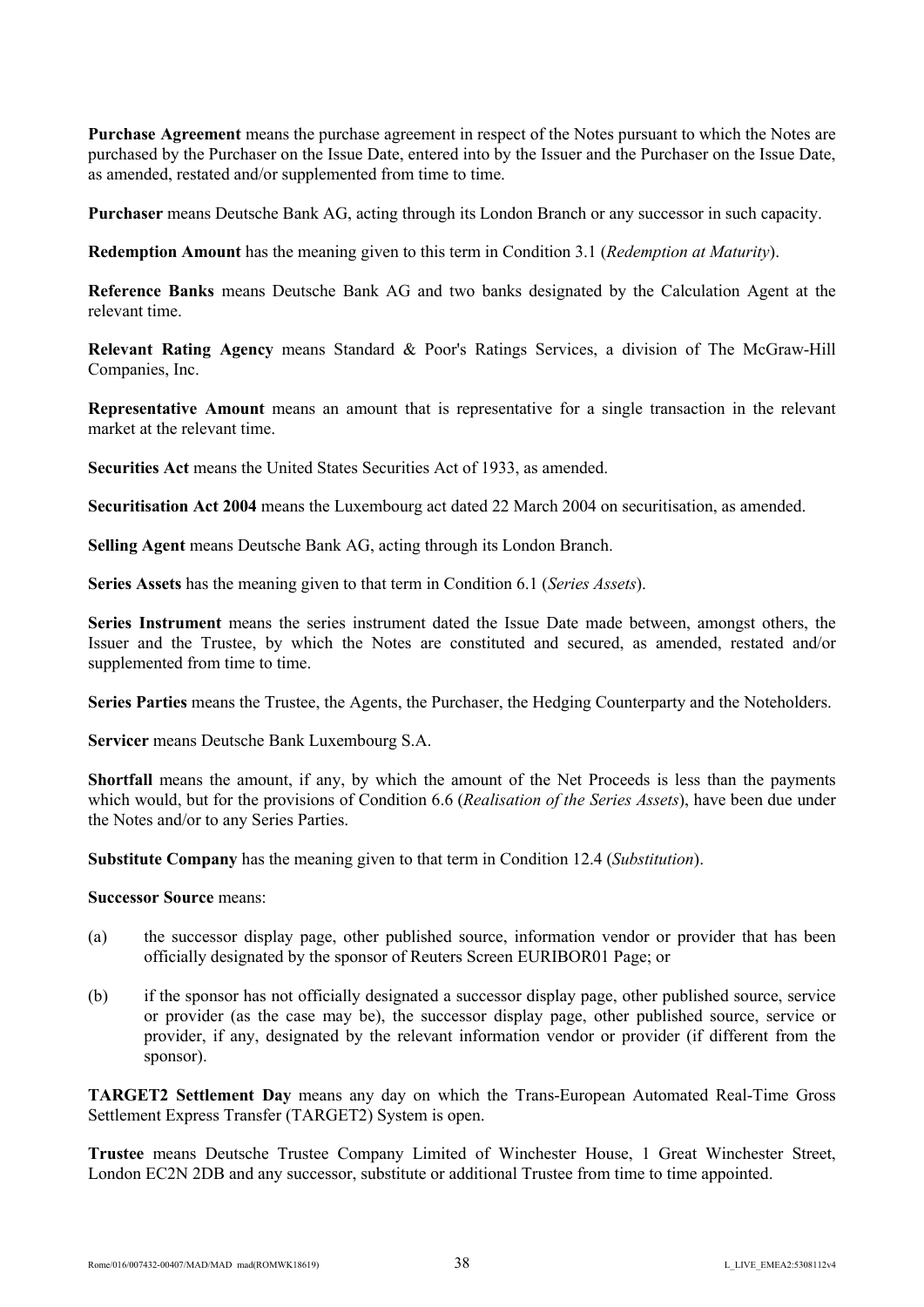**Purchase Agreement** means the purchase agreement in respect of the Notes pursuant to which the Notes are purchased by the Purchaser on the Issue Date, entered into by the Issuer and the Purchaser on the Issue Date, as amended, restated and/or supplemented from time to time.

**Purchaser** means Deutsche Bank AG, acting through its London Branch or any successor in such capacity.

**Redemption Amount** has the meaning given to this term in Condition 3.1 (*Redemption at Maturity*).

**Reference Banks** means Deutsche Bank AG and two banks designated by the Calculation Agent at the relevant time.

**Relevant Rating Agency** means Standard & Poor's Ratings Services, a division of The McGraw-Hill Companies, Inc.

**Representative Amount** means an amount that is representative for a single transaction in the relevant market at the relevant time.

**Securities Act** means the United States Securities Act of 1933, as amended.

**Securitisation Act 2004** means the Luxembourg act dated 22 March 2004 on securitisation, as amended.

**Selling Agent** means Deutsche Bank AG, acting through its London Branch.

**Series Assets** has the meaning given to that term in Condition 6.1 (*Series Assets*).

**Series Instrument** means the series instrument dated the Issue Date made between, amongst others, the Issuer and the Trustee, by which the Notes are constituted and secured, as amended, restated and/or supplemented from time to time.

**Series Parties** means the Trustee, the Agents, the Purchaser, the Hedging Counterparty and the Noteholders.

**Servicer** means Deutsche Bank Luxembourg S.A.

**Shortfall** means the amount, if any, by which the amount of the Net Proceeds is less than the payments which would, but for the provisions of Condition 6.6 (*Realisation of the Series Assets*), have been due under the Notes and/or to any Series Parties.

**Substitute Company** has the meaning given to that term in Condition 12.4 (*Substitution*).

**Successor Source** means:

(a) the successor display page, other published source, information vendor or provider that has been officially designated by the sponsor of Reuters Screen EURIBOR01 Page; or

(b) if the sponsor has not officially designated a successor display page, other published source, service or provider (as the case may be), the successor display page, other published source, service or provider, if any, designated by the relevant information vendor or provider (if different from the sponsor).

**TARGET2 Settlement Day** means any day on which the Trans-European Automated Real-Time Gross Settlement Express Transfer (TARGET2) System is open.

**Trustee** means Deutsche Trustee Company Limited of Winchester House, 1 Great Winchester Street, London EC2N 2DB and any successor, substitute or additional Trustee from time to time appointed.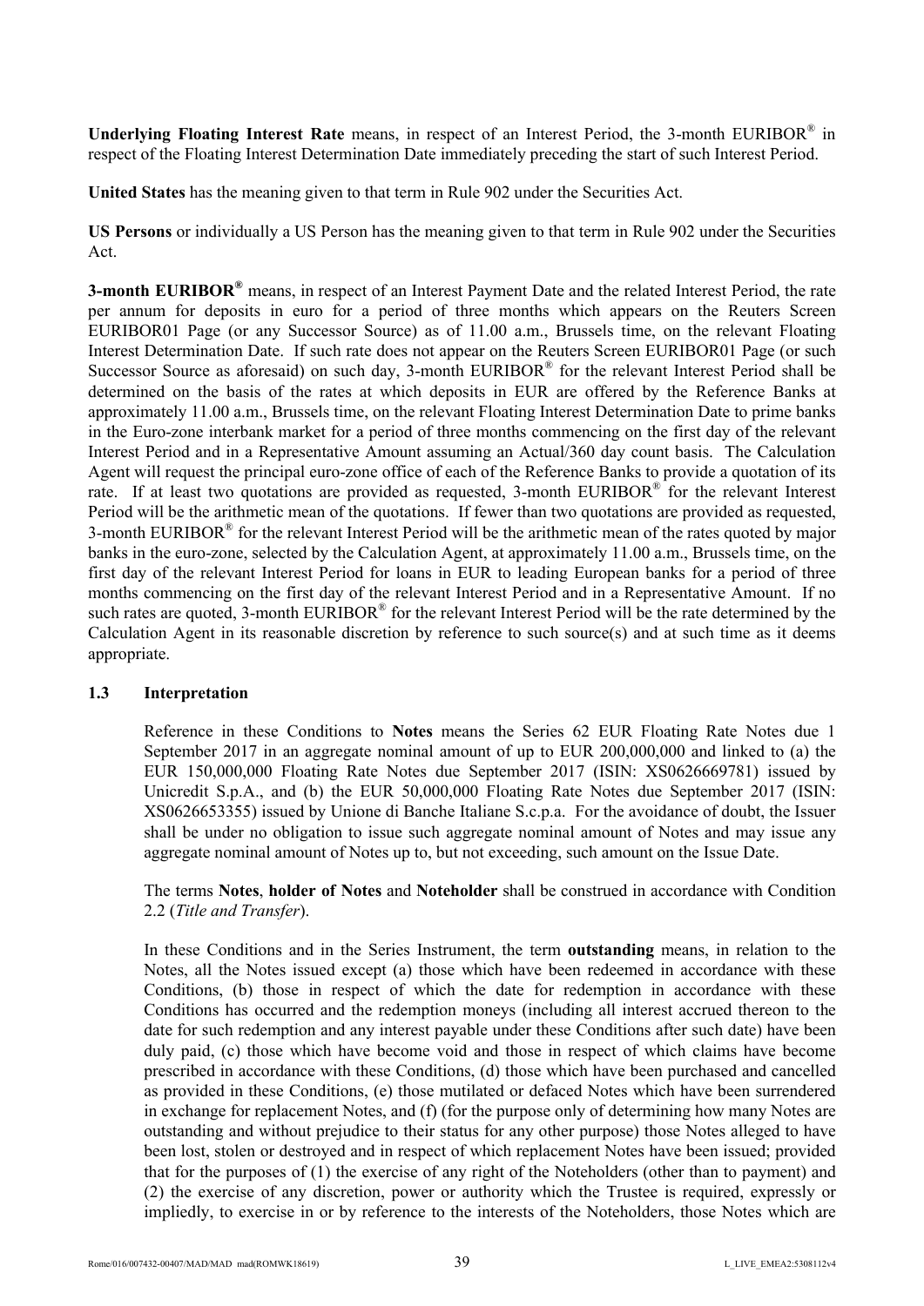**Underlying Floating Interest Rate** means, in respect of an Interest Period, the 3-month EURIBOR® in respect of the Floating Interest Determination Date immediately preceding the start of such Interest Period.

**United States** has the meaning given to that term in Rule 902 under the Securities Act.

**US Persons** or individually a US Person has the meaning given to that term in Rule 902 under the Securities Act.

**3-month EURIBOR®** means, in respect of an Interest Payment Date and the related Interest Period, the rate per annum for deposits in euro for a period of three months which appears on the Reuters Screen EURIBOR01 Page (or any Successor Source) as of 11.00 a.m., Brussels time, on the relevant Floating Interest Determination Date. If such rate does not appear on the Reuters Screen EURIBOR01 Page (or such Successor Source as aforesaid) on such day, 3-month EURIBOR® for the relevant Interest Period shall be determined on the basis of the rates at which deposits in EUR are offered by the Reference Banks at approximately 11.00 a.m., Brussels time, on the relevant Floating Interest Determination Date to prime banks in the Euro-zone interbank market for a period of three months commencing on the first day of the relevant Interest Period and in a Representative Amount assuming an Actual/360 day count basis. The Calculation Agent will request the principal euro-zone office of each of the Reference Banks to provide a quotation of its rate. If at least two quotations are provided as requested, 3-month EURIBOR® for the relevant Interest Period will be the arithmetic mean of the quotations. If fewer than two quotations are provided as requested, 3-month EURIBOR® for the relevant Interest Period will be the arithmetic mean of the rates quoted by major banks in the euro-zone, selected by the Calculation Agent, at approximately 11.00 a.m., Brussels time, on the first day of the relevant Interest Period for loans in EUR to leading European banks for a period of three months commencing on the first day of the relevant Interest Period and in a Representative Amount. If no such rates are quoted, 3-month EURIBOR® for the relevant Interest Period will be the rate determined by the Calculation Agent in its reasonable discretion by reference to such source(s) and at such time as it deems appropriate.

### 1.3 Interpretation

Reference in these Conditions to **Notes** means the Series 62 EUR Floating Rate Notes due 1 September 2017 in an aggregate nominal amount of up to EUR 200,000,000 and linked to (a) the EUR 150,000,000 Floating Rate Notes due September 2017 (ISIN: XS0626669781) issued by Unicredit S.p.A., and (b) the EUR 50,000,000 Floating Rate Notes due September 2017 (ISIN: XS0626653355) issued by Unione di Banche Italiane S.c.p.a. For the avoidance of doubt, the Issuer shall be under no obligation to issue such aggregate nominal amount of Notes and may issue any aggregate nominal amount of Notes up to, but not exceeding, such amount on the Issue Date.

The terms **Notes**, **holder of Notes** and **Noteholder** shall be construed in accordance with Condition 2.2 (*Title and Transfer*).

In these Conditions and in the Series Instrument, the term **outstanding** means, in relation to the Notes, all the Notes issued except (a) those which have been redeemed in accordance with these Conditions, (b) those in respect of which the date for redemption in accordance with these Conditions has occurred and the redemption moneys (including all interest accrued thereon to the date for such redemption and any interest payable under these Conditions after such date) have been duly paid, (c) those which have become void and those in respect of which claims have become prescribed in accordance with these Conditions, (d) those which have been purchased and cancelled as provided in these Conditions, (e) those mutilated or defaced Notes which have been surrendered in exchange for replacement Notes, and (f) (for the purpose only of determining how many Notes are outstanding and without prejudice to their status for any other purpose) those Notes alleged to have been lost, stolen or destroyed and in respect of which replacement Notes have been issued; provided that for the purposes of (1) the exercise of any right of the Noteholders (other than to payment) and (2) the exercise of any discretion, power or authority which the Trustee is required, expressly or impliedly, to exercise in or by reference to the interests of the Noteholders, those Notes which are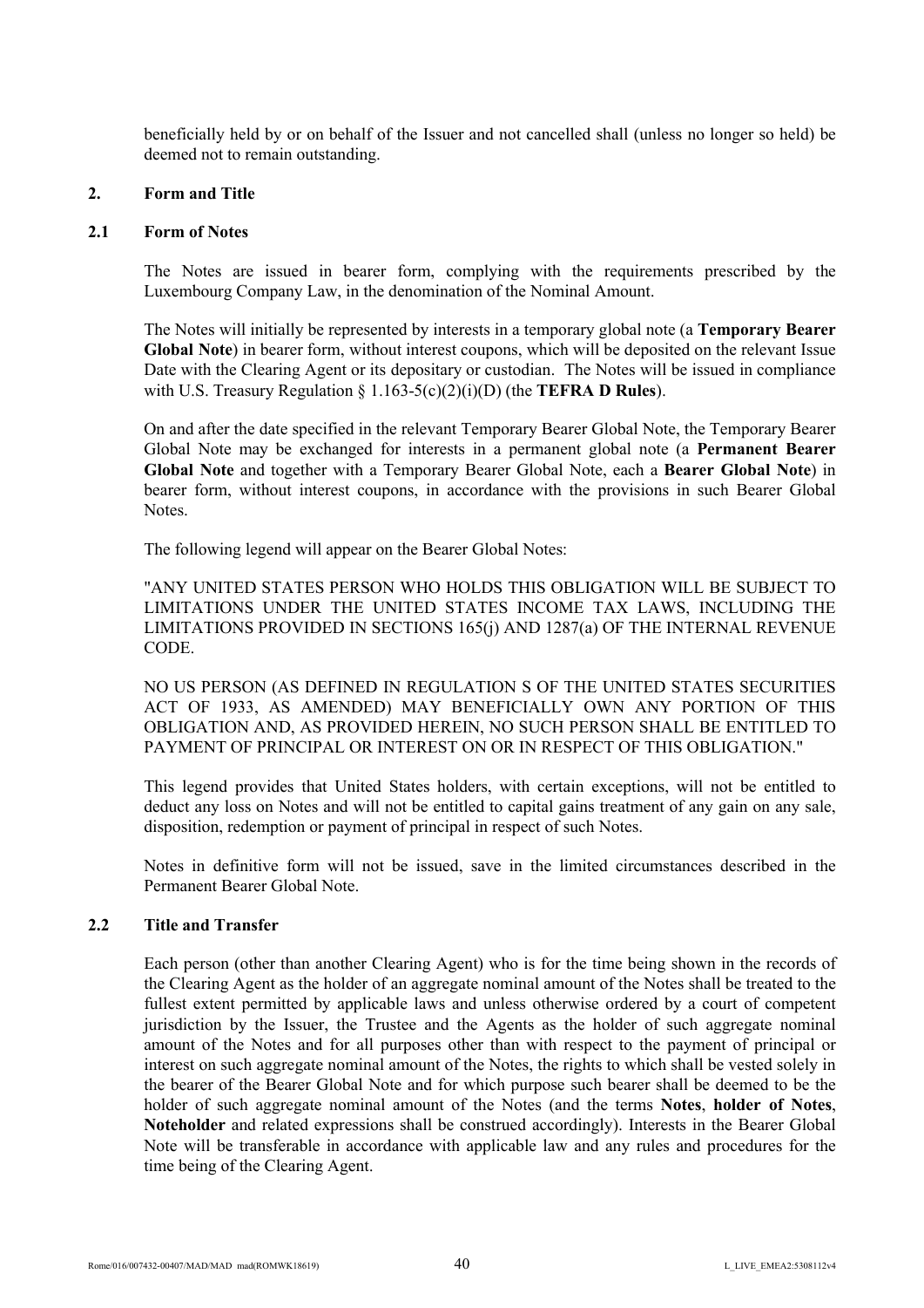beneficially held by or on behalf of the Issuer and not cancelled shall (unless no longer so held) be deemed not to remain outstanding.

## 2. Form and Title

### 2.1 Form of Notes

The Notes are issued in bearer form, complying with the requirements prescribed by the Luxembourg Company Law, in the denomination of the Nominal Amount.

The Notes will initially be represented by interests in a temporary global note (a **Temporary Bearer Global Note**) in bearer form, without interest coupons, which will be deposited on the relevant Issue Date with the Clearing Agent or its depositary or custodian. The Notes will be issued in compliance with U.S. Treasury Regulation § 1.163-5(c)(2)(i)(D) (the **TEFRA D Rules**).

On and after the date specified in the relevant Temporary Bearer Global Note, the Temporary Bearer Global Note may be exchanged for interests in a permanent global note (a **Permanent Bearer Global Note** and together with a Temporary Bearer Global Note, each a **Bearer Global Note**) in bearer form, without interest coupons, in accordance with the provisions in such Bearer Global Notes.

The following legend will appear on the Bearer Global Notes:

"ANY UNITED STATES PERSON WHO HOLDS THIS OBLIGATION WILL BE SUBJECT TO LIMITATIONS UNDER THE UNITED STATES INCOME TAX LAWS, INCLUDING THE LIMITATIONS PROVIDED IN SECTIONS 165(j) AND 1287(a) OF THE INTERNAL REVENUE CODE.

NO US PERSON (AS DEFINED IN REGULATION S OF THE UNITED STATES SECURITIES ACT OF 1933, AS AMENDED) MAY BENEFICIALLY OWN ANY PORTION OF THIS OBLIGATION AND, AS PROVIDED HEREIN, NO SUCH PERSON SHALL BE ENTITLED TO PAYMENT OF PRINCIPAL OR INTEREST ON OR IN RESPECT OF THIS OBLIGATION."

This legend provides that United States holders, with certain exceptions, will not be entitled to deduct any loss on Notes and will not be entitled to capital gains treatment of any gain on any sale, disposition, redemption or payment of principal in respect of such Notes.

Notes in definitive form will not be issued, save in the limited circumstances described in the Permanent Bearer Global Note.

### 2.2 Title and Transfer

Each person (other than another Clearing Agent) who is for the time being shown in the records of the Clearing Agent as the holder of an aggregate nominal amount of the Notes shall be treated to the fullest extent permitted by applicable laws and unless otherwise ordered by a court of competent jurisdiction by the Issuer, the Trustee and the Agents as the holder of such aggregate nominal amount of the Notes and for all purposes other than with respect to the payment of principal or interest on such aggregate nominal amount of the Notes, the rights to which shall be vested solely in the bearer of the Bearer Global Note and for which purpose such bearer shall be deemed to be the holder of such aggregate nominal amount of the Notes (and the terms **Notes**, **holder of Notes**, **Noteholder** and related expressions shall be construed accordingly). Interests in the Bearer Global Note will be transferable in accordance with applicable law and any rules and procedures for the time being of the Clearing Agent.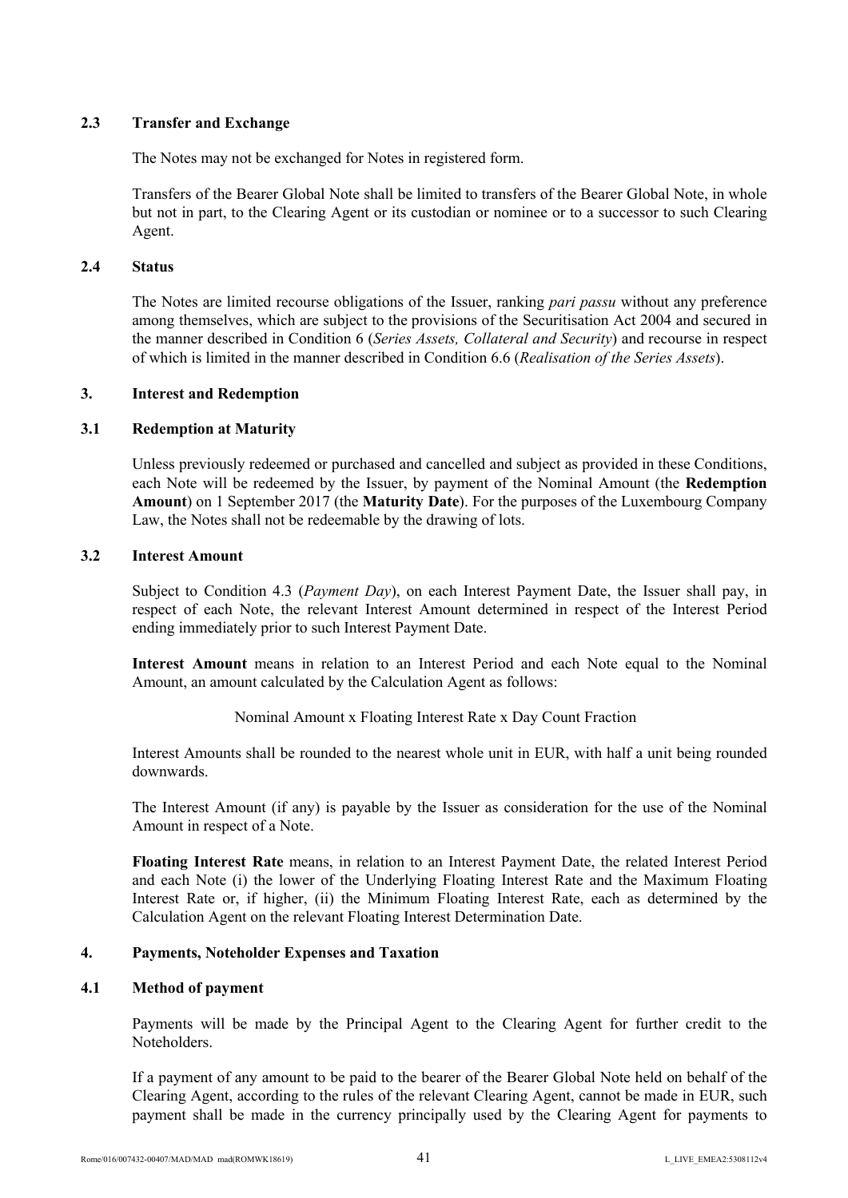### 2.3 Transfer and Exchange

The Notes may not be exchanged for Notes in registered form.

Transfers of the Bearer Global Note shall be limited to transfers of the Bearer Global Note, in whole but not in part, to the Clearing Agent or its custodian or nominee or to a successor to such Clearing Agent.

### 2.4 Status

The Notes are limited recourse obligations of the Issuer, ranking *pari passu* without any preference among themselves, which are subject to the provisions of the Securitisation Act 2004 and secured in the manner described in Condition 6 (*Series Assets, Collateral and Security*) and recourse in respect of which is limited in the manner described in Condition 6.6 (*Realisation of the Series Assets*).

## 3. Interest and Redemption

### 3.1 Redemption at Maturity

Unless previously redeemed or purchased and cancelled and subject as provided in these Conditions, each Note will be redeemed by the Issuer, by payment of the Nominal Amount (the **Redemption Amount**) on 1 September 2017 (the **Maturity Date**). For the purposes of the Luxembourg Company Law, the Notes shall not be redeemable by the drawing of lots.

### 3.2 Interest Amount

Subject to Condition 4.3 (*Payment Day*), on each Interest Payment Date, the Issuer shall pay, in respect of each Note, the relevant Interest Amount determined in respect of the Interest Period ending immediately prior to such Interest Payment Date.

**Interest Amount** means in relation to an Interest Period and each Note equal to the Nominal Amount, an amount calculated by the Calculation Agent as follows:

Nominal Amount x Floating Interest Rate x Day Count Fraction

Interest Amounts shall be rounded to the nearest whole unit in EUR, with half a unit being rounded downwards.

The Interest Amount (if any) is payable by the Issuer as consideration for the use of the Nominal Amount in respect of a Note.

**Floating Interest Rate** means, in relation to an Interest Payment Date, the related Interest Period and each Note (i) the lower of the Underlying Floating Interest Rate and the Maximum Floating Interest Rate or, if higher, (ii) the Minimum Floating Interest Rate, each as determined by the Calculation Agent on the relevant Floating Interest Determination Date.

## 4. Payments, Noteholder Expenses and Taxation

### 4.1 Method of payment

Payments will be made by the Principal Agent to the Clearing Agent for further credit to the Noteholders.

If a payment of any amount to be paid to the bearer of the Bearer Global Note held on behalf of the Clearing Agent, according to the rules of the relevant Clearing Agent, cannot be made in EUR, such payment shall be made in the currency principally used by the Clearing Agent for payments to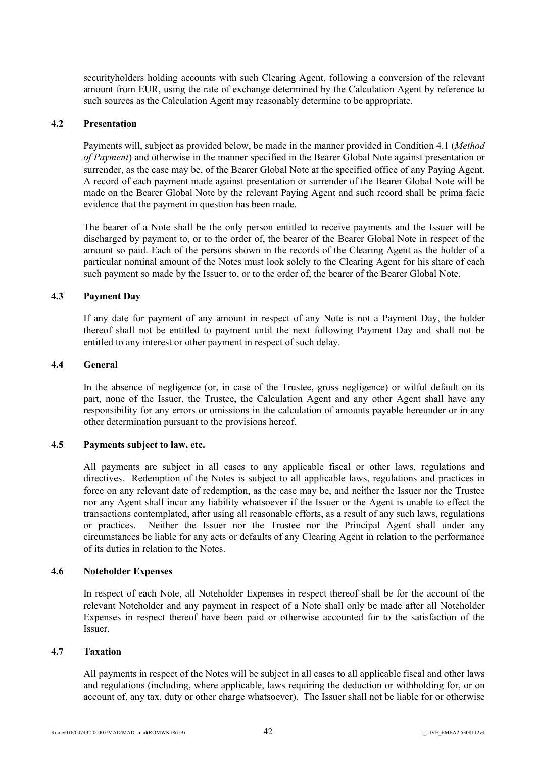securityholders holding accounts with such Clearing Agent, following a conversion of the relevant amount from EUR, using the rate of exchange determined by the Calculation Agent by reference to such sources as the Calculation Agent may reasonably determine to be appropriate.

### 4.2 Presentation

Payments will, subject as provided below, be made in the manner provided in Condition 4.1 (*Method of Payment*) and otherwise in the manner specified in the Bearer Global Note against presentation or surrender, as the case may be, of the Bearer Global Note at the specified office of any Paying Agent. A record of each payment made against presentation or surrender of the Bearer Global Note will be made on the Bearer Global Note by the relevant Paying Agent and such record shall be prima facie evidence that the payment in question has been made.

The bearer of a Note shall be the only person entitled to receive payments and the Issuer will be discharged by payment to, or to the order of, the bearer of the Bearer Global Note in respect of the amount so paid. Each of the persons shown in the records of the Clearing Agent as the holder of a particular nominal amount of the Notes must look solely to the Clearing Agent for his share of each such payment so made by the Issuer to, or to the order of, the bearer of the Bearer Global Note.

### 4.3 Payment Day

If any date for payment of any amount in respect of any Note is not a Payment Day, the holder thereof shall not be entitled to payment until the next following Payment Day and shall not be entitled to any interest or other payment in respect of such delay.

### 4.4 General

In the absence of negligence (or, in case of the Trustee, gross negligence) or wilful default on its part, none of the Issuer, the Trustee, the Calculation Agent and any other Agent shall have any responsibility for any errors or omissions in the calculation of amounts payable hereunder or in any other determination pursuant to the provisions hereof.

### 4.5 Payments subject to law, etc.

All payments are subject in all cases to any applicable fiscal or other laws, regulations and directives. Redemption of the Notes is subject to all applicable laws, regulations and practices in force on any relevant date of redemption, as the case may be, and neither the Issuer nor the Trustee nor any Agent shall incur any liability whatsoever if the Issuer or the Agent is unable to effect the transactions contemplated, after using all reasonable efforts, as a result of any such laws, regulations or practices. Neither the Issuer nor the Trustee nor the Principal Agent shall under any circumstances be liable for any acts or defaults of any Clearing Agent in relation to the performance of its duties in relation to the Notes.

### 4.6 Noteholder Expenses

In respect of each Note, all Noteholder Expenses in respect thereof shall be for the account of the relevant Noteholder and any payment in respect of a Note shall only be made after all Noteholder Expenses in respect thereof have been paid or otherwise accounted for to the satisfaction of the Issuer.

### 4.7 Taxation

All payments in respect of the Notes will be subject in all cases to all applicable fiscal and other laws and regulations (including, where applicable, laws requiring the deduction or withholding for, or on account of, any tax, duty or other charge whatsoever). The Issuer shall not be liable for or otherwise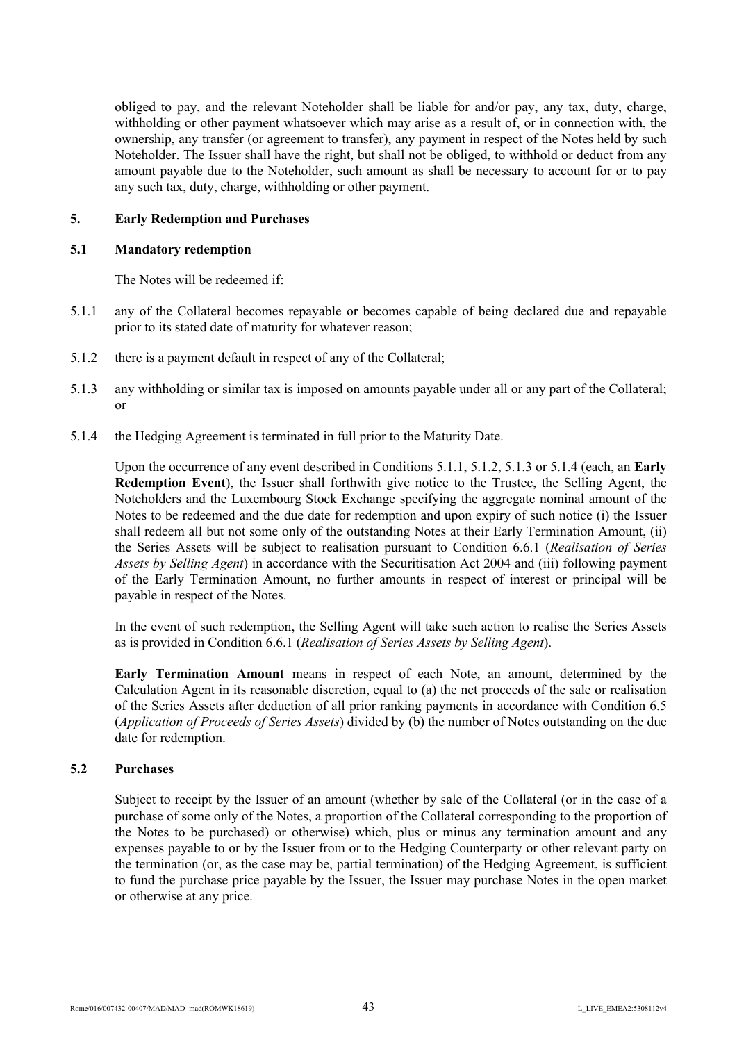obliged to pay, and the relevant Noteholder shall be liable for and/or pay, any tax, duty, charge, withholding or other payment whatsoever which may arise as a result of, or in connection with, the ownership, any transfer (or agreement to transfer), any payment in respect of the Notes held by such Noteholder. The Issuer shall have the right, but shall not be obliged, to withhold or deduct from any amount payable due to the Noteholder, such amount as shall be necessary to account for or to pay any such tax, duty, charge, withholding or other payment.

## 5. Early Redemption and Purchases

### 5.1 Mandatory redemption

The Notes will be redeemed if:

5.1.1 any of the Collateral becomes repayable or becomes capable of being declared due and repayable prior to its stated date of maturity for whatever reason;

5.1.2 there is a payment default in respect of any of the Collateral;

5.1.3 any withholding or similar tax is imposed on amounts payable under all or any part of the Collateral; or

5.1.4 the Hedging Agreement is terminated in full prior to the Maturity Date.

Upon the occurrence of any event described in Conditions 5.1.1, 5.1.2, 5.1.3 or 5.1.4 (each, an **Early Redemption Event**), the Issuer shall forthwith give notice to the Trustee, the Selling Agent, the Noteholders and the Luxembourg Stock Exchange specifying the aggregate nominal amount of the Notes to be redeemed and the due date for redemption and upon expiry of such notice (i) the Issuer shall redeem all but not some only of the outstanding Notes at their Early Termination Amount, (ii) the Series Assets will be subject to realisation pursuant to Condition 6.6.1 (*Realisation of Series Assets by Selling Agent*) in accordance with the Securitisation Act 2004 and (iii) following payment of the Early Termination Amount, no further amounts in respect of interest or principal will be payable in respect of the Notes.

In the event of such redemption, the Selling Agent will take such action to realise the Series Assets as is provided in Condition 6.6.1 (*Realisation of Series Assets by Selling Agent*).

**Early Termination Amount** means in respect of each Note, an amount, determined by the Calculation Agent in its reasonable discretion, equal to (a) the net proceeds of the sale or realisation of the Series Assets after deduction of all prior ranking payments in accordance with Condition 6.5 (*Application of Proceeds of Series Assets*) divided by (b) the number of Notes outstanding on the due date for redemption.

### 5.2 Purchases

Subject to receipt by the Issuer of an amount (whether by sale of the Collateral (or in the case of a purchase of some only of the Notes, a proportion of the Collateral corresponding to the proportion of the Notes to be purchased) or otherwise) which, plus or minus any termination amount and any expenses payable to or by the Issuer from or to the Hedging Counterparty or other relevant party on the termination (or, as the case may be, partial termination) of the Hedging Agreement, is sufficient to fund the purchase price payable by the Issuer, the Issuer may purchase Notes in the open market or otherwise at any price.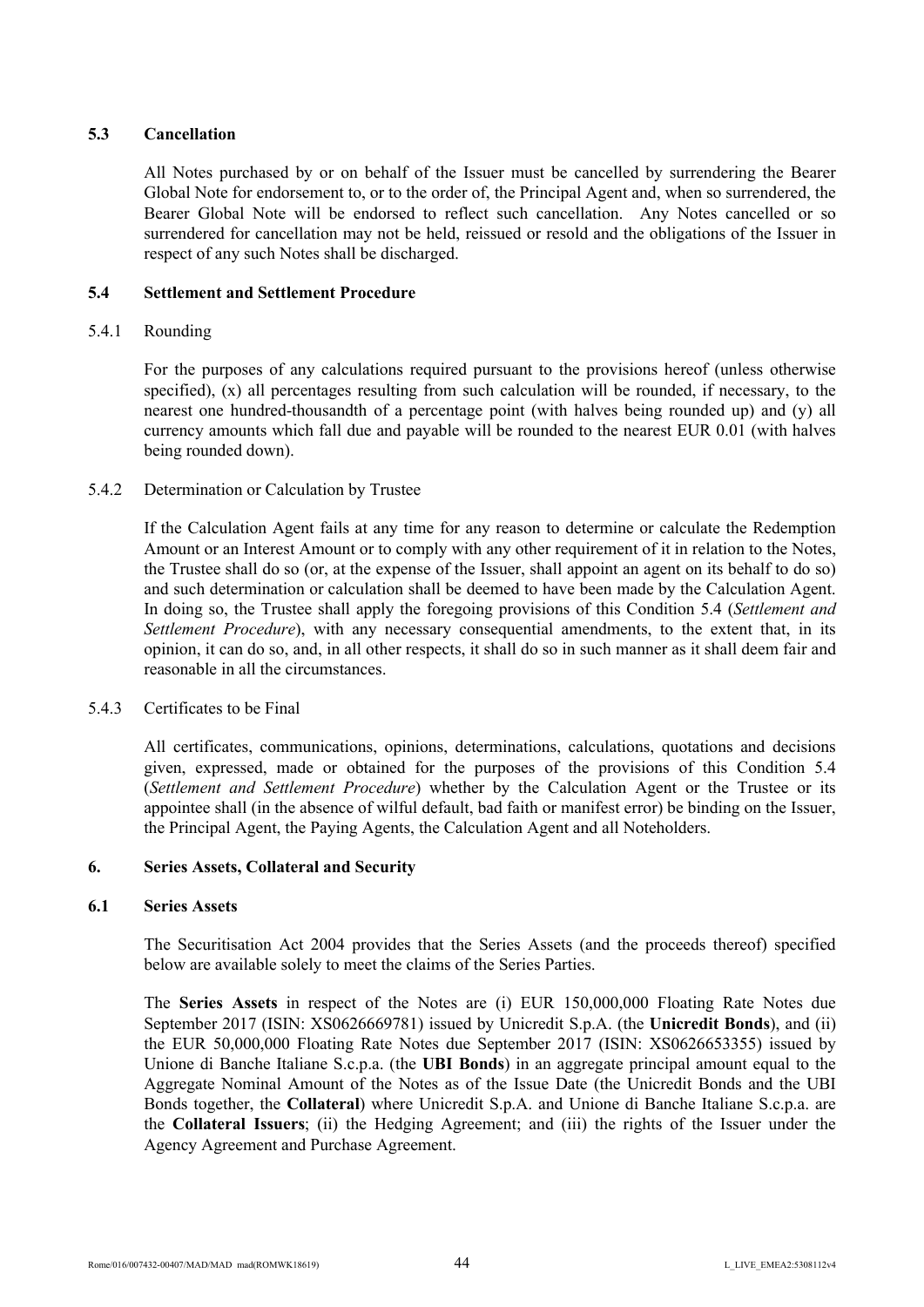### 5.3 Cancellation

All Notes purchased by or on behalf of the Issuer must be cancelled by surrendering the Bearer Global Note for endorsement to, or to the order of, the Principal Agent and, when so surrendered, the Bearer Global Note will be endorsed to reflect such cancellation. Any Notes cancelled or so surrendered for cancellation may not be held, reissued or resold and the obligations of the Issuer in respect of any such Notes shall be discharged.

### 5.4 Settlement and Settlement Procedure

#### 5.4.1 Rounding

For the purposes of any calculations required pursuant to the provisions hereof (unless otherwise specified), (x) all percentages resulting from such calculation will be rounded, if necessary, to the nearest one hundred-thousandth of a percentage point (with halves being rounded up) and (y) all currency amounts which fall due and payable will be rounded to the nearest EUR 0.01 (with halves being rounded down).

#### 5.4.2 Determination or Calculation by Trustee

If the Calculation Agent fails at any time for any reason to determine or calculate the Redemption Amount or an Interest Amount or to comply with any other requirement of it in relation to the Notes, the Trustee shall do so (or, at the expense of the Issuer, shall appoint an agent on its behalf to do so) and such determination or calculation shall be deemed to have been made by the Calculation Agent. In doing so, the Trustee shall apply the foregoing provisions of this Condition 5.4 (*Settlement and Settlement Procedure*), with any necessary consequential amendments, to the extent that, in its opinion, it can do so, and, in all other respects, it shall do so in such manner as it shall deem fair and reasonable in all the circumstances.

#### 5.4.3 Certificates to be Final

All certificates, communications, opinions, determinations, calculations, quotations and decisions given, expressed, made or obtained for the purposes of the provisions of this Condition 5.4 (*Settlement and Settlement Procedure*) whether by the Calculation Agent or the Trustee or its appointee shall (in the absence of wilful default, bad faith or manifest error) be binding on the Issuer, the Principal Agent, the Paying Agents, the Calculation Agent and all Noteholders.

## 6. Series Assets, Collateral and Security

### 6.1 Series Assets

The Securitisation Act 2004 provides that the Series Assets (and the proceeds thereof) specified below are available solely to meet the claims of the Series Parties.

The **Series Assets** in respect of the Notes are (i) EUR 150,000,000 Floating Rate Notes due September 2017 (ISIN: XS0626669781) issued by Unicredit S.p.A. (the **Unicredit Bonds**), and (ii) the EUR 50,000,000 Floating Rate Notes due September 2017 (ISIN: XS0626653355) issued by Unione di Banche Italiane S.c.p.a. (the **UBI Bonds**) in an aggregate principal amount equal to the Aggregate Nominal Amount of the Notes as of the Issue Date (the Unicredit Bonds and the UBI Bonds together, the **Collateral**) where Unicredit S.p.A. and Unione di Banche Italiane S.c.p.a. are the **Collateral Issuers**; (ii) the Hedging Agreement; and (iii) the rights of the Issuer under the Agency Agreement and Purchase Agreement.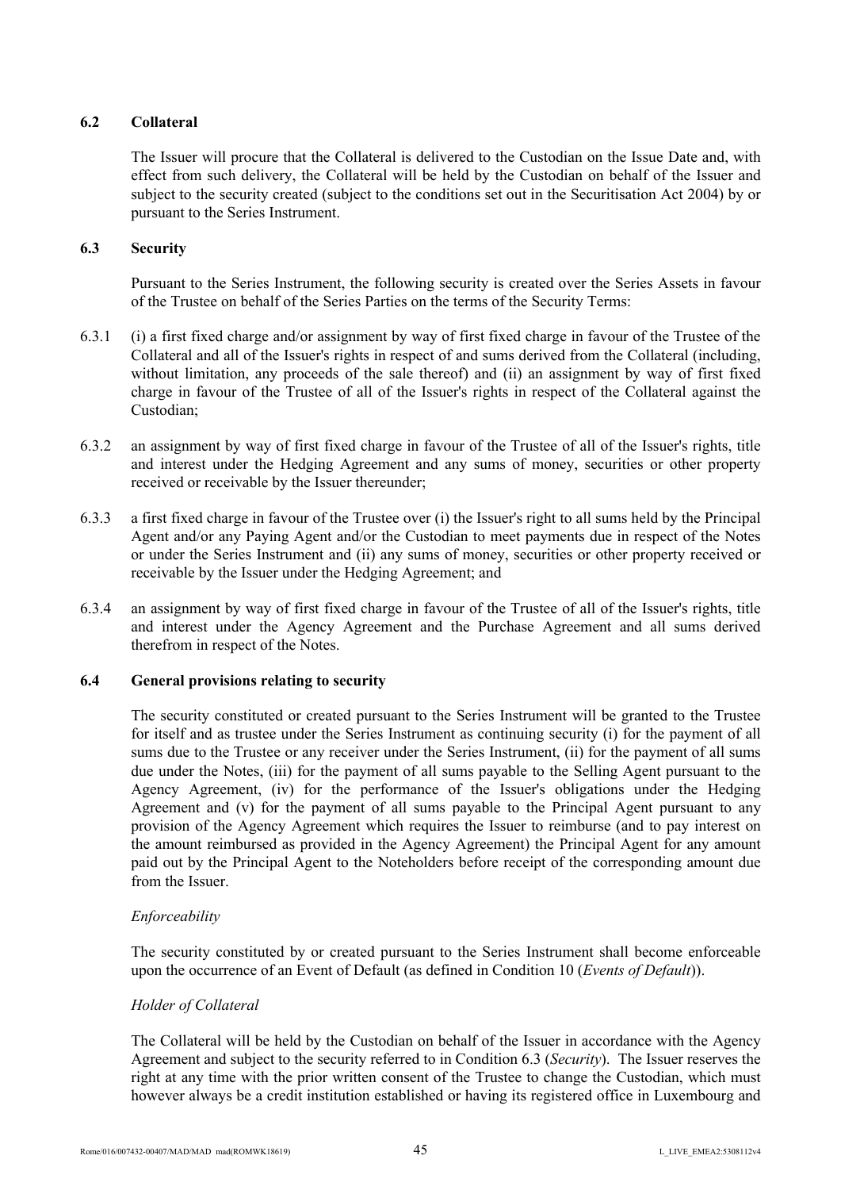### 6.2 Collateral

The Issuer will procure that the Collateral is delivered to the Custodian on the Issue Date and, with effect from such delivery, the Collateral will be held by the Custodian on behalf of the Issuer and subject to the security created (subject to the conditions set out in the Securitisation Act 2004) by or pursuant to the Series Instrument.

### 6.3 Security

Pursuant to the Series Instrument, the following security is created over the Series Assets in favour of the Trustee on behalf of the Series Parties on the terms of the Security Terms:

6.3.1 (i) a first fixed charge and/or assignment by way of first fixed charge in favour of the Trustee of the Collateral and all of the Issuer's rights in respect of and sums derived from the Collateral (including, without limitation, any proceeds of the sale thereof) and (ii) an assignment by way of first fixed charge in favour of the Trustee of all of the Issuer's rights in respect of the Collateral against the Custodian;

6.3.2 an assignment by way of first fixed charge in favour of the Trustee of all of the Issuer's rights, title and interest under the Hedging Agreement and any sums of money, securities or other property received or receivable by the Issuer thereunder;

6.3.3 a first fixed charge in favour of the Trustee over (i) the Issuer's right to all sums held by the Principal Agent and/or any Paying Agent and/or the Custodian to meet payments due in respect of the Notes or under the Series Instrument and (ii) any sums of money, securities or other property received or receivable by the Issuer under the Hedging Agreement; and

6.3.4 an assignment by way of first fixed charge in favour of the Trustee of all of the Issuer's rights, title and interest under the Agency Agreement and the Purchase Agreement and all sums derived therefrom in respect of the Notes.

### 6.4 General provisions relating to security

The security constituted or created pursuant to the Series Instrument will be granted to the Trustee for itself and as trustee under the Series Instrument as continuing security (i) for the payment of all sums due to the Trustee or any receiver under the Series Instrument, (ii) for the payment of all sums due under the Notes, (iii) for the payment of all sums payable to the Selling Agent pursuant to the Agency Agreement, (iv) for the performance of the Issuer's obligations under the Hedging Agreement and (v) for the payment of all sums payable to the Principal Agent pursuant to any provision of the Agency Agreement which requires the Issuer to reimburse (and to pay interest on the amount reimbursed as provided in the Agency Agreement) the Principal Agent for any amount paid out by the Principal Agent to the Noteholders before receipt of the corresponding amount due from the Issuer.

*Enforceability*

The security constituted by or created pursuant to the Series Instrument shall become enforceable upon the occurrence of an Event of Default (as defined in Condition 10 (*Events of Default*)).

*Holder of Collateral*

The Collateral will be held by the Custodian on behalf of the Issuer in accordance with the Agency Agreement and subject to the security referred to in Condition 6.3 (*Security*). The Issuer reserves the right at any time with the prior written consent of the Trustee to change the Custodian, which must however always be a credit institution established or having its registered office in Luxembourg and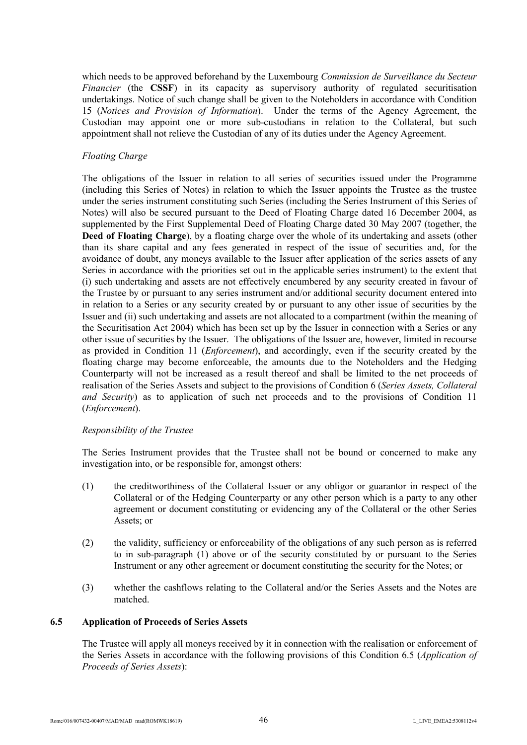which needs to be approved beforehand by the Luxembourg *Commission de Surveillance du Secteur Financier* (the **CSSF**) in its capacity as supervisory authority of regulated securitisation undertakings. Notice of such change shall be given to the Noteholders in accordance with Condition 15 (*Notices and Provision of Information*). Under the terms of the Agency Agreement, the Custodian may appoint one or more sub-custodians in relation to the Collateral, but such appointment shall not relieve the Custodian of any of its duties under the Agency Agreement.

*Floating Charge*

The obligations of the Issuer in relation to all series of securities issued under the Programme (including this Series of Notes) in relation to which the Issuer appoints the Trustee as the trustee under the series instrument constituting such Series (including the Series Instrument of this Series of Notes) will also be secured pursuant to the Deed of Floating Charge dated 16 December 2004, as supplemented by the First Supplemental Deed of Floating Charge dated 30 May 2007 (together, the **Deed of Floating Charge**), by a floating charge over the whole of its undertaking and assets (other than its share capital and any fees generated in respect of the issue of securities and, for the avoidance of doubt, any moneys available to the Issuer after application of the series assets of any Series in accordance with the priorities set out in the applicable series instrument) to the extent that (i) such undertaking and assets are not effectively encumbered by any security created in favour of the Trustee by or pursuant to any series instrument and/or additional security document entered into in relation to a Series or any security created by or pursuant to any other issue of securities by the Issuer and (ii) such undertaking and assets are not allocated to a compartment (within the meaning of the Securitisation Act 2004) which has been set up by the Issuer in connection with a Series or any other issue of securities by the Issuer. The obligations of the Issuer are, however, limited in recourse as provided in Condition 11 (*Enforcement*), and accordingly, even if the security created by the floating charge may become enforceable, the amounts due to the Noteholders and the Hedging Counterparty will not be increased as a result thereof and shall be limited to the net proceeds of realisation of the Series Assets and subject to the provisions of Condition 6 (*Series Assets, Collateral and Security*) as to application of such net proceeds and to the provisions of Condition 11 (*Enforcement*).

*Responsibility of the Trustee*

The Series Instrument provides that the Trustee shall not be bound or concerned to make any investigation into, or be responsible for, amongst others:

(1) the creditworthiness of the Collateral Issuer or any obligor or guarantor in respect of the Collateral or of the Hedging Counterparty or any other person which is a party to any other agreement or document constituting or evidencing any of the Collateral or the other Series Assets; or

(2) the validity, sufficiency or enforceability of the obligations of any such person as is referred to in sub-paragraph (1) above or of the security constituted by or pursuant to the Series Instrument or any other agreement or document constituting the security for the Notes; or

(3) whether the cashflows relating to the Collateral and/or the Series Assets and the Notes are matched.

### 6.5 Application of Proceeds of Series Assets

The Trustee will apply all moneys received by it in connection with the realisation or enforcement of the Series Assets in accordance with the following provisions of this Condition 6.5 (*Application of Proceeds of Series Assets*):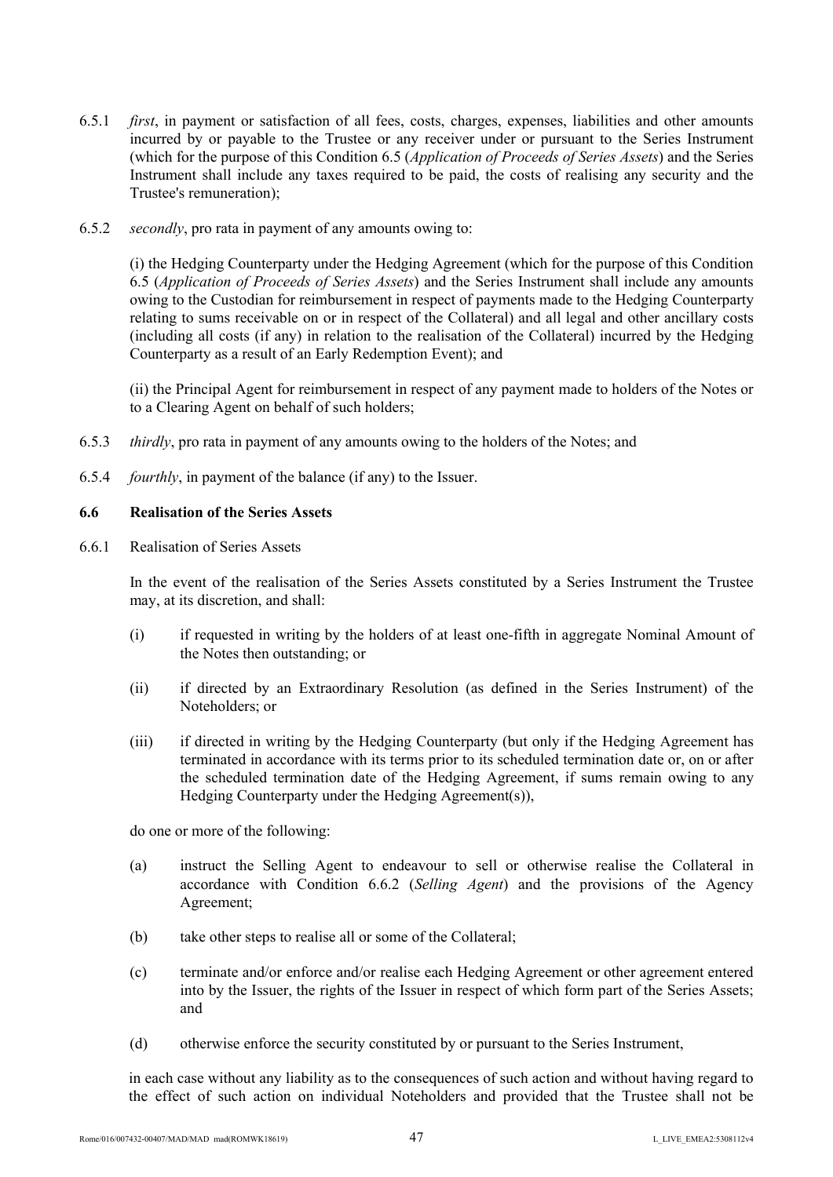6.5.1 *first*, in payment or satisfaction of all fees, costs, charges, expenses, liabilities and other amounts incurred by or payable to the Trustee or any receiver under or pursuant to the Series Instrument (which for the purpose of this Condition 6.5 (*Application of Proceeds of Series Assets*) and the Series Instrument shall include any taxes required to be paid, the costs of realising any security and the Trustee's remuneration);

6.5.2 *secondly*, pro rata in payment of any amounts owing to:

(i) the Hedging Counterparty under the Hedging Agreement (which for the purpose of this Condition 6.5 (*Application of Proceeds of Series Assets*) and the Series Instrument shall include any amounts owing to the Custodian for reimbursement in respect of payments made to the Hedging Counterparty relating to sums receivable on or in respect of the Collateral) and all legal and other ancillary costs (including all costs (if any) in relation to the realisation of the Collateral) incurred by the Hedging Counterparty as a result of an Early Redemption Event); and

(ii) the Principal Agent for reimbursement in respect of any payment made to holders of the Notes or to a Clearing Agent on behalf of such holders;

6.5.3 *thirdly*, pro rata in payment of any amounts owing to the holders of the Notes; and

6.5.4 *fourthly*, in payment of the balance (if any) to the Issuer.

### 6.6 Realisation of the Series Assets

6.6.1 Realisation of Series Assets

In the event of the realisation of the Series Assets constituted by a Series Instrument the Trustee may, at its discretion, and shall:

(i) if requested in writing by the holders of at least one-fifth in aggregate Nominal Amount of the Notes then outstanding; or

(ii) if directed by an Extraordinary Resolution (as defined in the Series Instrument) of the Noteholders; or

(iii) if directed in writing by the Hedging Counterparty (but only if the Hedging Agreement has terminated in accordance with its terms prior to its scheduled termination date or, on or after the scheduled termination date of the Hedging Agreement, if sums remain owing to any Hedging Counterparty under the Hedging Agreement(s)),

do one or more of the following:

(a) instruct the Selling Agent to endeavour to sell or otherwise realise the Collateral in accordance with Condition 6.6.2 (*Selling Agent*) and the provisions of the Agency Agreement;

(b) take other steps to realise all or some of the Collateral;

(c) terminate and/or enforce and/or realise each Hedging Agreement or other agreement entered into by the Issuer, the rights of the Issuer in respect of which form part of the Series Assets; and

(d) otherwise enforce the security constituted by or pursuant to the Series Instrument,

in each case without any liability as to the consequences of such action and without having regard to the effect of such action on individual Noteholders and provided that the Trustee shall not be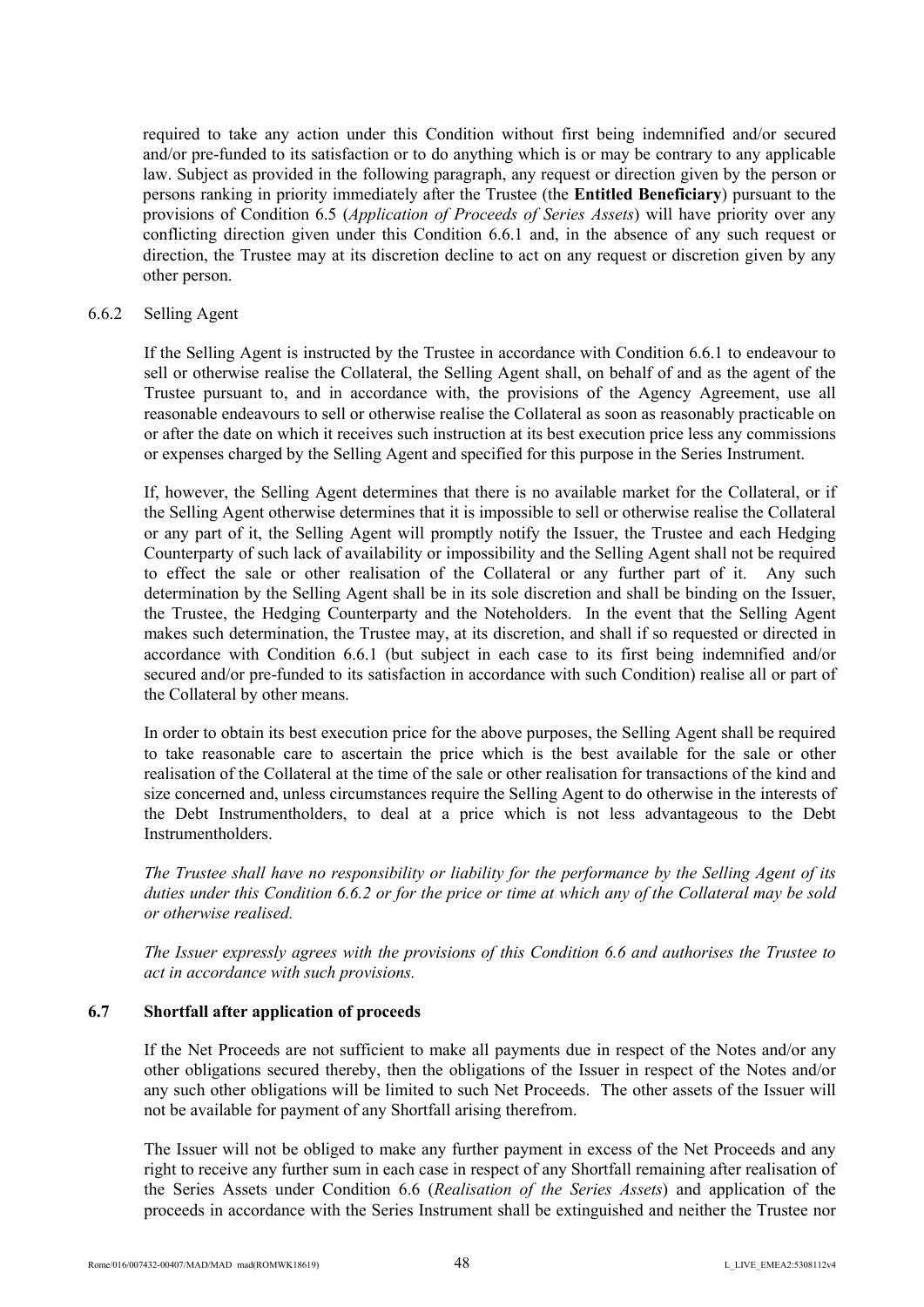required to take any action under this Condition without first being indemnified and/or secured and/or pre-funded to its satisfaction or to do anything which is or may be contrary to any applicable law. Subject as provided in the following paragraph, any request or direction given by the person or persons ranking in priority immediately after the Trustee (the **Entitled Beneficiary**) pursuant to the provisions of Condition 6.5 (*Application of Proceeds of Series Assets*) will have priority over any conflicting direction given under this Condition 6.6.1 and, in the absence of any such request or direction, the Trustee may at its discretion decline to act on any request or discretion given by any other person.

6.6.2 Selling Agent

If the Selling Agent is instructed by the Trustee in accordance with Condition 6.6.1 to endeavour to sell or otherwise realise the Collateral, the Selling Agent shall, on behalf of and as the agent of the Trustee pursuant to, and in accordance with, the provisions of the Agency Agreement, use all reasonable endeavours to sell or otherwise realise the Collateral as soon as reasonably practicable on or after the date on which it receives such instruction at its best execution price less any commissions or expenses charged by the Selling Agent and specified for this purpose in the Series Instrument.

If, however, the Selling Agent determines that there is no available market for the Collateral, or if the Selling Agent otherwise determines that it is impossible to sell or otherwise realise the Collateral or any part of it, the Selling Agent will promptly notify the Issuer, the Trustee and each Hedging Counterparty of such lack of availability or impossibility and the Selling Agent shall not be required to effect the sale or other realisation of the Collateral or any further part of it. Any such determination by the Selling Agent shall be in its sole discretion and shall be binding on the Issuer, the Trustee, the Hedging Counterparty and the Noteholders. In the event that the Selling Agent makes such determination, the Trustee may, at its discretion, and shall if so requested or directed in accordance with Condition 6.6.1 (but subject in each case to its first being indemnified and/or secured and/or pre-funded to its satisfaction in accordance with such Condition) realise all or part of the Collateral by other means.

In order to obtain its best execution price for the above purposes, the Selling Agent shall be required to take reasonable care to ascertain the price which is the best available for the sale or other realisation of the Collateral at the time of the sale or other realisation for transactions of the kind and size concerned and, unless circumstances require the Selling Agent to do otherwise in the interests of the Debt Instrumentholders, to deal at a price which is not less advantageous to the Debt Instrumentholders.

*The Trustee shall have no responsibility or liability for the performance by the Selling Agent of its duties under this Condition 6.6.2 or for the price or time at which any of the Collateral may be sold or otherwise realised.*

*The Issuer expressly agrees with the provisions of this Condition 6.6 and authorises the Trustee to act in accordance with such provisions.*

### 6.7 Shortfall after application of proceeds

If the Net Proceeds are not sufficient to make all payments due in respect of the Notes and/or any other obligations secured thereby, then the obligations of the Issuer in respect of the Notes and/or any such other obligations will be limited to such Net Proceeds. The other assets of the Issuer will not be available for payment of any Shortfall arising therefrom.

The Issuer will not be obliged to make any further payment in excess of the Net Proceeds and any right to receive any further sum in each case in respect of any Shortfall remaining after realisation of the Series Assets under Condition 6.6 (*Realisation of the Series Assets*) and application of the proceeds in accordance with the Series Instrument shall be extinguished and neither the Trustee nor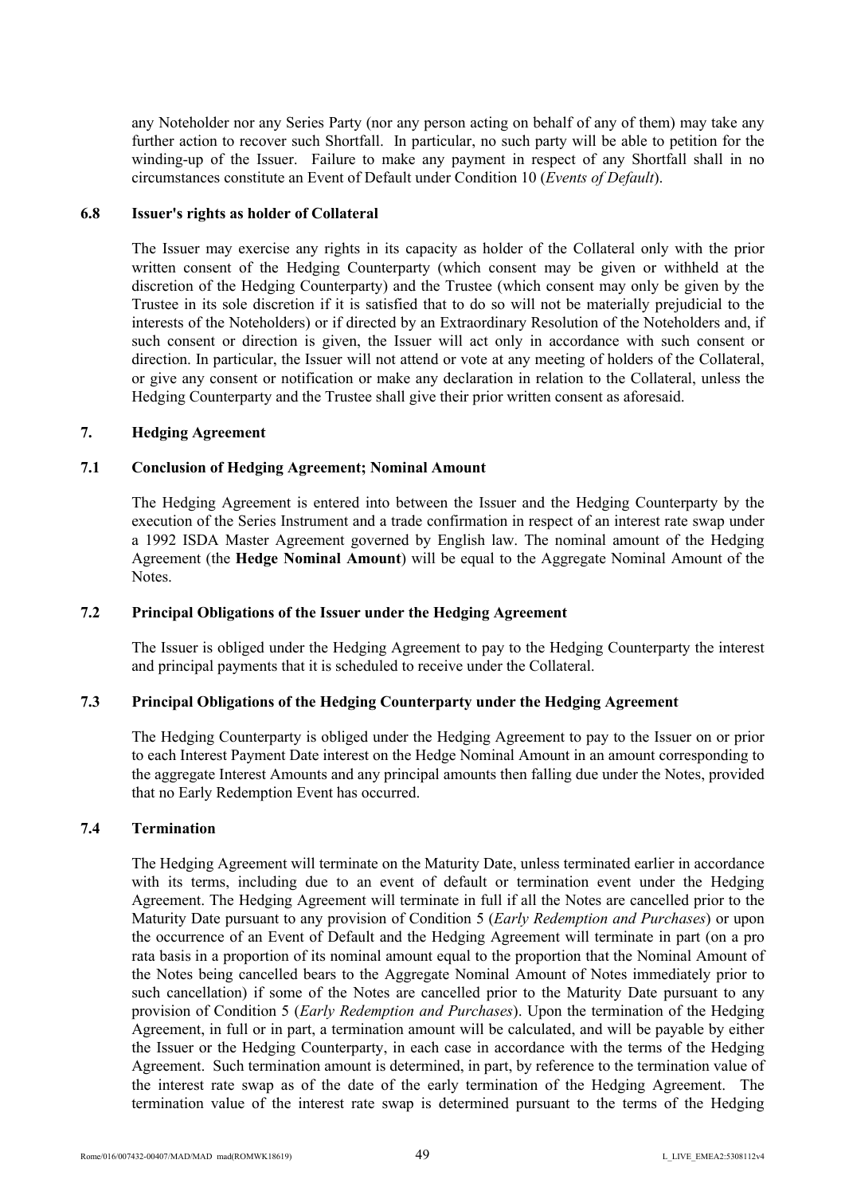any Noteholder nor any Series Party (nor any person acting on behalf of any of them) may take any further action to recover such Shortfall. In particular, no such party will be able to petition for the winding-up of the Issuer. Failure to make any payment in respect of any Shortfall shall in no circumstances constitute an Event of Default under Condition 10 (*Events of Default*).

### 6.8 Issuer's rights as holder of Collateral

The Issuer may exercise any rights in its capacity as holder of the Collateral only with the prior written consent of the Hedging Counterparty (which consent may be given or withheld at the discretion of the Hedging Counterparty) and the Trustee (which consent may only be given by the Trustee in its sole discretion if it is satisfied that to do so will not be materially prejudicial to the interests of the Noteholders) or if directed by an Extraordinary Resolution of the Noteholders and, if such consent or direction is given, the Issuer will act only in accordance with such consent or direction. In particular, the Issuer will not attend or vote at any meeting of holders of the Collateral, or give any consent or notification or make any declaration in relation to the Collateral, unless the Hedging Counterparty and the Trustee shall give their prior written consent as aforesaid.

## 7. Hedging Agreement

### 7.1 Conclusion of Hedging Agreement; Nominal Amount

The Hedging Agreement is entered into between the Issuer and the Hedging Counterparty by the execution of the Series Instrument and a trade confirmation in respect of an interest rate swap under a 1992 ISDA Master Agreement governed by English law. The nominal amount of the Hedging Agreement (the **Hedge Nominal Amount**) will be equal to the Aggregate Nominal Amount of the Notes.

### 7.2 Principal Obligations of the Issuer under the Hedging Agreement

The Issuer is obliged under the Hedging Agreement to pay to the Hedging Counterparty the interest and principal payments that it is scheduled to receive under the Collateral.

### 7.3 Principal Obligations of the Hedging Counterparty under the Hedging Agreement

The Hedging Counterparty is obliged under the Hedging Agreement to pay to the Issuer on or prior to each Interest Payment Date interest on the Hedge Nominal Amount in an amount corresponding to the aggregate Interest Amounts and any principal amounts then falling due under the Notes, provided that no Early Redemption Event has occurred.

### 7.4 Termination

The Hedging Agreement will terminate on the Maturity Date, unless terminated earlier in accordance with its terms, including due to an event of default or termination event under the Hedging Agreement. The Hedging Agreement will terminate in full if all the Notes are cancelled prior to the Maturity Date pursuant to any provision of Condition 5 (*Early Redemption and Purchases*) or upon the occurrence of an Event of Default and the Hedging Agreement will terminate in part (on a pro rata basis in a proportion of its nominal amount equal to the proportion that the Nominal Amount of the Notes being cancelled bears to the Aggregate Nominal Amount of Notes immediately prior to such cancellation) if some of the Notes are cancelled prior to the Maturity Date pursuant to any provision of Condition 5 (*Early Redemption and Purchases*). Upon the termination of the Hedging Agreement, in full or in part, a termination amount will be calculated, and will be payable by either the Issuer or the Hedging Counterparty, in each case in accordance with the terms of the Hedging Agreement. Such termination amount is determined, in part, by reference to the termination value of the interest rate swap as of the date of the early termination of the Hedging Agreement. The termination value of the interest rate swap is determined pursuant to the terms of the Hedging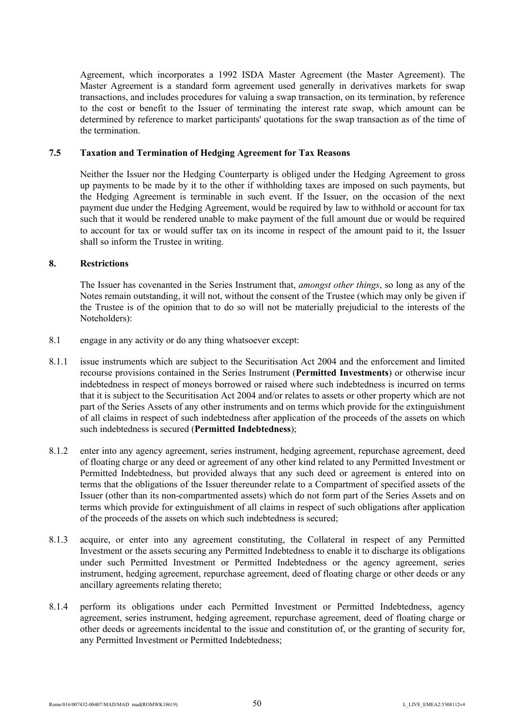Agreement, which incorporates a 1992 ISDA Master Agreement (the Master Agreement). The Master Agreement is a standard form agreement used generally in derivatives markets for swap transactions, and includes procedures for valuing a swap transaction, on its termination, by reference to the cost or benefit to the Issuer of terminating the interest rate swap, which amount can be determined by reference to market participants' quotations for the swap transaction as of the time of the termination.

### 7.5 Taxation and Termination of Hedging Agreement for Tax Reasons

Neither the Issuer nor the Hedging Counterparty is obliged under the Hedging Agreement to gross up payments to be made by it to the other if withholding taxes are imposed on such payments, but the Hedging Agreement is terminable in such event. If the Issuer, on the occasion of the next payment due under the Hedging Agreement, would be required by law to withhold or account for tax such that it would be rendered unable to make payment of the full amount due or would be required to account for tax or would suffer tax on its income in respect of the amount paid to it, the Issuer shall so inform the Trustee in writing.

## 8. Restrictions

The Issuer has covenanted in the Series Instrument that, *amongst other things*, so long as any of the Notes remain outstanding, it will not, without the consent of the Trustee (which may only be given if the Trustee is of the opinion that to do so will not be materially prejudicial to the interests of the Noteholders):

8.1 engage in any activity or do any thing whatsoever except:

8.1.1 issue instruments which are subject to the Securitisation Act 2004 and the enforcement and limited recourse provisions contained in the Series Instrument (**Permitted Investments**) or otherwise incur indebtedness in respect of moneys borrowed or raised where such indebtedness is incurred on terms that it is subject to the Securitisation Act 2004 and/or relates to assets or other property which are not part of the Series Assets of any other instruments and on terms which provide for the extinguishment of all claims in respect of such indebtedness after application of the proceeds of the assets on which such indebtedness is secured (**Permitted Indebtedness**);

8.1.2 enter into any agency agreement, series instrument, hedging agreement, repurchase agreement, deed of floating charge or any deed or agreement of any other kind related to any Permitted Investment or Permitted Indebtedness, but provided always that any such deed or agreement is entered into on terms that the obligations of the Issuer thereunder relate to a Compartment of specified assets of the Issuer (other than its non-compartmented assets) which do not form part of the Series Assets and on terms which provide for extinguishment of all claims in respect of such obligations after application of the proceeds of the assets on which such indebtedness is secured;

8.1.3 acquire, or enter into any agreement constituting, the Collateral in respect of any Permitted Investment or the assets securing any Permitted Indebtedness to enable it to discharge its obligations under such Permitted Investment or Permitted Indebtedness or the agency agreement, series instrument, hedging agreement, repurchase agreement, deed of floating charge or other deeds or any ancillary agreements relating thereto;

8.1.4 perform its obligations under each Permitted Investment or Permitted Indebtedness, agency agreement, series instrument, hedging agreement, repurchase agreement, deed of floating charge or other deeds or agreements incidental to the issue and constitution of, or the granting of security for, any Permitted Investment or Permitted Indebtedness;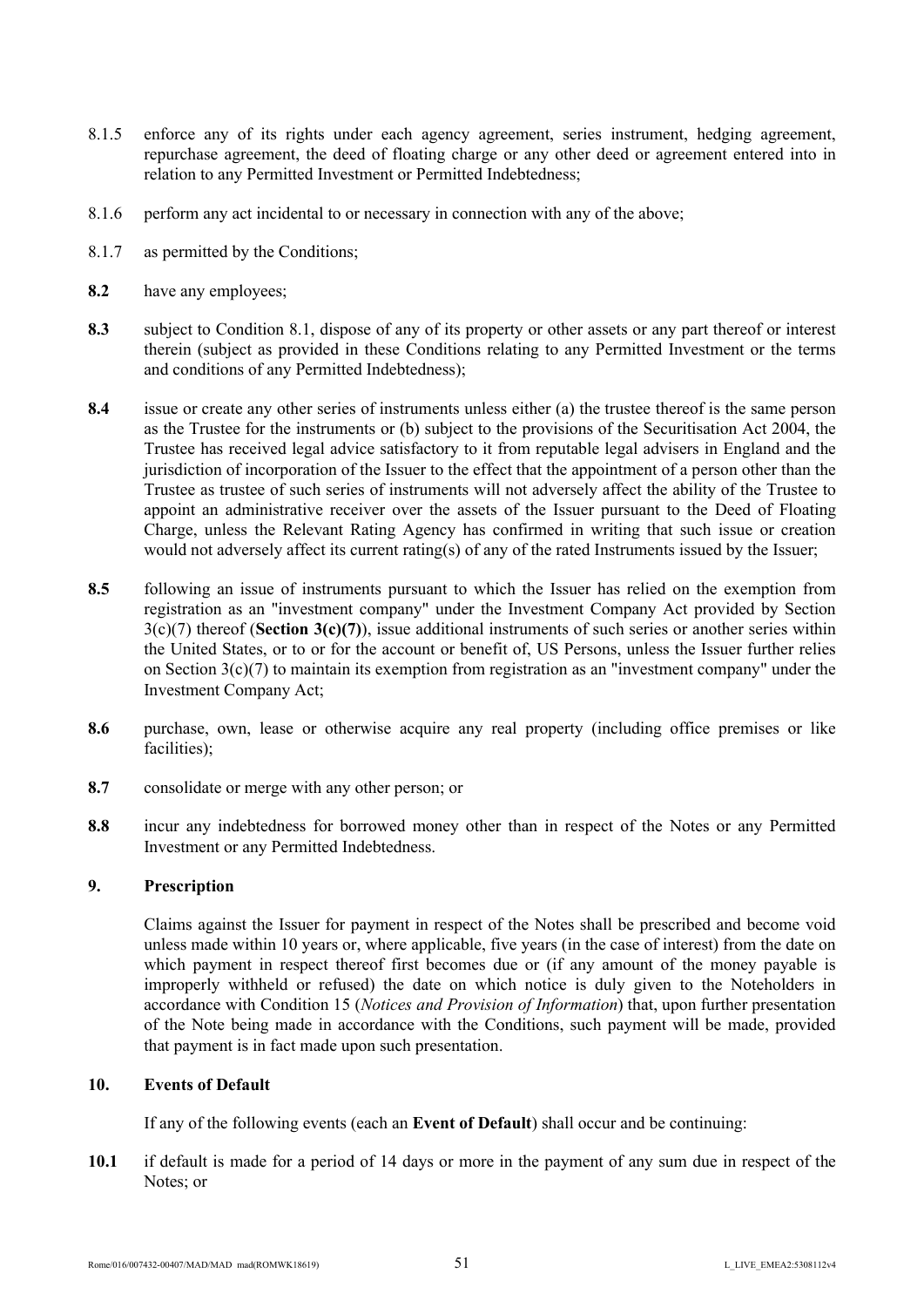8.1.5 enforce any of its rights under each agency agreement, series instrument, hedging agreement, repurchase agreement, the deed of floating charge or any other deed or agreement entered into in relation to any Permitted Investment or Permitted Indebtedness;

8.1.6 perform any act incidental to or necessary in connection with any of the above;

8.1.7 as permitted by the Conditions;

**8.2** have any employees;

**8.3** subject to Condition 8.1, dispose of any of its property or other assets or any part thereof or interest therein (subject as provided in these Conditions relating to any Permitted Investment or the terms and conditions of any Permitted Indebtedness);

**8.4** issue or create any other series of instruments unless either (a) the trustee thereof is the same person as the Trustee for the instruments or (b) subject to the provisions of the Securitisation Act 2004, the Trustee has received legal advice satisfactory to it from reputable legal advisers in England and the jurisdiction of incorporation of the Issuer to the effect that the appointment of a person other than the Trustee as trustee of such series of instruments will not adversely affect the ability of the Trustee to appoint an administrative receiver over the assets of the Issuer pursuant to the Deed of Floating Charge, unless the Relevant Rating Agency has confirmed in writing that such issue or creation would not adversely affect its current rating(s) of any of the rated Instruments issued by the Issuer;

**8.5** following an issue of instruments pursuant to which the Issuer has relied on the exemption from registration as an "investment company" under the Investment Company Act provided by Section 3(c)(7) thereof (**Section 3(c)(7)**), issue additional instruments of such series or another series within the United States, or to or for the account or benefit of, US Persons, unless the Issuer further relies on Section 3(c)(7) to maintain its exemption from registration as an "investment company" under the Investment Company Act;

**8.6** purchase, own, lease or otherwise acquire any real property (including office premises or like facilities);

**8.7** consolidate or merge with any other person; or

**8.8** incur any indebtedness for borrowed money other than in respect of the Notes or any Permitted Investment or any Permitted Indebtedness.

## 9. Prescription

Claims against the Issuer for payment in respect of the Notes shall be prescribed and become void unless made within 10 years or, where applicable, five years (in the case of interest) from the date on which payment in respect thereof first becomes due or (if any amount of the money payable is improperly withheld or refused) the date on which notice is duly given to the Noteholders in accordance with Condition 15 (*Notices and Provision of Information*) that, upon further presentation of the Note being made in accordance with the Conditions, such payment will be made, provided that payment is in fact made upon such presentation.

## 10. Events of Default

If any of the following events (each an **Event of Default**) shall occur and be continuing:

**10.1** if default is made for a period of 14 days or more in the payment of any sum due in respect of the Notes; or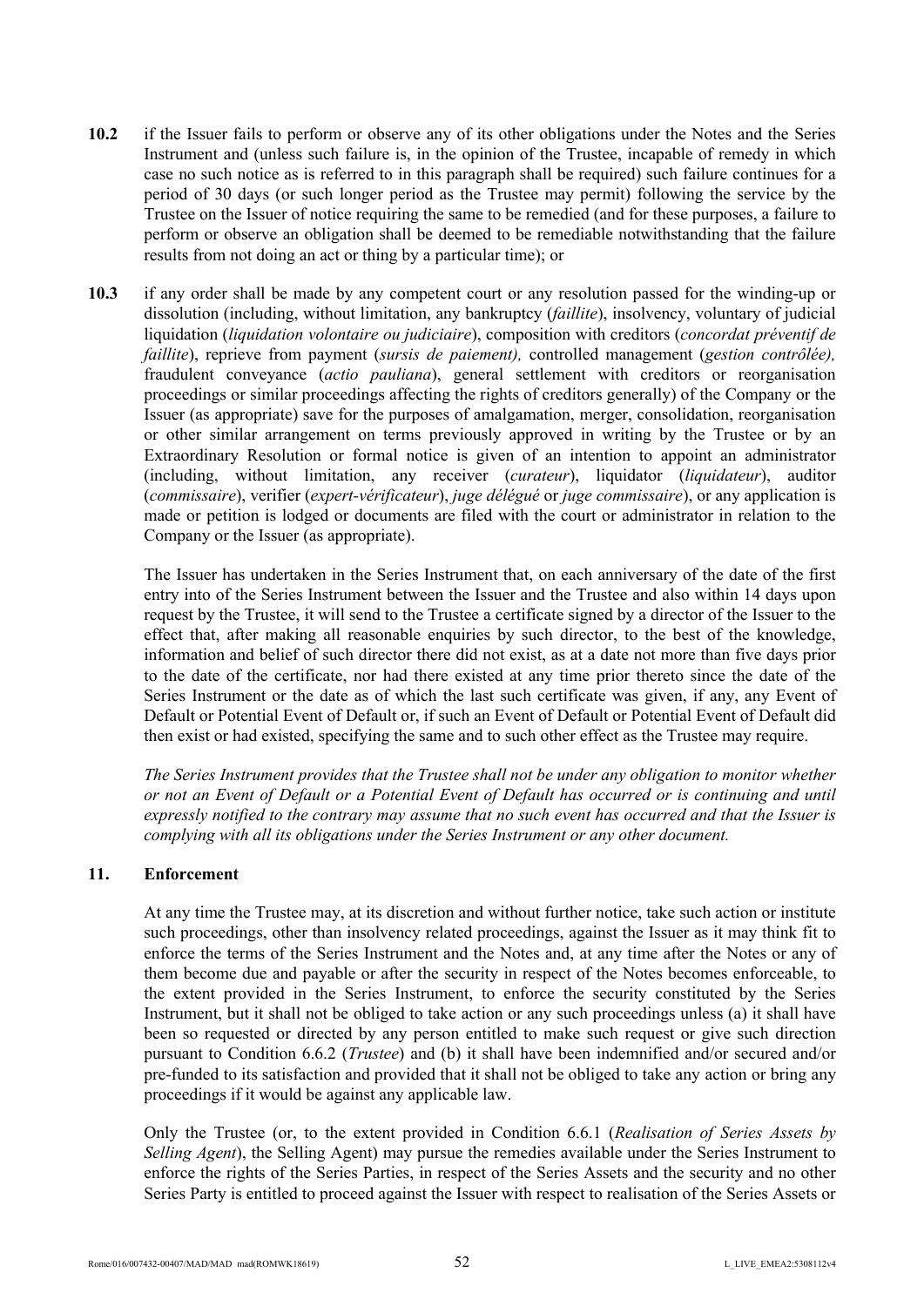**10.2** if the Issuer fails to perform or observe any of its other obligations under the Notes and the Series Instrument and (unless such failure is, in the opinion of the Trustee, incapable of remedy in which case no such notice as is referred to in this paragraph shall be required) such failure continues for a period of 30 days (or such longer period as the Trustee may permit) following the service by the Trustee on the Issuer of notice requiring the same to be remedied (and for these purposes, a failure to perform or observe an obligation shall be deemed to be remediable notwithstanding that the failure results from not doing an act or thing by a particular time); or

**10.3** if any order shall be made by any competent court or any resolution passed for the winding-up or dissolution (including, without limitation, any bankruptcy (*faillite*), insolvency, voluntary of judicial liquidation (*liquidation volontaire ou judiciaire*), composition with creditors (*concordat préventif de faillite*), reprieve from payment (*sursis de paiement),* controlled management (*gestion contrôlée),* fraudulent conveyance (*actio pauliana*), general settlement with creditors or reorganisation proceedings or similar proceedings affecting the rights of creditors generally) of the Company or the Issuer (as appropriate) save for the purposes of amalgamation, merger, consolidation, reorganisation or other similar arrangement on terms previously approved in writing by the Trustee or by an Extraordinary Resolution or formal notice is given of an intention to appoint an administrator (including, without limitation, any receiver (*curateur*), liquidator (*liquidateur*), auditor (*commissaire*), verifier (*expert-vérificateur*), *juge délégué* or *juge commissaire*), or any application is made or petition is lodged or documents are filed with the court or administrator in relation to the Company or the Issuer (as appropriate).

The Issuer has undertaken in the Series Instrument that, on each anniversary of the date of the first entry into of the Series Instrument between the Issuer and the Trustee and also within 14 days upon request by the Trustee, it will send to the Trustee a certificate signed by a director of the Issuer to the effect that, after making all reasonable enquiries by such director, to the best of the knowledge, information and belief of such director there did not exist, as at a date not more than five days prior to the date of the certificate, nor had there existed at any time prior thereto since the date of the Series Instrument or the date as of which the last such certificate was given, if any, any Event of Default or Potential Event of Default or, if such an Event of Default or Potential Event of Default did then exist or had existed, specifying the same and to such other effect as the Trustee may require.

*The Series Instrument provides that the Trustee shall not be under any obligation to monitor whether or not an Event of Default or a Potential Event of Default has occurred or is continuing and until expressly notified to the contrary may assume that no such event has occurred and that the Issuer is complying with all its obligations under the Series Instrument or any other document.*

## 11. Enforcement

At any time the Trustee may, at its discretion and without further notice, take such action or institute such proceedings, other than insolvency related proceedings, against the Issuer as it may think fit to enforce the terms of the Series Instrument and the Notes and, at any time after the Notes or any of them become due and payable or after the security in respect of the Notes becomes enforceable, to the extent provided in the Series Instrument, to enforce the security constituted by the Series Instrument, but it shall not be obliged to take action or any such proceedings unless (a) it shall have been so requested or directed by any person entitled to make such request or give such direction pursuant to Condition 6.6.2 (*Trustee*) and (b) it shall have been indemnified and/or secured and/or pre-funded to its satisfaction and provided that it shall not be obliged to take any action or bring any proceedings if it would be against any applicable law.

Only the Trustee (or, to the extent provided in Condition 6.6.1 (*Realisation of Series Assets by Selling Agent*), the Selling Agent) may pursue the remedies available under the Series Instrument to enforce the rights of the Series Parties, in respect of the Series Assets and the security and no other Series Party is entitled to proceed against the Issuer with respect to realisation of the Series Assets or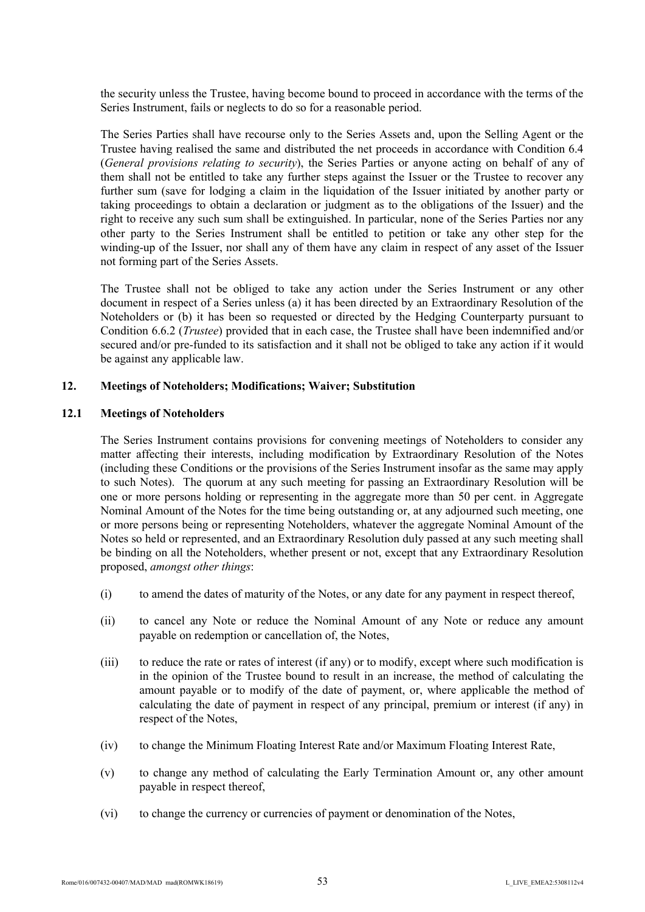the security unless the Trustee, having become bound to proceed in accordance with the terms of the Series Instrument, fails or neglects to do so for a reasonable period.

The Series Parties shall have recourse only to the Series Assets and, upon the Selling Agent or the Trustee having realised the same and distributed the net proceeds in accordance with Condition 6.4 (*General provisions relating to security*), the Series Parties or anyone acting on behalf of any of them shall not be entitled to take any further steps against the Issuer or the Trustee to recover any further sum (save for lodging a claim in the liquidation of the Issuer initiated by another party or taking proceedings to obtain a declaration or judgment as to the obligations of the Issuer) and the right to receive any such sum shall be extinguished. In particular, none of the Series Parties nor any other party to the Series Instrument shall be entitled to petition or take any other step for the winding-up of the Issuer, nor shall any of them have any claim in respect of any asset of the Issuer not forming part of the Series Assets.

The Trustee shall not be obliged to take any action under the Series Instrument or any other document in respect of a Series unless (a) it has been directed by an Extraordinary Resolution of the Noteholders or (b) it has been so requested or directed by the Hedging Counterparty pursuant to Condition 6.6.2 (*Trustee*) provided that in each case, the Trustee shall have been indemnified and/or secured and/or pre-funded to its satisfaction and it shall not be obliged to take any action if it would be against any applicable law.

## 12. Meetings of Noteholders; Modifications; Waiver; Substitution

### 12.1 Meetings of Noteholders

The Series Instrument contains provisions for convening meetings of Noteholders to consider any matter affecting their interests, including modification by Extraordinary Resolution of the Notes (including these Conditions or the provisions of the Series Instrument insofar as the same may apply to such Notes). The quorum at any such meeting for passing an Extraordinary Resolution will be one or more persons holding or representing in the aggregate more than 50 per cent. in Aggregate Nominal Amount of the Notes for the time being outstanding or, at any adjourned such meeting, one or more persons being or representing Noteholders, whatever the aggregate Nominal Amount of the Notes so held or represented, and an Extraordinary Resolution duly passed at any such meeting shall be binding on all the Noteholders, whether present or not, except that any Extraordinary Resolution proposed, *amongst other things*:

(i) to amend the dates of maturity of the Notes, or any date for any payment in respect thereof,

(ii) to cancel any Note or reduce the Nominal Amount of any Note or reduce any amount payable on redemption or cancellation of, the Notes,

(iii) to reduce the rate or rates of interest (if any) or to modify, except where such modification is in the opinion of the Trustee bound to result in an increase, the method of calculating the amount payable or to modify of the date of payment, or, where applicable the method of calculating the date of payment in respect of any principal, premium or interest (if any) in respect of the Notes,

(iv) to change the Minimum Floating Interest Rate and/or Maximum Floating Interest Rate,

(v) to change any method of calculating the Early Termination Amount or, any other amount payable in respect thereof,

(vi) to change the currency or currencies of payment or denomination of the Notes,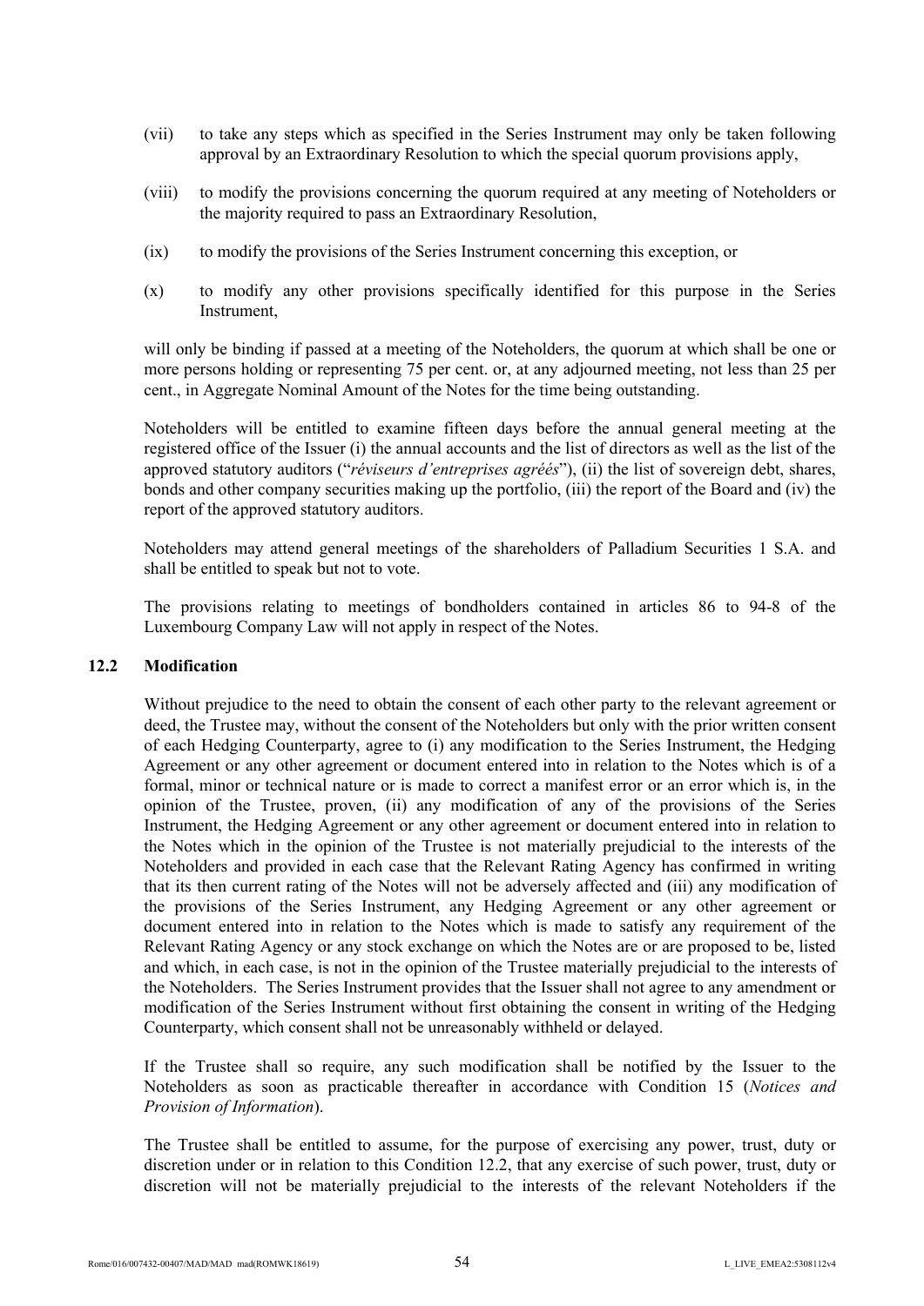(vii) to take any steps which as specified in the Series Instrument may only be taken following approval by an Extraordinary Resolution to which the special quorum provisions apply,

(viii) to modify the provisions concerning the quorum required at any meeting of Noteholders or the majority required to pass an Extraordinary Resolution,

(ix) to modify the provisions of the Series Instrument concerning this exception, or

(x) to modify any other provisions specifically identified for this purpose in the Series Instrument,

will only be binding if passed at a meeting of the Noteholders, the quorum at which shall be one or more persons holding or representing 75 per cent. or, at any adjourned meeting, not less than 25 per cent., in Aggregate Nominal Amount of the Notes for the time being outstanding.

Noteholders will be entitled to examine fifteen days before the annual general meeting at the registered office of the Issuer (i) the annual accounts and the list of directors as well as the list of the approved statutory auditors ("*réviseurs d'entreprises agréés*"), (ii) the list of sovereign debt, shares, bonds and other company securities making up the portfolio, (iii) the report of the Board and (iv) the report of the approved statutory auditors.

Noteholders may attend general meetings of the shareholders of Palladium Securities 1 S.A. and shall be entitled to speak but not to vote.

The provisions relating to meetings of bondholders contained in articles 86 to 94-8 of the Luxembourg Company Law will not apply in respect of the Notes.

### 12.2 Modification

Without prejudice to the need to obtain the consent of each other party to the relevant agreement or deed, the Trustee may, without the consent of the Noteholders but only with the prior written consent of each Hedging Counterparty, agree to (i) any modification to the Series Instrument, the Hedging Agreement or any other agreement or document entered into in relation to the Notes which is of a formal, minor or technical nature or is made to correct a manifest error or an error which is, in the opinion of the Trustee, proven, (ii) any modification of any of the provisions of the Series Instrument, the Hedging Agreement or any other agreement or document entered into in relation to the Notes which in the opinion of the Trustee is not materially prejudicial to the interests of the Noteholders and provided in each case that the Relevant Rating Agency has confirmed in writing that its then current rating of the Notes will not be adversely affected and (iii) any modification of the provisions of the Series Instrument, any Hedging Agreement or any other agreement or document entered into in relation to the Notes which is made to satisfy any requirement of the Relevant Rating Agency or any stock exchange on which the Notes are or are proposed to be, listed and which, in each case, is not in the opinion of the Trustee materially prejudicial to the interests of the Noteholders. The Series Instrument provides that the Issuer shall not agree to any amendment or modification of the Series Instrument without first obtaining the consent in writing of the Hedging Counterparty, which consent shall not be unreasonably withheld or delayed.

If the Trustee shall so require, any such modification shall be notified by the Issuer to the Noteholders as soon as practicable thereafter in accordance with Condition 15 (*Notices and Provision of Information*).

The Trustee shall be entitled to assume, for the purpose of exercising any power, trust, duty or discretion under or in relation to this Condition 12.2, that any exercise of such power, trust, duty or discretion will not be materially prejudicial to the interests of the relevant Noteholders if the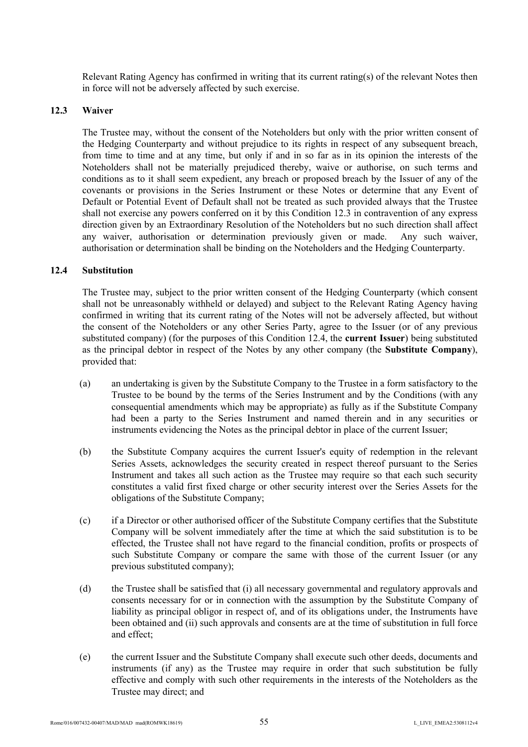Relevant Rating Agency has confirmed in writing that its current rating(s) of the relevant Notes then in force will not be adversely affected by such exercise.

### 12.3 Waiver

The Trustee may, without the consent of the Noteholders but only with the prior written consent of the Hedging Counterparty and without prejudice to its rights in respect of any subsequent breach, from time to time and at any time, but only if and in so far as in its opinion the interests of the Noteholders shall not be materially prejudiced thereby, waive or authorise, on such terms and conditions as to it shall seem expedient, any breach or proposed breach by the Issuer of any of the covenants or provisions in the Series Instrument or these Notes or determine that any Event of Default or Potential Event of Default shall not be treated as such provided always that the Trustee shall not exercise any powers conferred on it by this Condition 12.3 in contravention of any express direction given by an Extraordinary Resolution of the Noteholders but no such direction shall affect any waiver, authorisation or determination previously given or made. Any such waiver, authorisation or determination shall be binding on the Noteholders and the Hedging Counterparty.

### 12.4 Substitution

The Trustee may, subject to the prior written consent of the Hedging Counterparty (which consent shall not be unreasonably withheld or delayed) and subject to the Relevant Rating Agency having confirmed in writing that its current rating of the Notes will not be adversely affected, but without the consent of the Noteholders or any other Series Party, agree to the Issuer (or of any previous substituted company) (for the purposes of this Condition 12.4, the **current Issuer**) being substituted as the principal debtor in respect of the Notes by any other company (the **Substitute Company**), provided that:

(a) an undertaking is given by the Substitute Company to the Trustee in a form satisfactory to the Trustee to be bound by the terms of the Series Instrument and by the Conditions (with any consequential amendments which may be appropriate) as fully as if the Substitute Company had been a party to the Series Instrument and named therein and in any securities or instruments evidencing the Notes as the principal debtor in place of the current Issuer;

(b) the Substitute Company acquires the current Issuer's equity of redemption in the relevant Series Assets, acknowledges the security created in respect thereof pursuant to the Series Instrument and takes all such action as the Trustee may require so that each such security constitutes a valid first fixed charge or other security interest over the Series Assets for the obligations of the Substitute Company;

(c) if a Director or other authorised officer of the Substitute Company certifies that the Substitute Company will be solvent immediately after the time at which the said substitution is to be effected, the Trustee shall not have regard to the financial condition, profits or prospects of such Substitute Company or compare the same with those of the current Issuer (or any previous substituted company);

(d) the Trustee shall be satisfied that (i) all necessary governmental and regulatory approvals and consents necessary for or in connection with the assumption by the Substitute Company of liability as principal obligor in respect of, and of its obligations under, the Instruments have been obtained and (ii) such approvals and consents are at the time of substitution in full force and effect;

(e) the current Issuer and the Substitute Company shall execute such other deeds, documents and instruments (if any) as the Trustee may require in order that such substitution be fully effective and comply with such other requirements in the interests of the Noteholders as the Trustee may direct; and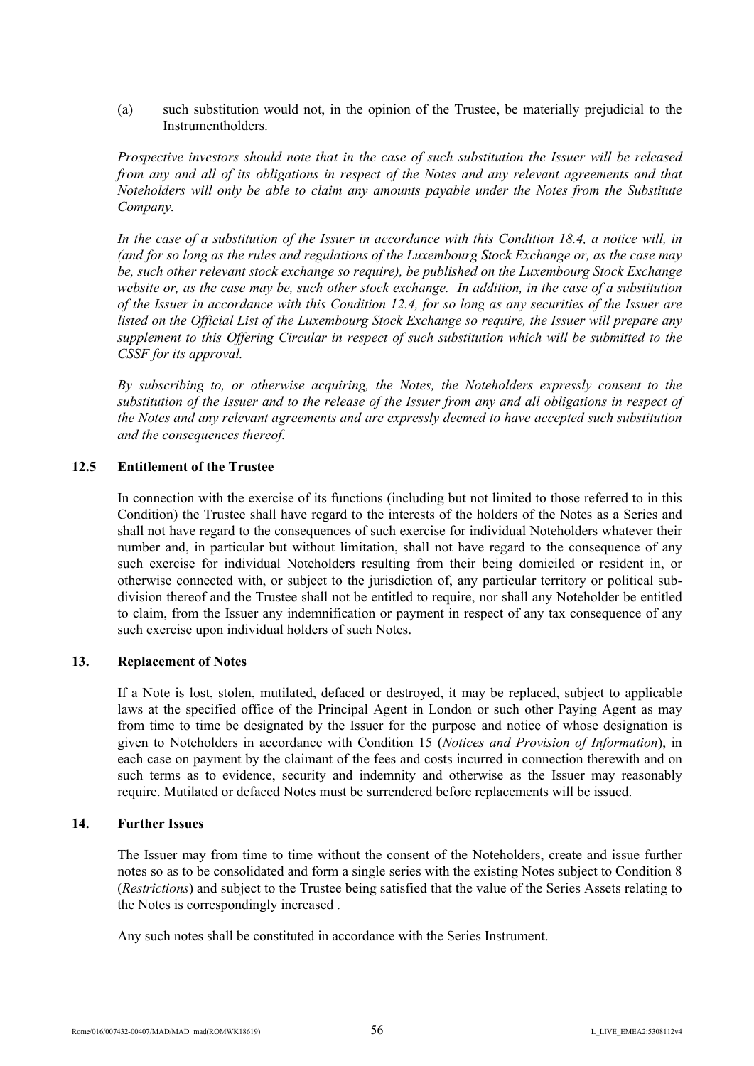(a) such substitution would not, in the opinion of the Trustee, be materially prejudicial to the Instrumentholders.

*Prospective investors should note that in the case of such substitution the Issuer will be released from any and all of its obligations in respect of the Notes and any relevant agreements and that Noteholders will only be able to claim any amounts payable under the Notes from the Substitute Company.*

*In the case of a substitution of the Issuer in accordance with this Condition 18.4, a notice will, in (and for so long as the rules and regulations of the Luxembourg Stock Exchange or, as the case may be, such other relevant stock exchange so require), be published on the Luxembourg Stock Exchange website or, as the case may be, such other stock exchange. In addition, in the case of a substitution of the Issuer in accordance with this Condition 12.4, for so long as any securities of the Issuer are listed on the Official List of the Luxembourg Stock Exchange so require, the Issuer will prepare any supplement to this Offering Circular in respect of such substitution which will be submitted to the CSSF for its approval.*

*By subscribing to, or otherwise acquiring, the Notes, the Noteholders expressly consent to the substitution of the Issuer and to the release of the Issuer from any and all obligations in respect of the Notes and any relevant agreements and are expressly deemed to have accepted such substitution and the consequences thereof.*

### 12.5 Entitlement of the Trustee

In connection with the exercise of its functions (including but not limited to those referred to in this Condition) the Trustee shall have regard to the interests of the holders of the Notes as a Series and shall not have regard to the consequences of such exercise for individual Noteholders whatever their number and, in particular but without limitation, shall not have regard to the consequence of any such exercise for individual Noteholders resulting from their being domiciled or resident in, or otherwise connected with, or subject to the jurisdiction of, any particular territory or political sub-division thereof and the Trustee shall not be entitled to require, nor shall any Noteholder be entitled to claim, from the Issuer any indemnification or payment in respect of any tax consequence of any such exercise upon individual holders of such Notes.

## 13. Replacement of Notes

If a Note is lost, stolen, mutilated, defaced or destroyed, it may be replaced, subject to applicable laws at the specified office of the Principal Agent in London or such other Paying Agent as may from time to time be designated by the Issuer for the purpose and notice of whose designation is given to Noteholders in accordance with Condition 15 (*Notices and Provision of Information*), in each case on payment by the claimant of the fees and costs incurred in connection therewith and on such terms as to evidence, security and indemnity and otherwise as the Issuer may reasonably require. Mutilated or defaced Notes must be surrendered before replacements will be issued.

## 14. Further Issues

The Issuer may from time to time without the consent of the Noteholders, create and issue further notes so as to be consolidated and form a single series with the existing Notes subject to Condition 8 (*Restrictions*) and subject to the Trustee being satisfied that the value of the Series Assets relating to the Notes is correspondingly increased .

Any such notes shall be constituted in accordance with the Series Instrument.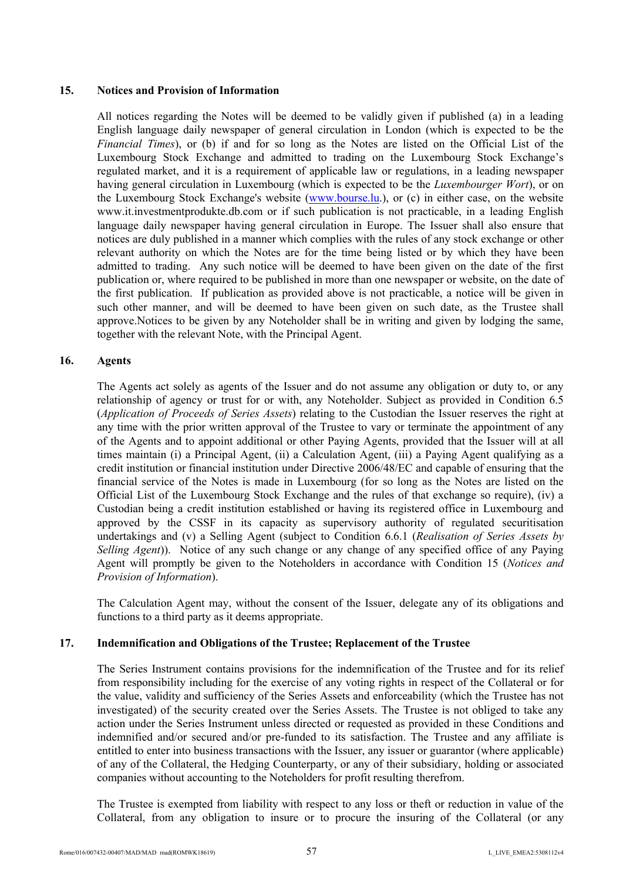## 15. Notices and Provision of Information

All notices regarding the Notes will be deemed to be validly given if published (a) in a leading English language daily newspaper of general circulation in London (which is expected to be the *Financial Times*), or (b) if and for so long as the Notes are listed on the Official List of the Luxembourg Stock Exchange and admitted to trading on the Luxembourg Stock Exchange's regulated market, and it is a requirement of applicable law or regulations, in a leading newspaper having general circulation in Luxembourg (which is expected to be the *Luxembourger Wort*), or on the Luxembourg Stock Exchange's website (www.bourse.lu.), or (c) in either case, on the website www.it.investmentprodukte.db.com or if such publication is not practicable, in a leading English language daily newspaper having general circulation in Europe. The Issuer shall also ensure that notices are duly published in a manner which complies with the rules of any stock exchange or other relevant authority on which the Notes are for the time being listed or by which they have been admitted to trading. Any such notice will be deemed to have been given on the date of the first publication or, where required to be published in more than one newspaper or website, on the date of the first publication. If publication as provided above is not practicable, a notice will be given in such other manner, and will be deemed to have been given on such date, as the Trustee shall approve.Notices to be given by any Noteholder shall be in writing and given by lodging the same, together with the relevant Note, with the Principal Agent.

## 16. Agents

The Agents act solely as agents of the Issuer and do not assume any obligation or duty to, or any relationship of agency or trust for or with, any Noteholder. Subject as provided in Condition 6.5 (*Application of Proceeds of Series Assets*) relating to the Custodian the Issuer reserves the right at any time with the prior written approval of the Trustee to vary or terminate the appointment of any of the Agents and to appoint additional or other Paying Agents, provided that the Issuer will at all times maintain (i) a Principal Agent, (ii) a Calculation Agent, (iii) a Paying Agent qualifying as a credit institution or financial institution under Directive 2006/48/EC and capable of ensuring that the financial service of the Notes is made in Luxembourg (for so long as the Notes are listed on the Official List of the Luxembourg Stock Exchange and the rules of that exchange so require), (iv) a Custodian being a credit institution established or having its registered office in Luxembourg and approved by the CSSF in its capacity as supervisory authority of regulated securitisation undertakings and (v) a Selling Agent (subject to Condition 6.6.1 (*Realisation of Series Assets by Selling Agent*)). Notice of any such change or any change of any specified office of any Paying Agent will promptly be given to the Noteholders in accordance with Condition 15 (*Notices and Provision of Information*).

The Calculation Agent may, without the consent of the Issuer, delegate any of its obligations and functions to a third party as it deems appropriate.

## 17. Indemnification and Obligations of the Trustee; Replacement of the Trustee

The Series Instrument contains provisions for the indemnification of the Trustee and for its relief from responsibility including for the exercise of any voting rights in respect of the Collateral or for the value, validity and sufficiency of the Series Assets and enforceability (which the Trustee has not investigated) of the security created over the Series Assets. The Trustee is not obliged to take any action under the Series Instrument unless directed or requested as provided in these Conditions and indemnified and/or secured and/or pre-funded to its satisfaction. The Trustee and any affiliate is entitled to enter into business transactions with the Issuer, any issuer or guarantor (where applicable) of any of the Collateral, the Hedging Counterparty, or any of their subsidiary, holding or associated companies without accounting to the Noteholders for profit resulting therefrom.

The Trustee is exempted from liability with respect to any loss or theft or reduction in value of the Collateral, from any obligation to insure or to procure the insuring of the Collateral (or any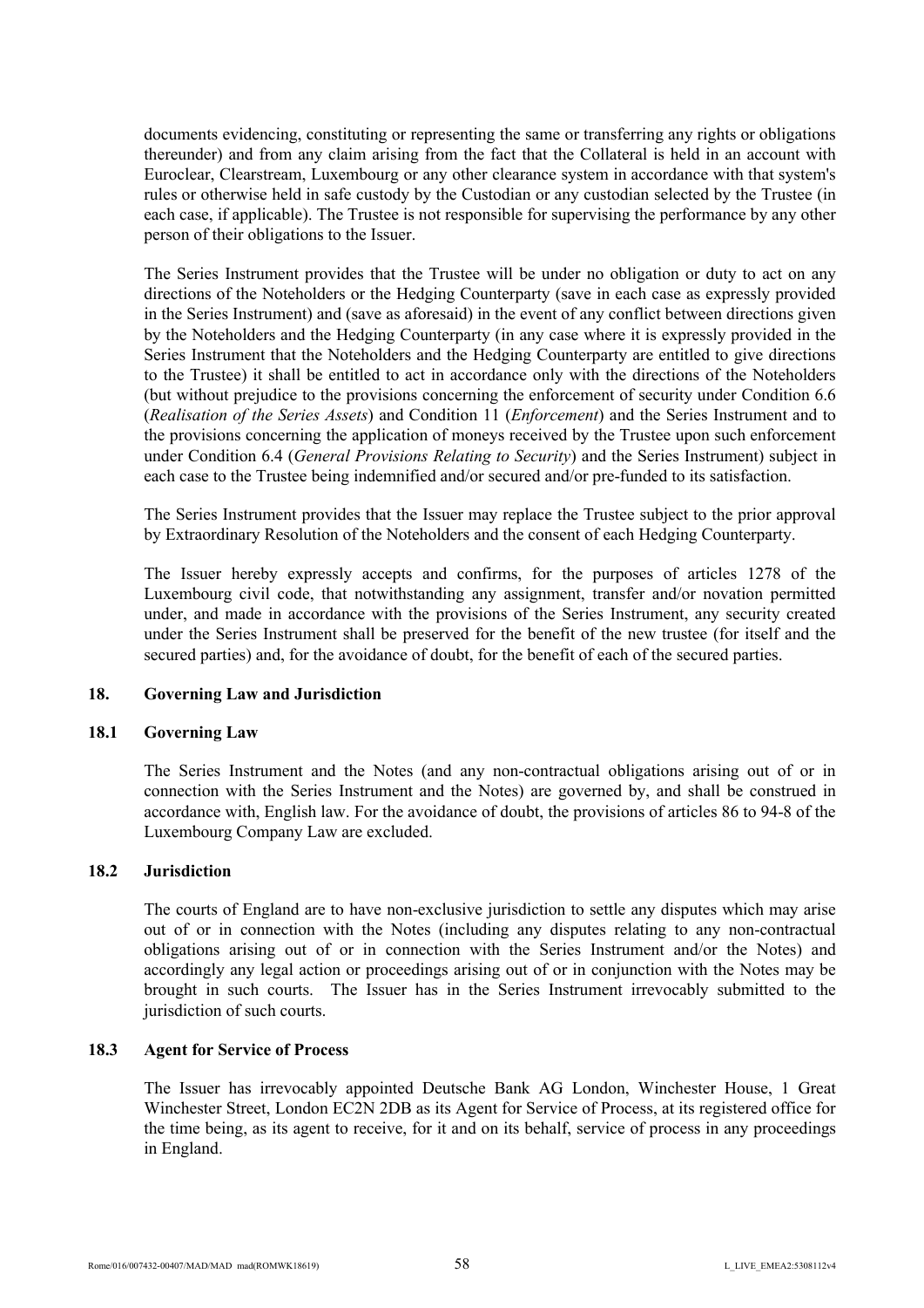documents evidencing, constituting or representing the same or transferring any rights or obligations thereunder) and from any claim arising from the fact that the Collateral is held in an account with Euroclear, Clearstream, Luxembourg or any other clearance system in accordance with that system's rules or otherwise held in safe custody by the Custodian or any custodian selected by the Trustee (in each case, if applicable). The Trustee is not responsible for supervising the performance by any other person of their obligations to the Issuer.

The Series Instrument provides that the Trustee will be under no obligation or duty to act on any directions of the Noteholders or the Hedging Counterparty (save in each case as expressly provided in the Series Instrument) and (save as aforesaid) in the event of any conflict between directions given by the Noteholders and the Hedging Counterparty (in any case where it is expressly provided in the Series Instrument that the Noteholders and the Hedging Counterparty are entitled to give directions to the Trustee) it shall be entitled to act in accordance only with the directions of the Noteholders (but without prejudice to the provisions concerning the enforcement of security under Condition 6.6 (*Realisation of the Series Assets*) and Condition 11 (*Enforcement*) and the Series Instrument and to the provisions concerning the application of moneys received by the Trustee upon such enforcement under Condition 6.4 (*General Provisions Relating to Security*) and the Series Instrument) subject in each case to the Trustee being indemnified and/or secured and/or pre-funded to its satisfaction.

The Series Instrument provides that the Issuer may replace the Trustee subject to the prior approval by Extraordinary Resolution of the Noteholders and the consent of each Hedging Counterparty.

The Issuer hereby expressly accepts and confirms, for the purposes of articles 1278 of the Luxembourg civil code, that notwithstanding any assignment, transfer and/or novation permitted under, and made in accordance with the provisions of the Series Instrument, any security created under the Series Instrument shall be preserved for the benefit of the new trustee (for itself and the secured parties) and, for the avoidance of doubt, for the benefit of each of the secured parties.

## 18. Governing Law and Jurisdiction

### 18.1 Governing Law

The Series Instrument and the Notes (and any non-contractual obligations arising out of or in connection with the Series Instrument and the Notes) are governed by, and shall be construed in accordance with, English law. For the avoidance of doubt, the provisions of articles 86 to 94-8 of the Luxembourg Company Law are excluded.

### 18.2 Jurisdiction

The courts of England are to have non-exclusive jurisdiction to settle any disputes which may arise out of or in connection with the Notes (including any disputes relating to any non-contractual obligations arising out of or in connection with the Series Instrument and/or the Notes) and accordingly any legal action or proceedings arising out of or in conjunction with the Notes may be brought in such courts. The Issuer has in the Series Instrument irrevocably submitted to the jurisdiction of such courts.

### 18.3 Agent for Service of Process

The Issuer has irrevocably appointed Deutsche Bank AG London, Winchester House, 1 Great Winchester Street, London EC2N 2DB as its Agent for Service of Process, at its registered office for the time being, as its agent to receive, for it and on its behalf, service of process in any proceedings in England.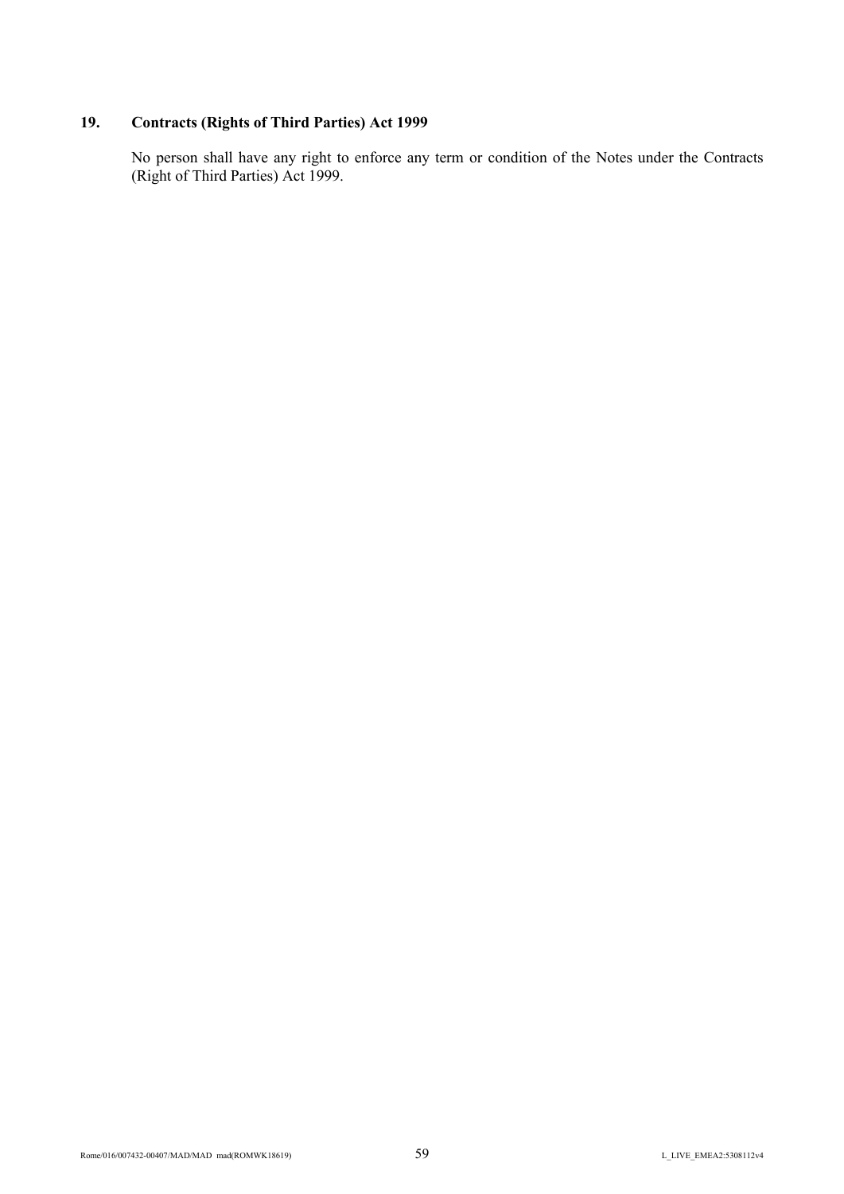## 19. Contracts (Rights of Third Parties) Act 1999

No person shall have any right to enforce any term or condition of the Notes under the Contracts (Right of Third Parties) Act 1999.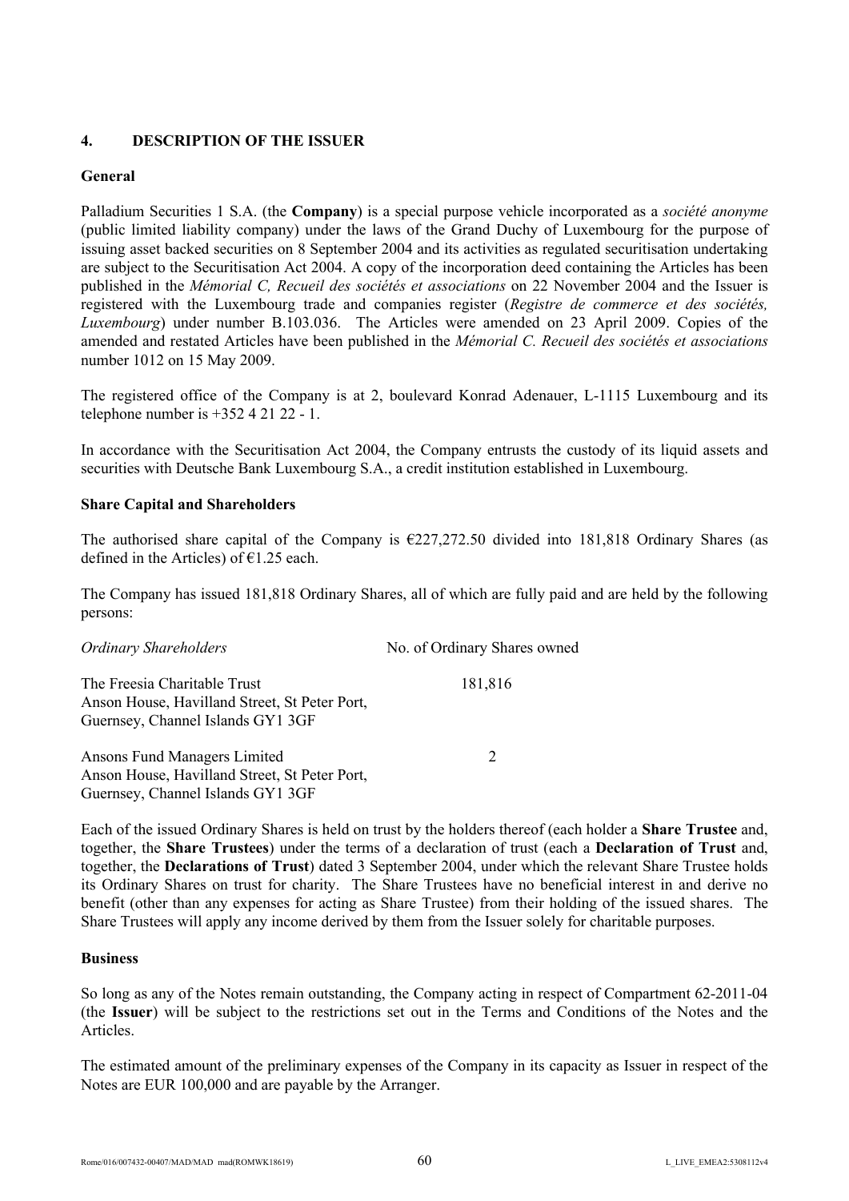## 4. DESCRIPTION OF THE ISSUER

### General

Palladium Securities 1 S.A. (the **Company**) is a special purpose vehicle incorporated as a *société anonyme* (public limited liability company) under the laws of the Grand Duchy of Luxembourg for the purpose of issuing asset backed securities on 8 September 2004 and its activities as regulated securitisation undertaking are subject to the Securitisation Act 2004. A copy of the incorporation deed containing the Articles has been published in the *Mémorial C, Recueil des sociétés et associations* on 22 November 2004 and the Issuer is registered with the Luxembourg trade and companies register (*Registre de commerce et des sociétés, Luxembourg*) under number B.103.036. The Articles were amended on 23 April 2009. Copies of the amended and restated Articles have been published in the *Mémorial C. Recueil des sociétés et associations* number 1012 on 15 May 2009.

The registered office of the Company is at 2, boulevard Konrad Adenauer, L-1115 Luxembourg and its telephone number is +352 4 21 22 - 1.

In accordance with the Securitisation Act 2004, the Company entrusts the custody of its liquid assets and securities with Deutsche Bank Luxembourg S.A., a credit institution established in Luxembourg.

### Share Capital and Shareholders

The authorised share capital of the Company is €227,272.50 divided into 181,818 Ordinary Shares (as defined in the Articles) of €1.25 each.

The Company has issued 181,818 Ordinary Shares, all of which are fully paid and are held by the following persons:

| *Ordinary Shareholders* | No. of Ordinary Shares owned |
|---|---|
| The Freesia Charitable Trust<br>Anson House, Havilland Street, St Peter Port, Guernsey, Channel Islands GY1 3GF | 181,816 |
| Ansons Fund Managers Limited<br>Anson House, Havilland Street, St Peter Port, Guernsey, Channel Islands GY1 3GF | 2 |

Each of the issued Ordinary Shares is held on trust by the holders thereof (each holder a **Share Trustee** and, together, the **Share Trustees**) under the terms of a declaration of trust (each a **Declaration of Trust** and, together, the **Declarations of Trust**) dated 3 September 2004, under which the relevant Share Trustee holds its Ordinary Shares on trust for charity. The Share Trustees have no beneficial interest in and derive no benefit (other than any expenses for acting as Share Trustee) from their holding of the issued shares. The Share Trustees will apply any income derived by them from the Issuer solely for charitable purposes.

### Business

So long as any of the Notes remain outstanding, the Company acting in respect of Compartment 62-2011-04 (the **Issuer**) will be subject to the restrictions set out in the Terms and Conditions of the Notes and the Articles.

The estimated amount of the preliminary expenses of the Company in its capacity as Issuer in respect of the Notes are EUR 100,000 and are payable by the Arranger.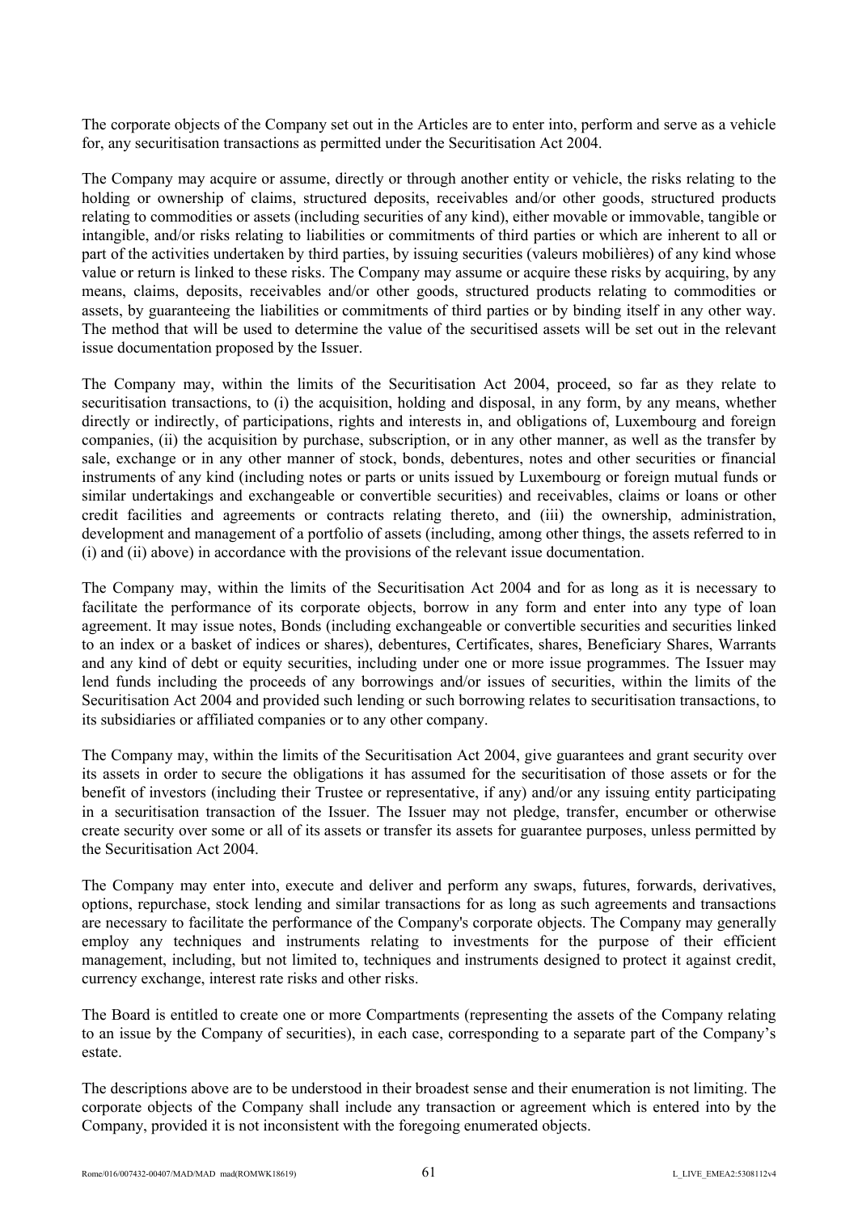The corporate objects of the Company set out in the Articles are to enter into, perform and serve as a vehicle for, any securitisation transactions as permitted under the Securitisation Act 2004.

The Company may acquire or assume, directly or through another entity or vehicle, the risks relating to the holding or ownership of claims, structured deposits, receivables and/or other goods, structured products relating to commodities or assets (including securities of any kind), either movable or immovable, tangible or intangible, and/or risks relating to liabilities or commitments of third parties or which are inherent to all or part of the activities undertaken by third parties, by issuing securities (valeurs mobilières) of any kind whose value or return is linked to these risks. The Company may assume or acquire these risks by acquiring, by any means, claims, deposits, receivables and/or other goods, structured products relating to commodities or assets, by guaranteeing the liabilities or commitments of third parties or by binding itself in any other way. The method that will be used to determine the value of the securitised assets will be set out in the relevant issue documentation proposed by the Issuer.

The Company may, within the limits of the Securitisation Act 2004, proceed, so far as they relate to securitisation transactions, to (i) the acquisition, holding and disposal, in any form, by any means, whether directly or indirectly, of participations, rights and interests in, and obligations of, Luxembourg and foreign companies, (ii) the acquisition by purchase, subscription, or in any other manner, as well as the transfer by sale, exchange or in any other manner of stock, bonds, debentures, notes and other securities or financial instruments of any kind (including notes or parts or units issued by Luxembourg or foreign mutual funds or similar undertakings and exchangeable or convertible securities) and receivables, claims or loans or other credit facilities and agreements or contracts relating thereto, and (iii) the ownership, administration, development and management of a portfolio of assets (including, among other things, the assets referred to in (i) and (ii) above) in accordance with the provisions of the relevant issue documentation.

The Company may, within the limits of the Securitisation Act 2004 and for as long as it is necessary to facilitate the performance of its corporate objects, borrow in any form and enter into any type of loan agreement. It may issue notes, Bonds (including exchangeable or convertible securities and securities linked to an index or a basket of indices or shares), debentures, Certificates, shares, Beneficiary Shares, Warrants and any kind of debt or equity securities, including under one or more issue programmes. The Issuer may lend funds including the proceeds of any borrowings and/or issues of securities, within the limits of the Securitisation Act 2004 and provided such lending or such borrowing relates to securitisation transactions, to its subsidiaries or affiliated companies or to any other company.

The Company may, within the limits of the Securitisation Act 2004, give guarantees and grant security over its assets in order to secure the obligations it has assumed for the securitisation of those assets or for the benefit of investors (including their Trustee or representative, if any) and/or any issuing entity participating in a securitisation transaction of the Issuer. The Issuer may not pledge, transfer, encumber or otherwise create security over some or all of its assets or transfer its assets for guarantee purposes, unless permitted by the Securitisation Act 2004.

The Company may enter into, execute and deliver and perform any swaps, futures, forwards, derivatives, options, repurchase, stock lending and similar transactions for as long as such agreements and transactions are necessary to facilitate the performance of the Company's corporate objects. The Company may generally employ any techniques and instruments relating to investments for the purpose of their efficient management, including, but not limited to, techniques and instruments designed to protect it against credit, currency exchange, interest rate risks and other risks.

The Board is entitled to create one or more Compartments (representing the assets of the Company relating to an issue by the Company of securities), in each case, corresponding to a separate part of the Company's estate.

The descriptions above are to be understood in their broadest sense and their enumeration is not limiting. The corporate objects of the Company shall include any transaction or agreement which is entered into by the Company, provided it is not inconsistent with the foregoing enumerated objects.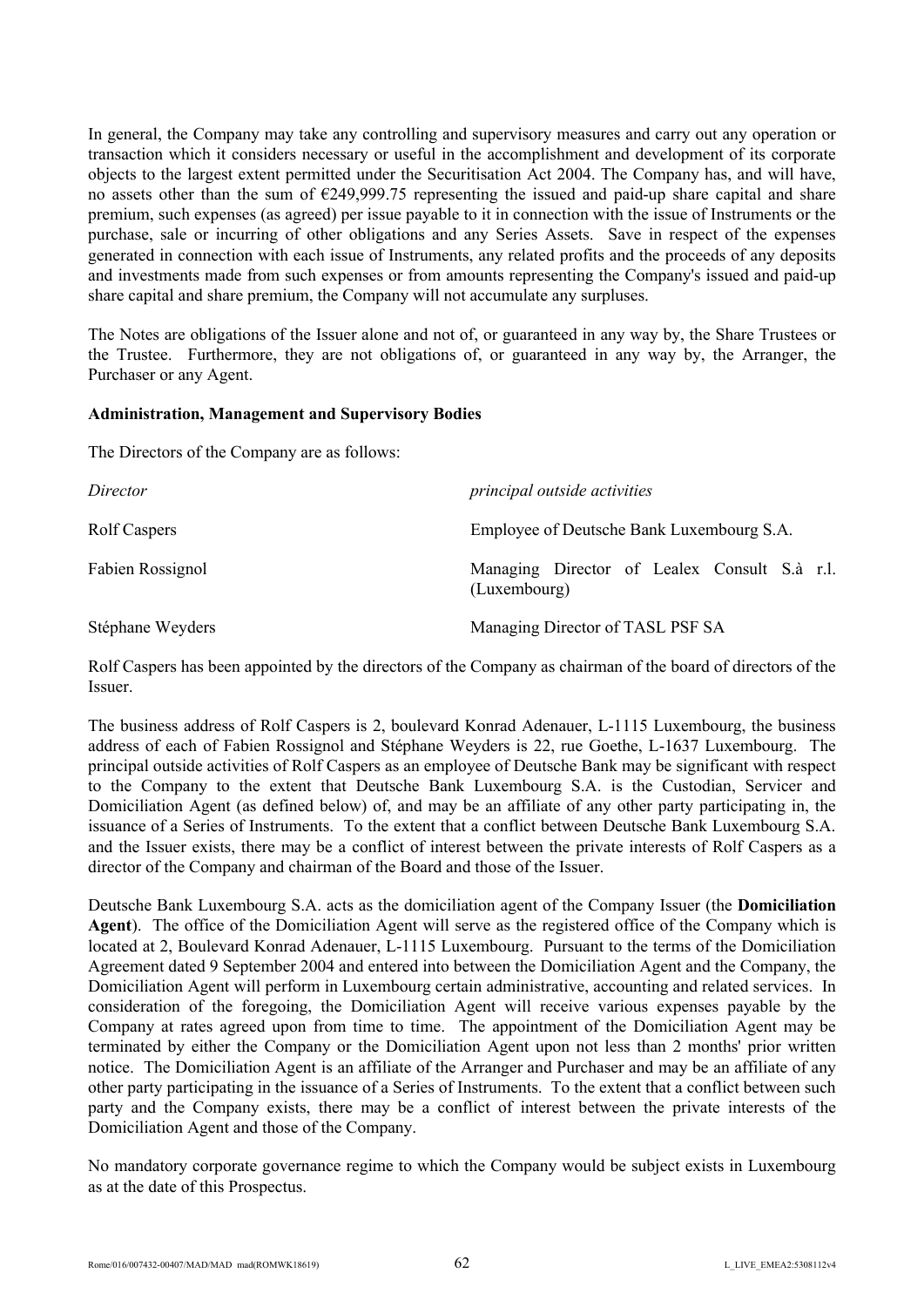In general, the Company may take any controlling and supervisory measures and carry out any operation or transaction which it considers necessary or useful in the accomplishment and development of its corporate objects to the largest extent permitted under the Securitisation Act 2004. The Company has, and will have, no assets other than the sum of €249,999.75 representing the issued and paid-up share capital and share premium, such expenses (as agreed) per issue payable to it in connection with the issue of Instruments or the purchase, sale or incurring of other obligations and any Series Assets. Save in respect of the expenses generated in connection with each issue of Instruments, any related profits and the proceeds of any deposits and investments made from such expenses or from amounts representing the Company's issued and paid-up share capital and share premium, the Company will not accumulate any surpluses.

The Notes are obligations of the Issuer alone and not of, or guaranteed in any way by, the Share Trustees or the Trustee. Furthermore, they are not obligations of, or guaranteed in any way by, the Arranger, the Purchaser or any Agent.

**Administration, Management and Supervisory Bodies**

The Directors of the Company are as follows:

| *Director* | *principal outside activities* |
|---|---|
| Rolf Caspers | Employee of Deutsche Bank Luxembourg S.A. |
| Fabien Rossignol | Managing Director of Lealex Consult S.à r.l. (Luxembourg) |
| Stéphane Weyders | Managing Director of TASL PSF SA |

Rolf Caspers has been appointed by the directors of the Company as chairman of the board of directors of the Issuer.

The business address of Rolf Caspers is 2, boulevard Konrad Adenauer, L-1115 Luxembourg, the business address of each of Fabien Rossignol and Stéphane Weyders is 22, rue Goethe, L-1637 Luxembourg. The principal outside activities of Rolf Caspers as an employee of Deutsche Bank may be significant with respect to the Company to the extent that Deutsche Bank Luxembourg S.A. is the Custodian, Servicer and Domiciliation Agent (as defined below) of, and may be an affiliate of any other party participating in, the issuance of a Series of Instruments. To the extent that a conflict between Deutsche Bank Luxembourg S.A. and the Issuer exists, there may be a conflict of interest between the private interests of Rolf Caspers as a director of the Company and chairman of the Board and those of the Issuer.

Deutsche Bank Luxembourg S.A. acts as the domiciliation agent of the Company Issuer (the **Domiciliation Agent**). The office of the Domiciliation Agent will serve as the registered office of the Company which is located at 2, Boulevard Konrad Adenauer, L-1115 Luxembourg. Pursuant to the terms of the Domiciliation Agreement dated 9 September 2004 and entered into between the Domiciliation Agent and the Company, the Domiciliation Agent will perform in Luxembourg certain administrative, accounting and related services. In consideration of the foregoing, the Domiciliation Agent will receive various expenses payable by the Company at rates agreed upon from time to time. The appointment of the Domiciliation Agent may be terminated by either the Company or the Domiciliation Agent upon not less than 2 months' prior written notice. The Domiciliation Agent is an affiliate of the Arranger and Purchaser and may be an affiliate of any other party participating in the issuance of a Series of Instruments. To the extent that a conflict between such party and the Company exists, there may be a conflict of interest between the private interests of the Domiciliation Agent and those of the Company.

No mandatory corporate governance regime to which the Company would be subject exists in Luxembourg as at the date of this Prospectus.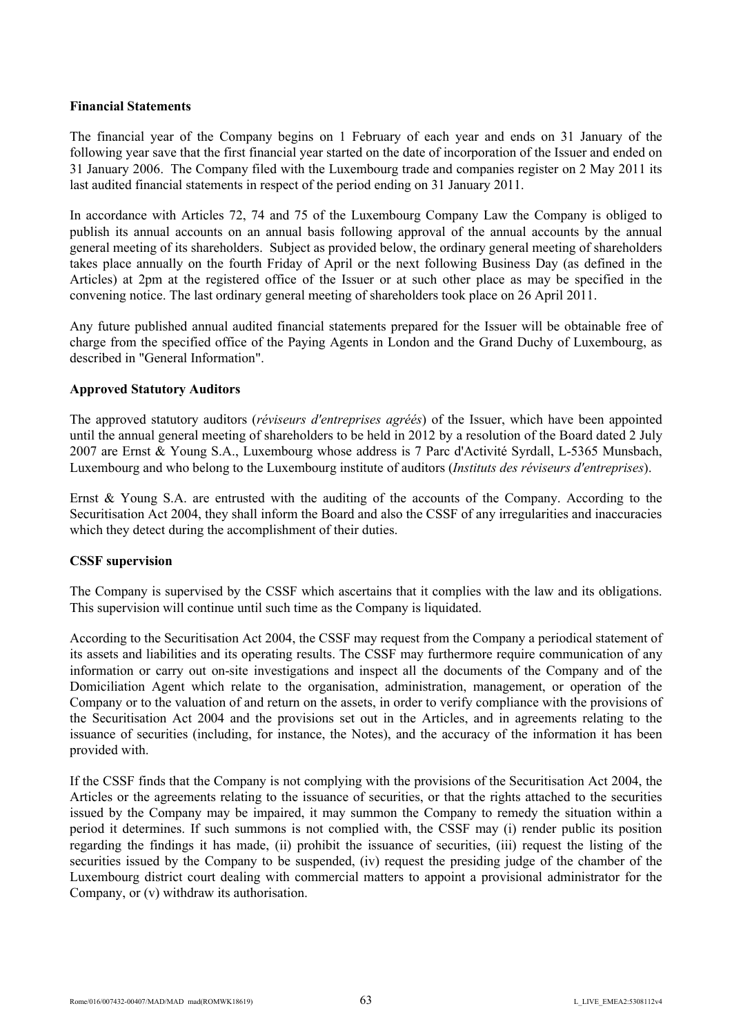**Financial Statements**

The financial year of the Company begins on 1 February of each year and ends on 31 January of the following year save that the first financial year started on the date of incorporation of the Issuer and ended on 31 January 2006. The Company filed with the Luxembourg trade and companies register on 2 May 2011 its last audited financial statements in respect of the period ending on 31 January 2011.

In accordance with Articles 72, 74 and 75 of the Luxembourg Company Law the Company is obliged to publish its annual accounts on an annual basis following approval of the annual accounts by the annual general meeting of its shareholders. Subject as provided below, the ordinary general meeting of shareholders takes place annually on the fourth Friday of April or the next following Business Day (as defined in the Articles) at 2pm at the registered office of the Issuer or at such other place as may be specified in the convening notice. The last ordinary general meeting of shareholders took place on 26 April 2011.

Any future published annual audited financial statements prepared for the Issuer will be obtainable free of charge from the specified office of the Paying Agents in London and the Grand Duchy of Luxembourg, as described in "General Information".

**Approved Statutory Auditors**

The approved statutory auditors (*réviseurs d'entreprises agréés*) of the Issuer, which have been appointed until the annual general meeting of shareholders to be held in 2012 by a resolution of the Board dated 2 July 2007 are Ernst & Young S.A., Luxembourg whose address is 7 Parc d'Activité Syrdall, L-5365 Munsbach, Luxembourg and who belong to the Luxembourg institute of auditors (*Instituts des réviseurs d'entreprises*).

Ernst & Young S.A. are entrusted with the auditing of the accounts of the Company. According to the Securitisation Act 2004, they shall inform the Board and also the CSSF of any irregularities and inaccuracies which they detect during the accomplishment of their duties.

**CSSF supervision**

The Company is supervised by the CSSF which ascertains that it complies with the law and its obligations. This supervision will continue until such time as the Company is liquidated.

According to the Securitisation Act 2004, the CSSF may request from the Company a periodical statement of its assets and liabilities and its operating results. The CSSF may furthermore require communication of any information or carry out on-site investigations and inspect all the documents of the Company and of the Domiciliation Agent which relate to the organisation, administration, management, or operation of the Company or to the valuation of and return on the assets, in order to verify compliance with the provisions of the Securitisation Act 2004 and the provisions set out in the Articles, and in agreements relating to the issuance of securities (including, for instance, the Notes), and the accuracy of the information it has been provided with.

If the CSSF finds that the Company is not complying with the provisions of the Securitisation Act 2004, the Articles or the agreements relating to the issuance of securities, or that the rights attached to the securities issued by the Company may be impaired, it may summon the Company to remedy the situation within a period it determines. If such summons is not complied with, the CSSF may (i) render public its position regarding the findings it has made, (ii) prohibit the issuance of securities, (iii) request the listing of the securities issued by the Company to be suspended, (iv) request the presiding judge of the chamber of the Luxembourg district court dealing with commercial matters to appoint a provisional administrator for the Company, or (v) withdraw its authorisation.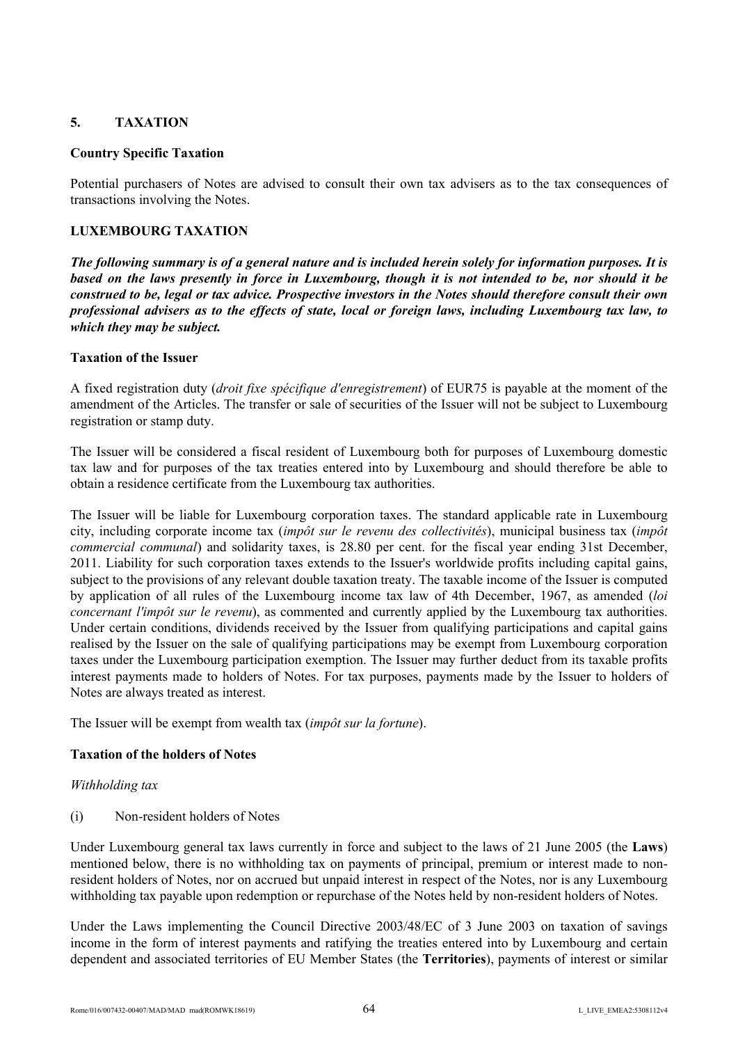## 5. TAXATION

### Country Specific Taxation

Potential purchasers of Notes are advised to consult their own tax advisers as to the tax consequences of transactions involving the Notes.

### LUXEMBOURG TAXATION

***The following summary is of a general nature and is included herein solely for information purposes. It is based on the laws presently in force in Luxembourg, though it is not intended to be, nor should it be construed to be, legal or tax advice. Prospective investors in the Notes should therefore consult their own professional advisers as to the effects of state, local or foreign laws, including Luxembourg tax law, to which they may be subject.***

### Taxation of the Issuer

A fixed registration duty (*droit fixe spécifique d'enregistrement*) of EUR75 is payable at the moment of the amendment of the Articles. The transfer or sale of securities of the Issuer will not be subject to Luxembourg registration or stamp duty.

The Issuer will be considered a fiscal resident of Luxembourg both for purposes of Luxembourg domestic tax law and for purposes of the tax treaties entered into by Luxembourg and should therefore be able to obtain a residence certificate from the Luxembourg tax authorities.

The Issuer will be liable for Luxembourg corporation taxes. The standard applicable rate in Luxembourg city, including corporate income tax (*impôt sur le revenu des collectivités*), municipal business tax (*impôt commercial communal*) and solidarity taxes, is 28.80 per cent. for the fiscal year ending 31st December, 2011. Liability for such corporation taxes extends to the Issuer's worldwide profits including capital gains, subject to the provisions of any relevant double taxation treaty. The taxable income of the Issuer is computed by application of all rules of the Luxembourg income tax law of 4th December, 1967, as amended (*loi concernant l'impôt sur le revenu*), as commented and currently applied by the Luxembourg tax authorities. Under certain conditions, dividends received by the Issuer from qualifying participations and capital gains realised by the Issuer on the sale of qualifying participations may be exempt from Luxembourg corporation taxes under the Luxembourg participation exemption. The Issuer may further deduct from its taxable profits interest payments made to holders of Notes. For tax purposes, payments made by the Issuer to holders of Notes are always treated as interest.

The Issuer will be exempt from wealth tax (*impôt sur la fortune*).

### Taxation of the holders of Notes

*Withholding tax*

(i) Non-resident holders of Notes

Under Luxembourg general tax laws currently in force and subject to the laws of 21 June 2005 (the **Laws**) mentioned below, there is no withholding tax on payments of principal, premium or interest made to non-resident holders of Notes, nor on accrued but unpaid interest in respect of the Notes, nor is any Luxembourg withholding tax payable upon redemption or repurchase of the Notes held by non-resident holders of Notes.

Under the Laws implementing the Council Directive 2003/48/EC of 3 June 2003 on taxation of savings income in the form of interest payments and ratifying the treaties entered into by Luxembourg and certain dependent and associated territories of EU Member States (the **Territories**), payments of interest or similar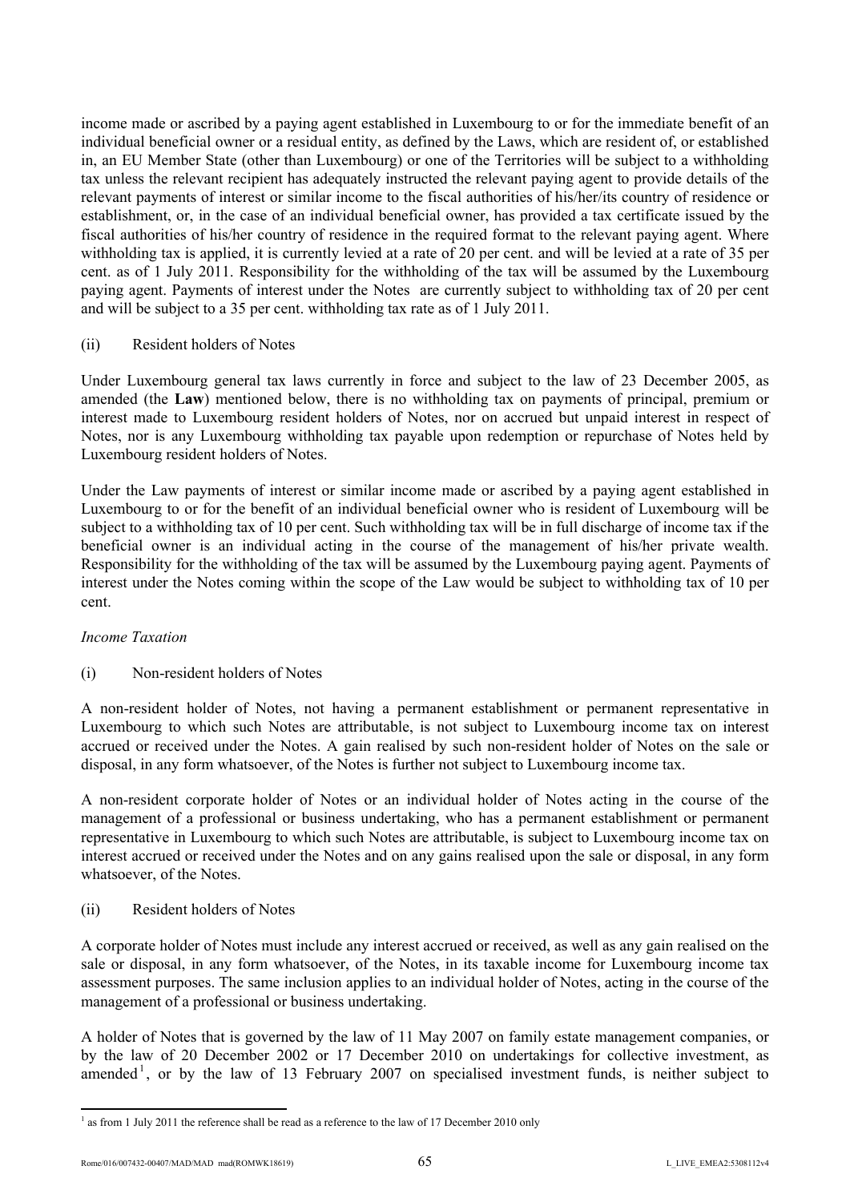income made or ascribed by a paying agent established in Luxembourg to or for the immediate benefit of an individual beneficial owner or a residual entity, as defined by the Laws, which are resident of, or established in, an EU Member State (other than Luxembourg) or one of the Territories will be subject to a withholding tax unless the relevant recipient has adequately instructed the relevant paying agent to provide details of the relevant payments of interest or similar income to the fiscal authorities of his/her/its country of residence or establishment, or, in the case of an individual beneficial owner, has provided a tax certificate issued by the fiscal authorities of his/her country of residence in the required format to the relevant paying agent. Where withholding tax is applied, it is currently levied at a rate of 20 per cent. and will be levied at a rate of 35 per cent. as of 1 July 2011. Responsibility for the withholding of the tax will be assumed by the Luxembourg paying agent. Payments of interest under the Notes are currently subject to withholding tax of 20 per cent and will be subject to a 35 per cent. withholding tax rate as of 1 July 2011.

(ii) Resident holders of Notes

Under Luxembourg general tax laws currently in force and subject to the law of 23 December 2005, as amended (the **Law**) mentioned below, there is no withholding tax on payments of principal, premium or interest made to Luxembourg resident holders of Notes, nor on accrued but unpaid interest in respect of Notes, nor is any Luxembourg withholding tax payable upon redemption or repurchase of Notes held by Luxembourg resident holders of Notes.

Under the Law payments of interest or similar income made or ascribed by a paying agent established in Luxembourg to or for the benefit of an individual beneficial owner who is resident of Luxembourg will be subject to a withholding tax of 10 per cent. Such withholding tax will be in full discharge of income tax if the beneficial owner is an individual acting in the course of the management of his/her private wealth. Responsibility for the withholding of the tax will be assumed by the Luxembourg paying agent. Payments of interest under the Notes coming within the scope of the Law would be subject to withholding tax of 10 per cent.

*Income Taxation*

(i) Non-resident holders of Notes

A non-resident holder of Notes, not having a permanent establishment or permanent representative in Luxembourg to which such Notes are attributable, is not subject to Luxembourg income tax on interest accrued or received under the Notes. A gain realised by such non-resident holder of Notes on the sale or disposal, in any form whatsoever, of the Notes is further not subject to Luxembourg income tax.

A non-resident corporate holder of Notes or an individual holder of Notes acting in the course of the management of a professional or business undertaking, who has a permanent establishment or permanent representative in Luxembourg to which such Notes are attributable, is subject to Luxembourg income tax on interest accrued or received under the Notes and on any gains realised upon the sale or disposal, in any form whatsoever, of the Notes.

(ii) Resident holders of Notes

A corporate holder of Notes must include any interest accrued or received, as well as any gain realised on the sale or disposal, in any form whatsoever, of the Notes, in its taxable income for Luxembourg income tax assessment purposes. The same inclusion applies to an individual holder of Notes, acting in the course of the management of a professional or business undertaking.

A holder of Notes that is governed by the law of 11 May 2007 on family estate management companies, or by the law of 20 December 2002 or 17 December 2010 on undertakings for collective investment, as amended[1], or by the law of 13 February 2007 on specialised investment funds, is neither subject to

[1] as from 1 July 2011 the reference shall be read as a reference to the law of 17 December 2010 only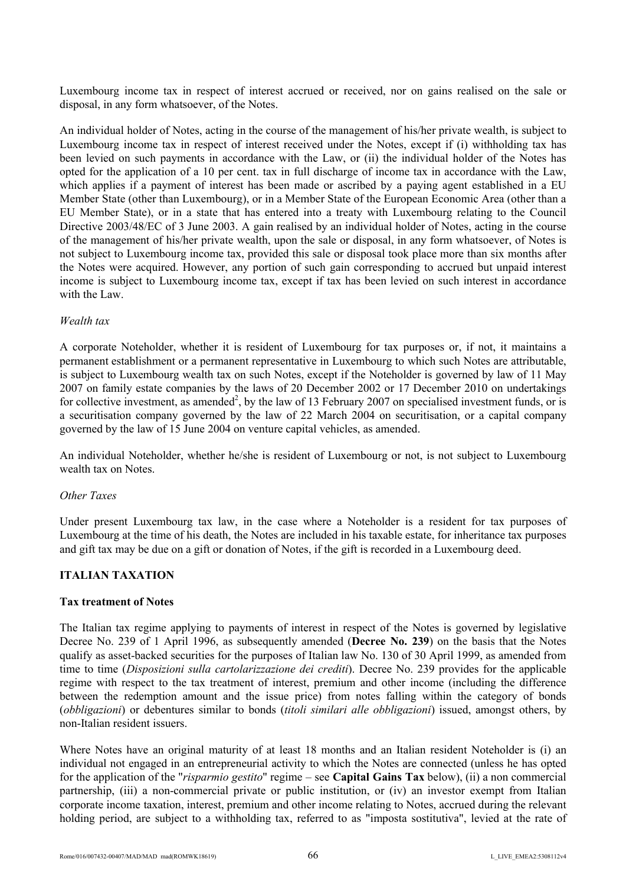Luxembourg income tax in respect of interest accrued or received, nor on gains realised on the sale or disposal, in any form whatsoever, of the Notes.

An individual holder of Notes, acting in the course of the management of his/her private wealth, is subject to Luxembourg income tax in respect of interest received under the Notes, except if (i) withholding tax has been levied on such payments in accordance with the Law, or (ii) the individual holder of the Notes has opted for the application of a 10 per cent. tax in full discharge of income tax in accordance with the Law, which applies if a payment of interest has been made or ascribed by a paying agent established in a EU Member State (other than Luxembourg), or in a Member State of the European Economic Area (other than a EU Member State), or in a state that has entered into a treaty with Luxembourg relating to the Council Directive 2003/48/EC of 3 June 2003. A gain realised by an individual holder of Notes, acting in the course of the management of his/her private wealth, upon the sale or disposal, in any form whatsoever, of Notes is not subject to Luxembourg income tax, provided this sale or disposal took place more than six months after the Notes were acquired. However, any portion of such gain corresponding to accrued but unpaid interest income is subject to Luxembourg income tax, except if tax has been levied on such interest in accordance with the Law.

*Wealth tax*

A corporate Noteholder, whether it is resident of Luxembourg for tax purposes or, if not, it maintains a permanent establishment or a permanent representative in Luxembourg to which such Notes are attributable, is subject to Luxembourg wealth tax on such Notes, except if the Noteholder is governed by law of 11 May 2007 on family estate companies by the laws of 20 December 2002 or 17 December 2010 on undertakings for collective investment, as amended[2], by the law of 13 February 2007 on specialised investment funds, or is a securitisation company governed by the law of 22 March 2004 on securitisation, or a capital company governed by the law of 15 June 2004 on venture capital vehicles, as amended.

An individual Noteholder, whether he/she is resident of Luxembourg or not, is not subject to Luxembourg wealth tax on Notes.

*Other Taxes*

Under present Luxembourg tax law, in the case where a Noteholder is a resident for tax purposes of Luxembourg at the time of his death, the Notes are included in his taxable estate, for inheritance tax purposes and gift tax may be due on a gift or donation of Notes, if the gift is recorded in a Luxembourg deed.

## ITALIAN TAXATION

### Tax treatment of Notes

The Italian tax regime applying to payments of interest in respect of the Notes is governed by legislative Decree No. 239 of 1 April 1996, as subsequently amended (**Decree No. 239**) on the basis that the Notes qualify as asset-backed securities for the purposes of Italian law No. 130 of 30 April 1999, as amended from time to time (*Disposizioni sulla cartolarizzazione dei crediti*). Decree No. 239 provides for the applicable regime with respect to the tax treatment of interest, premium and other income (including the difference between the redemption amount and the issue price) from notes falling within the category of bonds (*obbligazioni*) or debentures similar to bonds (*titoli similari alle obbligazioni*) issued, amongst others, by non-Italian resident issuers.

Where Notes have an original maturity of at least 18 months and an Italian resident Noteholder is (i) an individual not engaged in an entrepreneurial activity to which the Notes are connected (unless he has opted for the application of the "*risparmio gestito*" regime – see **Capital Gains Tax** below), (ii) a non commercial partnership, (iii) a non-commercial private or public institution, or (iv) an investor exempt from Italian corporate income taxation, interest, premium and other income relating to Notes, accrued during the relevant holding period, are subject to a withholding tax, referred to as "imposta sostitutiva", levied at the rate of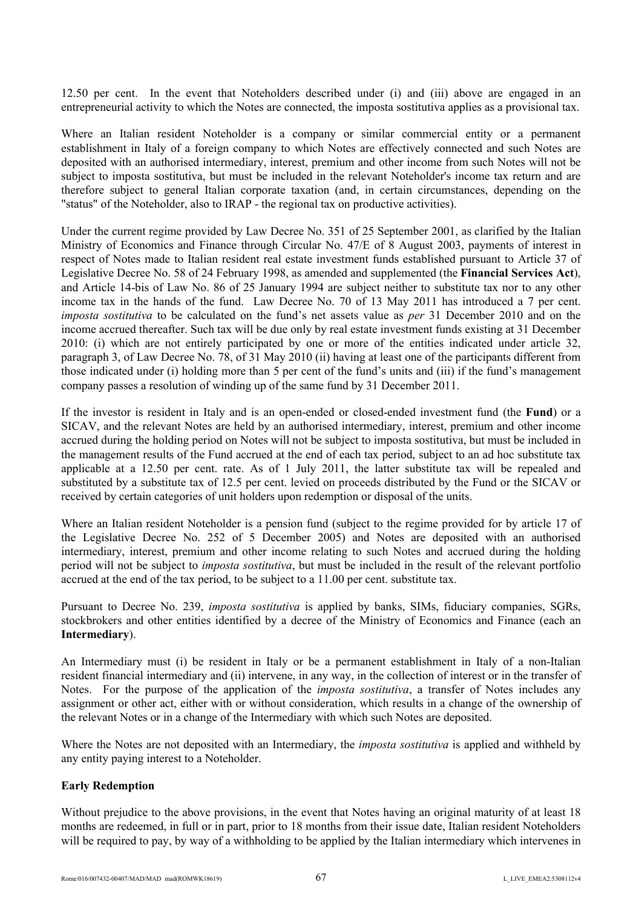12.50 per cent. In the event that Noteholders described under (i) and (iii) above are engaged in an entrepreneurial activity to which the Notes are connected, the imposta sostitutiva applies as a provisional tax.

Where an Italian resident Noteholder is a company or similar commercial entity or a permanent establishment in Italy of a foreign company to which Notes are effectively connected and such Notes are deposited with an authorised intermediary, interest, premium and other income from such Notes will not be subject to imposta sostitutiva, but must be included in the relevant Noteholder's income tax return and are therefore subject to general Italian corporate taxation (and, in certain circumstances, depending on the "status" of the Noteholder, also to IRAP - the regional tax on productive activities).

Under the current regime provided by Law Decree No. 351 of 25 September 2001, as clarified by the Italian Ministry of Economics and Finance through Circular No. 47/E of 8 August 2003, payments of interest in respect of Notes made to Italian resident real estate investment funds established pursuant to Article 37 of Legislative Decree No. 58 of 24 February 1998, as amended and supplemented (the **Financial Services Act**), and Article 14-bis of Law No. 86 of 25 January 1994 are subject neither to substitute tax nor to any other income tax in the hands of the fund. Law Decree No. 70 of 13 May 2011 has introduced a 7 per cent. *imposta sostitutiva* to be calculated on the fund's net assets value as *per* 31 December 2010 and on the income accrued thereafter. Such tax will be due only by real estate investment funds existing at 31 December 2010: (i) which are not entirely participated by one or more of the entities indicated under article 32, paragraph 3, of Law Decree No. 78, of 31 May 2010 (ii) having at least one of the participants different from those indicated under (i) holding more than 5 per cent of the fund's units and (iii) if the fund's management company passes a resolution of winding up of the same fund by 31 December 2011.

If the investor is resident in Italy and is an open-ended or closed-ended investment fund (the **Fund**) or a SICAV, and the relevant Notes are held by an authorised intermediary, interest, premium and other income accrued during the holding period on Notes will not be subject to imposta sostitutiva, but must be included in the management results of the Fund accrued at the end of each tax period, subject to an ad hoc substitute tax applicable at a 12.50 per cent. rate. As of 1 July 2011, the latter substitute tax will be repealed and substituted by a substitute tax of 12.5 per cent. levied on proceeds distributed by the Fund or the SICAV or received by certain categories of unit holders upon redemption or disposal of the units.

Where an Italian resident Noteholder is a pension fund (subject to the regime provided for by article 17 of the Legislative Decree No. 252 of 5 December 2005) and Notes are deposited with an authorised intermediary, interest, premium and other income relating to such Notes and accrued during the holding period will not be subject to *imposta sostitutiva*, but must be included in the result of the relevant portfolio accrued at the end of the tax period, to be subject to a 11.00 per cent. substitute tax.

Pursuant to Decree No. 239, *imposta sostitutiva* is applied by banks, SIMs, fiduciary companies, SGRs, stockbrokers and other entities identified by a decree of the Ministry of Economics and Finance (each an **Intermediary**).

An Intermediary must (i) be resident in Italy or be a permanent establishment in Italy of a non-Italian resident financial intermediary and (ii) intervene, in any way, in the collection of interest or in the transfer of Notes. For the purpose of the application of the *imposta sostitutiva*, a transfer of Notes includes any assignment or other act, either with or without consideration, which results in a change of the ownership of the relevant Notes or in a change of the Intermediary with which such Notes are deposited.

Where the Notes are not deposited with an Intermediary, the *imposta sostitutiva* is applied and withheld by any entity paying interest to a Noteholder.

**Early Redemption**

Without prejudice to the above provisions, in the event that Notes having an original maturity of at least 18 months are redeemed, in full or in part, prior to 18 months from their issue date, Italian resident Noteholders will be required to pay, by way of a withholding to be applied by the Italian intermediary which intervenes in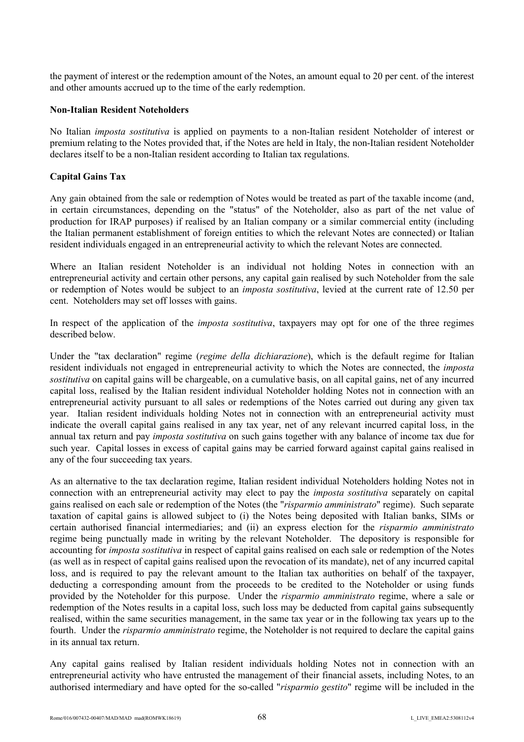the payment of interest or the redemption amount of the Notes, an amount equal to 20 per cent. of the interest and other amounts accrued up to the time of the early redemption.

**Non-Italian Resident Noteholders**

No Italian *imposta sostitutiva* is applied on payments to a non-Italian resident Noteholder of interest or premium relating to the Notes provided that, if the Notes are held in Italy, the non-Italian resident Noteholder declares itself to be a non-Italian resident according to Italian tax regulations.

**Capital Gains Tax**

Any gain obtained from the sale or redemption of Notes would be treated as part of the taxable income (and, in certain circumstances, depending on the "status" of the Noteholder, also as part of the net value of production for IRAP purposes) if realised by an Italian company or a similar commercial entity (including the Italian permanent establishment of foreign entities to which the relevant Notes are connected) or Italian resident individuals engaged in an entrepreneurial activity to which the relevant Notes are connected.

Where an Italian resident Noteholder is an individual not holding Notes in connection with an entrepreneurial activity and certain other persons, any capital gain realised by such Noteholder from the sale or redemption of Notes would be subject to an *imposta sostitutiva*, levied at the current rate of 12.50 per cent. Noteholders may set off losses with gains.

In respect of the application of the *imposta sostitutiva*, taxpayers may opt for one of the three regimes described below.

Under the "tax declaration" regime (*regime della dichiarazione*), which is the default regime for Italian resident individuals not engaged in entrepreneurial activity to which the Notes are connected, the *imposta sostitutiva* on capital gains will be chargeable, on a cumulative basis, on all capital gains, net of any incurred capital loss, realised by the Italian resident individual Noteholder holding Notes not in connection with an entrepreneurial activity pursuant to all sales or redemptions of the Notes carried out during any given tax year. Italian resident individuals holding Notes not in connection with an entrepreneurial activity must indicate the overall capital gains realised in any tax year, net of any relevant incurred capital loss, in the annual tax return and pay *imposta sostitutiva* on such gains together with any balance of income tax due for such year. Capital losses in excess of capital gains may be carried forward against capital gains realised in any of the four succeeding tax years.

As an alternative to the tax declaration regime, Italian resident individual Noteholders holding Notes not in connection with an entrepreneurial activity may elect to pay the *imposta sostitutiva* separately on capital gains realised on each sale or redemption of the Notes (the "*risparmio amministrato*" regime). Such separate taxation of capital gains is allowed subject to (i) the Notes being deposited with Italian banks, SIMs or certain authorised financial intermediaries; and (ii) an express election for the *risparmio amministrato* regime being punctually made in writing by the relevant Noteholder. The depository is responsible for accounting for *imposta sostitutiva* in respect of capital gains realised on each sale or redemption of the Notes (as well as in respect of capital gains realised upon the revocation of its mandate), net of any incurred capital loss, and is required to pay the relevant amount to the Italian tax authorities on behalf of the taxpayer, deducting a corresponding amount from the proceeds to be credited to the Noteholder or using funds provided by the Noteholder for this purpose. Under the *risparmio amministrato* regime, where a sale or redemption of the Notes results in a capital loss, such loss may be deducted from capital gains subsequently realised, within the same securities management, in the same tax year or in the following tax years up to the fourth. Under the *risparmio amministrato* regime, the Noteholder is not required to declare the capital gains in its annual tax return.

Any capital gains realised by Italian resident individuals holding Notes not in connection with an entrepreneurial activity who have entrusted the management of their financial assets, including Notes, to an authorised intermediary and have opted for the so-called "*risparmio gestito*" regime will be included in the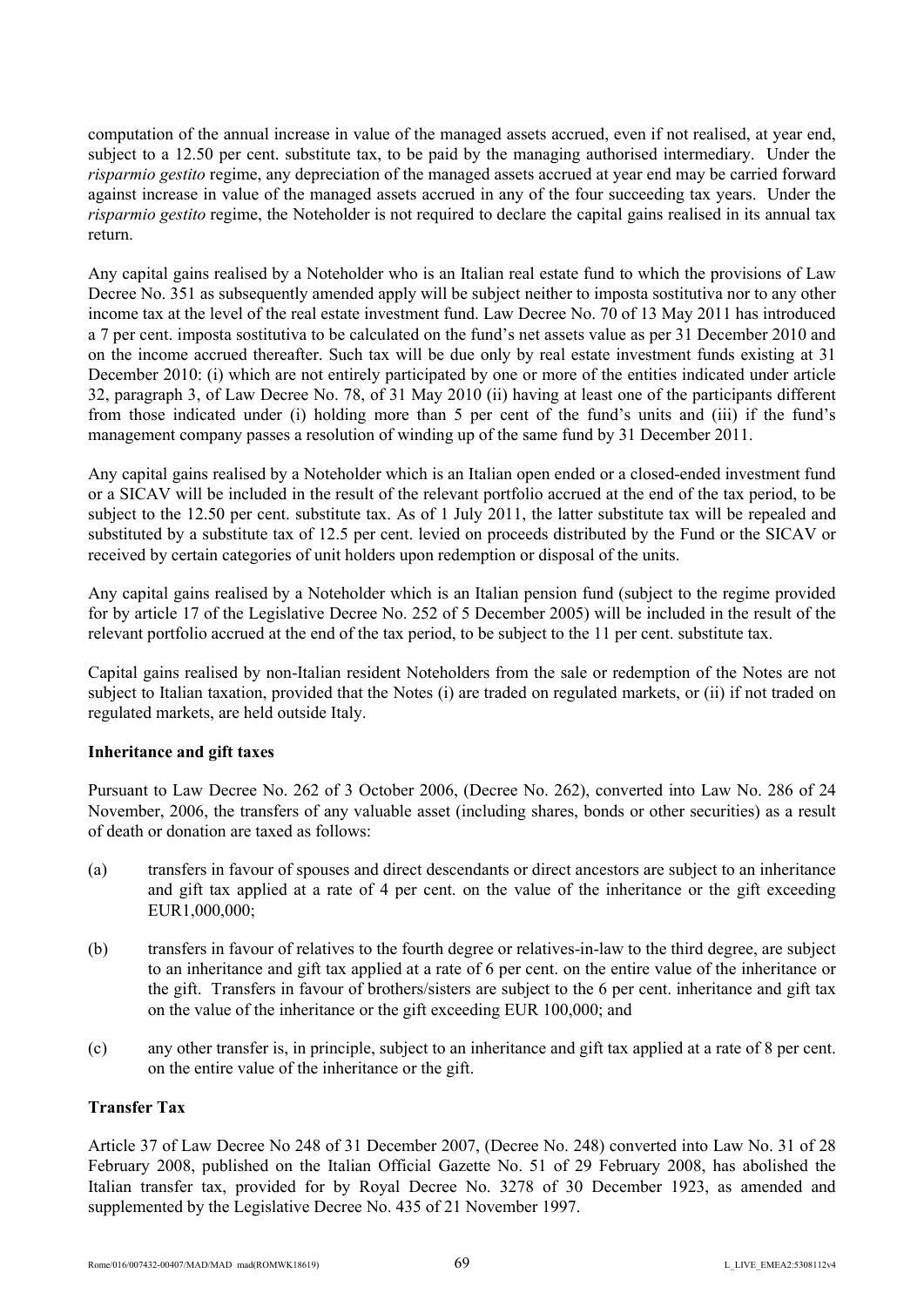computation of the annual increase in value of the managed assets accrued, even if not realised, at year end, subject to a 12.50 per cent. substitute tax, to be paid by the managing authorised intermediary. Under the *risparmio gestito* regime, any depreciation of the managed assets accrued at year end may be carried forward against increase in value of the managed assets accrued in any of the four succeeding tax years. Under the *risparmio gestito* regime, the Noteholder is not required to declare the capital gains realised in its annual tax return.

Any capital gains realised by a Noteholder who is an Italian real estate fund to which the provisions of Law Decree No. 351 as subsequently amended apply will be subject neither to imposta sostitutiva nor to any other income tax at the level of the real estate investment fund. Law Decree No. 70 of 13 May 2011 has introduced a 7 per cent. imposta sostitutiva to be calculated on the fund's net assets value as per 31 December 2010 and on the income accrued thereafter. Such tax will be due only by real estate investment funds existing at 31 December 2010: (i) which are not entirely participated by one or more of the entities indicated under article 32, paragraph 3, of Law Decree No. 78, of 31 May 2010 (ii) having at least one of the participants different from those indicated under (i) holding more than 5 per cent of the fund's units and (iii) if the fund's management company passes a resolution of winding up of the same fund by 31 December 2011.

Any capital gains realised by a Noteholder which is an Italian open ended or a closed-ended investment fund or a SICAV will be included in the result of the relevant portfolio accrued at the end of the tax period, to be subject to the 12.50 per cent. substitute tax. As of 1 July 2011, the latter substitute tax will be repealed and substituted by a substitute tax of 12.5 per cent. levied on proceeds distributed by the Fund or the SICAV or received by certain categories of unit holders upon redemption or disposal of the units.

Any capital gains realised by a Noteholder which is an Italian pension fund (subject to the regime provided for by article 17 of the Legislative Decree No. 252 of 5 December 2005) will be included in the result of the relevant portfolio accrued at the end of the tax period, to be subject to the 11 per cent. substitute tax.

Capital gains realised by non-Italian resident Noteholders from the sale or redemption of the Notes are not subject to Italian taxation, provided that the Notes (i) are traded on regulated markets, or (ii) if not traded on regulated markets, are held outside Italy.

**Inheritance and gift taxes**

Pursuant to Law Decree No. 262 of 3 October 2006, (Decree No. 262), converted into Law No. 286 of 24 November, 2006, the transfers of any valuable asset (including shares, bonds or other securities) as a result of death or donation are taxed as follows:

(a) transfers in favour of spouses and direct descendants or direct ancestors are subject to an inheritance and gift tax applied at a rate of 4 per cent. on the value of the inheritance or the gift exceeding EUR1,000,000;

(b) transfers in favour of relatives to the fourth degree or relatives-in-law to the third degree, are subject to an inheritance and gift tax applied at a rate of 6 per cent. on the entire value of the inheritance or the gift. Transfers in favour of brothers/sisters are subject to the 6 per cent. inheritance and gift tax on the value of the inheritance or the gift exceeding EUR 100,000; and

(c) any other transfer is, in principle, subject to an inheritance and gift tax applied at a rate of 8 per cent. on the entire value of the inheritance or the gift.

**Transfer Tax**

Article 37 of Law Decree No 248 of 31 December 2007, (Decree No. 248) converted into Law No. 31 of 28 February 2008, published on the Italian Official Gazette No. 51 of 29 February 2008, has abolished the Italian transfer tax, provided for by Royal Decree No. 3278 of 30 December 1923, as amended and supplemented by the Legislative Decree No. 435 of 21 November 1997.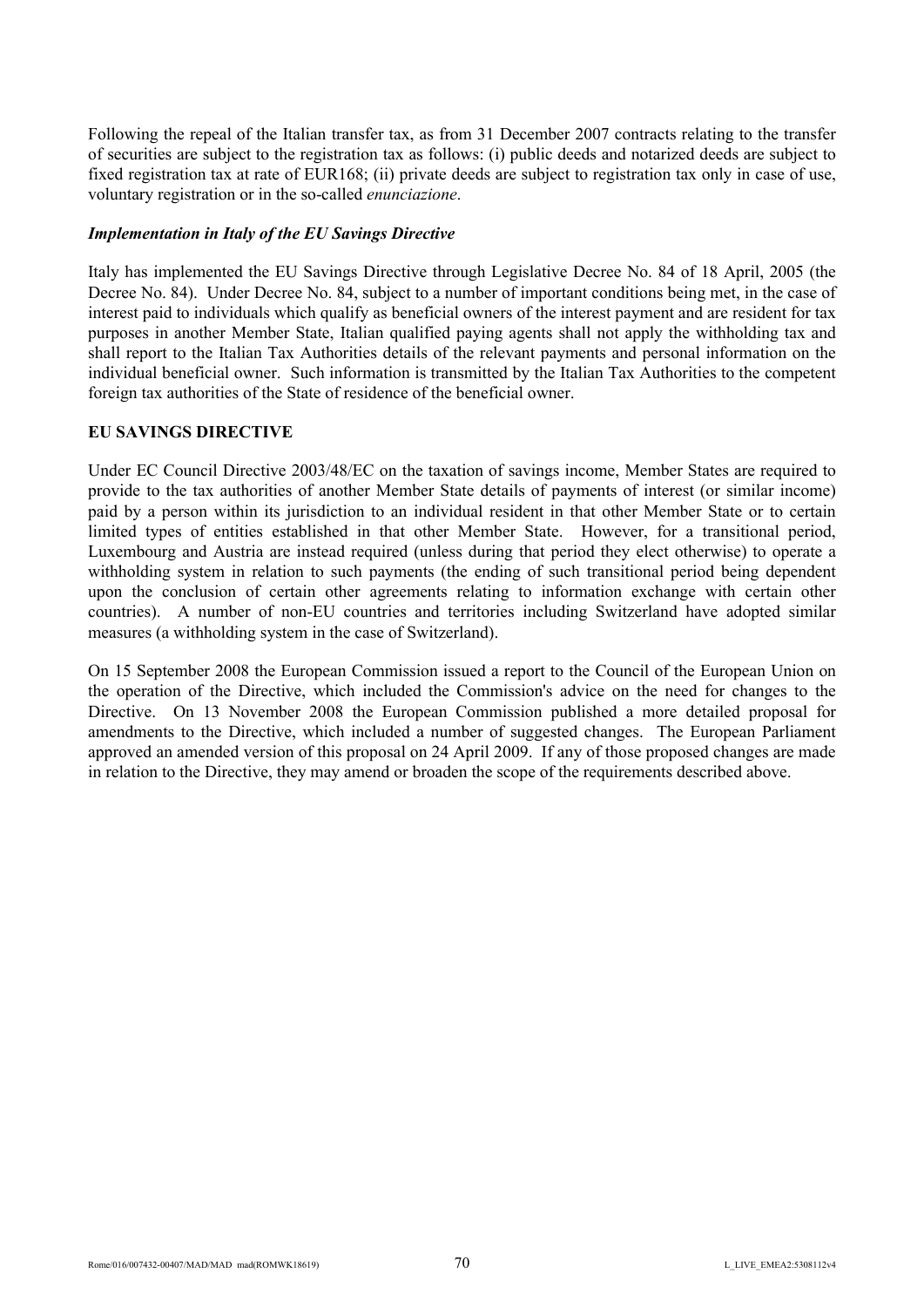Following the repeal of the Italian transfer tax, as from 31 December 2007 contracts relating to the transfer of securities are subject to the registration tax as follows: (i) public deeds and notarized deeds are subject to fixed registration tax at rate of EUR168; (ii) private deeds are subject to registration tax only in case of use, voluntary registration or in the so-called *enunciazione*.

### *Implementation in Italy of the EU Savings Directive*

Italy has implemented the EU Savings Directive through Legislative Decree No. 84 of 18 April, 2005 (the Decree No. 84). Under Decree No. 84, subject to a number of important conditions being met, in the case of interest paid to individuals which qualify as beneficial owners of the interest payment and are resident for tax purposes in another Member State, Italian qualified paying agents shall not apply the withholding tax and shall report to the Italian Tax Authorities details of the relevant payments and personal information on the individual beneficial owner. Such information is transmitted by the Italian Tax Authorities to the competent foreign tax authorities of the State of residence of the beneficial owner.

## EU SAVINGS DIRECTIVE

Under EC Council Directive 2003/48/EC on the taxation of savings income, Member States are required to provide to the tax authorities of another Member State details of payments of interest (or similar income) paid by a person within its jurisdiction to an individual resident in that other Member State or to certain limited types of entities established in that other Member State. However, for a transitional period, Luxembourg and Austria are instead required (unless during that period they elect otherwise) to operate a withholding system in relation to such payments (the ending of such transitional period being dependent upon the conclusion of certain other agreements relating to information exchange with certain other countries). A number of non-EU countries and territories including Switzerland have adopted similar measures (a withholding system in the case of Switzerland).

On 15 September 2008 the European Commission issued a report to the Council of the European Union on the operation of the Directive, which included the Commission's advice on the need for changes to the Directive. On 13 November 2008 the European Commission published a more detailed proposal for amendments to the Directive, which included a number of suggested changes. The European Parliament approved an amended version of this proposal on 24 April 2009. If any of those proposed changes are made in relation to the Directive, they may amend or broaden the scope of the requirements described above.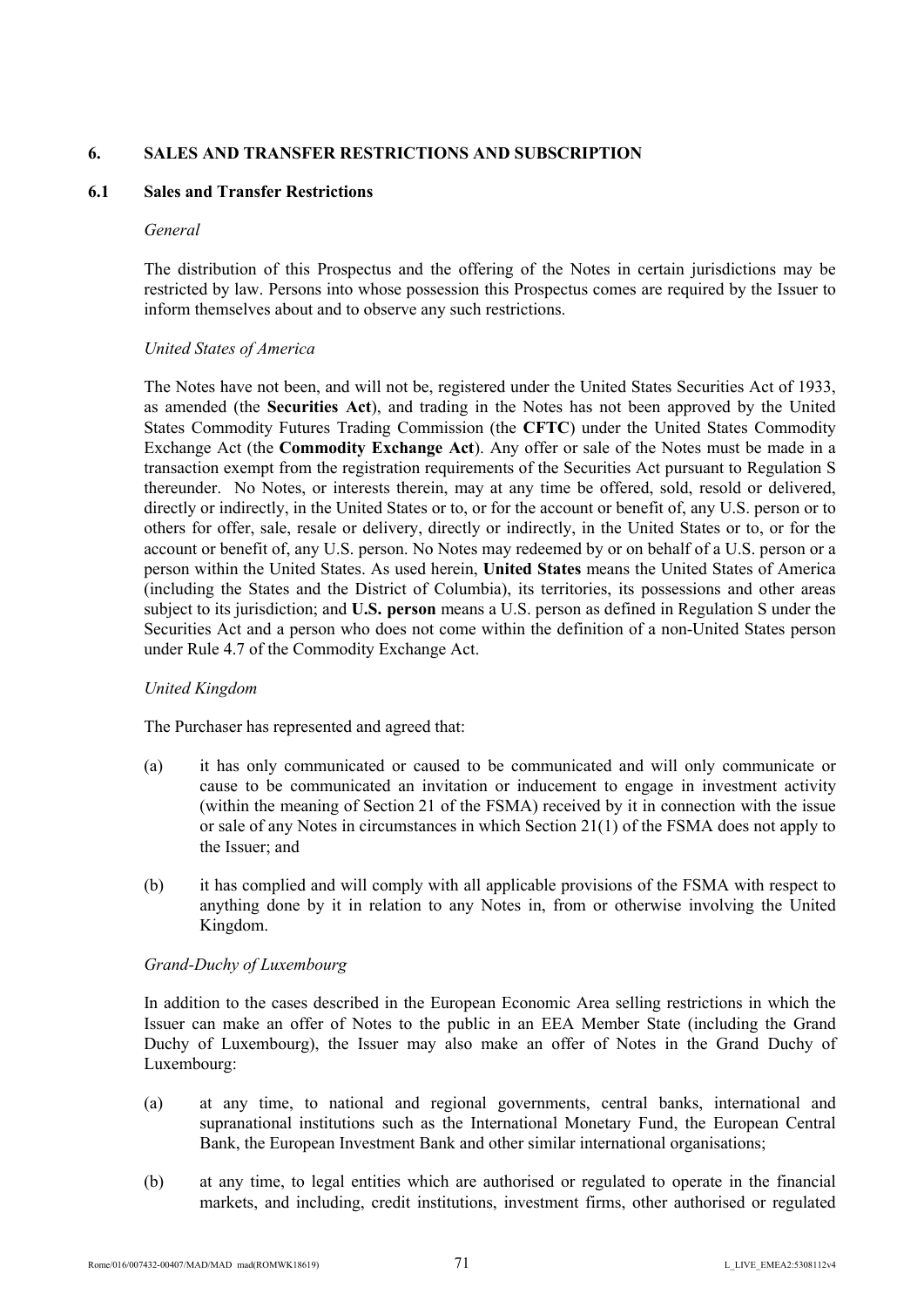## 6. SALES AND TRANSFER RESTRICTIONS AND SUBSCRIPTION

### 6.1 Sales and Transfer Restrictions

*General*

The distribution of this Prospectus and the offering of the Notes in certain jurisdictions may be restricted by law. Persons into whose possession this Prospectus comes are required by the Issuer to inform themselves about and to observe any such restrictions.

*United States of America*

The Notes have not been, and will not be, registered under the United States Securities Act of 1933, as amended (the **Securities Act**), and trading in the Notes has not been approved by the United States Commodity Futures Trading Commission (the **CFTC**) under the United States Commodity Exchange Act (the **Commodity Exchange Act**). Any offer or sale of the Notes must be made in a transaction exempt from the registration requirements of the Securities Act pursuant to Regulation S thereunder. No Notes, or interests therein, may at any time be offered, sold, resold or delivered, directly or indirectly, in the United States or to, or for the account or benefit of, any U.S. person or to others for offer, sale, resale or delivery, directly or indirectly, in the United States or to, or for the account or benefit of, any U.S. person. No Notes may redeemed by or on behalf of a U.S. person or a person within the United States. As used herein, **United States** means the United States of America (including the States and the District of Columbia), its territories, its possessions and other areas subject to its jurisdiction; and **U.S. person** means a U.S. person as defined in Regulation S under the Securities Act and a person who does not come within the definition of a non-United States person under Rule 4.7 of the Commodity Exchange Act.

*United Kingdom*

The Purchaser has represented and agreed that:

(a) it has only communicated or caused to be communicated and will only communicate or cause to be communicated an invitation or inducement to engage in investment activity (within the meaning of Section 21 of the FSMA) received by it in connection with the issue or sale of any Notes in circumstances in which Section 21(1) of the FSMA does not apply to the Issuer; and

(b) it has complied and will comply with all applicable provisions of the FSMA with respect to anything done by it in relation to any Notes in, from or otherwise involving the United Kingdom.

*Grand-Duchy of Luxembourg*

In addition to the cases described in the European Economic Area selling restrictions in which the Issuer can make an offer of Notes to the public in an EEA Member State (including the Grand Duchy of Luxembourg), the Issuer may also make an offer of Notes in the Grand Duchy of Luxembourg:

(a) at any time, to national and regional governments, central banks, international and supranational institutions such as the International Monetary Fund, the European Central Bank, the European Investment Bank and other similar international organisations;

(b) at any time, to legal entities which are authorised or regulated to operate in the financial markets, and including, credit institutions, investment firms, other authorised or regulated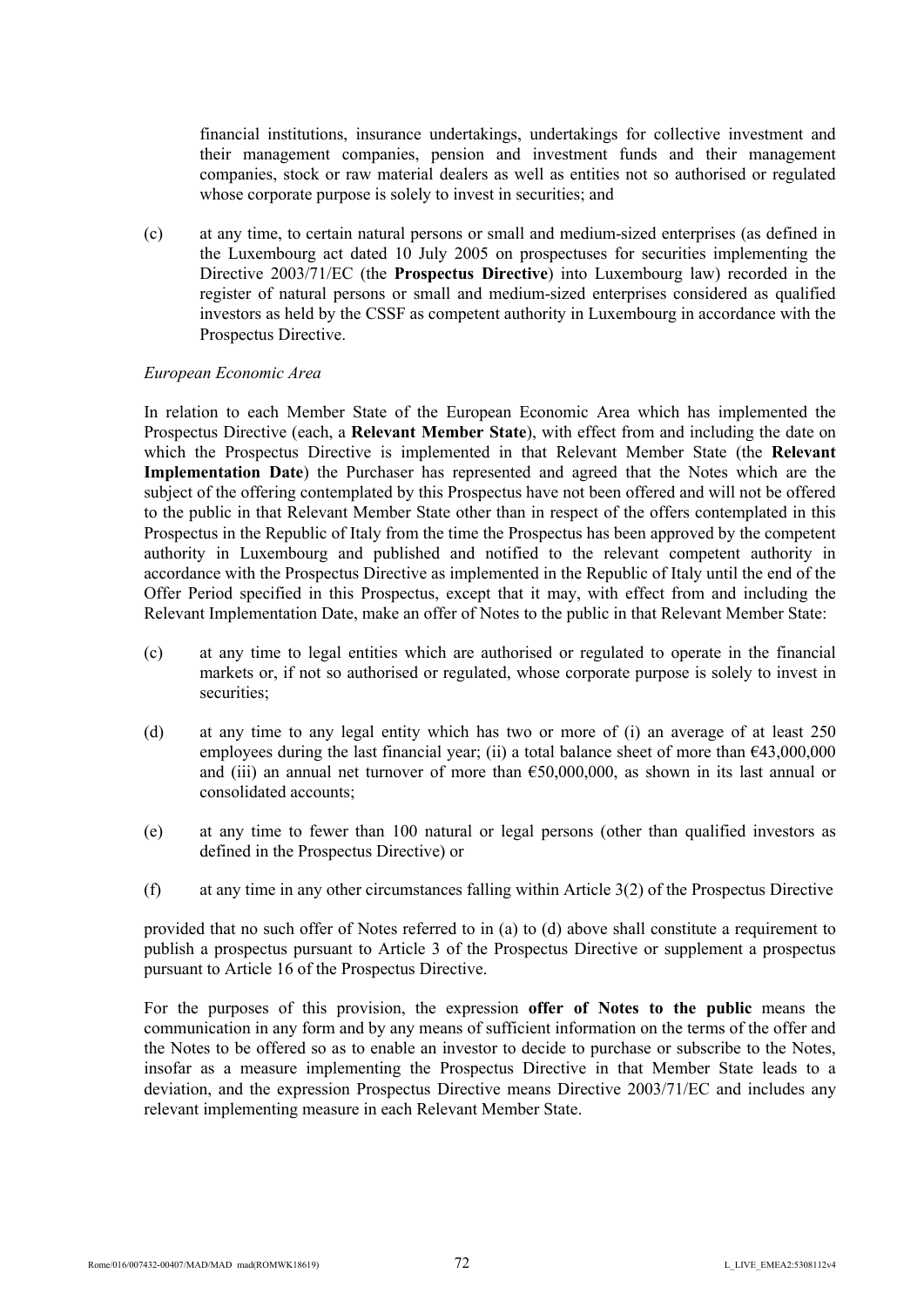financial institutions, insurance undertakings, undertakings for collective investment and their management companies, pension and investment funds and their management companies, stock or raw material dealers as well as entities not so authorised or regulated whose corporate purpose is solely to invest in securities; and

(c) at any time, to certain natural persons or small and medium-sized enterprises (as defined in the Luxembourg act dated 10 July 2005 on prospectuses for securities implementing the Directive 2003/71/EC (the **Prospectus Directive**) into Luxembourg law) recorded in the register of natural persons or small and medium-sized enterprises considered as qualified investors as held by the CSSF as competent authority in Luxembourg in accordance with the Prospectus Directive.

*European Economic Area*

In relation to each Member State of the European Economic Area which has implemented the Prospectus Directive (each, a **Relevant Member State**), with effect from and including the date on which the Prospectus Directive is implemented in that Relevant Member State (the **Relevant Implementation Date**) the Purchaser has represented and agreed that the Notes which are the subject of the offering contemplated by this Prospectus have not been offered and will not be offered to the public in that Relevant Member State other than in respect of the offers contemplated in this Prospectus in the Republic of Italy from the time the Prospectus has been approved by the competent authority in Luxembourg and published and notified to the relevant competent authority in accordance with the Prospectus Directive as implemented in the Republic of Italy until the end of the Offer Period specified in this Prospectus, except that it may, with effect from and including the Relevant Implementation Date, make an offer of Notes to the public in that Relevant Member State:

(c) at any time to legal entities which are authorised or regulated to operate in the financial markets or, if not so authorised or regulated, whose corporate purpose is solely to invest in securities;

(d) at any time to any legal entity which has two or more of (i) an average of at least 250 employees during the last financial year; (ii) a total balance sheet of more than €43,000,000 and (iii) an annual net turnover of more than €50,000,000, as shown in its last annual or consolidated accounts;

(e) at any time to fewer than 100 natural or legal persons (other than qualified investors as defined in the Prospectus Directive) or

(f) at any time in any other circumstances falling within Article 3(2) of the Prospectus Directive

provided that no such offer of Notes referred to in (a) to (d) above shall constitute a requirement to publish a prospectus pursuant to Article 3 of the Prospectus Directive or supplement a prospectus pursuant to Article 16 of the Prospectus Directive.

For the purposes of this provision, the expression **offer of Notes to the public** means the communication in any form and by any means of sufficient information on the terms of the offer and the Notes to be offered so as to enable an investor to decide to purchase or subscribe to the Notes, insofar as a measure implementing the Prospectus Directive in that Member State leads to a deviation, and the expression Prospectus Directive means Directive 2003/71/EC and includes any relevant implementing measure in each Relevant Member State.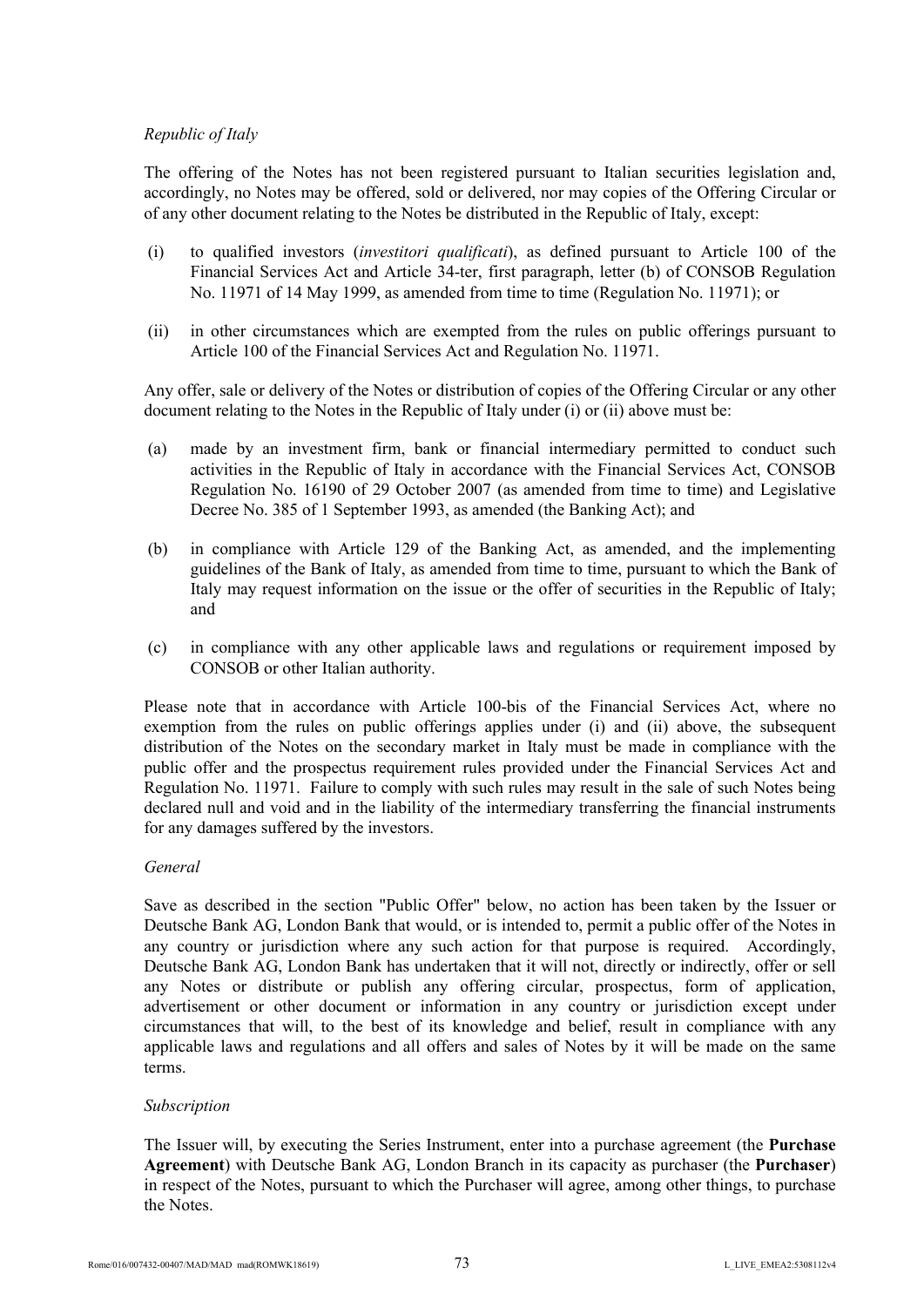*Republic of Italy*

The offering of the Notes has not been registered pursuant to Italian securities legislation and, accordingly, no Notes may be offered, sold or delivered, nor may copies of the Offering Circular or of any other document relating to the Notes be distributed in the Republic of Italy, except:

(i) to qualified investors (*investitori qualificati*), as defined pursuant to Article 100 of the Financial Services Act and Article 34-ter, first paragraph, letter (b) of CONSOB Regulation No. 11971 of 14 May 1999, as amended from time to time (Regulation No. 11971); or

(ii) in other circumstances which are exempted from the rules on public offerings pursuant to Article 100 of the Financial Services Act and Regulation No. 11971.

Any offer, sale or delivery of the Notes or distribution of copies of the Offering Circular or any other document relating to the Notes in the Republic of Italy under (i) or (ii) above must be:

(a) made by an investment firm, bank or financial intermediary permitted to conduct such activities in the Republic of Italy in accordance with the Financial Services Act, CONSOB Regulation No. 16190 of 29 October 2007 (as amended from time to time) and Legislative Decree No. 385 of 1 September 1993, as amended (the Banking Act); and

(b) in compliance with Article 129 of the Banking Act, as amended, and the implementing guidelines of the Bank of Italy, as amended from time to time, pursuant to which the Bank of Italy may request information on the issue or the offer of securities in the Republic of Italy; and

(c) in compliance with any other applicable laws and regulations or requirement imposed by CONSOB or other Italian authority.

Please note that in accordance with Article 100-bis of the Financial Services Act, where no exemption from the rules on public offerings applies under (i) and (ii) above, the subsequent distribution of the Notes on the secondary market in Italy must be made in compliance with the public offer and the prospectus requirement rules provided under the Financial Services Act and Regulation No. 11971. Failure to comply with such rules may result in the sale of such Notes being declared null and void and in the liability of the intermediary transferring the financial instruments for any damages suffered by the investors.

*General*

Save as described in the section "Public Offer" below, no action has been taken by the Issuer or Deutsche Bank AG, London Bank that would, or is intended to, permit a public offer of the Notes in any country or jurisdiction where any such action for that purpose is required. Accordingly, Deutsche Bank AG, London Bank has undertaken that it will not, directly or indirectly, offer or sell any Notes or distribute or publish any offering circular, prospectus, form of application, advertisement or other document or information in any country or jurisdiction except under circumstances that will, to the best of its knowledge and belief, result in compliance with any applicable laws and regulations and all offers and sales of Notes by it will be made on the same terms.

*Subscription*

The Issuer will, by executing the Series Instrument, enter into a purchase agreement (the **Purchase Agreement**) with Deutsche Bank AG, London Branch in its capacity as purchaser (the **Purchaser**) in respect of the Notes, pursuant to which the Purchaser will agree, among other things, to purchase the Notes.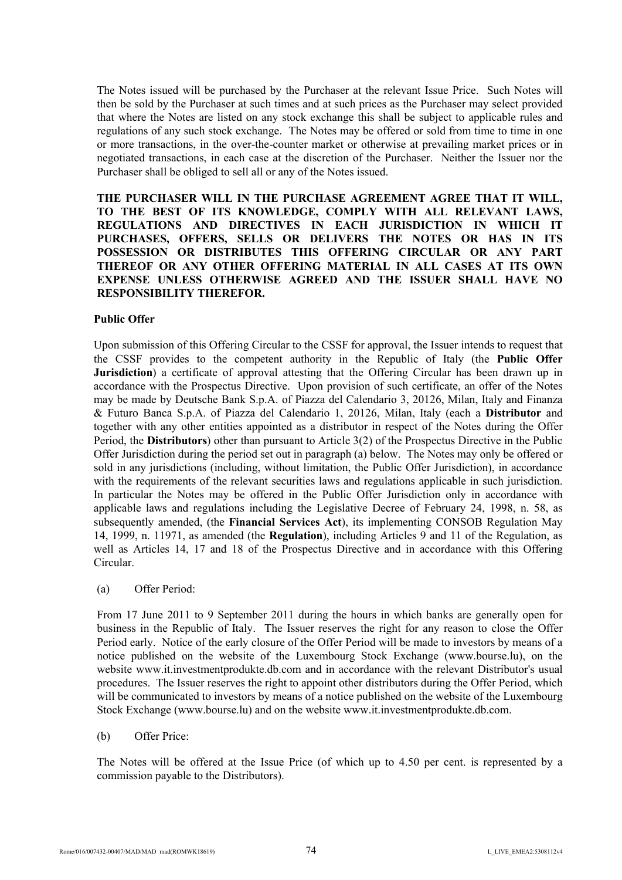The Notes issued will be purchased by the Purchaser at the relevant Issue Price. Such Notes will then be sold by the Purchaser at such times and at such prices as the Purchaser may select provided that where the Notes are listed on any stock exchange this shall be subject to applicable rules and regulations of any such stock exchange. The Notes may be offered or sold from time to time in one or more transactions, in the over-the-counter market or otherwise at prevailing market prices or in negotiated transactions, in each case at the discretion of the Purchaser. Neither the Issuer nor the Purchaser shall be obliged to sell all or any of the Notes issued.

**THE PURCHASER WILL IN THE PURCHASE AGREEMENT AGREE THAT IT WILL, TO THE BEST OF ITS KNOWLEDGE, COMPLY WITH ALL RELEVANT LAWS, REGULATIONS AND DIRECTIVES IN EACH JURISDICTION IN WHICH IT PURCHASES, OFFERS, SELLS OR DELIVERS THE NOTES OR HAS IN ITS POSSESSION OR DISTRIBUTES THIS OFFERING CIRCULAR OR ANY PART THEREOF OR ANY OTHER OFFERING MATERIAL IN ALL CASES AT ITS OWN EXPENSE UNLESS OTHERWISE AGREED AND THE ISSUER SHALL HAVE NO RESPONSIBILITY THEREFOR.**

**Public Offer**

Upon submission of this Offering Circular to the CSSF for approval, the Issuer intends to request that the CSSF provides to the competent authority in the Republic of Italy (the **Public Offer Jurisdiction**) a certificate of approval attesting that the Offering Circular has been drawn up in accordance with the Prospectus Directive. Upon provision of such certificate, an offer of the Notes may be made by Deutsche Bank S.p.A. of Piazza del Calendario 3, 20126, Milan, Italy and Finanza & Futuro Banca S.p.A. of Piazza del Calendario 1, 20126, Milan, Italy (each a **Distributor** and together with any other entities appointed as a distributor in respect of the Notes during the Offer Period, the **Distributors**) other than pursuant to Article 3(2) of the Prospectus Directive in the Public Offer Jurisdiction during the period set out in paragraph (a) below. The Notes may only be offered or sold in any jurisdictions (including, without limitation, the Public Offer Jurisdiction), in accordance with the requirements of the relevant securities laws and regulations applicable in such jurisdiction. In particular the Notes may be offered in the Public Offer Jurisdiction only in accordance with applicable laws and regulations including the Legislative Decree of February 24, 1998, n. 58, as subsequently amended, (the **Financial Services Act**), its implementing CONSOB Regulation May 14, 1999, n. 11971, as amended (the **Regulation**), including Articles 9 and 11 of the Regulation, as well as Articles 14, 17 and 18 of the Prospectus Directive and in accordance with this Offering Circular.

(a) Offer Period:

From 17 June 2011 to 9 September 2011 during the hours in which banks are generally open for business in the Republic of Italy. The Issuer reserves the right for any reason to close the Offer Period early. Notice of the early closure of the Offer Period will be made to investors by means of a notice published on the website of the Luxembourg Stock Exchange (www.bourse.lu), on the website www.it.investmentprodukte.db.com and in accordance with the relevant Distributor's usual procedures. The Issuer reserves the right to appoint other distributors during the Offer Period, which will be communicated to investors by means of a notice published on the website of the Luxembourg Stock Exchange (www.bourse.lu) and on the website www.it.investmentprodukte.db.com.

(b) Offer Price:

The Notes will be offered at the Issue Price (of which up to 4.50 per cent. is represented by a commission payable to the Distributors).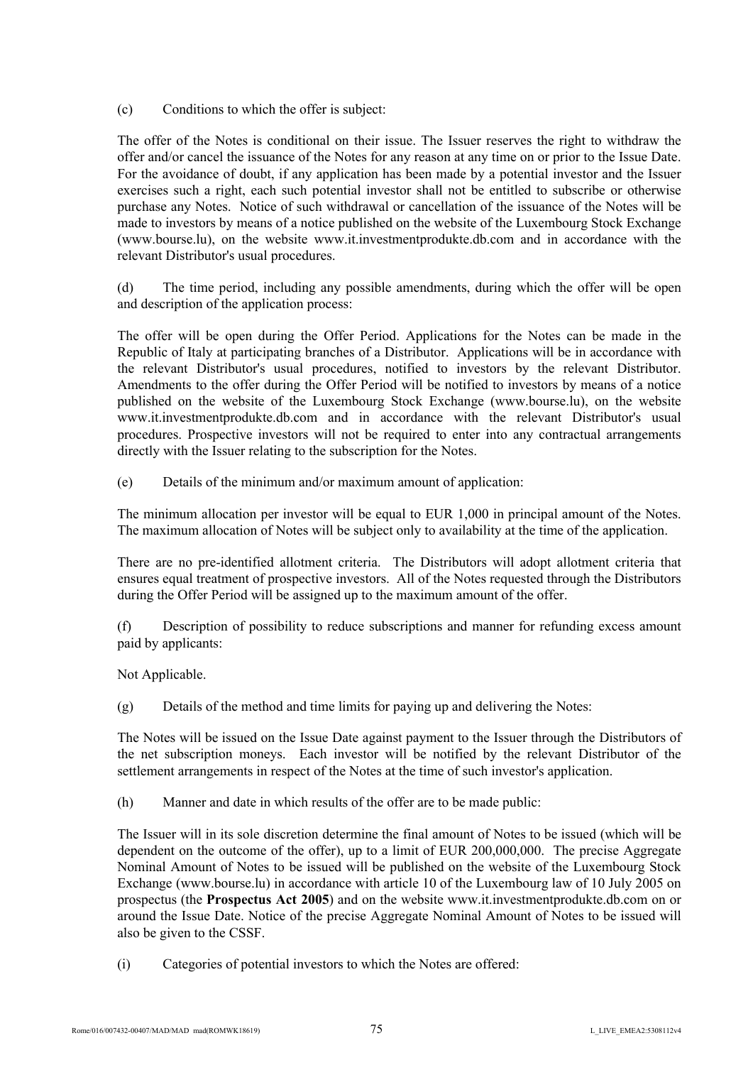(c) Conditions to which the offer is subject:

The offer of the Notes is conditional on their issue. The Issuer reserves the right to withdraw the offer and/or cancel the issuance of the Notes for any reason at any time on or prior to the Issue Date. For the avoidance of doubt, if any application has been made by a potential investor and the Issuer exercises such a right, each such potential investor shall not be entitled to subscribe or otherwise purchase any Notes. Notice of such withdrawal or cancellation of the issuance of the Notes will be made to investors by means of a notice published on the website of the Luxembourg Stock Exchange (www.bourse.lu), on the website www.it.investmentprodukte.db.com and in accordance with the relevant Distributor's usual procedures.

(d) The time period, including any possible amendments, during which the offer will be open and description of the application process:

The offer will be open during the Offer Period. Applications for the Notes can be made in the Republic of Italy at participating branches of a Distributor. Applications will be in accordance with the relevant Distributor's usual procedures, notified to investors by the relevant Distributor. Amendments to the offer during the Offer Period will be notified to investors by means of a notice published on the website of the Luxembourg Stock Exchange (www.bourse.lu), on the website www.it.investmentprodukte.db.com and in accordance with the relevant Distributor's usual procedures. Prospective investors will not be required to enter into any contractual arrangements directly with the Issuer relating to the subscription for the Notes.

(e) Details of the minimum and/or maximum amount of application:

The minimum allocation per investor will be equal to EUR 1,000 in principal amount of the Notes. The maximum allocation of Notes will be subject only to availability at the time of the application.

There are no pre-identified allotment criteria. The Distributors will adopt allotment criteria that ensures equal treatment of prospective investors. All of the Notes requested through the Distributors during the Offer Period will be assigned up to the maximum amount of the offer.

(f) Description of possibility to reduce subscriptions and manner for refunding excess amount paid by applicants:

Not Applicable.

(g) Details of the method and time limits for paying up and delivering the Notes:

The Notes will be issued on the Issue Date against payment to the Issuer through the Distributors of the net subscription moneys. Each investor will be notified by the relevant Distributor of the settlement arrangements in respect of the Notes at the time of such investor's application.

(h) Manner and date in which results of the offer are to be made public:

The Issuer will in its sole discretion determine the final amount of Notes to be issued (which will be dependent on the outcome of the offer), up to a limit of EUR 200,000,000. The precise Aggregate Nominal Amount of Notes to be issued will be published on the website of the Luxembourg Stock Exchange (www.bourse.lu) in accordance with article 10 of the Luxembourg law of 10 July 2005 on prospectus (the **Prospectus Act 2005**) and on the website www.it.investmentprodukte.db.com on or around the Issue Date. Notice of the precise Aggregate Nominal Amount of Notes to be issued will also be given to the CSSF.

(i) Categories of potential investors to which the Notes are offered: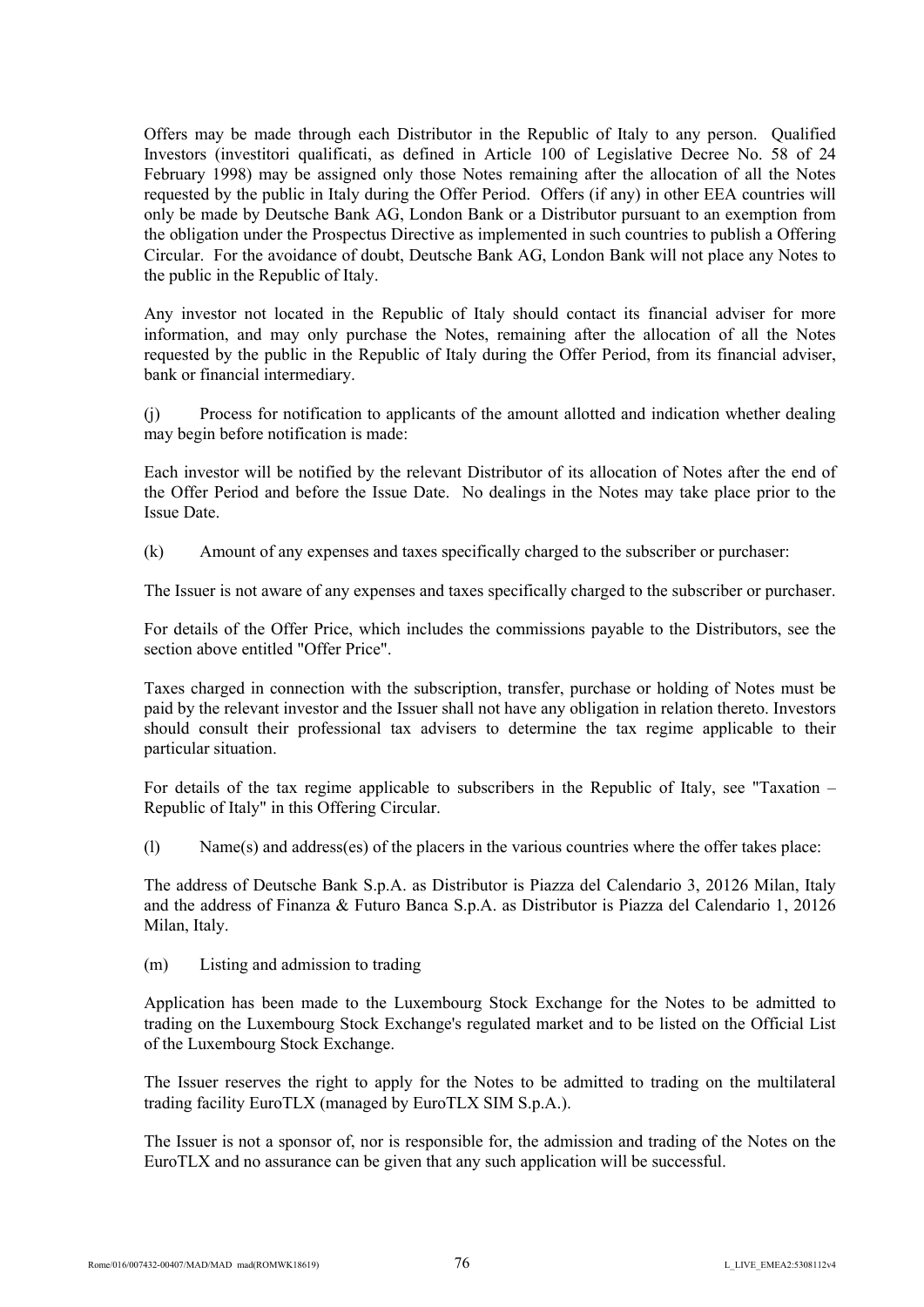Offers may be made through each Distributor in the Republic of Italy to any person. Qualified Investors (investitori qualificati, as defined in Article 100 of Legislative Decree No. 58 of 24 February 1998) may be assigned only those Notes remaining after the allocation of all the Notes requested by the public in Italy during the Offer Period. Offers (if any) in other EEA countries will only be made by Deutsche Bank AG, London Bank or a Distributor pursuant to an exemption from the obligation under the Prospectus Directive as implemented in such countries to publish a Offering Circular. For the avoidance of doubt, Deutsche Bank AG, London Bank will not place any Notes to the public in the Republic of Italy.

Any investor not located in the Republic of Italy should contact its financial adviser for more information, and may only purchase the Notes, remaining after the allocation of all the Notes requested by the public in the Republic of Italy during the Offer Period, from its financial adviser, bank or financial intermediary.

(j) Process for notification to applicants of the amount allotted and indication whether dealing may begin before notification is made:

Each investor will be notified by the relevant Distributor of its allocation of Notes after the end of the Offer Period and before the Issue Date. No dealings in the Notes may take place prior to the Issue Date.

(k) Amount of any expenses and taxes specifically charged to the subscriber or purchaser:

The Issuer is not aware of any expenses and taxes specifically charged to the subscriber or purchaser.

For details of the Offer Price, which includes the commissions payable to the Distributors, see the section above entitled "Offer Price".

Taxes charged in connection with the subscription, transfer, purchase or holding of Notes must be paid by the relevant investor and the Issuer shall not have any obligation in relation thereto. Investors should consult their professional tax advisers to determine the tax regime applicable to their particular situation.

For details of the tax regime applicable to subscribers in the Republic of Italy, see "Taxation – Republic of Italy" in this Offering Circular.

(l) Name(s) and address(es) of the placers in the various countries where the offer takes place:

The address of Deutsche Bank S.p.A. as Distributor is Piazza del Calendario 3, 20126 Milan, Italy and the address of Finanza & Futuro Banca S.p.A. as Distributor is Piazza del Calendario 1, 20126 Milan, Italy.

(m) Listing and admission to trading

Application has been made to the Luxembourg Stock Exchange for the Notes to be admitted to trading on the Luxembourg Stock Exchange's regulated market and to be listed on the Official List of the Luxembourg Stock Exchange.

The Issuer reserves the right to apply for the Notes to be admitted to trading on the multilateral trading facility EuroTLX (managed by EuroTLX SIM S.p.A.).

The Issuer is not a sponsor of, nor is responsible for, the admission and trading of the Notes on the EuroTLX and no assurance can be given that any such application will be successful.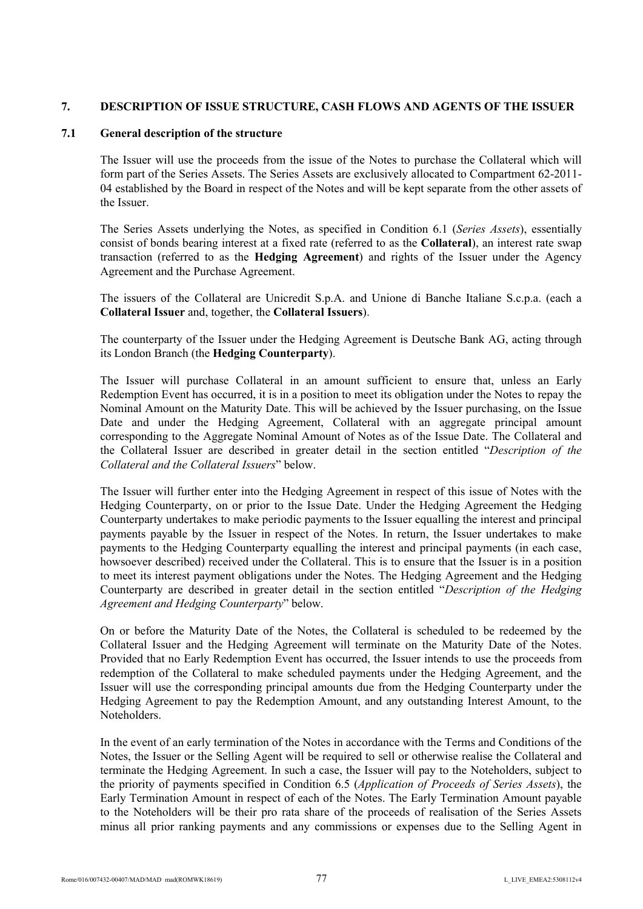## 7. DESCRIPTION OF ISSUE STRUCTURE, CASH FLOWS AND AGENTS OF THE ISSUER

### 7.1 General description of the structure

The Issuer will use the proceeds from the issue of the Notes to purchase the Collateral which will form part of the Series Assets. The Series Assets are exclusively allocated to Compartment 62-2011-04 established by the Board in respect of the Notes and will be kept separate from the other assets of the Issuer.

The Series Assets underlying the Notes, as specified in Condition 6.1 (*Series Assets*), essentially consist of bonds bearing interest at a fixed rate (referred to as the **Collateral**), an interest rate swap transaction (referred to as the **Hedging Agreement**) and rights of the Issuer under the Agency Agreement and the Purchase Agreement.

The issuers of the Collateral are Unicredit S.p.A. and Unione di Banche Italiane S.c.p.a. (each a **Collateral Issuer** and, together, the **Collateral Issuers**).

The counterparty of the Issuer under the Hedging Agreement is Deutsche Bank AG, acting through its London Branch (the **Hedging Counterparty**).

The Issuer will purchase Collateral in an amount sufficient to ensure that, unless an Early Redemption Event has occurred, it is in a position to meet its obligation under the Notes to repay the Nominal Amount on the Maturity Date. This will be achieved by the Issuer purchasing, on the Issue Date and under the Hedging Agreement, Collateral with an aggregate principal amount corresponding to the Aggregate Nominal Amount of Notes as of the Issue Date. The Collateral and the Collateral Issuer are described in greater detail in the section entitled "*Description of the Collateral and the Collateral Issuers*" below.

The Issuer will further enter into the Hedging Agreement in respect of this issue of Notes with the Hedging Counterparty, on or prior to the Issue Date. Under the Hedging Agreement the Hedging Counterparty undertakes to make periodic payments to the Issuer equalling the interest and principal payments payable by the Issuer in respect of the Notes. In return, the Issuer undertakes to make payments to the Hedging Counterparty equalling the interest and principal payments (in each case, howsoever described) received under the Collateral. This is to ensure that the Issuer is in a position to meet its interest payment obligations under the Notes. The Hedging Agreement and the Hedging Counterparty are described in greater detail in the section entitled "*Description of the Hedging Agreement and Hedging Counterparty*" below.

On or before the Maturity Date of the Notes, the Collateral is scheduled to be redeemed by the Collateral Issuer and the Hedging Agreement will terminate on the Maturity Date of the Notes. Provided that no Early Redemption Event has occurred, the Issuer intends to use the proceeds from redemption of the Collateral to make scheduled payments under the Hedging Agreement, and the Issuer will use the corresponding principal amounts due from the Hedging Counterparty under the Hedging Agreement to pay the Redemption Amount, and any outstanding Interest Amount, to the Noteholders.

In the event of an early termination of the Notes in accordance with the Terms and Conditions of the Notes, the Issuer or the Selling Agent will be required to sell or otherwise realise the Collateral and terminate the Hedging Agreement. In such a case, the Issuer will pay to the Noteholders, subject to the priority of payments specified in Condition 6.5 (*Application of Proceeds of Series Assets*), the Early Termination Amount in respect of each of the Notes. The Early Termination Amount payable to the Noteholders will be their pro rata share of the proceeds of realisation of the Series Assets minus all prior ranking payments and any commissions or expenses due to the Selling Agent in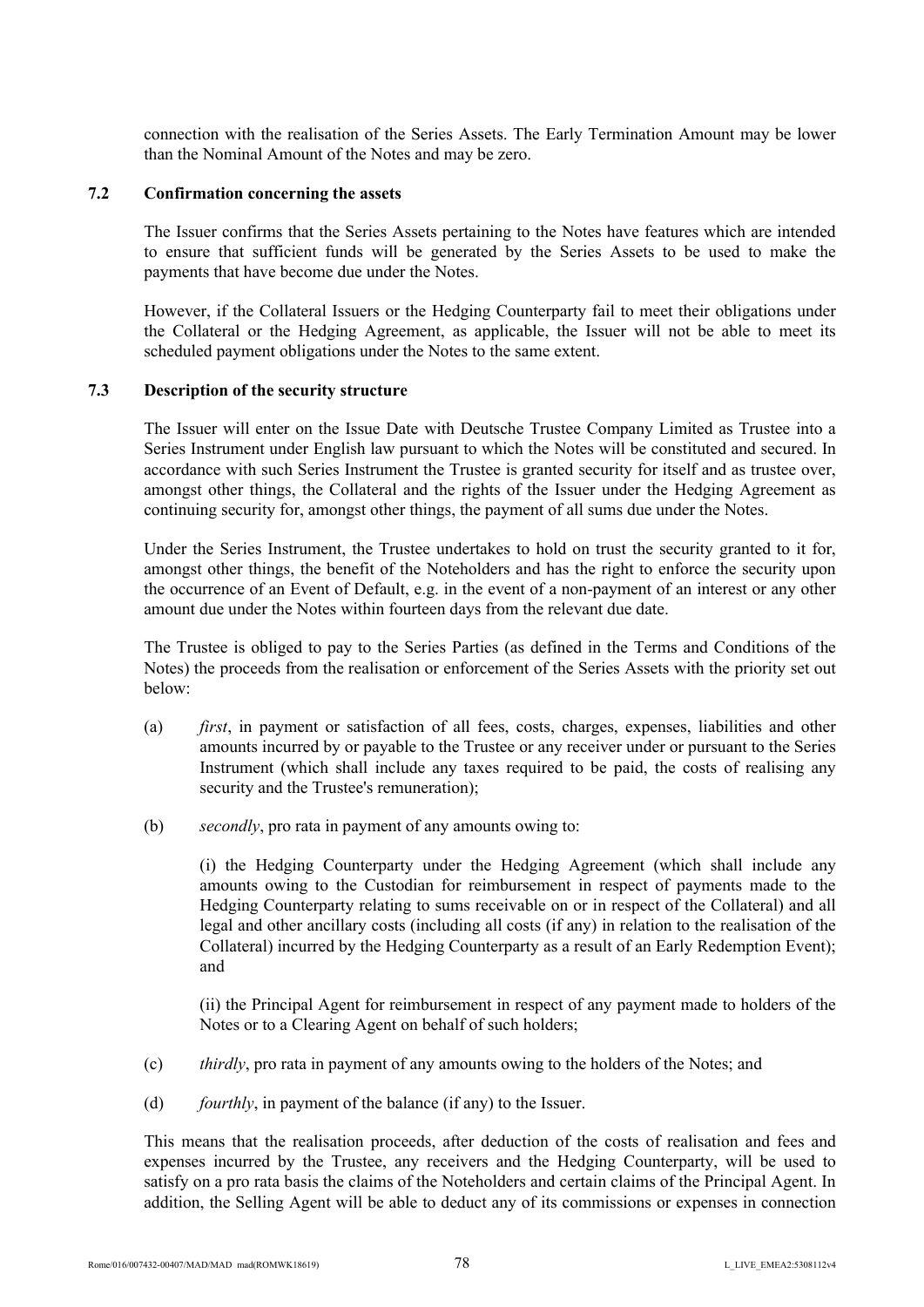connection with the realisation of the Series Assets. The Early Termination Amount may be lower than the Nominal Amount of the Notes and may be zero.

### 7.2 Confirmation concerning the assets

The Issuer confirms that the Series Assets pertaining to the Notes have features which are intended to ensure that sufficient funds will be generated by the Series Assets to be used to make the payments that have become due under the Notes.

However, if the Collateral Issuers or the Hedging Counterparty fail to meet their obligations under the Collateral or the Hedging Agreement, as applicable, the Issuer will not be able to meet its scheduled payment obligations under the Notes to the same extent.

### 7.3 Description of the security structure

The Issuer will enter on the Issue Date with Deutsche Trustee Company Limited as Trustee into a Series Instrument under English law pursuant to which the Notes will be constituted and secured. In accordance with such Series Instrument the Trustee is granted security for itself and as trustee over, amongst other things, the Collateral and the rights of the Issuer under the Hedging Agreement as continuing security for, amongst other things, the payment of all sums due under the Notes.

Under the Series Instrument, the Trustee undertakes to hold on trust the security granted to it for, amongst other things, the benefit of the Noteholders and has the right to enforce the security upon the occurrence of an Event of Default, e.g. in the event of a non-payment of an interest or any other amount due under the Notes within fourteen days from the relevant due date.

The Trustee is obliged to pay to the Series Parties (as defined in the Terms and Conditions of the Notes) the proceeds from the realisation or enforcement of the Series Assets with the priority set out below:

(a) *first*, in payment or satisfaction of all fees, costs, charges, expenses, liabilities and other amounts incurred by or payable to the Trustee or any receiver under or pursuant to the Series Instrument (which shall include any taxes required to be paid, the costs of realising any security and the Trustee's remuneration);

(b) *secondly*, pro rata in payment of any amounts owing to:

(i) the Hedging Counterparty under the Hedging Agreement (which shall include any amounts owing to the Custodian for reimbursement in respect of payments made to the Hedging Counterparty relating to sums receivable on or in respect of the Collateral) and all legal and other ancillary costs (including all costs (if any) in relation to the realisation of the Collateral) incurred by the Hedging Counterparty as a result of an Early Redemption Event); and

(ii) the Principal Agent for reimbursement in respect of any payment made to holders of the Notes or to a Clearing Agent on behalf of such holders;

(c) *thirdly*, pro rata in payment of any amounts owing to the holders of the Notes; and

(d) *fourthly*, in payment of the balance (if any) to the Issuer.

This means that the realisation proceeds, after deduction of the costs of realisation and fees and expenses incurred by the Trustee, any receivers and the Hedging Counterparty, will be used to satisfy on a pro rata basis the claims of the Noteholders and certain claims of the Principal Agent. In addition, the Selling Agent will be able to deduct any of its commissions or expenses in connection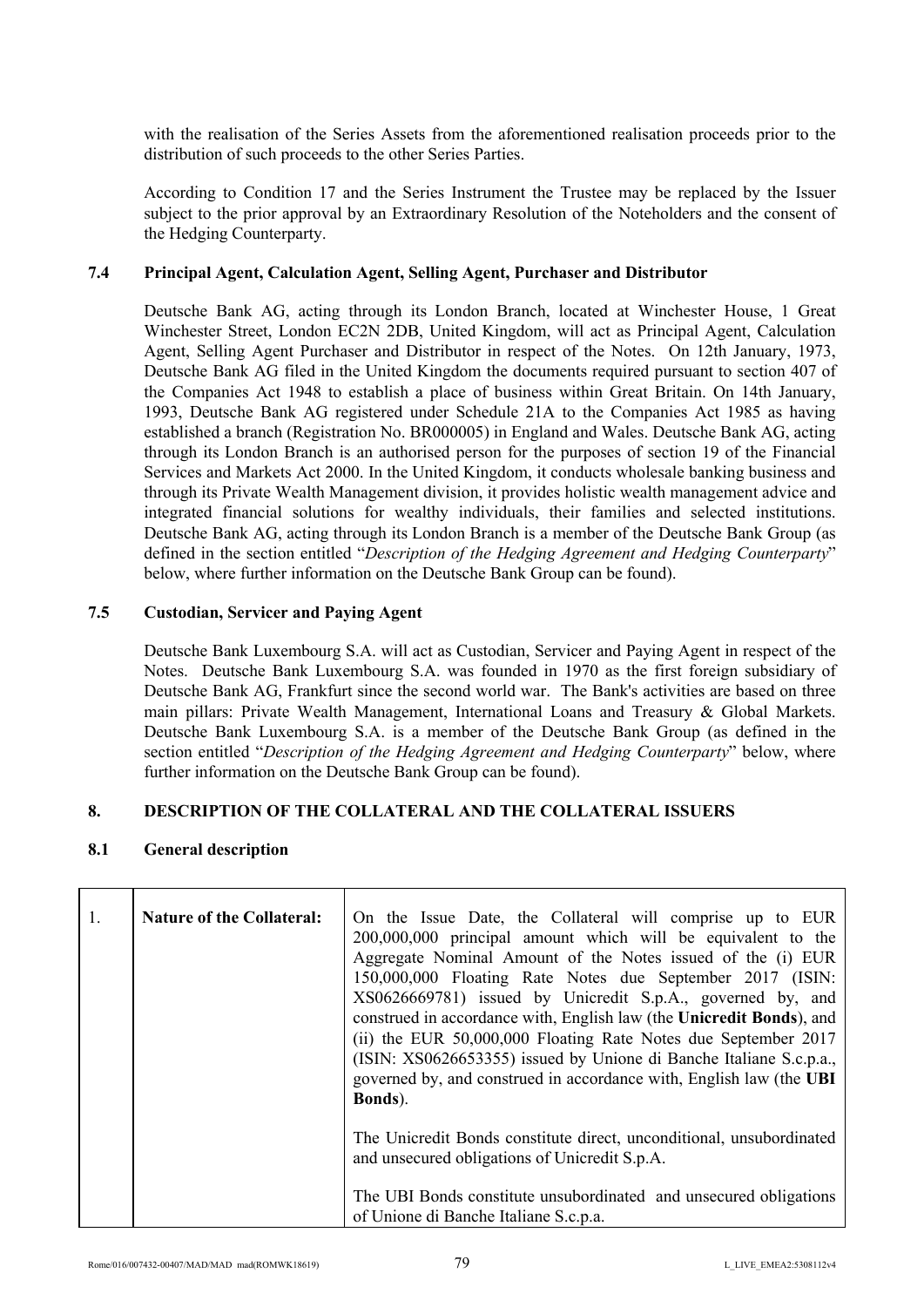with the realisation of the Series Assets from the aforementioned realisation proceeds prior to the distribution of such proceeds to the other Series Parties.

According to Condition 17 and the Series Instrument the Trustee may be replaced by the Issuer subject to the prior approval by an Extraordinary Resolution of the Noteholders and the consent of the Hedging Counterparty.

### 7.4 Principal Agent, Calculation Agent, Selling Agent, Purchaser and Distributor

Deutsche Bank AG, acting through its London Branch, located at Winchester House, 1 Great Winchester Street, London EC2N 2DB, United Kingdom, will act as Principal Agent, Calculation Agent, Selling Agent Purchaser and Distributor in respect of the Notes. On 12th January, 1973, Deutsche Bank AG filed in the United Kingdom the documents required pursuant to section 407 of the Companies Act 1948 to establish a place of business within Great Britain. On 14th January, 1993, Deutsche Bank AG registered under Schedule 21A to the Companies Act 1985 as having established a branch (Registration No. BR000005) in England and Wales. Deutsche Bank AG, acting through its London Branch is an authorised person for the purposes of section 19 of the Financial Services and Markets Act 2000. In the United Kingdom, it conducts wholesale banking business and through its Private Wealth Management division, it provides holistic wealth management advice and integrated financial solutions for wealthy individuals, their families and selected institutions. Deutsche Bank AG, acting through its London Branch is a member of the Deutsche Bank Group (as defined in the section entitled "*Description of the Hedging Agreement and Hedging Counterparty*" below, where further information on the Deutsche Bank Group can be found).

### 7.5 Custodian, Servicer and Paying Agent

Deutsche Bank Luxembourg S.A. will act as Custodian, Servicer and Paying Agent in respect of the Notes. Deutsche Bank Luxembourg S.A. was founded in 1970 as the first foreign subsidiary of Deutsche Bank AG, Frankfurt since the second world war. The Bank's activities are based on three main pillars: Private Wealth Management, International Loans and Treasury & Global Markets. Deutsche Bank Luxembourg S.A. is a member of the Deutsche Bank Group (as defined in the section entitled "*Description of the Hedging Agreement and Hedging Counterparty*" below, where further information on the Deutsche Bank Group can be found).

## 8. DESCRIPTION OF THE COLLATERAL AND THE COLLATERAL ISSUERS

### 8.1 General description

| | | |
|---|---|---|
| 1. | **Nature of the Collateral:** | On the Issue Date, the Collateral will comprise up to EUR 200,000,000 principal amount which will be equivalent to the Aggregate Nominal Amount of the Notes issued of the (i) EUR 150,000,000 Floating Rate Notes due September 2017 (ISIN: XS0626669781) issued by Unicredit S.p.A., governed by, and construed in accordance with, English law (the **Unicredit Bonds**), and (ii) the EUR 50,000,000 Floating Rate Notes due September 2017 (ISIN: XS0626653355) issued by Unione di Banche Italiane S.c.p.a., governed by, and construed in accordance with, English law (the **UBI Bonds**).<br><br>The Unicredit Bonds constitute direct, unconditional, unsubordinated and unsecured obligations of Unicredit S.p.A.<br><br>The UBI Bonds constitute unsubordinated and unsecured obligations of Unione di Banche Italiane S.c.p.a. |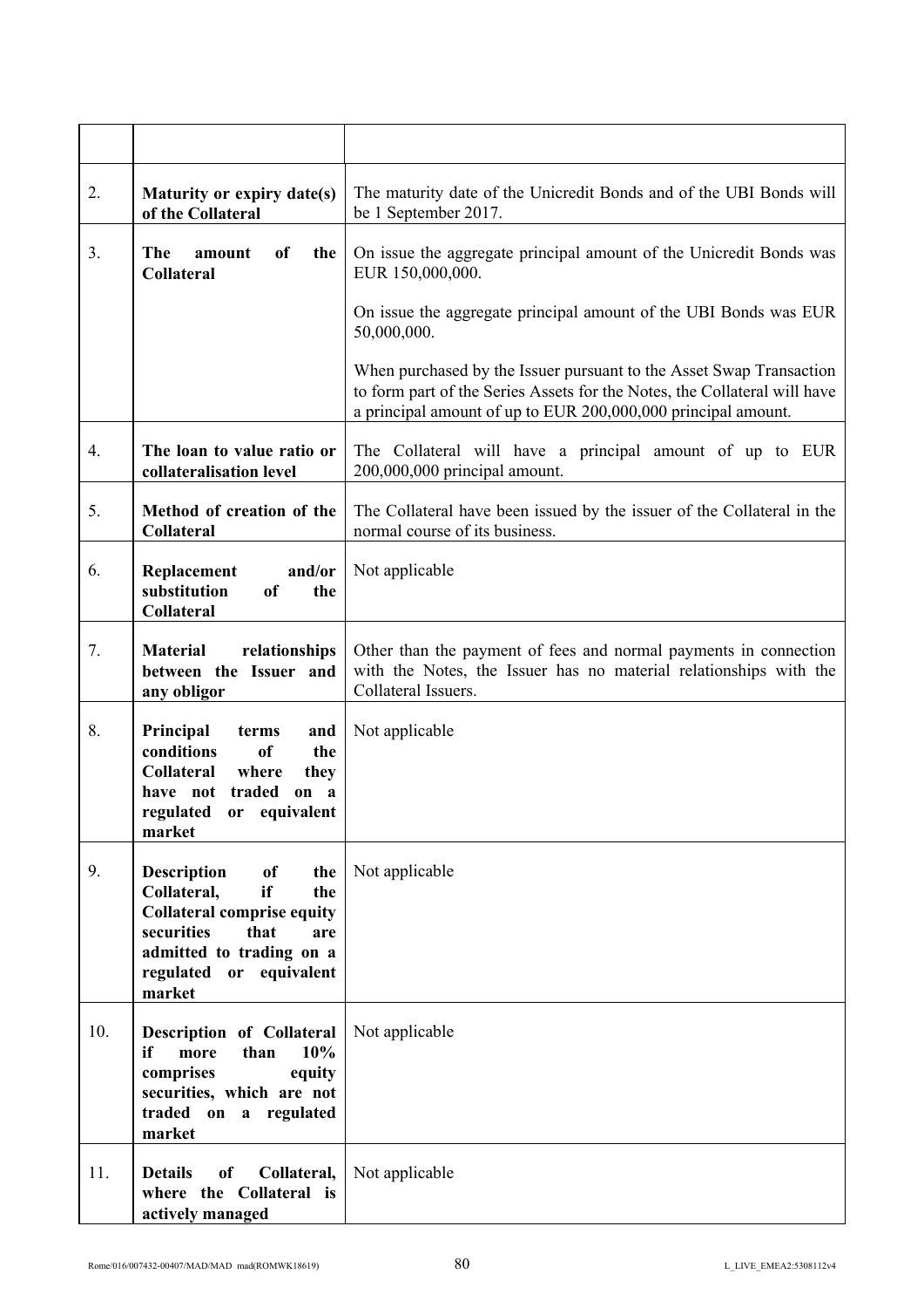| | | |
|---|---|---|
| 2. | **Maturity or expiry date(s) of the Collateral** | The maturity date of the Unicredit Bonds and of the UBI Bonds will be 1 September 2017. |
| 3. | **The amount of the Collateral** | On issue the aggregate principal amount of the Unicredit Bonds was EUR 150,000,000.<br><br>On issue the aggregate principal amount of the UBI Bonds was EUR 50,000,000.<br><br>When purchased by the Issuer pursuant to the Asset Swap Transaction to form part of the Series Assets for the Notes, the Collateral will have a principal amount of up to EUR 200,000,000 principal amount. |
| 4. | **The loan to value ratio or collateralisation level** | The Collateral will have a principal amount of up to EUR 200,000,000 principal amount. |
| 5. | **Method of creation of the Collateral** | The Collateral have been issued by the issuer of the Collateral in the normal course of its business. |
| 6. | **Replacement and/or substitution of the Collateral** | Not applicable |
| 7. | **Material relationships between the Issuer and any obligor** | Other than the payment of fees and normal payments in connection with the Notes, the Issuer has no material relationships with the Collateral Issuers. |
| 8. | **Principal terms and conditions of the Collateral where they have not traded on a regulated or equivalent market** | Not applicable |
| 9. | **Description of the Collateral, if the Collateral comprise equity securities that are admitted to trading on a regulated or equivalent market** | Not applicable |
| 10. | **Description of Collateral if more than 10% comprises equity securities, which are not traded on a regulated market** | Not applicable |
| 11. | **Details of Collateral, where the Collateral is actively managed** | Not applicable |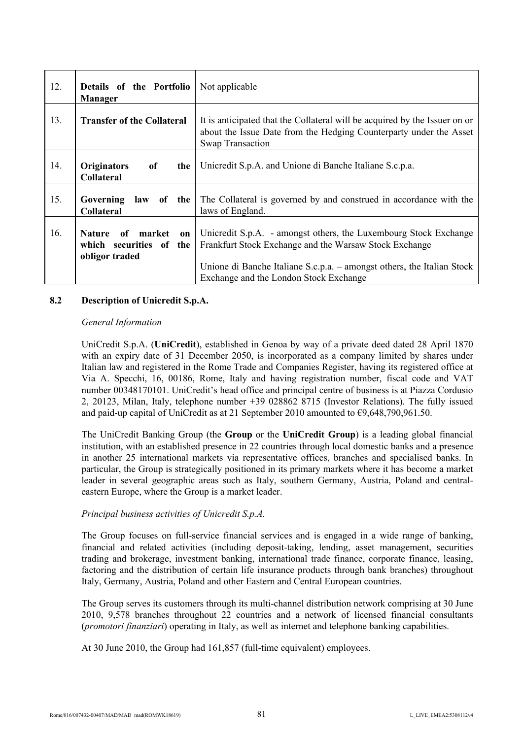| | | |
|---|---|---|
| 12. | **Details of the Portfolio Manager** | Not applicable |
| 13. | **Transfer of the Collateral** | It is anticipated that the Collateral will be acquired by the Issuer on or about the Issue Date from the Hedging Counterparty under the Asset Swap Transaction |
| 14. | **Originators of the Collateral** | Unicredit S.p.A. and Unione di Banche Italiane S.c.p.a. |
| 15. | **Governing law of the Collateral** | The Collateral is governed by and construed in accordance with the laws of England. |
| 16. | **Nature of market on which securities of the obligor traded** | Unicredit S.p.A. - amongst others, the Luxembourg Stock Exchange Frankfurt Stock Exchange and the Warsaw Stock Exchange<br><br>Unione di Banche Italiane S.c.p.a. – amongst others, the Italian Stock Exchange and the London Stock Exchange |

### 8.2 Description of Unicredit S.p.A.

*General Information*

UniCredit S.p.A. (**UniCredit**), established in Genoa by way of a private deed dated 28 April 1870 with an expiry date of 31 December 2050, is incorporated as a company limited by shares under Italian law and registered in the Rome Trade and Companies Register, having its registered office at Via A. Specchi, 16, 00186, Rome, Italy and having registration number, fiscal code and VAT number 00348170101. UniCredit's head office and principal centre of business is at Piazza Cordusio 2, 20123, Milan, Italy, telephone number +39 028862 8715 (Investor Relations). The fully issued and paid-up capital of UniCredit as at 21 September 2010 amounted to €9,648,790,961.50.

The UniCredit Banking Group (the **Group** or the **UniCredit Group**) is a leading global financial institution, with an established presence in 22 countries through local domestic banks and a presence in another 25 international markets via representative offices, branches and specialised banks. In particular, the Group is strategically positioned in its primary markets where it has become a market leader in several geographic areas such as Italy, southern Germany, Austria, Poland and central-eastern Europe, where the Group is a market leader.

*Principal business activities of Unicredit S.p.A.*

The Group focuses on full-service financial services and is engaged in a wide range of banking, financial and related activities (including deposit-taking, lending, asset management, securities trading and brokerage, investment banking, international trade finance, corporate finance, leasing, factoring and the distribution of certain life insurance products through bank branches) throughout Italy, Germany, Austria, Poland and other Eastern and Central European countries.

The Group serves its customers through its multi-channel distribution network comprising at 30 June 2010, 9,578 branches throughout 22 countries and a network of licensed financial consultants (*promotori finanziari*) operating in Italy, as well as internet and telephone banking capabilities.

At 30 June 2010, the Group had 161,857 (full-time equivalent) employees.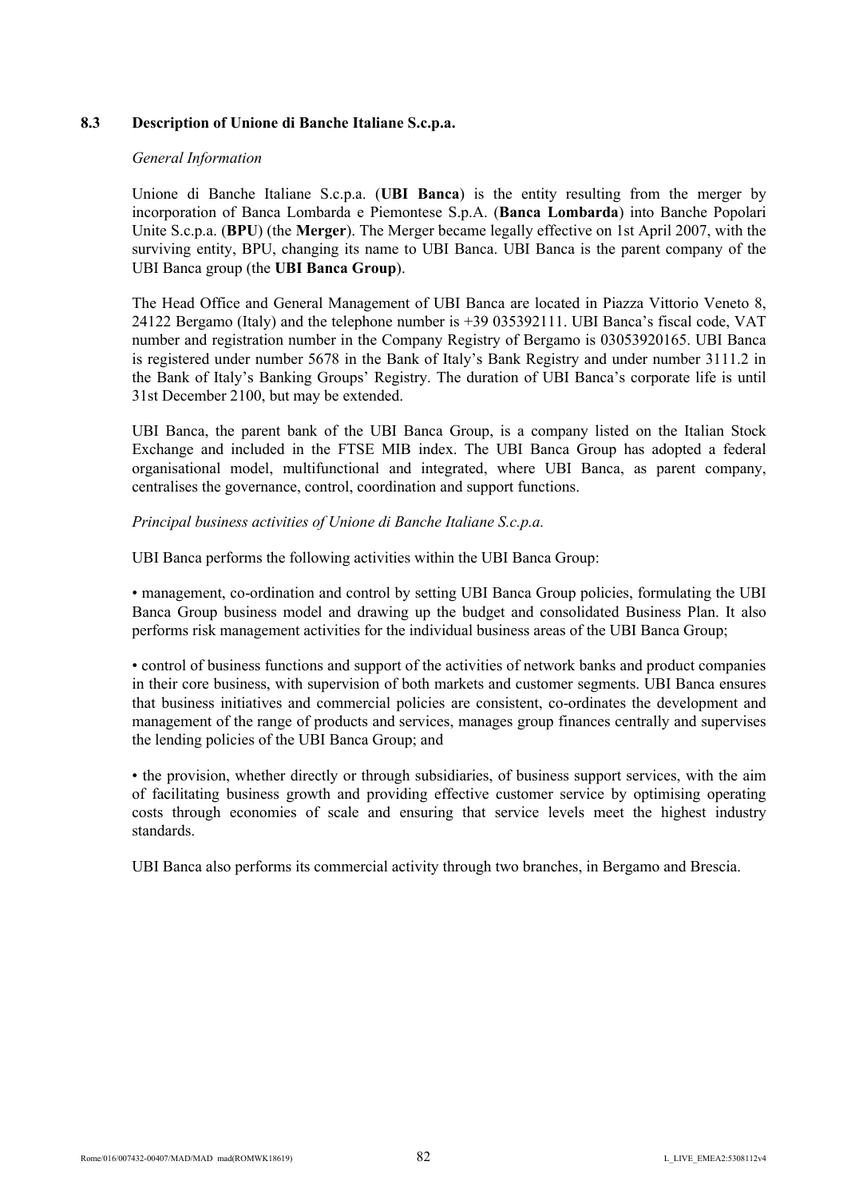### 8.3 Description of Unione di Banche Italiane S.c.p.a.

*General Information*

Unione di Banche Italiane S.c.p.a. (**UBI Banca**) is the entity resulting from the merger by incorporation of Banca Lombarda e Piemontese S.p.A. (**Banca Lombarda**) into Banche Popolari Unite S.c.p.a. (**BPU**) (the **Merger**). The Merger became legally effective on 1st April 2007, with the surviving entity, BPU, changing its name to UBI Banca. UBI Banca is the parent company of the UBI Banca group (the **UBI Banca Group**).

The Head Office and General Management of UBI Banca are located in Piazza Vittorio Veneto 8, 24122 Bergamo (Italy) and the telephone number is +39 035392111. UBI Banca's fiscal code, VAT number and registration number in the Company Registry of Bergamo is 03053920165. UBI Banca is registered under number 5678 in the Bank of Italy's Bank Registry and under number 3111.2 in the Bank of Italy's Banking Groups' Registry. The duration of UBI Banca's corporate life is until 31st December 2100, but may be extended.

UBI Banca, the parent bank of the UBI Banca Group, is a company listed on the Italian Stock Exchange and included in the FTSE MIB index. The UBI Banca Group has adopted a federal organisational model, multifunctional and integrated, where UBI Banca, as parent company, centralises the governance, control, coordination and support functions.

*Principal business activities of Unione di Banche Italiane S.c.p.a.*

UBI Banca performs the following activities within the UBI Banca Group:

- management, co-ordination and control by setting UBI Banca Group policies, formulating the UBI Banca Group business model and drawing up the budget and consolidated Business Plan. It also performs risk management activities for the individual business areas of the UBI Banca Group;

- control of business functions and support of the activities of network banks and product companies in their core business, with supervision of both markets and customer segments. UBI Banca ensures that business initiatives and commercial policies are consistent, co-ordinates the development and management of the range of products and services, manages group finances centrally and supervises the lending policies of the UBI Banca Group; and

- the provision, whether directly or through subsidiaries, of business support services, with the aim of facilitating business growth and providing effective customer service by optimising operating costs through economies of scale and ensuring that service levels meet the highest industry standards.

UBI Banca also performs its commercial activity through two branches, in Bergamo and Brescia.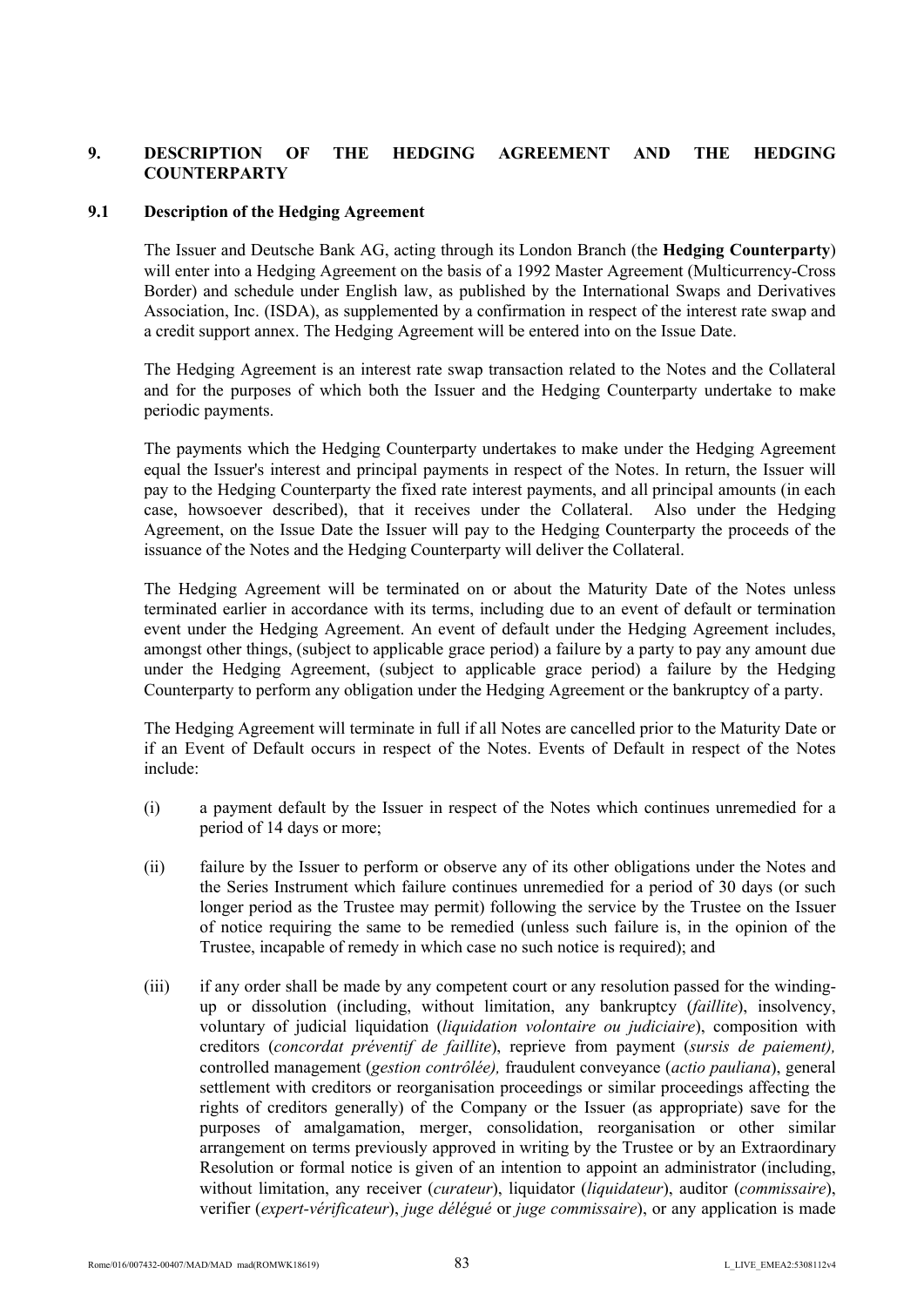## 9. DESCRIPTION OF THE HEDGING AGREEMENT AND THE HEDGING COUNTERPARTY

### 9.1 Description of the Hedging Agreement

The Issuer and Deutsche Bank AG, acting through its London Branch (the **Hedging Counterparty**) will enter into a Hedging Agreement on the basis of a 1992 Master Agreement (Multicurrency-Cross Border) and schedule under English law, as published by the International Swaps and Derivatives Association, Inc. (ISDA), as supplemented by a confirmation in respect of the interest rate swap and a credit support annex. The Hedging Agreement will be entered into on the Issue Date.

The Hedging Agreement is an interest rate swap transaction related to the Notes and the Collateral and for the purposes of which both the Issuer and the Hedging Counterparty undertake to make periodic payments.

The payments which the Hedging Counterparty undertakes to make under the Hedging Agreement equal the Issuer's interest and principal payments in respect of the Notes. In return, the Issuer will pay to the Hedging Counterparty the fixed rate interest payments, and all principal amounts (in each case, howsoever described), that it receives under the Collateral. Also under the Hedging Agreement, on the Issue Date the Issuer will pay to the Hedging Counterparty the proceeds of the issuance of the Notes and the Hedging Counterparty will deliver the Collateral.

The Hedging Agreement will be terminated on or about the Maturity Date of the Notes unless terminated earlier in accordance with its terms, including due to an event of default or termination event under the Hedging Agreement. An event of default under the Hedging Agreement includes, amongst other things, (subject to applicable grace period) a failure by a party to pay any amount due under the Hedging Agreement, (subject to applicable grace period) a failure by the Hedging Counterparty to perform any obligation under the Hedging Agreement or the bankruptcy of a party.

The Hedging Agreement will terminate in full if all Notes are cancelled prior to the Maturity Date or if an Event of Default occurs in respect of the Notes. Events of Default in respect of the Notes include:

(i) a payment default by the Issuer in respect of the Notes which continues unremedied for a period of 14 days or more;

(ii) failure by the Issuer to perform or observe any of its other obligations under the Notes and the Series Instrument which failure continues unremedied for a period of 30 days (or such longer period as the Trustee may permit) following the service by the Trustee on the Issuer of notice requiring the same to be remedied (unless such failure is, in the opinion of the Trustee, incapable of remedy in which case no such notice is required); and

(iii) if any order shall be made by any competent court or any resolution passed for the winding-up or dissolution (including, without limitation, any bankruptcy (*faillite*), insolvency, voluntary of judicial liquidation (*liquidation volontaire ou judiciaire*), composition with creditors (*concordat préventif de faillite*), reprieve from payment (*sursis de paiement),* controlled management (*gestion contrôlée),* fraudulent conveyance (*actio pauliana*), general settlement with creditors or reorganisation proceedings or similar proceedings affecting the rights of creditors generally) of the Company or the Issuer (as appropriate) save for the purposes of amalgamation, merger, consolidation, reorganisation or other similar arrangement on terms previously approved in writing by the Trustee or by an Extraordinary Resolution or formal notice is given of an intention to appoint an administrator (including, without limitation, any receiver (*curateur*), liquidator (*liquidateur*), auditor (*commissaire*), verifier (*expert-vérificateur*), *juge délégué* or *juge commissaire*), or any application is made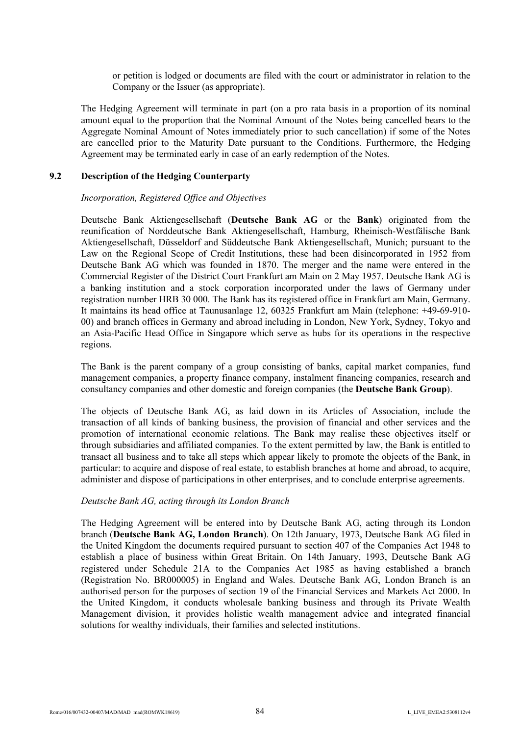or petition is lodged or documents are filed with the court or administrator in relation to the Company or the Issuer (as appropriate).

The Hedging Agreement will terminate in part (on a pro rata basis in a proportion of its nominal amount equal to the proportion that the Nominal Amount of the Notes being cancelled bears to the Aggregate Nominal Amount of Notes immediately prior to such cancellation) if some of the Notes are cancelled prior to the Maturity Date pursuant to the Conditions. Furthermore, the Hedging Agreement may be terminated early in case of an early redemption of the Notes.

### 9.2 Description of the Hedging Counterparty

*Incorporation, Registered Office and Objectives*

Deutsche Bank Aktiengesellschaft (**Deutsche Bank AG** or the **Bank**) originated from the reunification of Norddeutsche Bank Aktiengesellschaft, Hamburg, Rheinisch-Westfälische Bank Aktiengesellschaft, Düsseldorf and Süddeutsche Bank Aktiengesellschaft, Munich; pursuant to the Law on the Regional Scope of Credit Institutions, these had been disincorporated in 1952 from Deutsche Bank AG which was founded in 1870. The merger and the name were entered in the Commercial Register of the District Court Frankfurt am Main on 2 May 1957. Deutsche Bank AG is a banking institution and a stock corporation incorporated under the laws of Germany under registration number HRB 30 000. The Bank has its registered office in Frankfurt am Main, Germany. It maintains its head office at Taunusanlage 12, 60325 Frankfurt am Main (telephone: +49-69-910-00) and branch offices in Germany and abroad including in London, New York, Sydney, Tokyo and an Asia-Pacific Head Office in Singapore which serve as hubs for its operations in the respective regions.

The Bank is the parent company of a group consisting of banks, capital market companies, fund management companies, a property finance company, instalment financing companies, research and consultancy companies and other domestic and foreign companies (the **Deutsche Bank Group**).

The objects of Deutsche Bank AG, as laid down in its Articles of Association, include the transaction of all kinds of banking business, the provision of financial and other services and the promotion of international economic relations. The Bank may realise these objectives itself or through subsidiaries and affiliated companies. To the extent permitted by law, the Bank is entitled to transact all business and to take all steps which appear likely to promote the objects of the Bank, in particular: to acquire and dispose of real estate, to establish branches at home and abroad, to acquire, administer and dispose of participations in other enterprises, and to conclude enterprise agreements.

*Deutsche Bank AG, acting through its London Branch*

The Hedging Agreement will be entered into by Deutsche Bank AG, acting through its London branch (**Deutsche Bank AG, London Branch**). On 12th January, 1973, Deutsche Bank AG filed in the United Kingdom the documents required pursuant to section 407 of the Companies Act 1948 to establish a place of business within Great Britain. On 14th January, 1993, Deutsche Bank AG registered under Schedule 21A to the Companies Act 1985 as having established a branch (Registration No. BR000005) in England and Wales. Deutsche Bank AG, London Branch is an authorised person for the purposes of section 19 of the Financial Services and Markets Act 2000. In the United Kingdom, it conducts wholesale banking business and through its Private Wealth Management division, it provides holistic wealth management advice and integrated financial solutions for wealthy individuals, their families and selected institutions.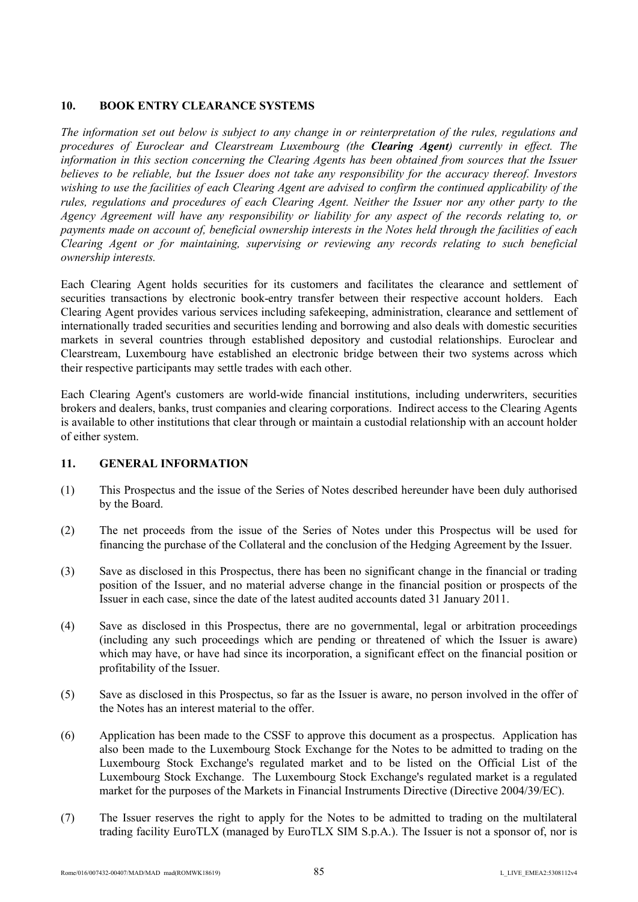## 10. BOOK ENTRY CLEARANCE SYSTEMS

*The information set out below is subject to any change in or reinterpretation of the rules, regulations and procedures of Euroclear and Clearstream Luxembourg (the **Clearing Agent**) currently in effect. The information in this section concerning the Clearing Agents has been obtained from sources that the Issuer believes to be reliable, but the Issuer does not take any responsibility for the accuracy thereof. Investors wishing to use the facilities of each Clearing Agent are advised to confirm the continued applicability of the rules, regulations and procedures of each Clearing Agent. Neither the Issuer nor any other party to the Agency Agreement will have any responsibility or liability for any aspect of the records relating to, or payments made on account of, beneficial ownership interests in the Notes held through the facilities of each Clearing Agent or for maintaining, supervising or reviewing any records relating to such beneficial ownership interests.*

Each Clearing Agent holds securities for its customers and facilitates the clearance and settlement of securities transactions by electronic book-entry transfer between their respective account holders. Each Clearing Agent provides various services including safekeeping, administration, clearance and settlement of internationally traded securities and securities lending and borrowing and also deals with domestic securities markets in several countries through established depository and custodial relationships. Euroclear and Clearstream, Luxembourg have established an electronic bridge between their two systems across which their respective participants may settle trades with each other.

Each Clearing Agent's customers are world-wide financial institutions, including underwriters, securities brokers and dealers, banks, trust companies and clearing corporations. Indirect access to the Clearing Agents is available to other institutions that clear through or maintain a custodial relationship with an account holder of either system.

## 11. GENERAL INFORMATION

(1) This Prospectus and the issue of the Series of Notes described hereunder have been duly authorised by the Board.

(2) The net proceeds from the issue of the Series of Notes under this Prospectus will be used for financing the purchase of the Collateral and the conclusion of the Hedging Agreement by the Issuer.

(3) Save as disclosed in this Prospectus, there has been no significant change in the financial or trading position of the Issuer, and no material adverse change in the financial position or prospects of the Issuer in each case, since the date of the latest audited accounts dated 31 January 2011.

(4) Save as disclosed in this Prospectus, there are no governmental, legal or arbitration proceedings (including any such proceedings which are pending or threatened of which the Issuer is aware) which may have, or have had since its incorporation, a significant effect on the financial position or profitability of the Issuer.

(5) Save as disclosed in this Prospectus, so far as the Issuer is aware, no person involved in the offer of the Notes has an interest material to the offer.

(6) Application has been made to the CSSF to approve this document as a prospectus. Application has also been made to the Luxembourg Stock Exchange for the Notes to be admitted to trading on the Luxembourg Stock Exchange's regulated market and to be listed on the Official List of the Luxembourg Stock Exchange. The Luxembourg Stock Exchange's regulated market is a regulated market for the purposes of the Markets in Financial Instruments Directive (Directive 2004/39/EC).

(7) The Issuer reserves the right to apply for the Notes to be admitted to trading on the multilateral trading facility EuroTLX (managed by EuroTLX SIM S.p.A.). The Issuer is not a sponsor of, nor is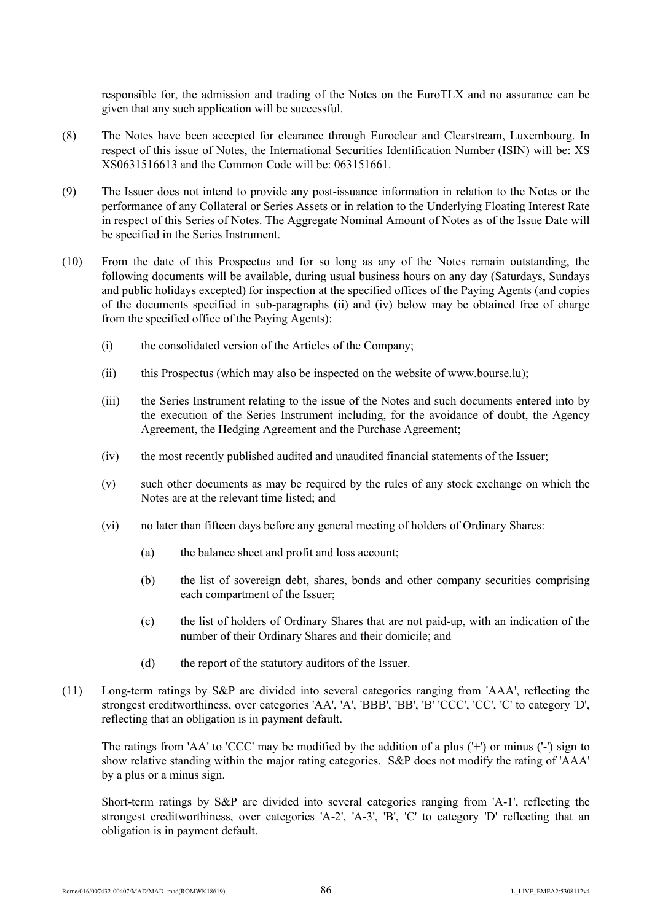responsible for, the admission and trading of the Notes on the EuroTLX and no assurance can be given that any such application will be successful.

(8) The Notes have been accepted for clearance through Euroclear and Clearstream, Luxembourg. In respect of this issue of Notes, the International Securities Identification Number (ISIN) will be: XS XS0631516613 and the Common Code will be: 063151661.

(9) The Issuer does not intend to provide any post-issuance information in relation to the Notes or the performance of any Collateral or Series Assets or in relation to the Underlying Floating Interest Rate in respect of this Series of Notes. The Aggregate Nominal Amount of Notes as of the Issue Date will be specified in the Series Instrument.

(10) From the date of this Prospectus and for so long as any of the Notes remain outstanding, the following documents will be available, during usual business hours on any day (Saturdays, Sundays and public holidays excepted) for inspection at the specified offices of the Paying Agents (and copies of the documents specified in sub-paragraphs (ii) and (iv) below may be obtained free of charge from the specified office of the Paying Agents):

   (i) the consolidated version of the Articles of the Company;

   (ii) this Prospectus (which may also be inspected on the website of www.bourse.lu);

   (iii) the Series Instrument relating to the issue of the Notes and such documents entered into by the execution of the Series Instrument including, for the avoidance of doubt, the Agency Agreement, the Hedging Agreement and the Purchase Agreement;

   (iv) the most recently published audited and unaudited financial statements of the Issuer;

   (v) such other documents as may be required by the rules of any stock exchange on which the Notes are at the relevant time listed; and

   (vi) no later than fifteen days before any general meeting of holders of Ordinary Shares:

      (a) the balance sheet and profit and loss account;

      (b) the list of sovereign debt, shares, bonds and other company securities comprising each compartment of the Issuer;

      (c) the list of holders of Ordinary Shares that are not paid-up, with an indication of the number of their Ordinary Shares and their domicile; and

      (d) the report of the statutory auditors of the Issuer.

(11) Long-term ratings by S&P are divided into several categories ranging from 'AAA', reflecting the strongest creditworthiness, over categories 'AA', 'A', 'BBB', 'BB', 'B' 'CCC', 'CC', 'C' to category 'D', reflecting that an obligation is in payment default.

The ratings from 'AA' to 'CCC' may be modified by the addition of a plus ('+') or minus ('-') sign to show relative standing within the major rating categories. S&P does not modify the rating of 'AAA' by a plus or a minus sign.

Short-term ratings by S&P are divided into several categories ranging from 'A-1', reflecting the strongest creditworthiness, over categories 'A-2', 'A-3', 'B', 'C' to category 'D' reflecting that an obligation is in payment default.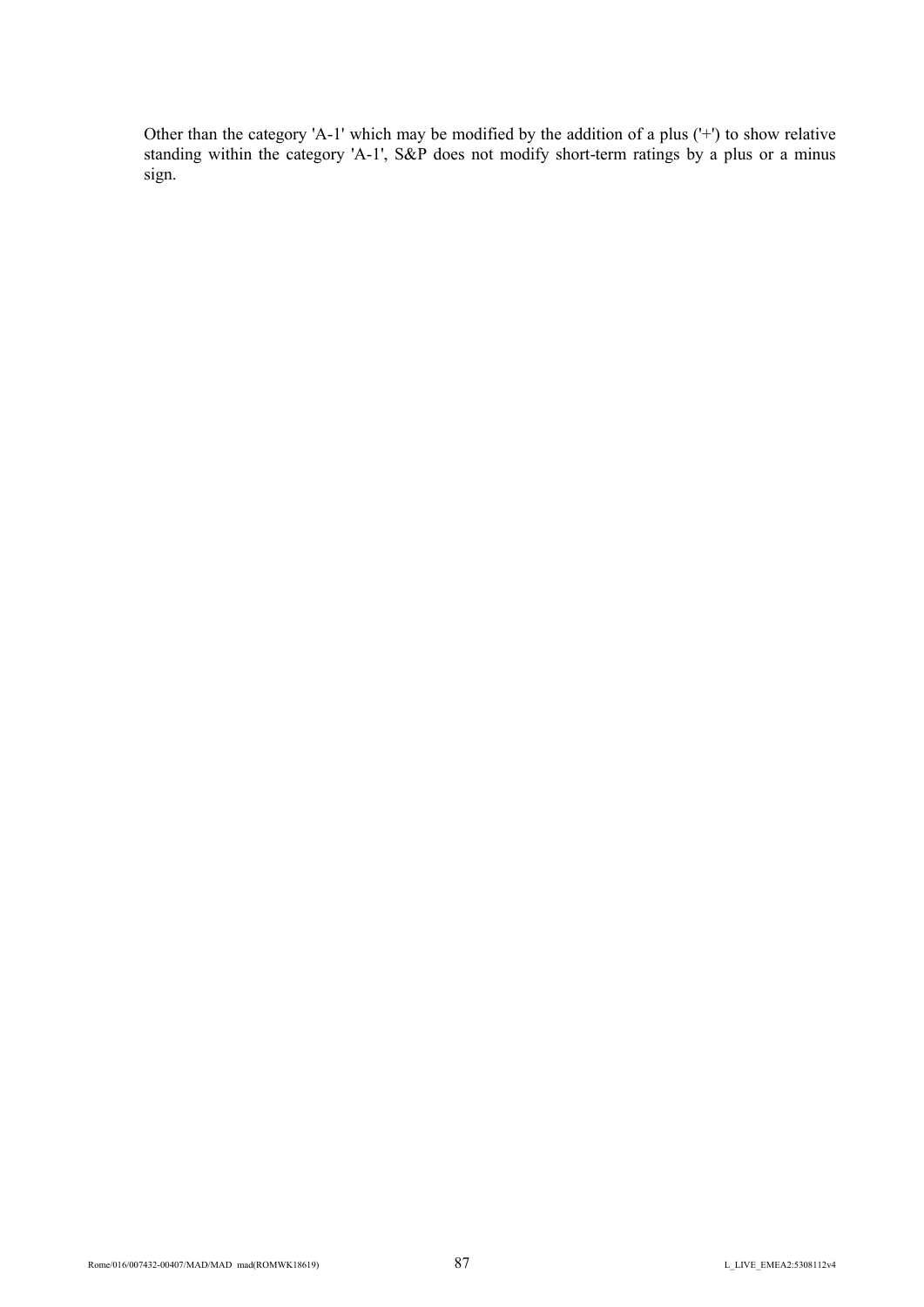Other than the category 'A-1' which may be modified by the addition of a plus ('+') to show relative standing within the category 'A-1', S&P does not modify short-term ratings by a plus or a minus sign.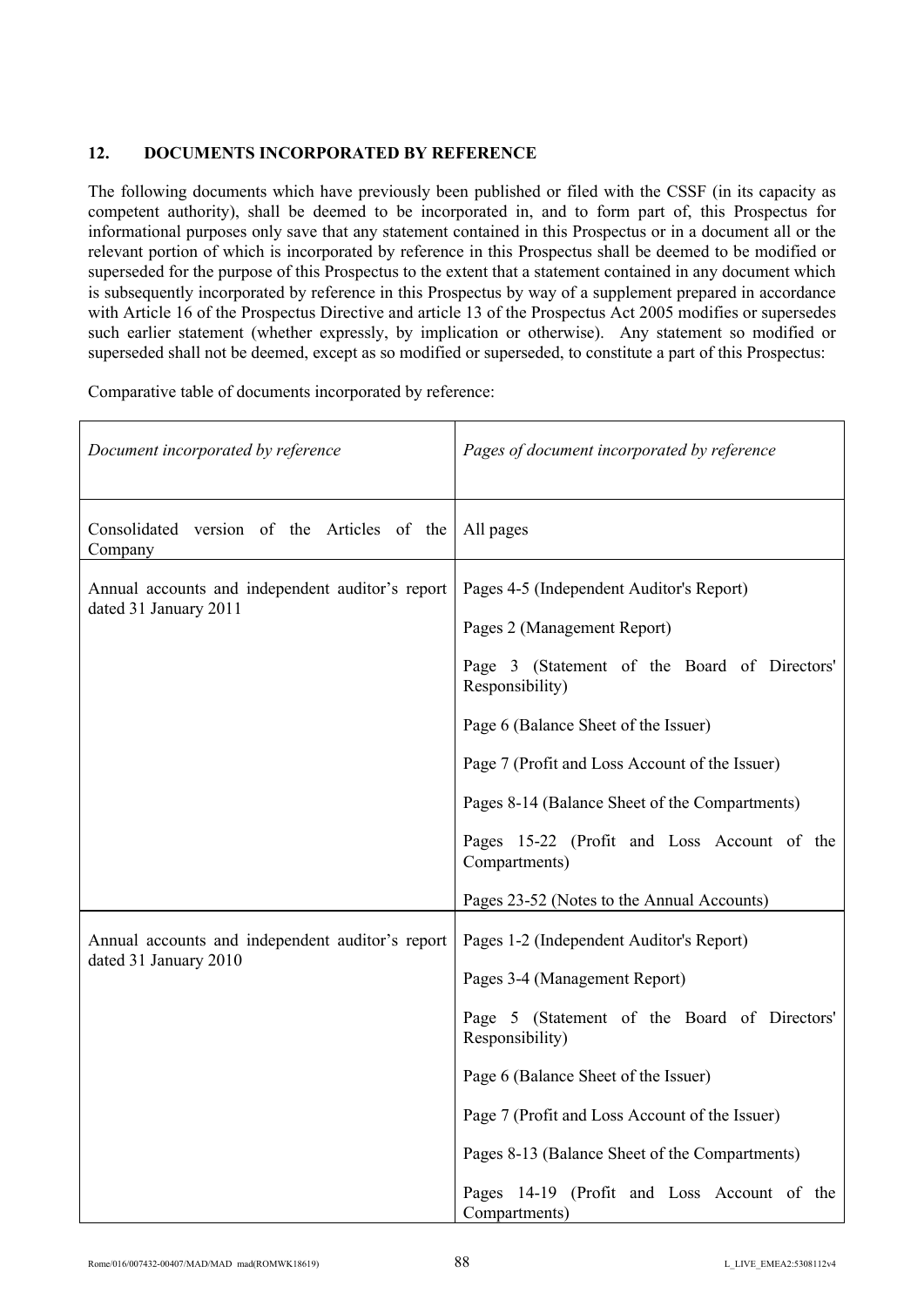## 12. DOCUMENTS INCORPORATED BY REFERENCE

The following documents which have previously been published or filed with the CSSF (in its capacity as competent authority), shall be deemed to be incorporated in, and to form part of, this Prospectus for informational purposes only save that any statement contained in this Prospectus or in a document all or the relevant portion of which is incorporated by reference in this Prospectus shall be deemed to be modified or superseded for the purpose of this Prospectus to the extent that a statement contained in any document which is subsequently incorporated by reference in this Prospectus by way of a supplement prepared in accordance with Article 16 of the Prospectus Directive and article 13 of the Prospectus Act 2005 modifies or supersedes such earlier statement (whether expressly, by implication or otherwise). Any statement so modified or superseded shall not be deemed, except as so modified or superseded, to constitute a part of this Prospectus:

Comparative table of documents incorporated by reference:

| *Document incorporated by reference* | *Pages of document incorporated by reference* |
|---|---|
| Consolidated version of the Articles of the Company | All pages |
| Annual accounts and independent auditor's report dated 31 January 2011 | Pages 4-5 (Independent Auditor's Report)<br>Pages 2 (Management Report)<br>Page 3 (Statement of the Board of Directors' Responsibility)<br>Page 6 (Balance Sheet of the Issuer)<br>Page 7 (Profit and Loss Account of the Issuer)<br>Pages 8-14 (Balance Sheet of the Compartments)<br>Pages 15-22 (Profit and Loss Account of the Compartments)<br>Pages 23-52 (Notes to the Annual Accounts) |
| Annual accounts and independent auditor's report dated 31 January 2010 | Pages 1-2 (Independent Auditor's Report)<br>Pages 3-4 (Management Report)<br>Page 5 (Statement of the Board of Directors' Responsibility)<br>Page 6 (Balance Sheet of the Issuer)<br>Page 7 (Profit and Loss Account of the Issuer)<br>Pages 8-13 (Balance Sheet of the Compartments)<br>Pages 14-19 (Profit and Loss Account of the Compartments) |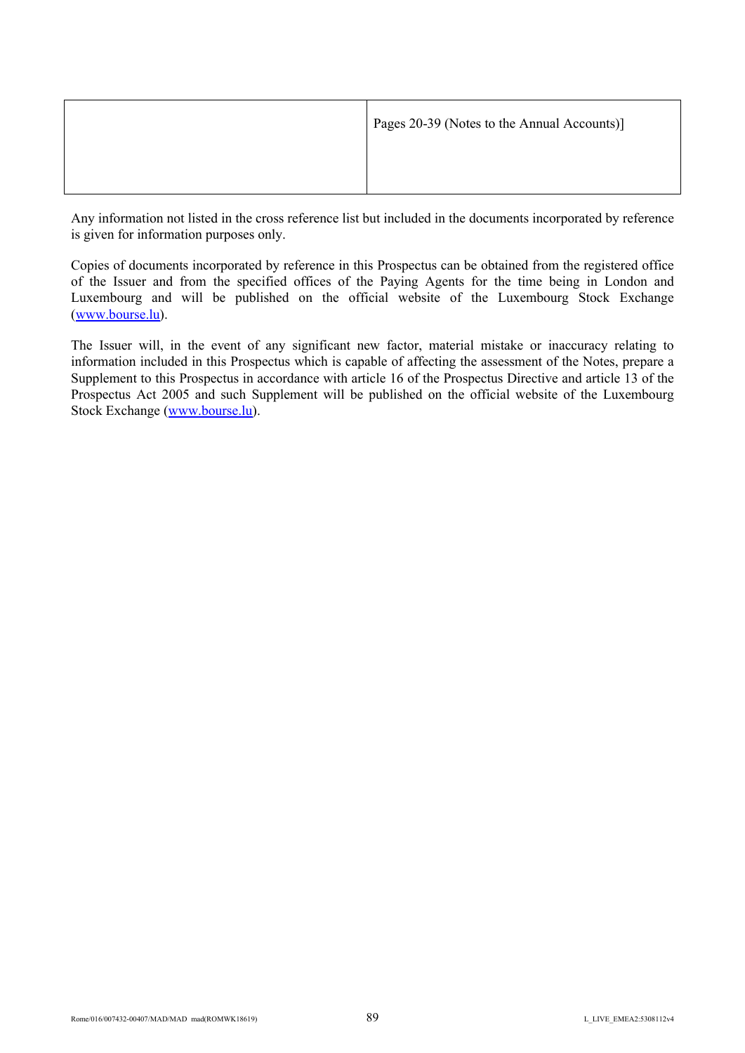| | |
|---|---|
| | Pages 20-39 (Notes to the Annual Accounts)] |

Any information not listed in the cross reference list but included in the documents incorporated by reference is given for information purposes only.

Copies of documents incorporated by reference in this Prospectus can be obtained from the registered office of the Issuer and from the specified offices of the Paying Agents for the time being in London and Luxembourg and will be published on the official website of the Luxembourg Stock Exchange (www.bourse.lu).

The Issuer will, in the event of any significant new factor, material mistake or inaccuracy relating to information included in this Prospectus which is capable of affecting the assessment of the Notes, prepare a Supplement to this Prospectus in accordance with article 16 of the Prospectus Directive and article 13 of the Prospectus Act 2005 and such Supplement will be published on the official website of the Luxembourg Stock Exchange (www.bourse.lu).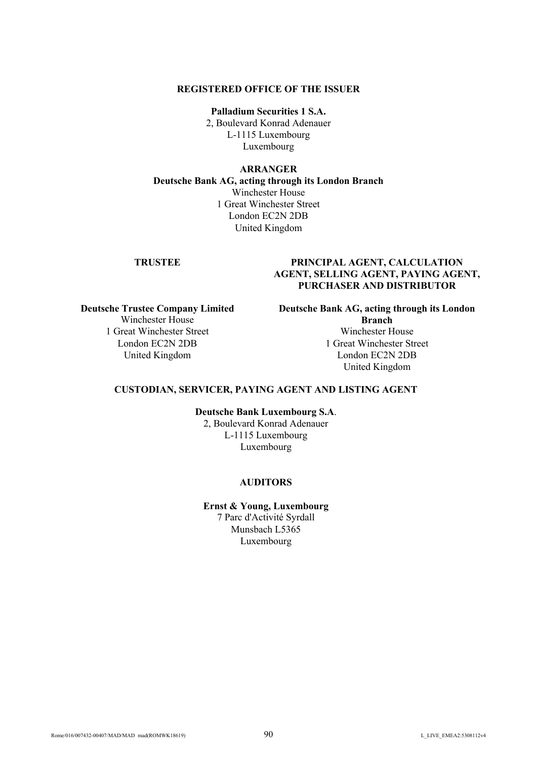**REGISTERED OFFICE OF THE ISSUER**

**Palladium Securities 1 S.A.**
2, Boulevard Konrad Adenauer
L-1115 Luxembourg
Luxembourg

**ARRANGER**

**Deutsche Bank AG, acting through its London Branch**
Winchester House
1 Great Winchester Street
London EC2N 2DB
United Kingdom

**TRUSTEE**

**Deutsche Trustee Company Limited**
Winchester House
1 Great Winchester Street
London EC2N 2DB
United Kingdom

**PRINCIPAL AGENT, CALCULATION AGENT, SELLING AGENT, PAYING AGENT, PURCHASER AND DISTRIBUTOR**

**Deutsche Bank AG, acting through its London Branch**
Winchester House
1 Great Winchester Street
London EC2N 2DB
United Kingdom

**CUSTODIAN, SERVICER, PAYING AGENT AND LISTING AGENT**

**Deutsche Bank Luxembourg S.A**.
2, Boulevard Konrad Adenauer
L-1115 Luxembourg
Luxembourg

**AUDITORS**

**Ernst & Young, Luxembourg**
7 Parc d'Activité Syrdall
Munsbach L5365
Luxembourg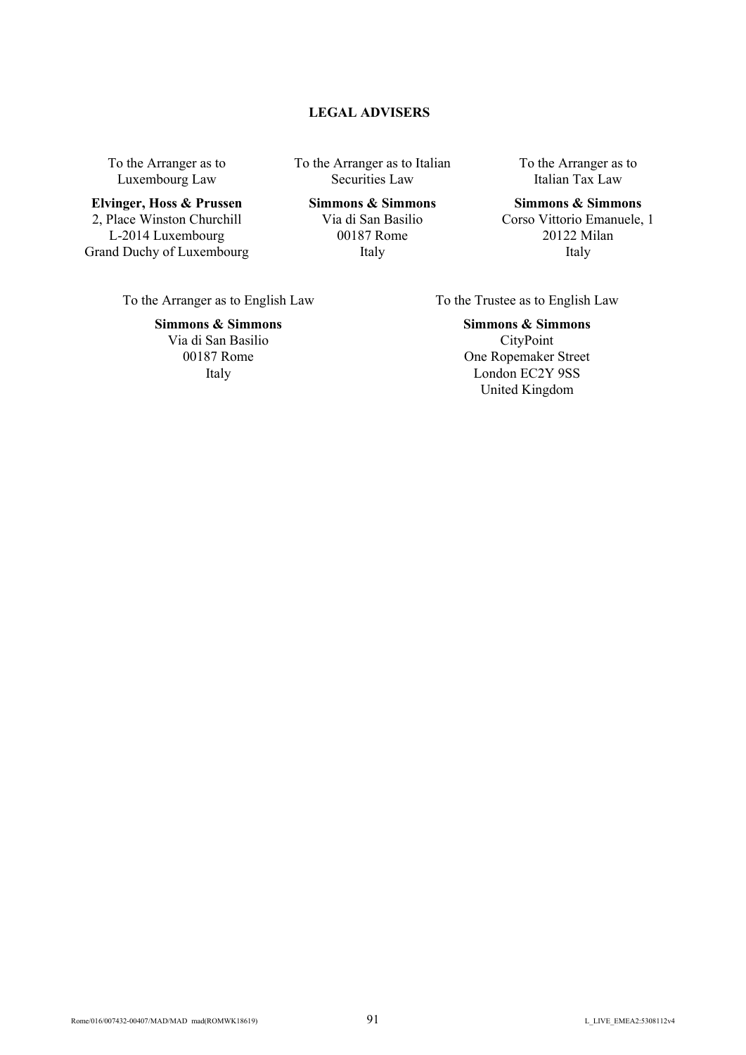## LEGAL ADVISERS

To the Arranger as to Luxembourg Law

**Elvinger, Hoss & Prussen**
2, Place Winston Churchill
L-2014 Luxembourg
Grand Duchy of Luxembourg

To the Arranger as to Italian Securities Law

**Simmons & Simmons**
Via di San Basilio
00187 Rome
Italy

To the Arranger as to Italian Tax Law

**Simmons & Simmons**
Corso Vittorio Emanuele, 1
20122 Milan
Italy

To the Arranger as to English Law

**Simmons & Simmons**
Via di San Basilio
00187 Rome
Italy

To the Trustee as to English Law

**Simmons & Simmons**
CityPoint
One Ropemaker Street
London EC2Y 9SS
United Kingdom